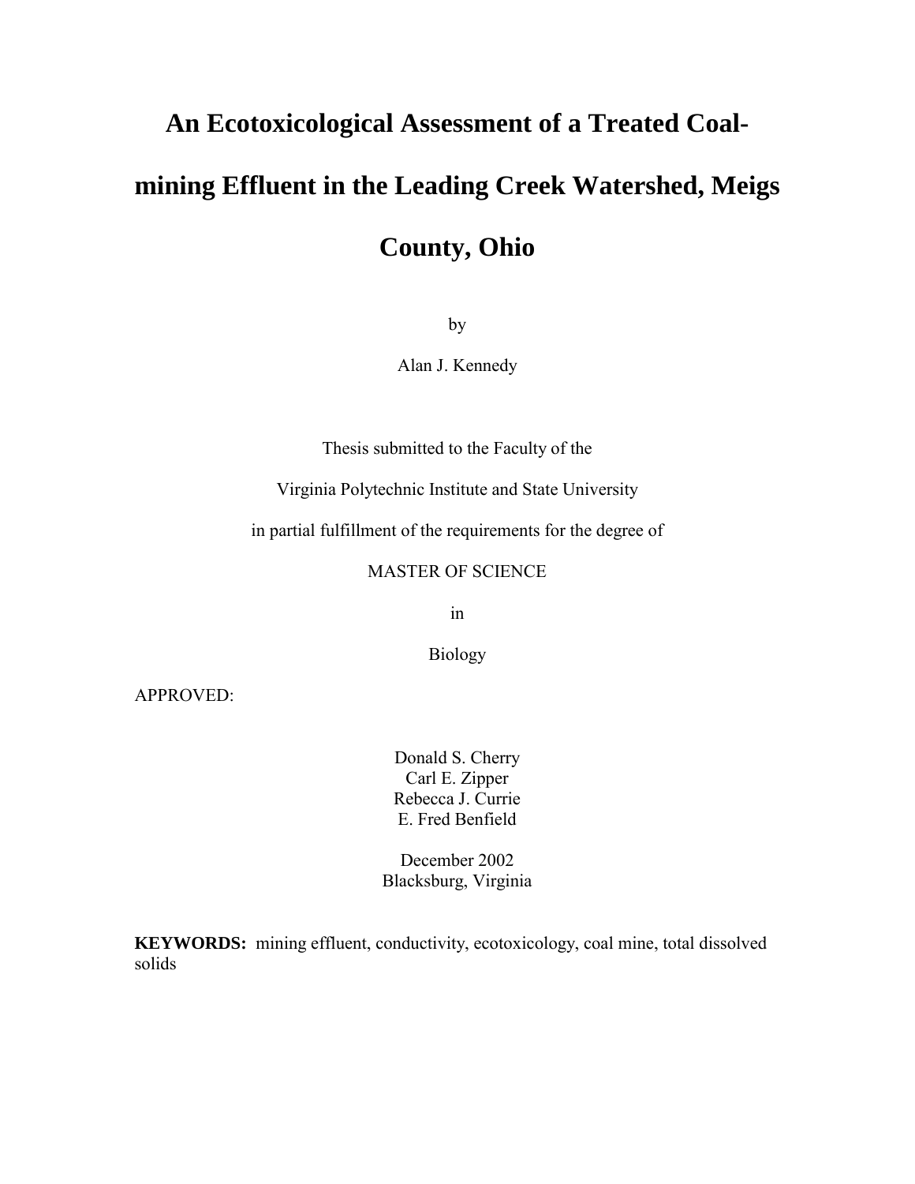# An Ecotoxicological Assessment of a Treated Coal-mining Effluent in the Leading Creek Watershed, Meigs County, Ohio

by

Alan J. Kennedy

Thesis submitted to the Faculty of the

Virginia Polytechnic Institute and State University

in partial fulfillment of the requirements for the degree of

MASTER OF SCIENCE

in

Biology

APPROVED:

Donald S. Cherry
Carl E. Zipper
Rebecca J. Currie
E. Fred Benfield

December 2002
Blacksburg, Virginia

**KEYWORDS:** mining effluent, conductivity, ecotoxicology, coal mine, total dissolved solids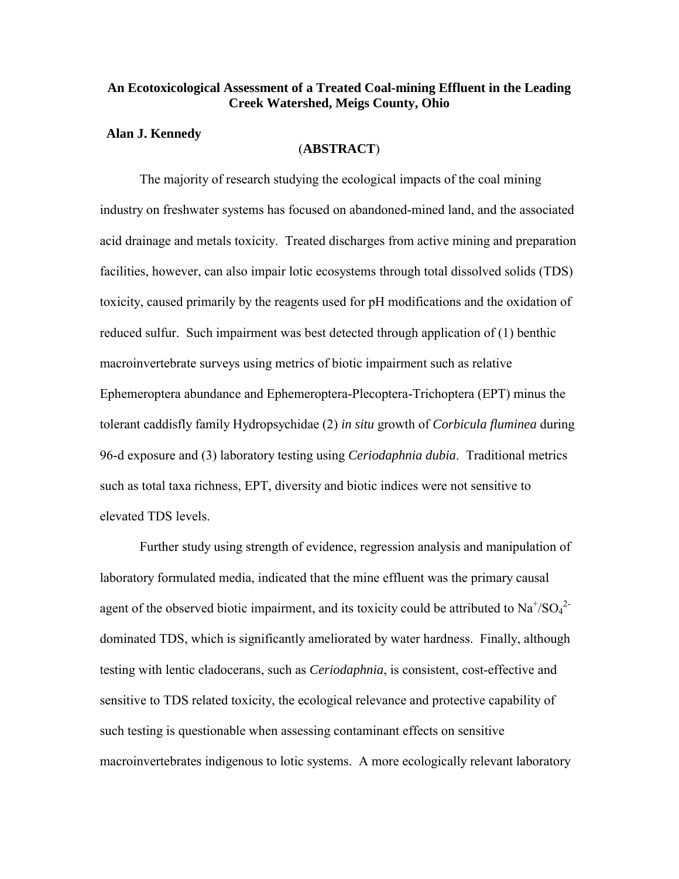**An Ecotoxicological Assessment of a Treated Coal-mining Effluent in the Leading Creek Watershed, Meigs County, Ohio**

**Alan J. Kennedy**

(**ABSTRACT**)

The majority of research studying the ecological impacts of the coal mining industry on freshwater systems has focused on abandoned-mined land, and the associated acid drainage and metals toxicity. Treated discharges from active mining and preparation facilities, however, can also impair lotic ecosystems through total dissolved solids (TDS) toxicity, caused primarily by the reagents used for pH modifications and the oxidation of reduced sulfur. Such impairment was best detected through application of (1) benthic macroinvertebrate surveys using metrics of biotic impairment such as relative Ephemeroptera abundance and Ephemeroptera-Plecoptera-Trichoptera (EPT) minus the tolerant caddisfly family Hydropsychidae (2) *in situ* growth of *Corbicula fluminea* during 96-d exposure and (3) laboratory testing using *Ceriodaphnia dubia*. Traditional metrics such as total taxa richness, EPT, diversity and biotic indices were not sensitive to elevated TDS levels.

Further study using strength of evidence, regression analysis and manipulation of laboratory formulated media, indicated that the mine effluent was the primary causal agent of the observed biotic impairment, and its toxicity could be attributed to $Na^{+}/SO_4^{2-}$ dominated TDS, which is significantly ameliorated by water hardness. Finally, although testing with lentic cladocerans, such as *Ceriodaphnia*, is consistent, cost-effective and sensitive to TDS related toxicity, the ecological relevance and protective capability of such testing is questionable when assessing contaminant effects on sensitive macroinvertebrates indigenous to lotic systems. A more ecologically relevant laboratory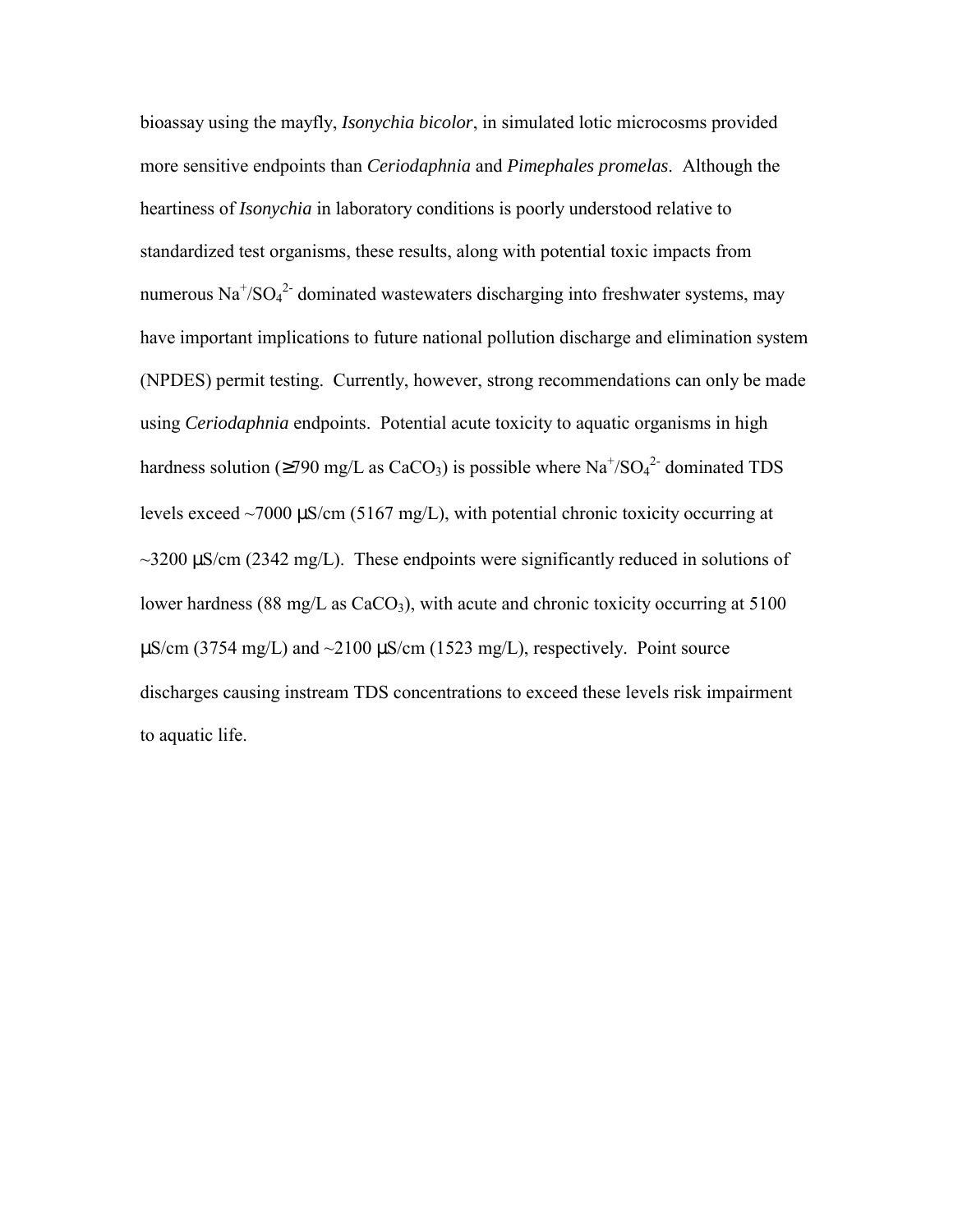bioassay using the mayfly, *Isonychia bicolor*, in simulated lotic microcosms provided more sensitive endpoints than *Ceriodaphnia* and *Pimephales promelas*. Although the heartiness of *Isonychia* in laboratory conditions is poorly understood relative to standardized test organisms, these results, along with potential toxic impacts from numerous $Na^{+}/SO_4^{2-}$ dominated wastewaters discharging into freshwater systems, may have important implications to future national pollution discharge and elimination system (NPDES) permit testing. Currently, however, strong recommendations can only be made using *Ceriodaphnia* endpoints. Potential acute toxicity to aquatic organisms in high hardness solution (≥790 mg/L as $CaCO_3$) is possible where $Na^{+}/SO_4^{2-}$ dominated TDS levels exceed ~7000 µS/cm (5167 mg/L), with potential chronic toxicity occurring at ~3200 µS/cm (2342 mg/L). These endpoints were significantly reduced in solutions of lower hardness (88 mg/L as $CaCO_3$), with acute and chronic toxicity occurring at 5100 µS/cm (3754 mg/L) and ~2100 µS/cm (1523 mg/L), respectively. Point source discharges causing instream TDS concentrations to exceed these levels risk impairment to aquatic life.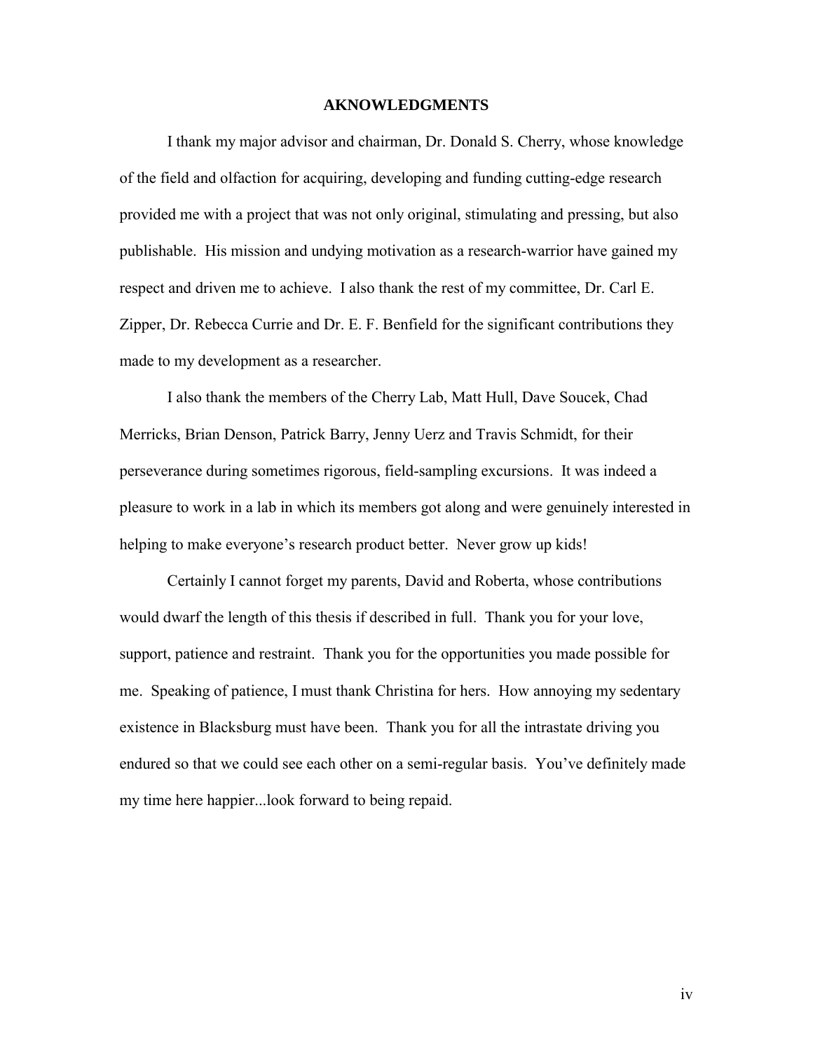# AKNOWLEDGMENTS

I thank my major advisor and chairman, Dr. Donald S. Cherry, whose knowledge of the field and olfaction for acquiring, developing and funding cutting-edge research provided me with a project that was not only original, stimulating and pressing, but also publishable. His mission and undying motivation as a research-warrior have gained my respect and driven me to achieve. I also thank the rest of my committee, Dr. Carl E. Zipper, Dr. Rebecca Currie and Dr. E. F. Benfield for the significant contributions they made to my development as a researcher.

I also thank the members of the Cherry Lab, Matt Hull, Dave Soucek, Chad Merricks, Brian Denson, Patrick Barry, Jenny Uerz and Travis Schmidt, for their perseverance during sometimes rigorous, field-sampling excursions. It was indeed a pleasure to work in a lab in which its members got along and were genuinely interested in helping to make everyone's research product better. Never grow up kids!

Certainly I cannot forget my parents, David and Roberta, whose contributions would dwarf the length of this thesis if described in full. Thank you for your love, support, patience and restraint. Thank you for the opportunities you made possible for me. Speaking of patience, I must thank Christina for hers. How annoying my sedentary existence in Blacksburg must have been. Thank you for all the intrastate driving you endured so that we could see each other on a semi-regular basis. You've definitely made my time here happier...look forward to being repaid.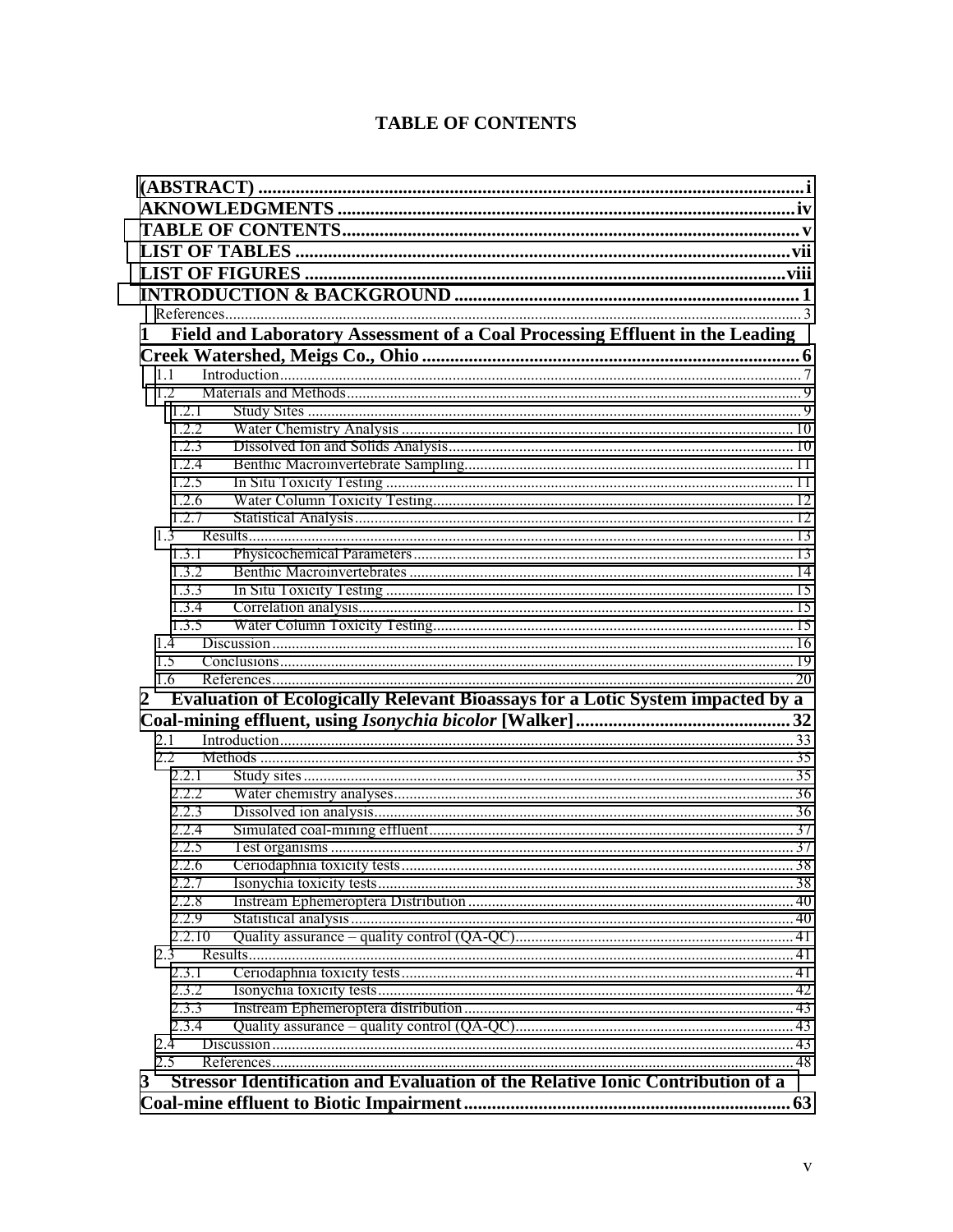# TABLE OF CONTENTS

**(ABSTRACT)** ........ i

**AKNOWLEDGMENTS** ........ iv

**TABLE OF CONTENTS** ........ v

**LIST OF TABLES** ........ vii

**LIST OF FIGURES** ........ viii

**INTRODUCTION & BACKGROUND** ........ 1

References ........ 3

**1 Field and Laboratory Assessment of a Coal Processing Effluent in the Leading Creek Watershed, Meigs Co., Ohio** ........ 6

- 1.1 Introduction ........ 7
- 1.2 Materials and Methods ........ 9
  - 1.2.1 Study Sites ........ 9
  - 1.2.2 Water Chemistry Analysis ........ 10
  - 1.2.3 Dissolved Ion and Solids Analysis ........ 10
  - 1.2.4 Benthic Macroinvertebrate Sampling ........ 11
  - 1.2.5 In Situ Toxicity Testing ........ 11
  - 1.2.6 Water Column Toxicity Testing ........ 12
  - 1.2.7 Statistical Analysis ........ 12
- 1.3 Results ........ 13
  - 1.3.1 Physicochemical Parameters ........ 13
  - 1.3.2 Benthic Macroinvertebrates ........ 14
  - 1.3.3 In Situ Toxicity Testing ........ 15
  - 1.3.4 Correlation analysis ........ 15
  - 1.3.5 Water Column Toxicity Testing ........ 15
- 1.4 Discussion ........ 16
- 1.5 Conclusions ........ 19
- 1.6 References ........ 20

**2 Evaluation of Ecologically Relevant Bioassays for a Lotic System impacted by a Coal-mining effluent, using *Isonychia bicolor* [Walker]** ........ 32

- 2.1 Introduction ........ 33
- 2.2 Methods ........ 35
  - 2.2.1 Study sites ........ 35
  - 2.2.2 Water chemistry analyses ........ 36
  - 2.2.3 Dissolved ion analysis ........ 36
  - 2.2.4 Simulated coal-mining effluent ........ 37
  - 2.2.5 Test organisms ........ 37
  - 2.2.6 Ceriodaphnia toxicity tests ........ 38
  - 2.2.7 Isonychia toxicity tests ........ 38
  - 2.2.8 Instream Ephemeroptera Distribution ........ 40
  - 2.2.9 Statistical analysis ........ 40
  - 2.2.10 Quality assurance – quality control (QA-QC) ........ 41
- 2.3 Results ........ 41
  - 2.3.1 Ceriodaphnia toxicity tests ........ 41
  - 2.3.2 Isonychia toxicity tests ........ 42
  - 2.3.3 Instream Ephemeroptera distribution ........ 43
  - 2.3.4 Quality assurance – quality control (QA-QC) ........ 43
- 2.4 Discussion ........ 43
- 2.5 References ........ 48

**3 Stressor Identification and Evaluation of the Relative Ionic Contribution of a Coal-mine effluent to Biotic Impairment** ........ 63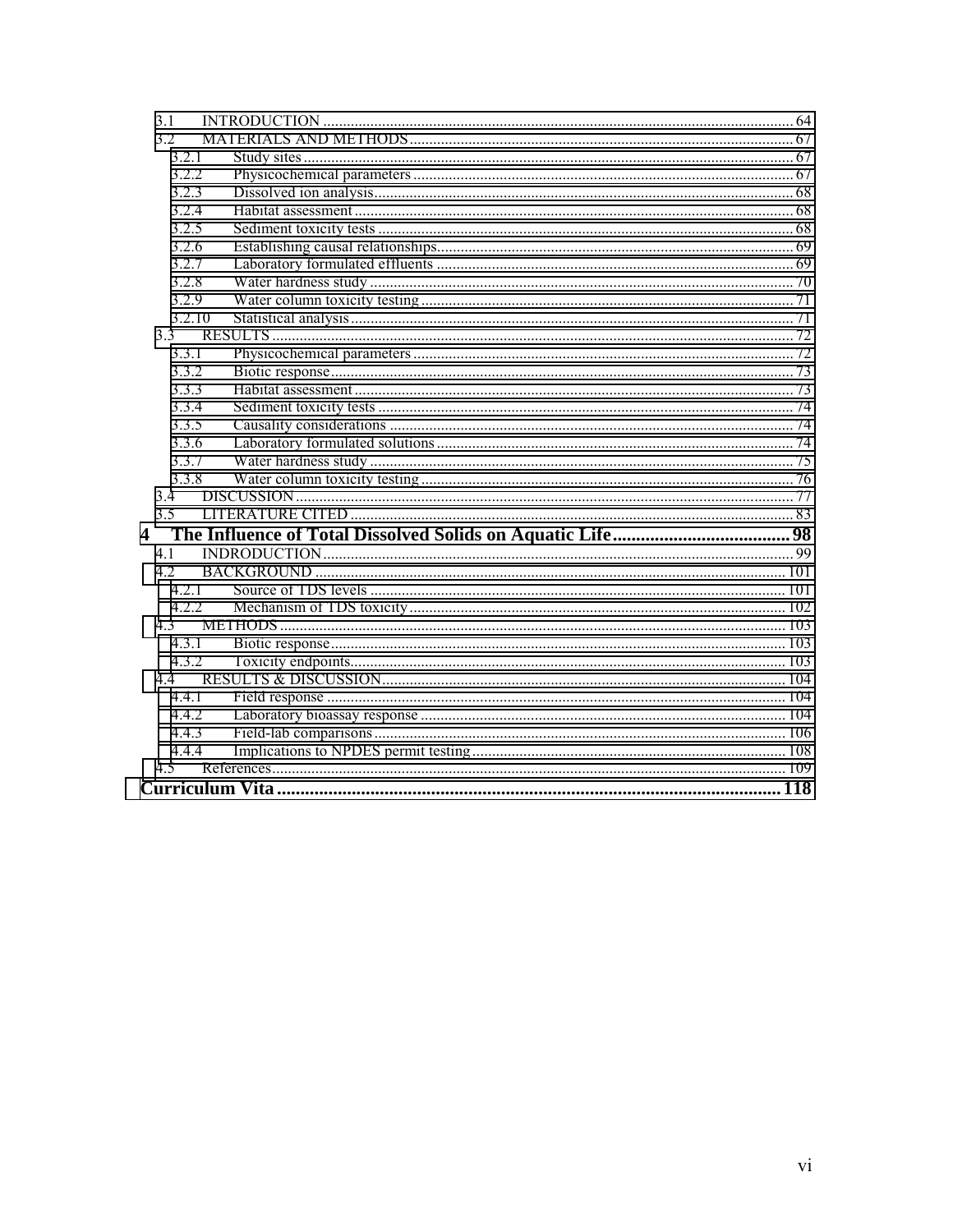3.1 INTRODUCTION ........ 64
3.2 MATERIALS AND METHODS ........ 67
3.2.1 Study sites ........ 67
3.2.2 Physicochemical parameters ........ 67
3.2.3 Dissolved ion analysis ........ 68
3.2.4 Habitat assessment ........ 68
3.2.5 Sediment toxicity tests ........ 68
3.2.6 Establishing causal relationships ........ 69
3.2.7 Laboratory formulated effluents ........ 69
3.2.8 Water hardness study ........ 70
3.2.9 Water column toxicity testing ........ 71
3.2.10 Statistical analysis ........ 71
3.3 RESULTS ........ 72
3.3.1 Physicochemical parameters ........ 72
3.3.2 Biotic response ........ 73
3.3.3 Habitat assessment ........ 73
3.3.4 Sediment toxicity tests ........ 74
3.3.5 Causality considerations ........ 74
3.3.6 Laboratory formulated solutions ........ 74
3.3.7 Water hardness study ........ 75
3.3.8 Water column toxicity testing ........ 76
3.4 DISCUSSION ........ 77
3.5 LITERATURE CITED ........ 83

**4 The Influence of Total Dissolved Solids on Aquatic Life ........ 98**

4.1 INDRODUCTION ........ 99
4.2 BACKGROUND ........ 101
4.2.1 Source of TDS levels ........ 101
4.2.2 Mechanism of TDS toxicity ........ 102
4.3 METHODS ........ 103
4.3.1 Biotic response ........ 103
4.3.2 Toxicity endpoints ........ 103
4.4 RESULTS & DISCUSSION ........ 104
4.4.1 Field response ........ 104
4.4.2 Laboratory bioassay response ........ 104
4.4.3 Field-lab comparisons ........ 106
4.4.4 Implications to NPDES permit testing ........ 108
4.5 References ........ 109

**Curriculum Vita ........ 118**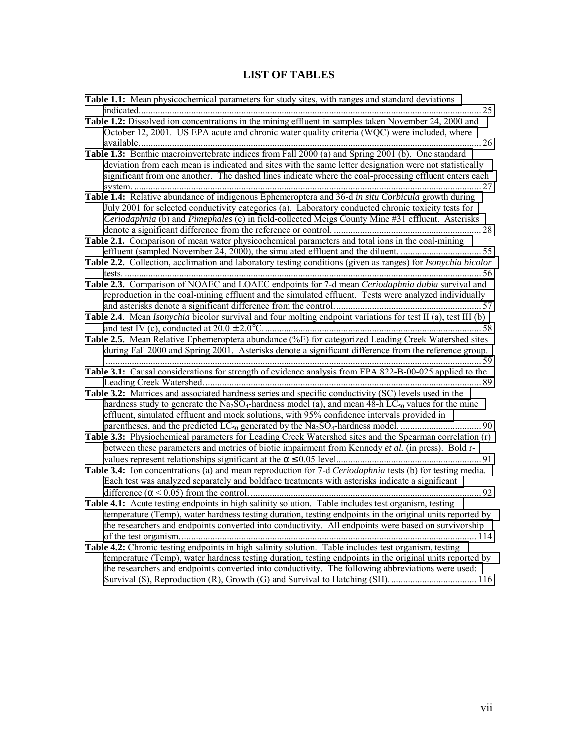# LIST OF TABLES

**Table 1.1:** Mean physicochemical parameters for study sites, with ranges and standard deviations indicated. ........ 25

**Table 1.2:** Dissolved ion concentrations in the mining effluent in samples taken November 24, 2000 and October 12, 2001. US EPA acute and chronic water quality criteria (WQC) were included, where available. ........ 26

**Table 1.3:** Benthic macroinvertebrate indices from Fall 2000 (a) and Spring 2001 (b). One standard deviation from each mean is indicated and sites with the same letter designation were not statistically significant from one another. The dashed lines indicate where the coal-processing effluent enters each system. ........ 27

**Table 1.4:** Relative abundance of indigenous Ephemeroptera and 36-d *in situ Corbicula* growth during July 2001 for selected conductivity categories (a). Laboratory conducted chronic toxicity tests for *Ceriodaphnia* (b) and *Pimephales* (c) in field-collected Meigs County Mine #31 effluent. Asterisks denote a significant difference from the reference or control. ........ 28

**Table 2.1.** Comparison of mean water physicochemical parameters and total ions in the coal-mining effluent (sampled November 24, 2000), the simulated effluent and the diluent. ........ 55

**Table 2.2.** Collection, acclimation and laboratory testing conditions (given as ranges) for *Isonychia bicolor* tests. ........ 56

**Table 2.3.** Comparison of NOAEC and LOAEC endpoints for 7-d mean *Ceriodaphnia dubia* survival and reproduction in the coal-mining effluent and the simulated effluent. Tests were analyzed individually and asterisks denote a significant difference from the control. ........ 57

**Table 2.4**. Mean *Isonychia* bicolor survival and four molting endpoint variations for test II (a), test III (b) and test IV (c), conducted at $20.0 \pm 2.0$°C. ........ 58

**Table 2.5.** Mean Relative Ephemeroptera abundance (%E) for categorized Leading Creek Watershed sites during Fall 2000 and Spring 2001. Asterisks denote a significant difference from the reference group. ........ 59

**Table 3.1:** Causal considerations for strength of evidence analysis from EPA 822-B-00-025 applied to the Leading Creek Watershed. ........ 89

**Table 3.2:** Matrices and associated hardness series and specific conductivity (SC) levels used in the hardness study to generate the $Na_2SO_4$-hardness model (a), and mean 48-h $LC_{50}$ values for the mine effluent, simulated effluent and mock solutions, with 95% confidence intervals provided in parentheses, and the predicted $LC_{50}$ generated by the $Na_2SO_4$-hardness model. ........ 90

**Table 3.3:** Physiochemical parameters for Leading Creek Watershed sites and the Spearman correlation (r) between these parameters and metrics of biotic impairment from Kennedy *et al.* (in press). Bold r-values represent relationships significant at the $\alpha \leq 0.05$ level. ........ 91

**Table 3.4:** Ion concentrations (a) and mean reproduction for 7-d *Ceriodaphnia* tests (b) for testing media. Each test was analyzed separately and boldface treatments with asterisks indicate a significant difference ($\alpha < 0.05$) from the control. ........ 92

**Table 4.1:** Acute testing endpoints in high salinity solution. Table includes test organism, testing temperature (Temp), water hardness testing duration, testing endpoints in the original units reported by the researchers and endpoints converted into conductivity. All endpoints were based on survivorship of the test organism. ........ 114

**Table 4.2:** Chronic testing endpoints in high salinity solution. Table includes test organism, testing temperature (Temp), water hardness testing duration, testing endpoints in the original units reported by the researchers and endpoints converted into conductivity. The following abbreviations were used: Survival (S), Reproduction (R), Growth (G) and Survival to Hatching (SH). ........ 116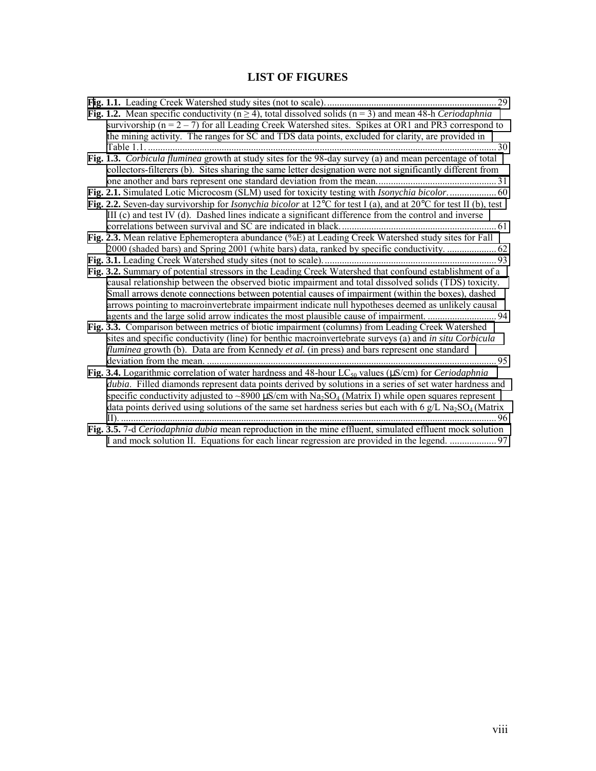# LIST OF FIGURES

**Fig. 1.1.** Leading Creek Watershed study sites (not to scale). .................................................................... 29

**Fig. 1.2.** Mean specific conductivity ($n \geq 4$), total dissolved solids ($n = 3$) and mean 48-h *Ceriodaphnia* survivorship ($n = 2 – 7$) for all Leading Creek Watershed sites. Spikes at OR1 and PR3 correspond to the mining activity. The ranges for SC and TDS data points, excluded for clarity, are provided in Table 1.1. .............................................................................................................................................. 30

**Fig. 1.3.** *Corbicula fluminea* growth at study sites for the 98-day survey (a) and mean percentage of total collectors-filterers (b). Sites sharing the same letter designation were not significantly different from one another and bars represent one standard deviation from the mean. ................................................ 31

**Fig. 2.1.** Simulated Lotic Microcosm (SLM) used for toxicity testing with *Isonychia bicolor*. .................. 60

**Fig. 2.2.** Seven-day survivorship for *Isonychia bicolor* at 12°C for test I (a), and at 20°C for test II (b), test III (c) and test IV (d). Dashed lines indicate a significant difference from the control and inverse correlations between survival and SC are indicated in black. ............................................................... 61

**Fig. 2.3.** Mean relative Ephemeroptera abundance (%E) at Leading Creek Watershed study sites for Fall 2000 (shaded bars) and Spring 2001 (white bars) data, ranked by specific conductivity. .................... 62

**Fig. 3.1.** Leading Creek Watershed study sites (not to scale). ..................................................................... 93

**Fig. 3.2.** Summary of potential stressors in the Leading Creek Watershed that confound establishment of a causal relationship between the observed biotic impairment and total dissolved solids (TDS) toxicity. Small arrows denote connections between potential causes of impairment (within the boxes), dashed arrows pointing to macroinvertebrate impairment indicate null hypotheses deemed as unlikely causal agents and the large solid arrow indicates the most plausible cause of impairment. ........................... 94

**Fig. 3.3.** Comparison between metrics of biotic impairment (columns) from Leading Creek Watershed sites and specific conductivity (line) for benthic macroinvertebrate surveys (a) and *in situ Corbicula fluminea* growth (b). Data are from Kennedy *et al.* (in press) and bars represent one standard deviation from the mean. ..................................................................................................................... 95

**Fig. 3.4.** Logarithmic correlation of water hardness and 48-hour $LC_{50}$ values (μS/cm) for *Ceriodaphnia dubia*. Filled diamonds represent data points derived by solutions in a series of set water hardness and specific conductivity adjusted to ~8900 μS/cm with $Na_2SO_4$ (Matrix I) while open squares represent data points derived using solutions of the same set hardness series but each with 6 g/L $Na_2SO_4$ (Matrix II). ....................................................................................................................................... 96

**Fig. 3.5.** 7-d *Ceriodaphnia dubia* mean reproduction in the mine effluent, simulated effluent mock solution I and mock solution II. Equations for each linear regression are provided in the legend. ................... 97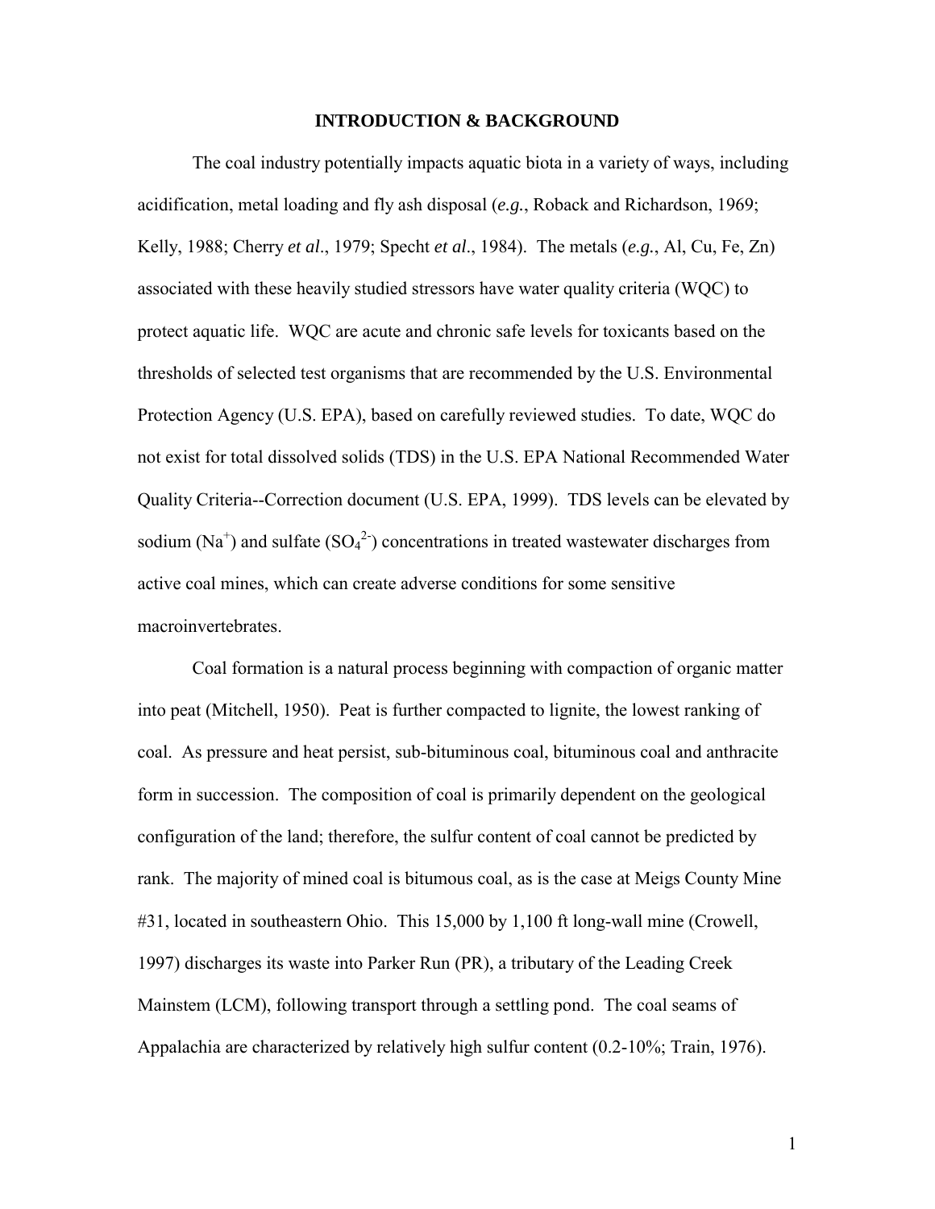# INTRODUCTION & BACKGROUND

The coal industry potentially impacts aquatic biota in a variety of ways, including acidification, metal loading and fly ash disposal (***e.g.***, Roback and Richardson, 1969; Kelly, 1988; Cherry ***et al***., 1979; Specht ***et al***., 1984). The metals (***e.g.***, Al, Cu, Fe, Zn) associated with these heavily studied stressors have water quality criteria (WQC) to protect aquatic life. WQC are acute and chronic safe levels for toxicants based on the thresholds of selected test organisms that are recommended by the U.S. Environmental Protection Agency (U.S. EPA), based on carefully reviewed studies. To date, WQC do not exist for total dissolved solids (TDS) in the U.S. EPA National Recommended Water Quality Criteria--Correction document (U.S. EPA, 1999). TDS levels can be elevated by sodium ($Na^{+}$) and sulfate ($SO_4^{2-}$) concentrations in treated wastewater discharges from active coal mines, which can create adverse conditions for some sensitive macroinvertebrates.

Coal formation is a natural process beginning with compaction of organic matter into peat (Mitchell, 1950). Peat is further compacted to lignite, the lowest ranking of coal. As pressure and heat persist, sub-bituminous coal, bituminous coal and anthracite form in succession. The composition of coal is primarily dependent on the geological configuration of the land; therefore, the sulfur content of coal cannot be predicted by rank. The majority of mined coal is bitumous coal, as is the case at Meigs County Mine #31, located in southeastern Ohio. This 15,000 by 1,100 ft long-wall mine (Crowell, 1997) discharges its waste into Parker Run (PR), a tributary of the Leading Creek Mainstem (LCM), following transport through a settling pond. The coal seams of Appalachia are characterized by relatively high sulfur content (0.2-10%; Train, 1976).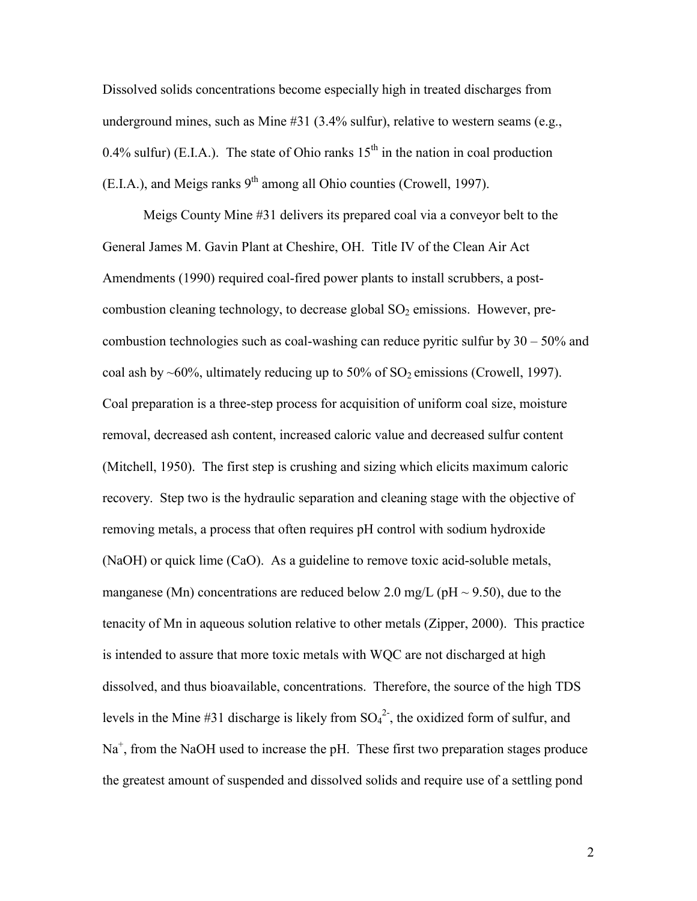Dissolved solids concentrations become especially high in treated discharges from underground mines, such as Mine #31 (3.4% sulfur), relative to western seams (e.g., 0.4% sulfur) (E.I.A.). The state of Ohio ranks 15th in the nation in coal production (E.I.A.), and Meigs ranks 9th among all Ohio counties (Crowell, 1997).

Meigs County Mine #31 delivers its prepared coal via a conveyor belt to the General James M. Gavin Plant at Cheshire, OH. Title IV of the Clean Air Act Amendments (1990) required coal-fired power plants to install scrubbers, a post-combustion cleaning technology, to decrease global $SO_2$ emissions. However, pre-combustion technologies such as coal-washing can reduce pyritic sulfur by 30 – 50% and coal ash by ~60%, ultimately reducing up to 50% of $SO_2$ emissions (Crowell, 1997). Coal preparation is a three-step process for acquisition of uniform coal size, moisture removal, decreased ash content, increased caloric value and decreased sulfur content (Mitchell, 1950). The first step is crushing and sizing which elicits maximum caloric recovery. Step two is the hydraulic separation and cleaning stage with the objective of removing metals, a process that often requires pH control with sodium hydroxide ($NaOH$) or quick lime ($CaO$). As a guideline to remove toxic acid-soluble metals, manganese ($Mn$) concentrations are reduced below 2.0 mg/L (pH ~ 9.50), due to the tenacity of Mn in aqueous solution relative to other metals (Zipper, 2000). This practice is intended to assure that more toxic metals with WQC are not discharged at high dissolved, and thus bioavailable, concentrations. Therefore, the source of the high TDS levels in the Mine #31 discharge is likely from $SO_4^{2-}$, the oxidized form of sulfur, and $Na^+$, from the NaOH used to increase the pH. These first two preparation stages produce the greatest amount of suspended and dissolved solids and require use of a settling pond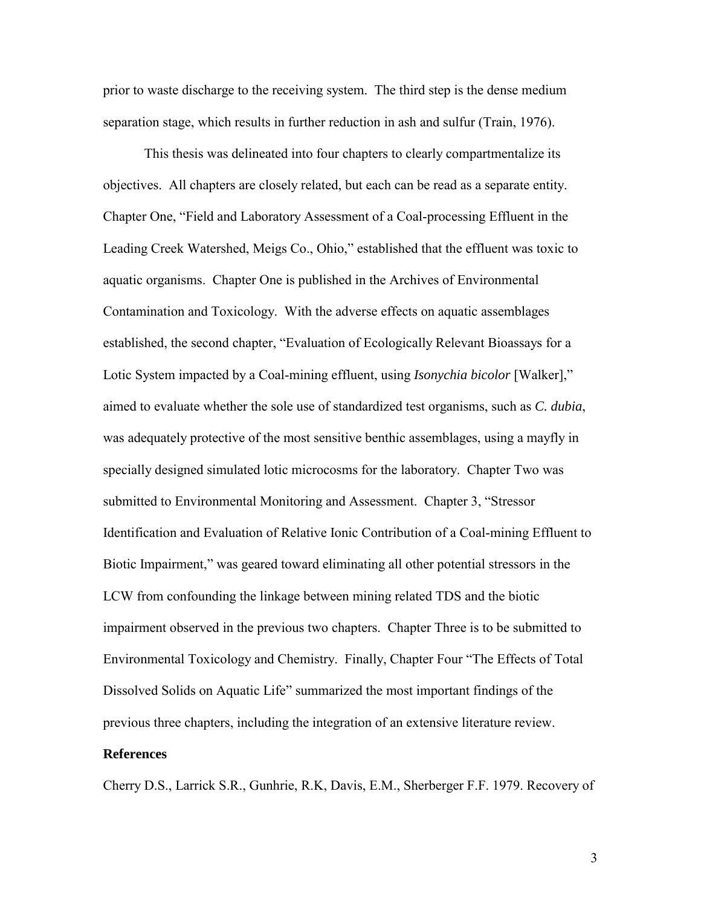prior to waste discharge to the receiving system. The third step is the dense medium separation stage, which results in further reduction in ash and sulfur (Train, 1976).

This thesis was delineated into four chapters to clearly compartmentalize its objectives. All chapters are closely related, but each can be read as a separate entity. Chapter One, "Field and Laboratory Assessment of a Coal-processing Effluent in the Leading Creek Watershed, Meigs Co., Ohio," established that the effluent was toxic to aquatic organisms. Chapter One is published in the Archives of Environmental Contamination and Toxicology. With the adverse effects on aquatic assemblages established, the second chapter, "Evaluation of Ecologically Relevant Bioassays for a Lotic System impacted by a Coal-mining effluent, using *Isonychia bicolor* [Walker]," aimed to evaluate whether the sole use of standardized test organisms, such as *C. dubia*, was adequately protective of the most sensitive benthic assemblages, using a mayfly in specially designed simulated lotic microcosms for the laboratory. Chapter Two was submitted to Environmental Monitoring and Assessment. Chapter 3, "Stressor Identification and Evaluation of Relative Ionic Contribution of a Coal-mining Effluent to Biotic Impairment," was geared toward eliminating all other potential stressors in the LCW from confounding the linkage between mining related TDS and the biotic impairment observed in the previous two chapters. Chapter Three is to be submitted to Environmental Toxicology and Chemistry. Finally, Chapter Four "The Effects of Total Dissolved Solids on Aquatic Life" summarized the most important findings of the previous three chapters, including the integration of an extensive literature review.

**References**

Cherry D.S., Larrick S.R., Gunhrie, R.K, Davis, E.M., Sherberger F.F. 1979. Recovery of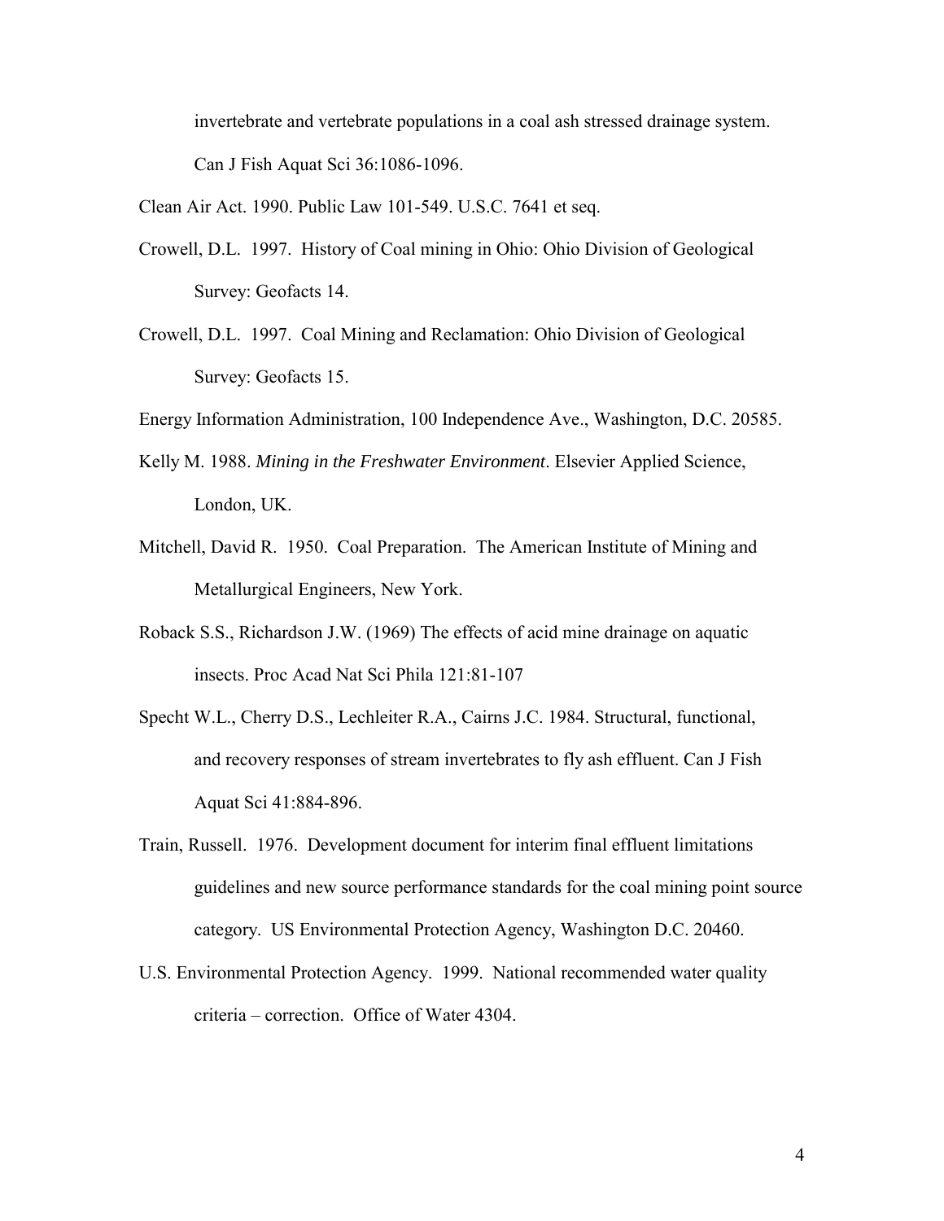invertebrate and vertebrate populations in a coal ash stressed drainage system. Can J Fish Aquat Sci 36:1086-1096.

Clean Air Act. 1990. Public Law 101-549. U.S.C. 7641 et seq.

Crowell, D.L. 1997. History of Coal mining in Ohio: Ohio Division of Geological Survey: Geofacts 14.

Crowell, D.L. 1997. Coal Mining and Reclamation: Ohio Division of Geological Survey: Geofacts 15.

Energy Information Administration, 100 Independence Ave., Washington, D.C. 20585.

Kelly M. 1988. *Mining in the Freshwater Environment*. Elsevier Applied Science, London, UK.

Mitchell, David R. 1950. Coal Preparation. The American Institute of Mining and Metallurgical Engineers, New York.

Roback S.S., Richardson J.W. (1969) The effects of acid mine drainage on aquatic insects. Proc Acad Nat Sci Phila 121:81-107

Specht W.L., Cherry D.S., Lechleiter R.A., Cairns J.C. 1984. Structural, functional, and recovery responses of stream invertebrates to fly ash effluent. Can J Fish Aquat Sci 41:884-896.

Train, Russell. 1976. Development document for interim final effluent limitations guidelines and new source performance standards for the coal mining point source category. US Environmental Protection Agency, Washington D.C. 20460.

U.S. Environmental Protection Agency. 1999. National recommended water quality criteria – correction. Office of Water 4304.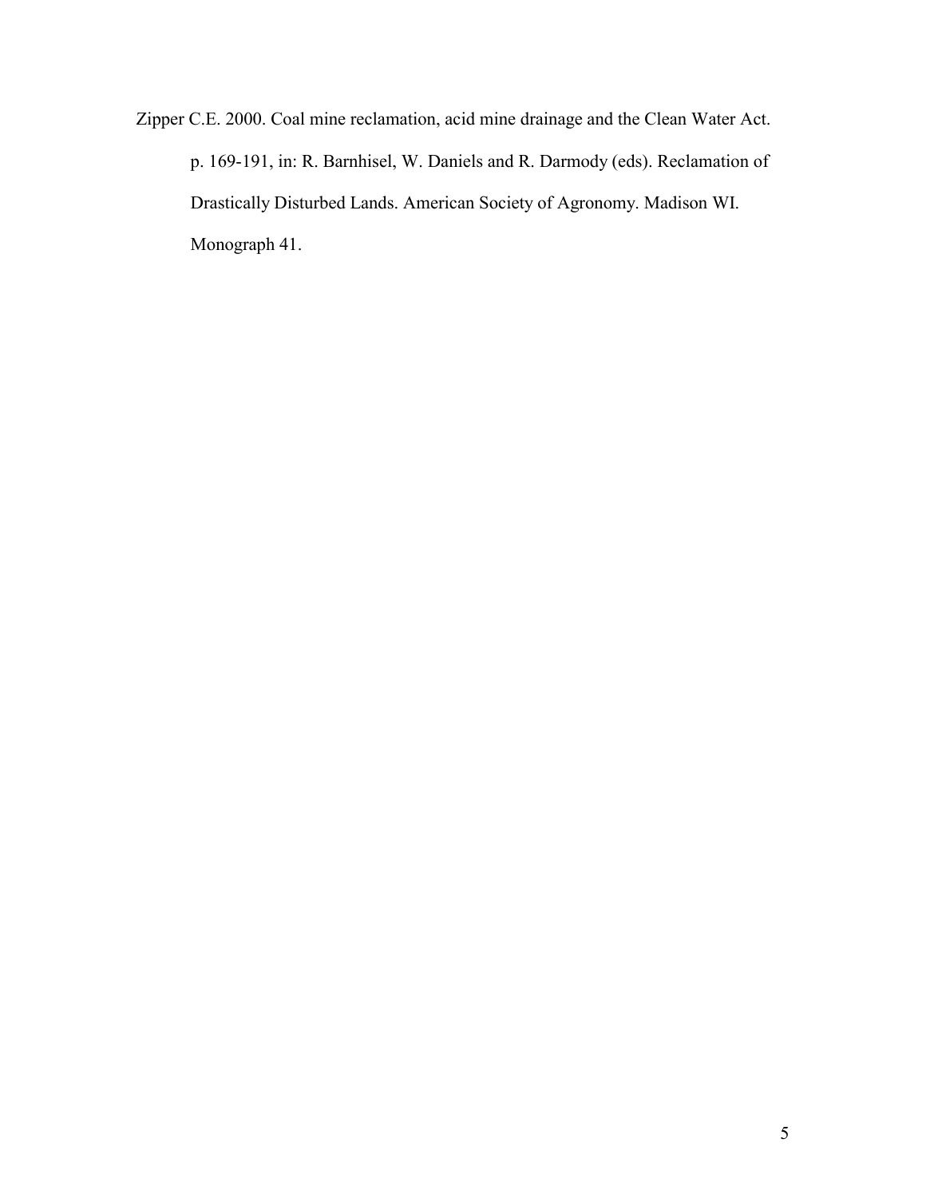Zipper C.E. 2000. Coal mine reclamation, acid mine drainage and the Clean Water Act. p. 169-191, in: R. Barnhisel, W. Daniels and R. Darmody (eds). Reclamation of Drastically Disturbed Lands. American Society of Agronomy. Madison WI. Monograph 41.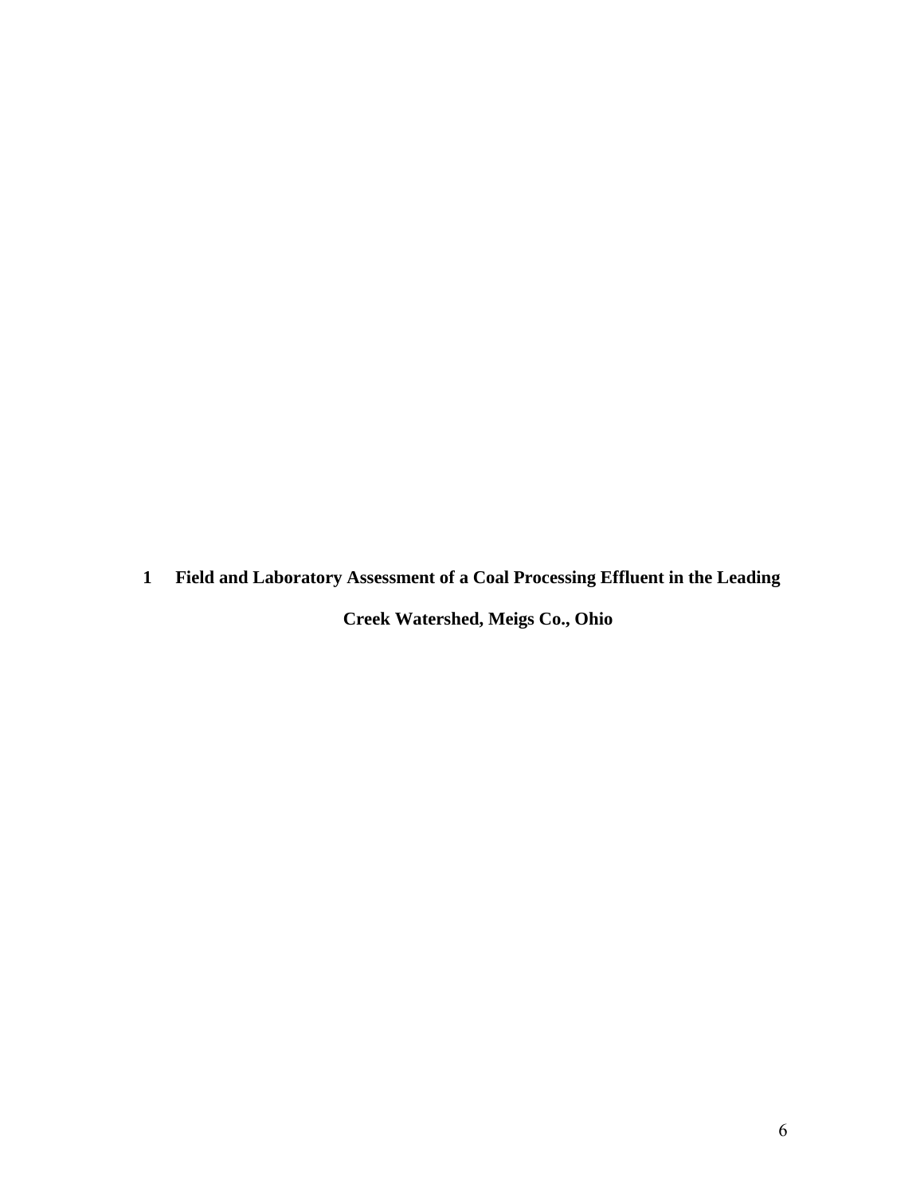# 1 Field and Laboratory Assessment of a Coal Processing Effluent in the Leading Creek Watershed, Meigs Co., Ohio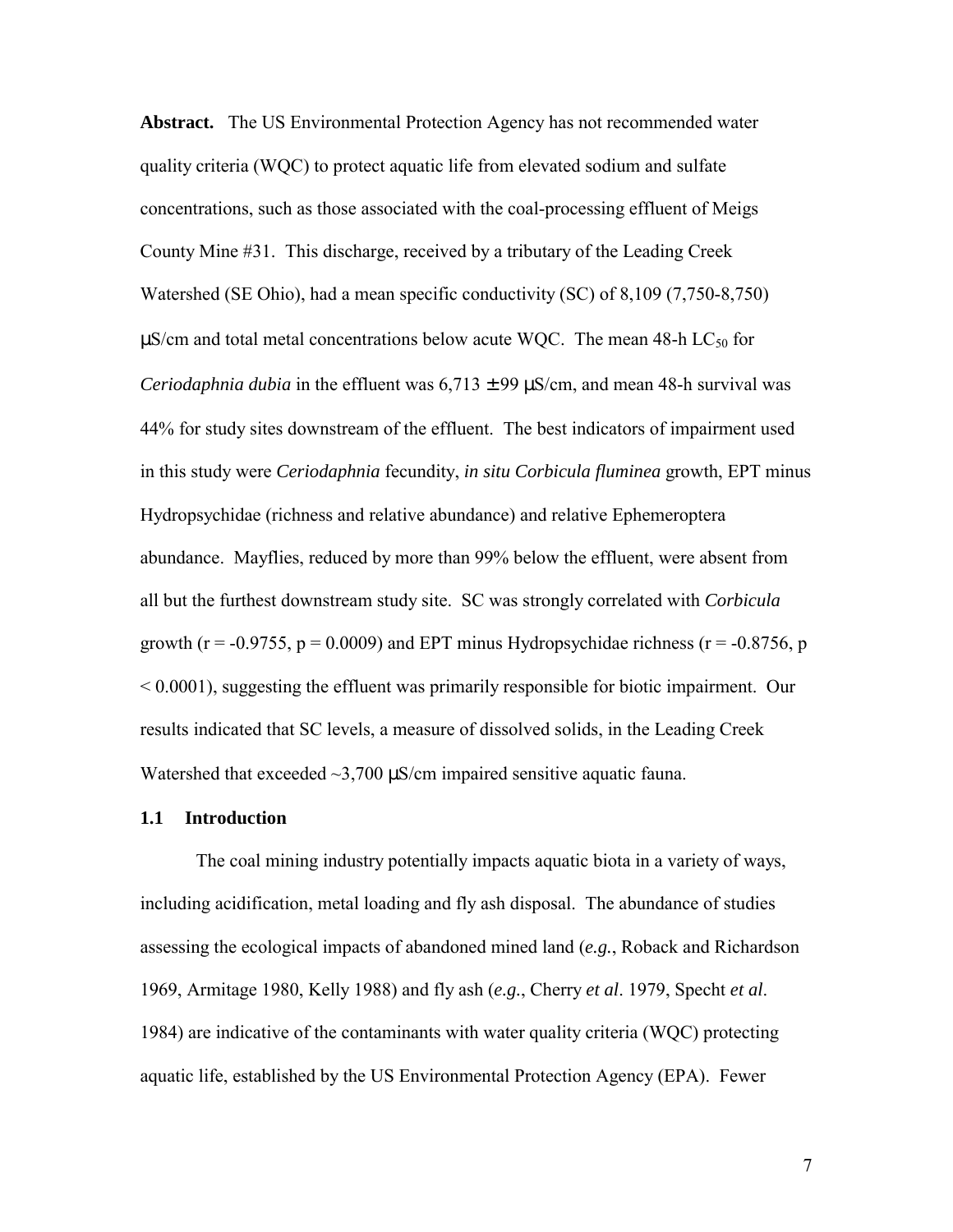**Abstract.** The US Environmental Protection Agency has not recommended water quality criteria (WQC) to protect aquatic life from elevated sodium and sulfate concentrations, such as those associated with the coal-processing effluent of Meigs County Mine #31. This discharge, received by a tributary of the Leading Creek Watershed (SE Ohio), had a mean specific conductivity (SC) of 8,109 (7,750-8,750) μS/cm and total metal concentrations below acute WQC. The mean 48-h $LC_{50}$ for *Ceriodaphnia dubia* in the effluent was 6,713 ± 99 μS/cm, and mean 48-h survival was 44% for study sites downstream of the effluent. The best indicators of impairment used in this study were *Ceriodaphnia* fecundity, *in situ Corbicula fluminea* growth, EPT minus Hydropsychidae (richness and relative abundance) and relative Ephemeroptera abundance. Mayflies, reduced by more than 99% below the effluent, were absent from all but the furthest downstream study site. SC was strongly correlated with *Corbicula* growth ($r = -0.9755$, $p = 0.0009$) and EPT minus Hydropsychidae richness ($r = -0.8756$, $p < 0.0001$), suggesting the effluent was primarily responsible for biotic impairment. Our results indicated that SC levels, a measure of dissolved solids, in the Leading Creek Watershed that exceeded ~3,700 μS/cm impaired sensitive aquatic fauna.

### 1.1 Introduction

The coal mining industry potentially impacts aquatic biota in a variety of ways, including acidification, metal loading and fly ash disposal. The abundance of studies assessing the ecological impacts of abandoned mined land (*e.g.*, Roback and Richardson 1969, Armitage 1980, Kelly 1988) and fly ash (*e.g.*, Cherry *et al*. 1979, Specht *et al*. 1984) are indicative of the contaminants with water quality criteria (WQC) protecting aquatic life, established by the US Environmental Protection Agency (EPA). Fewer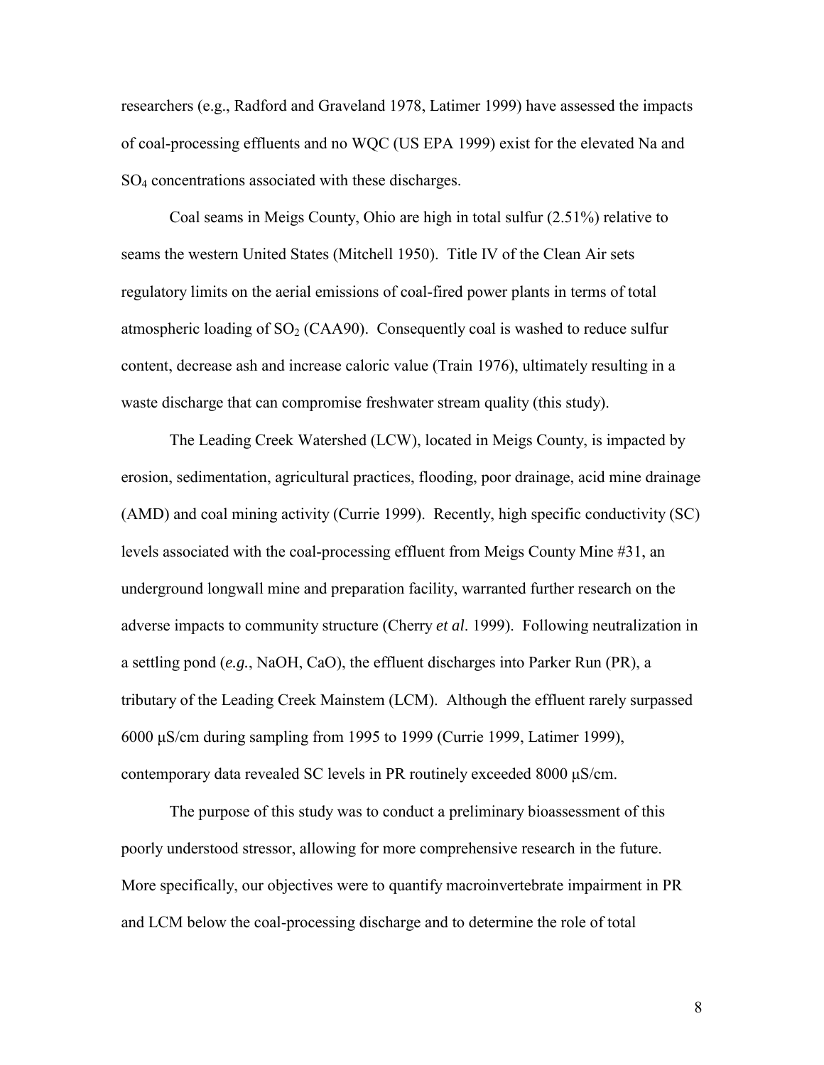researchers (e.g., Radford and Graveland 1978, Latimer 1999) have assessed the impacts of coal-processing effluents and no WQC (US EPA 1999) exist for the elevated Na and $SO_4$ concentrations associated with these discharges.

Coal seams in Meigs County, Ohio are high in total sulfur (2.51%) relative to seams the western United States (Mitchell 1950). Title IV of the Clean Air sets regulatory limits on the aerial emissions of coal-fired power plants in terms of total atmospheric loading of $SO_2$ (CAA90). Consequently coal is washed to reduce sulfur content, decrease ash and increase caloric value (Train 1976), ultimately resulting in a waste discharge that can compromise freshwater stream quality (this study).

The Leading Creek Watershed (LCW), located in Meigs County, is impacted by erosion, sedimentation, agricultural practices, flooding, poor drainage, acid mine drainage (AMD) and coal mining activity (Currie 1999). Recently, high specific conductivity (SC) levels associated with the coal-processing effluent from Meigs County Mine #31, an underground longwall mine and preparation facility, warranted further research on the adverse impacts to community structure (Cherry *et al*. 1999). Following neutralization in a settling pond (*e.g.*, NaOH, CaO), the effluent discharges into Parker Run (PR), a tributary of the Leading Creek Mainstem (LCM). Although the effluent rarely surpassed 6000 μS/cm during sampling from 1995 to 1999 (Currie 1999, Latimer 1999), contemporary data revealed SC levels in PR routinely exceeded 8000 μS/cm.

The purpose of this study was to conduct a preliminary bioassessment of this poorly understood stressor, allowing for more comprehensive research in the future. More specifically, our objectives were to quantify macroinvertebrate impairment in PR and LCM below the coal-processing discharge and to determine the role of total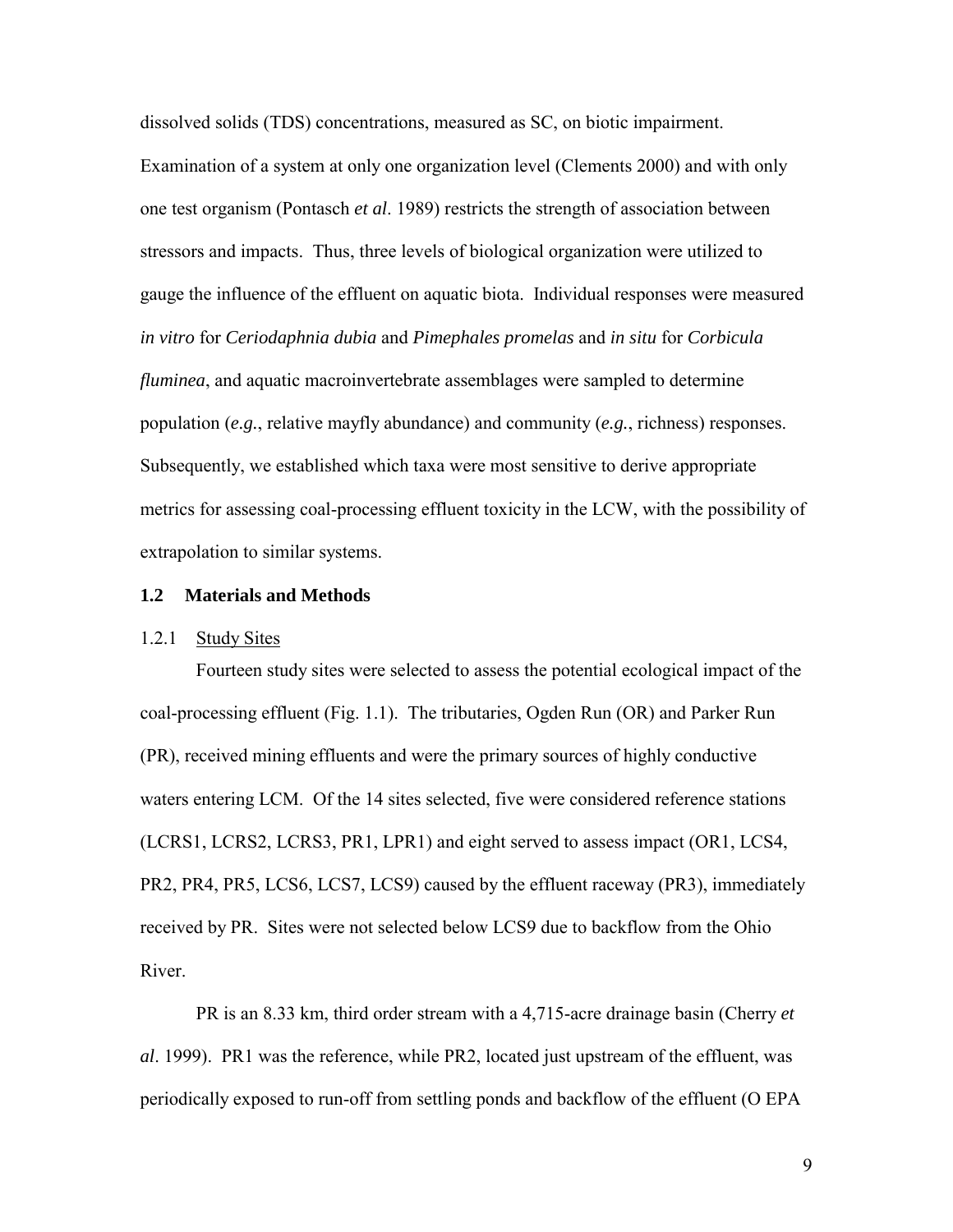dissolved solids (TDS) concentrations, measured as SC, on biotic impairment. Examination of a system at only one organization level (Clements 2000) and with only one test organism (Pontasch *et al*. 1989) restricts the strength of association between stressors and impacts. Thus, three levels of biological organization were utilized to gauge the influence of the effluent on aquatic biota. Individual responses were measured *in vitro* for *Ceriodaphnia dubia* and *Pimephales promelas* and *in situ* for *Corbicula fluminea*, and aquatic macroinvertebrate assemblages were sampled to determine population (*e.g.*, relative mayfly abundance) and community (*e.g.*, richness) responses. Subsequently, we established which taxa were most sensitive to derive appropriate metrics for assessing coal-processing effluent toxicity in the LCW, with the possibility of extrapolation to similar systems.

## 1.2 Materials and Methods

### 1.2.1 Study Sites

Fourteen study sites were selected to assess the potential ecological impact of the coal-processing effluent (Fig. 1.1). The tributaries, Ogden Run (OR) and Parker Run (PR), received mining effluents and were the primary sources of highly conductive waters entering LCM. Of the 14 sites selected, five were considered reference stations (LCRS1, LCRS2, LCRS3, PR1, LPR1) and eight served to assess impact (OR1, LCS4, PR2, PR4, PR5, LCS6, LCS7, LCS9) caused by the effluent raceway (PR3), immediately received by PR. Sites were not selected below LCS9 due to backflow from the Ohio River.

PR is an 8.33 km, third order stream with a 4,715-acre drainage basin (Cherry *et al*. 1999). PR1 was the reference, while PR2, located just upstream of the effluent, was periodically exposed to run-off from settling ponds and backflow of the effluent (O EPA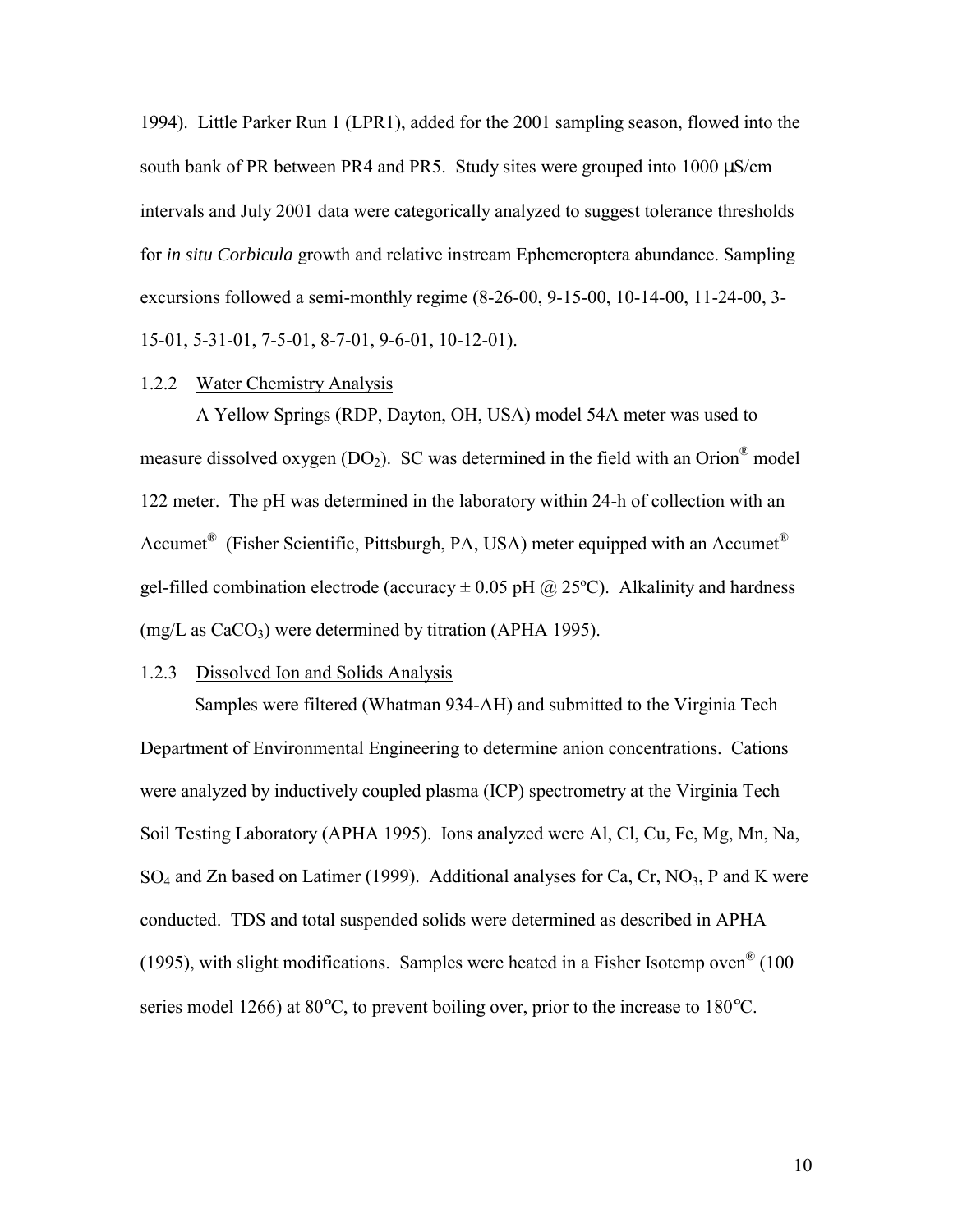1994). Little Parker Run 1 (LPR1), added for the 2001 sampling season, flowed into the south bank of PR between PR4 and PR5. Study sites were grouped into 1000 μS/cm intervals and July 2001 data were categorically analyzed to suggest tolerance thresholds for *in situ Corbicula* growth and relative instream Ephemeroptera abundance. Sampling excursions followed a semi-monthly regime (8-26-00, 9-15-00, 10-14-00, 11-24-00, 3-15-01, 5-31-01, 7-5-01, 8-7-01, 9-6-01, 10-12-01).

### 1.2.2 Water Chemistry Analysis

A Yellow Springs (RDP, Dayton, OH, USA) model 54A meter was used to measure dissolved oxygen ($DO_2$). SC was determined in the field with an Orion® model 122 meter. The pH was determined in the laboratory within 24-h of collection with an Accumet® (Fisher Scientific, Pittsburgh, PA, USA) meter equipped with an Accumet® gel-filled combination electrode (accuracy ± 0.05 pH @ 25ºC). Alkalinity and hardness (mg/L as $CaCO_3$) were determined by titration (APHA 1995).

### 1.2.3 Dissolved Ion and Solids Analysis

Samples were filtered (Whatman 934-AH) and submitted to the Virginia Tech Department of Environmental Engineering to determine anion concentrations. Cations were analyzed by inductively coupled plasma (ICP) spectrometry at the Virginia Tech Soil Testing Laboratory (APHA 1995). Ions analyzed were Al, Cl, Cu, Fe, Mg, Mn, Na, $SO_4$ and Zn based on Latimer (1999). Additional analyses for Ca, Cr, $NO_3$, P and K were conducted. TDS and total suspended solids were determined as described in APHA (1995), with slight modifications. Samples were heated in a Fisher Isotemp oven® (100 series model 1266) at 80°C, to prevent boiling over, prior to the increase to 180°C.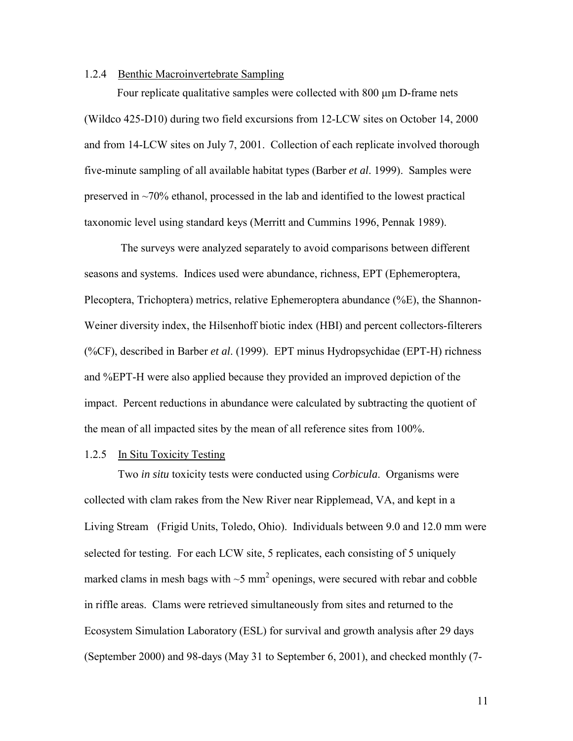### 1.2.4 Benthic Macroinvertebrate Sampling

Four replicate qualitative samples were collected with 800 μm D-frame nets (Wildco 425-D10) during two field excursions from 12-LCW sites on October 14, 2000 and from 14-LCW sites on July 7, 2001. Collection of each replicate involved thorough five-minute sampling of all available habitat types (Barber *et al*. 1999). Samples were preserved in ~70% ethanol, processed in the lab and identified to the lowest practical taxonomic level using standard keys (Merritt and Cummins 1996, Pennak 1989).

The surveys were analyzed separately to avoid comparisons between different seasons and systems. Indices used were abundance, richness, EPT (Ephemeroptera, Plecoptera, Trichoptera) metrics, relative Ephemeroptera abundance (%E), the Shannon-Weiner diversity index, the Hilsenhoff biotic index (HBI) and percent collectors-filterers (%CF), described in Barber *et al*. (1999). EPT minus Hydropsychidae (EPT-H) richness and %EPT-H were also applied because they provided an improved depiction of the impact. Percent reductions in abundance were calculated by subtracting the quotient of the mean of all impacted sites by the mean of all reference sites from 100%.

### 1.2.5 In Situ Toxicity Testing

Two *in situ* toxicity tests were conducted using *Corbicula*. Organisms were collected with clam rakes from the New River near Ripplemead, VA, and kept in a Living Stream (Frigid Units, Toledo, Ohio). Individuals between 9.0 and 12.0 mm were selected for testing. For each LCW site, 5 replicates, each consisting of 5 uniquely marked clams in mesh bags with ~5 mm$^2$ openings, were secured with rebar and cobble in riffle areas. Clams were retrieved simultaneously from sites and returned to the Ecosystem Simulation Laboratory (ESL) for survival and growth analysis after 29 days (September 2000) and 98-days (May 31 to September 6, 2001), and checked monthly (7-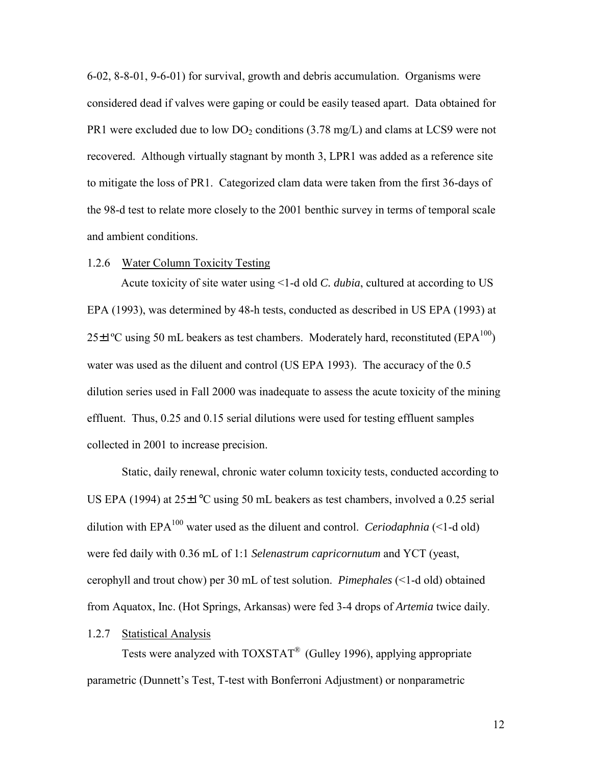6-02, 8-8-01, 9-6-01) for survival, growth and debris accumulation. Organisms were considered dead if valves were gaping or could be easily teased apart. Data obtained for PR1 were excluded due to low $DO_2$ conditions (3.78 mg/L) and clams at LCS9 were not recovered. Although virtually stagnant by month 3, LPR1 was added as a reference site to mitigate the loss of PR1. Categorized clam data were taken from the first 36-days of the 98-d test to relate more closely to the 2001 benthic survey in terms of temporal scale and ambient conditions.

### 1.2.6 Water Column Toxicity Testing

Acute toxicity of site water using <1-d old *C. dubia*, cultured at according to US EPA (1993), was determined by 48-h tests, conducted as described in US EPA (1993) at 25±1ºC using 50 mL beakers as test chambers. Moderately hard, reconstituted ($EPA^{100}$) water was used as the diluent and control (US EPA 1993). The accuracy of the 0.5 dilution series used in Fall 2000 was inadequate to assess the acute toxicity of the mining effluent. Thus, 0.25 and 0.15 serial dilutions were used for testing effluent samples collected in 2001 to increase precision.

Static, daily renewal, chronic water column toxicity tests, conducted according to US EPA (1994) at 25±1 °C using 50 mL beakers as test chambers, involved a 0.25 serial dilution with $EPA^{100}$ water used as the diluent and control. *Ceriodaphnia* (<1-d old) were fed daily with 0.36 mL of 1:1 *Selenastrum capricornutum* and YCT (yeast, cerophyll and trout chow) per 30 mL of test solution. *Pimephales* (<1-d old) obtained from Aquatox, Inc. (Hot Springs, Arkansas) were fed 3-4 drops of *Artemia* twice daily.

### 1.2.7 Statistical Analysis

Tests were analyzed with TOXSTAT® (Gulley 1996), applying appropriate parametric (Dunnett's Test, T-test with Bonferroni Adjustment) or nonparametric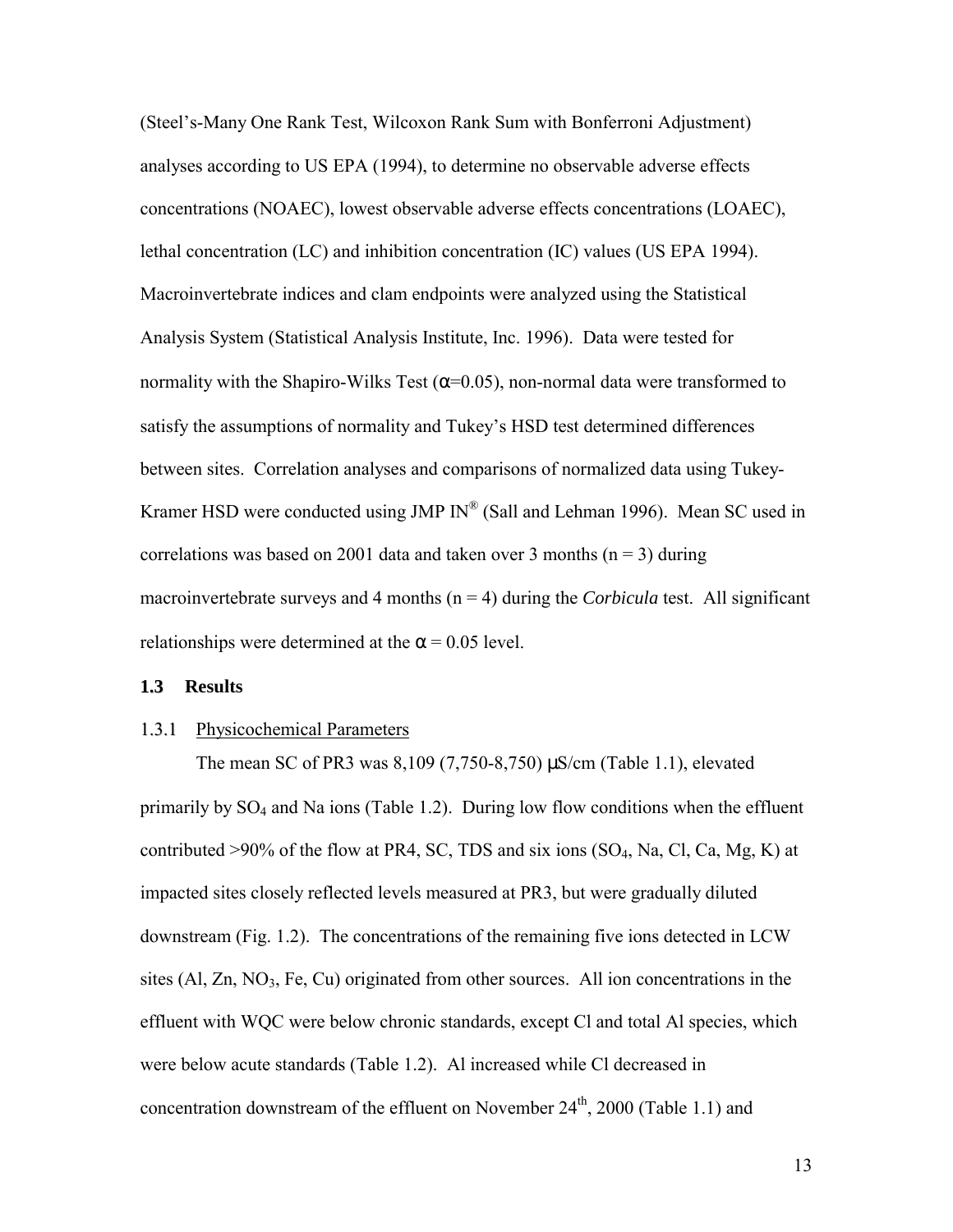(Steel's-Many One Rank Test, Wilcoxon Rank Sum with Bonferroni Adjustment) analyses according to US EPA (1994), to determine no observable adverse effects concentrations (NOAEC), lowest observable adverse effects concentrations (LOAEC), lethal concentration (LC) and inhibition concentration (IC) values (US EPA 1994). Macroinvertebrate indices and clam endpoints were analyzed using the Statistical Analysis System (Statistical Analysis Institute, Inc. 1996). Data were tested for normality with the Shapiro-Wilks Test ($\alpha$=0.05), non-normal data were transformed to satisfy the assumptions of normality and Tukey's HSD test determined differences between sites. Correlation analyses and comparisons of normalized data using Tukey-Kramer HSD were conducted using JMP IN® (Sall and Lehman 1996). Mean SC used in correlations was based on 2001 data and taken over 3 months ($n = 3$) during macroinvertebrate surveys and 4 months ($n = 4$) during the *Corbicula* test. All significant relationships were determined at the $\alpha = 0.05$ level.

### 1.3 Results

#### 1.3.1 Physicochemical Parameters

The mean SC of PR3 was 8,109 (7,750-8,750) µS/cm (Table 1.1), elevated primarily by $SO_4$ and Na ions (Table 1.2). During low flow conditions when the effluent contributed >90% of the flow at PR4, SC, TDS and six ions ($SO_4$, Na, Cl, Ca, Mg, K) at impacted sites closely reflected levels measured at PR3, but were gradually diluted downstream (Fig. 1.2). The concentrations of the remaining five ions detected in LCW sites (Al, Zn, $NO_3$, Fe, Cu) originated from other sources. All ion concentrations in the effluent with WQC were below chronic standards, except Cl and total Al species, which were below acute standards (Table 1.2). Al increased while Cl decreased in concentration downstream of the effluent on November 24th, 2000 (Table 1.1) and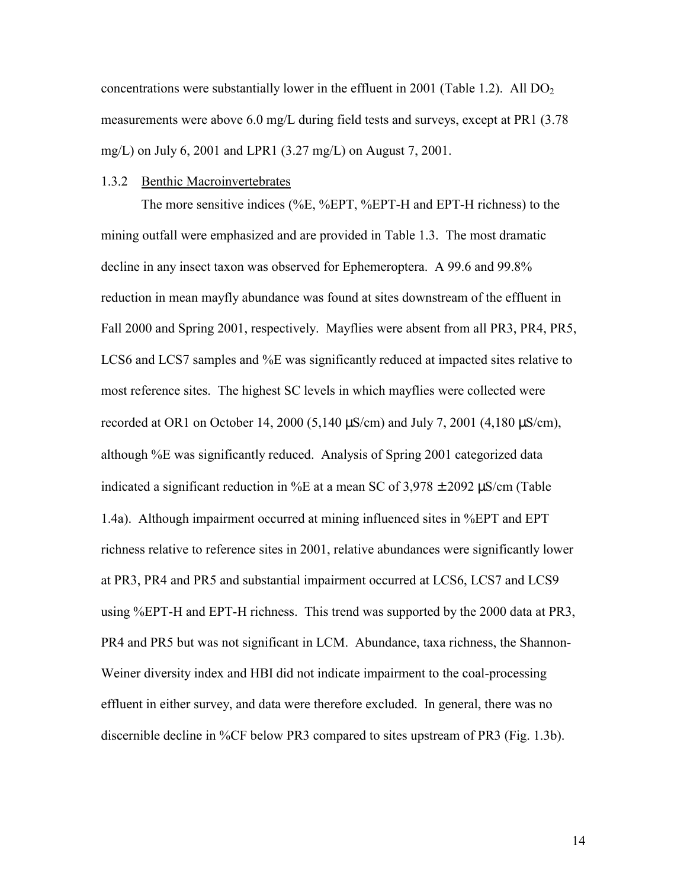concentrations were substantially lower in the effluent in 2001 (Table 1.2). All $DO_2$ measurements were above 6.0 mg/L during field tests and surveys, except at PR1 (3.78 mg/L) on July 6, 2001 and LPR1 (3.27 mg/L) on August 7, 2001.

### 1.3.2 Benthic Macroinvertebrates

The more sensitive indices (%E, %EPT, %EPT-H and EPT-H richness) to the mining outfall were emphasized and are provided in Table 1.3. The most dramatic decline in any insect taxon was observed for Ephemeroptera. A 99.6 and 99.8% reduction in mean mayfly abundance was found at sites downstream of the effluent in Fall 2000 and Spring 2001, respectively. Mayflies were absent from all PR3, PR4, PR5, LCS6 and LCS7 samples and %E was significantly reduced at impacted sites relative to most reference sites. The highest SC levels in which mayflies were collected were recorded at OR1 on October 14, 2000 (5,140 µS/cm) and July 7, 2001 (4,180 µS/cm), although %E was significantly reduced. Analysis of Spring 2001 categorized data indicated a significant reduction in %E at a mean SC of 3,978 ± 2092 µS/cm (Table 1.4a). Although impairment occurred at mining influenced sites in %EPT and EPT richness relative to reference sites in 2001, relative abundances were significantly lower at PR3, PR4 and PR5 and substantial impairment occurred at LCS6, LCS7 and LCS9 using %EPT-H and EPT-H richness. This trend was supported by the 2000 data at PR3, PR4 and PR5 but was not significant in LCM. Abundance, taxa richness, the Shannon-Weiner diversity index and HBI did not indicate impairment to the coal-processing effluent in either survey, and data were therefore excluded. In general, there was no discernible decline in %CF below PR3 compared to sites upstream of PR3 (Fig. 1.3b).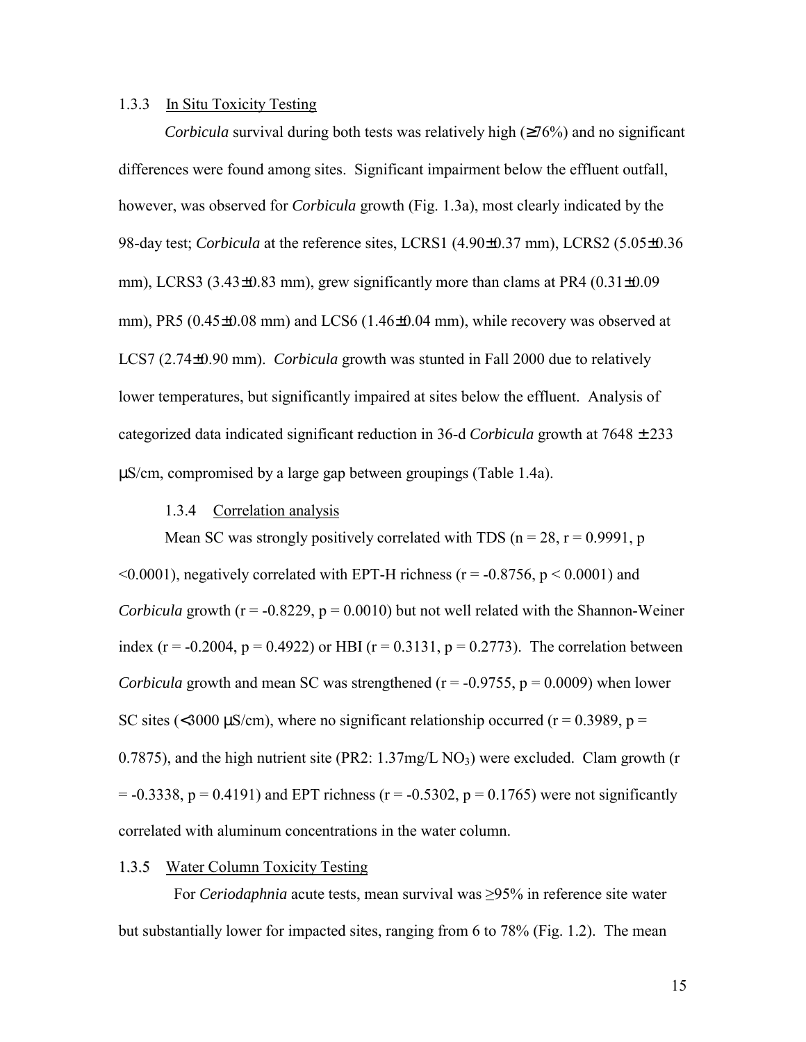### 1.3.3 In Situ Toxicity Testing

*Corbicula* survival during both tests was relatively high (≥76%) and no significant differences were found among sites. Significant impairment below the effluent outfall, however, was observed for *Corbicula* growth (Fig. 1.3a), most clearly indicated by the 98-day test; *Corbicula* at the reference sites, LCRS1 (4.90±0.37 mm), LCRS2 (5.05±0.36 mm), LCRS3 (3.43±0.83 mm), grew significantly more than clams at PR4 (0.31±0.09 mm), PR5 (0.45±0.08 mm) and LCS6 (1.46±0.04 mm), while recovery was observed at LCS7 (2.74±0.90 mm). *Corbicula* growth was stunted in Fall 2000 due to relatively lower temperatures, but significantly impaired at sites below the effluent. Analysis of categorized data indicated significant reduction in 36-d *Corbicula* growth at 7648 ± 233 µS/cm, compromised by a large gap between groupings (Table 1.4a).

#### 1.3.4 Correlation analysis

Mean SC was strongly positively correlated with TDS ($n = 28$, $r = 0.9991$, $p < 0.0001$), negatively correlated with EPT-H richness ($r = -0.8756$, $p < 0.0001$) and *Corbicula* growth ($r = -0.8229$, $p = 0.0010$) but not well related with the Shannon-Weiner index ($r = -0.2004$, $p = 0.4922$) or HBI ($r = 0.3131$, $p = 0.2773$). The correlation between *Corbicula* growth and mean SC was strengthened ($r = -0.9755$, $p = 0.0009$) when lower SC sites (<3000 µS/cm), where no significant relationship occurred ($r = 0.3989$, $p = 0.7875$), and the high nutrient site (PR2: 1.37mg/L $NO_3$) were excluded. Clam growth ($r = -0.3338$, $p = 0.4191$) and EPT richness ($r = -0.5302$, $p = 0.1765$) were not significantly correlated with aluminum concentrations in the water column.

### 1.3.5 Water Column Toxicity Testing

For *Ceriodaphnia* acute tests, mean survival was ≥95% in reference site water but substantially lower for impacted sites, ranging from 6 to 78% (Fig. 1.2). The mean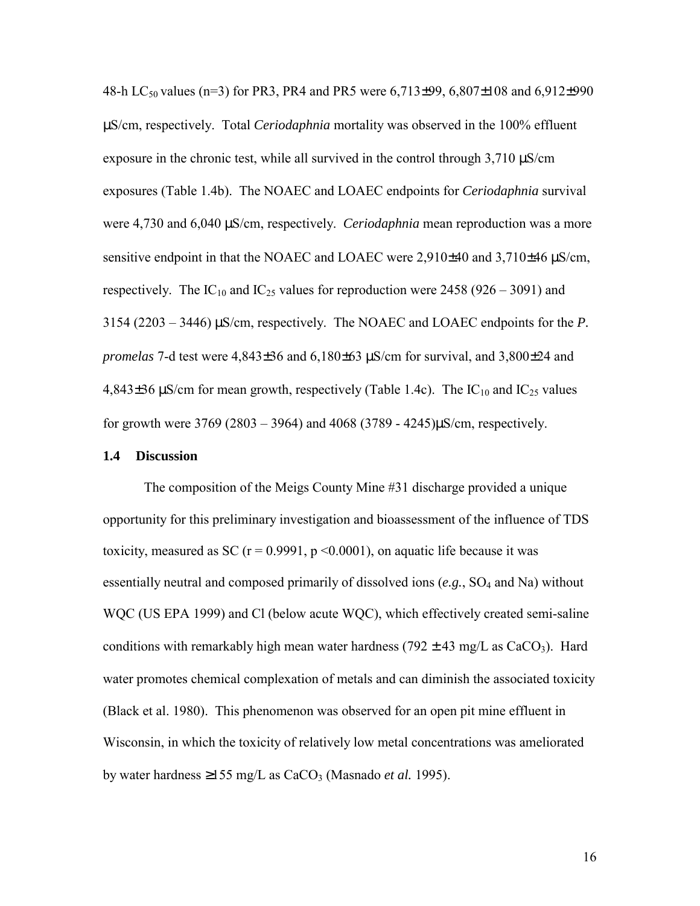48-h $LC_{50}$ values (n=3) for PR3, PR4 and PR5 were 6,713±99, 6,807±108 and 6,912±990 µS/cm, respectively. Total *Ceriodaphnia* mortality was observed in the 100% effluent exposure in the chronic test, while all survived in the control through 3,710 µS/cm exposures (Table 1.4b). The NOAEC and LOAEC endpoints for *Ceriodaphnia* survival were 4,730 and 6,040 µS/cm, respectively. *Ceriodaphnia* mean reproduction was a more sensitive endpoint in that the NOAEC and LOAEC were 2,910±40 and 3,710±46 µS/cm, respectively. The $IC_{10}$ and $IC_{25}$ values for reproduction were 2458 (926 – 3091) and 3154 (2203 – 3446) µS/cm, respectively. The NOAEC and LOAEC endpoints for the *P. promelas* 7-d test were 4,843±36 and 6,180±63 µS/cm for survival, and 3,800±24 and 4,843±36 µS/cm for mean growth, respectively (Table 1.4c). The $IC_{10}$ and $IC_{25}$ values for growth were 3769 (2803 – 3964) and 4068 (3789 - 4245)µS/cm, respectively.

## 1.4 Discussion

The composition of the Meigs County Mine #31 discharge provided a unique opportunity for this preliminary investigation and bioassessment of the influence of TDS toxicity, measured as SC (r = 0.9991, p <0.0001), on aquatic life because it was essentially neutral and composed primarily of dissolved ions (*e.g.*, $SO_4$ and Na) without WQC (US EPA 1999) and Cl (below acute WQC), which effectively created semi-saline conditions with remarkably high mean water hardness (792 ± 43 mg/L as $CaCO_3$). Hard water promotes chemical complexation of metals and can diminish the associated toxicity (Black et al. 1980). This phenomenon was observed for an open pit mine effluent in Wisconsin, in which the toxicity of relatively low metal concentrations was ameliorated by water hardness ≥155 mg/L as $CaCO_3$ (Masnado *et al.* 1995).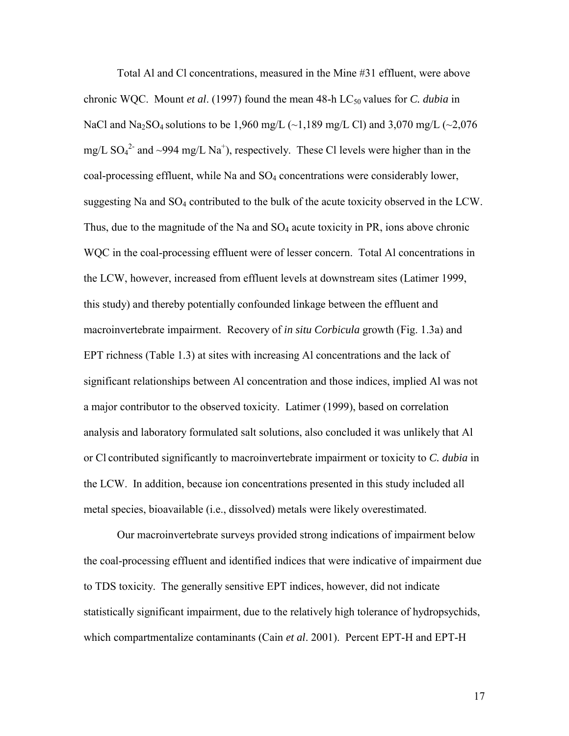Total Al and Cl concentrations, measured in the Mine #31 effluent, were above chronic WQC. Mount *et al*. (1997) found the mean 48-h $LC_{50}$ values for *C. dubia* in NaCl and $Na_2SO_4$ solutions to be 1,960 mg/L (~1,189 mg/L Cl) and 3,070 mg/L (~2,076 mg/L $SO_4^{2-}$ and ~994 mg/L $Na^+$), respectively. These Cl levels were higher than in the coal-processing effluent, while Na and $SO_4$ concentrations were considerably lower, suggesting Na and $SO_4$ contributed to the bulk of the acute toxicity observed in the LCW. Thus, due to the magnitude of the Na and $SO_4$ acute toxicity in PR, ions above chronic WQC in the coal-processing effluent were of lesser concern. Total Al concentrations in the LCW, however, increased from effluent levels at downstream sites (Latimer 1999, this study) and thereby potentially confounded linkage between the effluent and macroinvertebrate impairment. Recovery of *in situ Corbicula* growth (Fig. 1.3a) and EPT richness (Table 1.3) at sites with increasing Al concentrations and the lack of significant relationships between Al concentration and those indices, implied Al was not a major contributor to the observed toxicity. Latimer (1999), based on correlation analysis and laboratory formulated salt solutions, also concluded it was unlikely that Al or Cl contributed significantly to macroinvertebrate impairment or toxicity to *C. dubia* in the LCW. In addition, because ion concentrations presented in this study included all metal species, bioavailable (i.e., dissolved) metals were likely overestimated.

Our macroinvertebrate surveys provided strong indications of impairment below the coal-processing effluent and identified indices that were indicative of impairment due to TDS toxicity. The generally sensitive EPT indices, however, did not indicate statistically significant impairment, due to the relatively high tolerance of hydropsychids, which compartmentalize contaminants (Cain *et al*. 2001). Percent EPT-H and EPT-H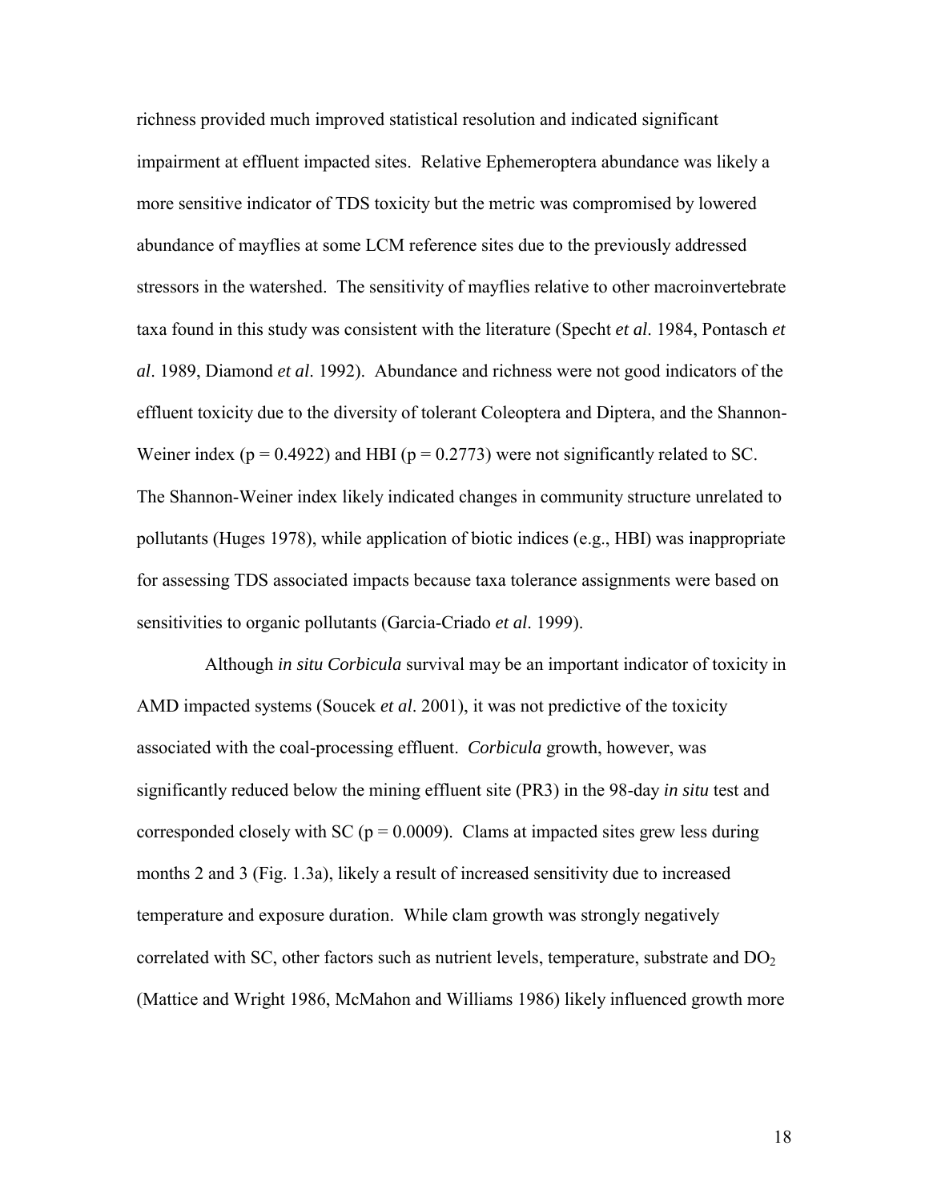richness provided much improved statistical resolution and indicated significant impairment at effluent impacted sites. Relative Ephemeroptera abundance was likely a more sensitive indicator of TDS toxicity but the metric was compromised by lowered abundance of mayflies at some LCM reference sites due to the previously addressed stressors in the watershed. The sensitivity of mayflies relative to other macroinvertebrate taxa found in this study was consistent with the literature (Specht *et al*. 1984, Pontasch *et al*. 1989, Diamond *et al*. 1992). Abundance and richness were not good indicators of the effluent toxicity due to the diversity of tolerant Coleoptera and Diptera, and the Shannon-Weiner index ($p = 0.4922$) and HBI ($p = 0.2773$) were not significantly related to SC. The Shannon-Weiner index likely indicated changes in community structure unrelated to pollutants (Huges 1978), while application of biotic indices (e.g., HBI) was inappropriate for assessing TDS associated impacts because taxa tolerance assignments were based on sensitivities to organic pollutants (Garcia-Criado *et al*. 1999).

Although *in situ Corbicula* survival may be an important indicator of toxicity in AMD impacted systems (Soucek *et al*. 2001), it was not predictive of the toxicity associated with the coal-processing effluent. *Corbicula* growth, however, was significantly reduced below the mining effluent site (PR3) in the 98-day *in situ* test and corresponded closely with SC ($p = 0.0009$). Clams at impacted sites grew less during months 2 and 3 (Fig. 1.3a), likely a result of increased sensitivity due to increased temperature and exposure duration. While clam growth was strongly negatively correlated with SC, other factors such as nutrient levels, temperature, substrate and $DO_2$ (Mattice and Wright 1986, McMahon and Williams 1986) likely influenced growth more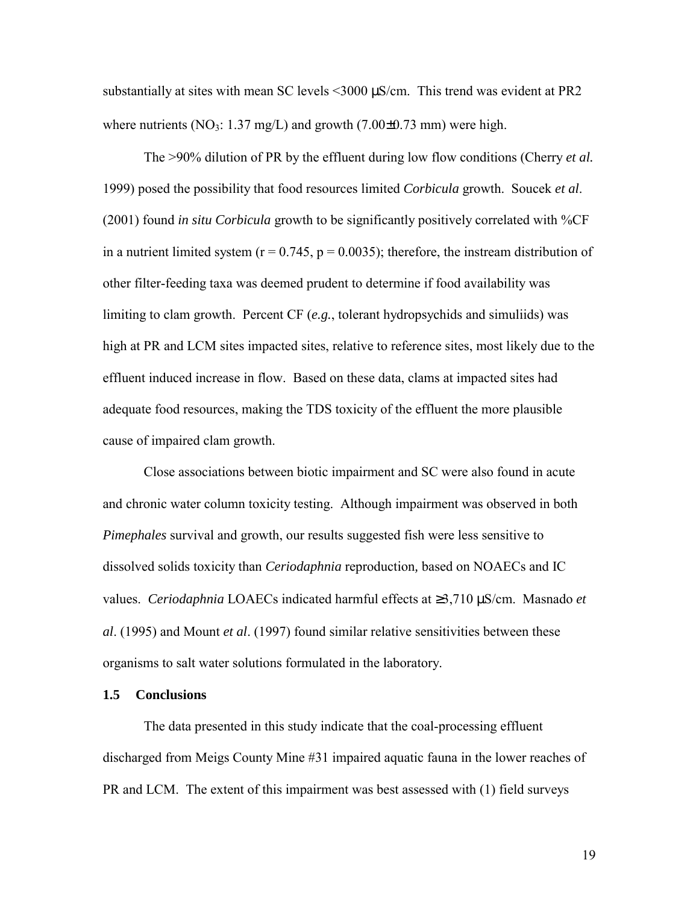substantially at sites with mean SC levels <3000 μS/cm. This trend was evident at PR2 where nutrients ($NO_3$: 1.37 mg/L) and growth (7.00±0.73 mm) were high.

The >90% dilution of PR by the effluent during low flow conditions (Cherry *et al.* 1999) posed the possibility that food resources limited *Corbicula* growth. Soucek *et al*. (2001) found *in situ Corbicula* growth to be significantly positively correlated with %CF in a nutrient limited system ($r = 0.745$, $p = 0.0035$); therefore, the instream distribution of other filter-feeding taxa was deemed prudent to determine if food availability was limiting to clam growth. Percent CF (*e.g.*, tolerant hydropsychids and simuliids) was high at PR and LCM sites impacted sites, relative to reference sites, most likely due to the effluent induced increase in flow. Based on these data, clams at impacted sites had adequate food resources, making the TDS toxicity of the effluent the more plausible cause of impaired clam growth.

Close associations between biotic impairment and SC were also found in acute and chronic water column toxicity testing. Although impairment was observed in both *Pimephales* survival and growth, our results suggested fish were less sensitive to dissolved solids toxicity than *Ceriodaphnia* reproduction, based on NOAECs and IC values. *Ceriodaphnia* LOAECs indicated harmful effects at ≥3,710 μS/cm. Masnado *et al*. (1995) and Mount *et al*. (1997) found similar relative sensitivities between these organisms to salt water solutions formulated in the laboratory.

### 1.5 Conclusions

The data presented in this study indicate that the coal-processing effluent discharged from Meigs County Mine #31 impaired aquatic fauna in the lower reaches of PR and LCM. The extent of this impairment was best assessed with (1) field surveys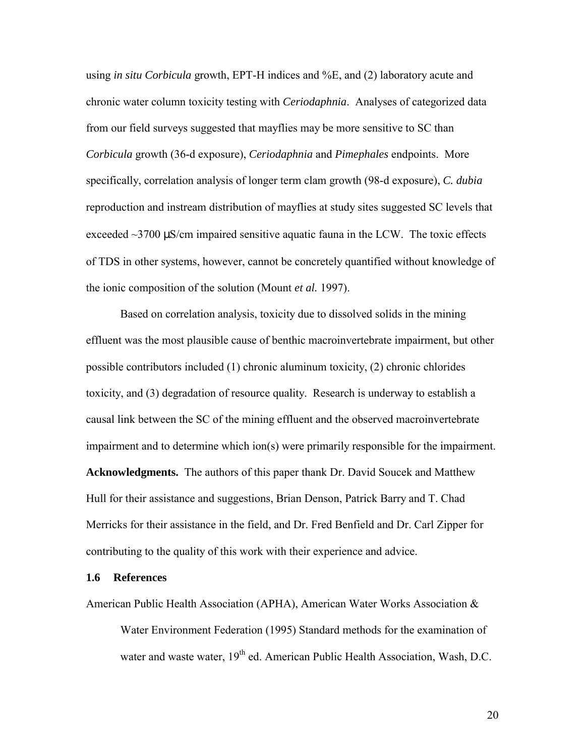using *in situ Corbicula* growth, EPT-H indices and %E, and (2) laboratory acute and chronic water column toxicity testing with *Ceriodaphnia*. Analyses of categorized data from our field surveys suggested that mayflies may be more sensitive to SC than *Corbicula* growth (36-d exposure), *Ceriodaphnia* and *Pimephales* endpoints. More specifically, correlation analysis of longer term clam growth (98-d exposure), *C. dubia* reproduction and instream distribution of mayflies at study sites suggested SC levels that exceeded ~3700 μS/cm impaired sensitive aquatic fauna in the LCW. The toxic effects of TDS in other systems, however, cannot be concretely quantified without knowledge of the ionic composition of the solution (Mount *et al.* 1997).

Based on correlation analysis, toxicity due to dissolved solids in the mining effluent was the most plausible cause of benthic macroinvertebrate impairment, but other possible contributors included (1) chronic aluminum toxicity, (2) chronic chlorides toxicity, and (3) degradation of resource quality. Research is underway to establish a causal link between the SC of the mining effluent and the observed macroinvertebrate impairment and to determine which ion(s) were primarily responsible for the impairment.

**Acknowledgments.** The authors of this paper thank Dr. David Soucek and Matthew Hull for their assistance and suggestions, Brian Denson, Patrick Barry and T. Chad Merricks for their assistance in the field, and Dr. Fred Benfield and Dr. Carl Zipper for contributing to the quality of this work with their experience and advice.

### 1.6 References

American Public Health Association (APHA), American Water Works Association & Water Environment Federation (1995) Standard methods for the examination of water and waste water, 19th ed. American Public Health Association, Wash, D.C.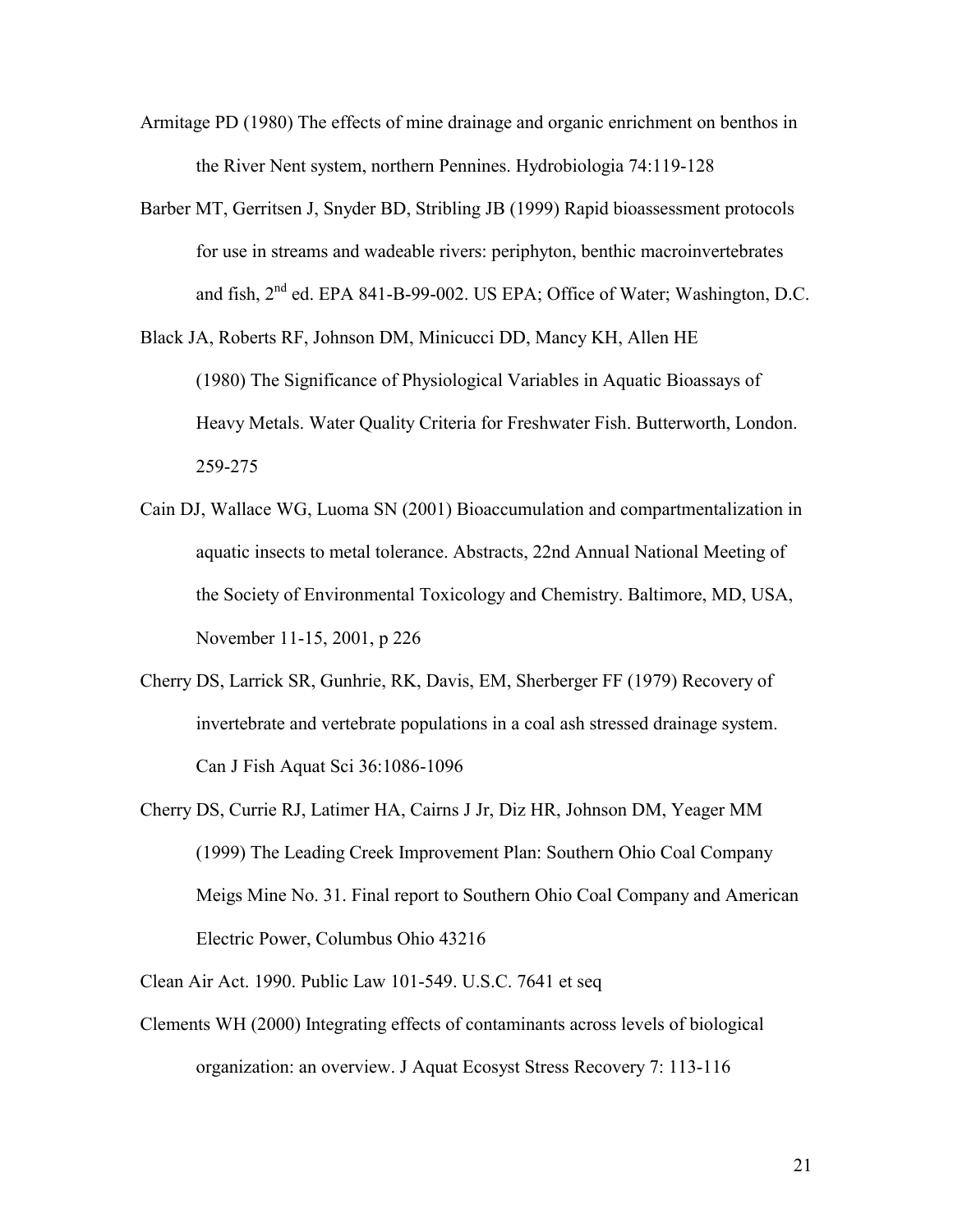Armitage PD (1980) The effects of mine drainage and organic enrichment on benthos in the River Nent system, northern Pennines. Hydrobiologia 74:119-128

Barber MT, Gerritsen J, Snyder BD, Stribling JB (1999) Rapid bioassessment protocols for use in streams and wadeable rivers: periphyton, benthic macroinvertebrates and fish, 2nd ed. EPA 841-B-99-002. US EPA; Office of Water; Washington, D.C.

Black JA, Roberts RF, Johnson DM, Minicucci DD, Mancy KH, Allen HE (1980) The Significance of Physiological Variables in Aquatic Bioassays of Heavy Metals. Water Quality Criteria for Freshwater Fish. Butterworth, London. 259-275

Cain DJ, Wallace WG, Luoma SN (2001) Bioaccumulation and compartmentalization in aquatic insects to metal tolerance. Abstracts, 22nd Annual National Meeting of the Society of Environmental Toxicology and Chemistry. Baltimore, MD, USA, November 11-15, 2001, p 226

Cherry DS, Larrick SR, Gunhrie, RK, Davis, EM, Sherberger FF (1979) Recovery of invertebrate and vertebrate populations in a coal ash stressed drainage system. Can J Fish Aquat Sci 36:1086-1096

Cherry DS, Currie RJ, Latimer HA, Cairns J Jr, Diz HR, Johnson DM, Yeager MM (1999) The Leading Creek Improvement Plan: Southern Ohio Coal Company Meigs Mine No. 31. Final report to Southern Ohio Coal Company and American Electric Power, Columbus Ohio 43216

Clean Air Act. 1990. Public Law 101-549. U.S.C. 7641 et seq

Clements WH (2000) Integrating effects of contaminants across levels of biological organization: an overview. J Aquat Ecosyst Stress Recovery 7: 113-116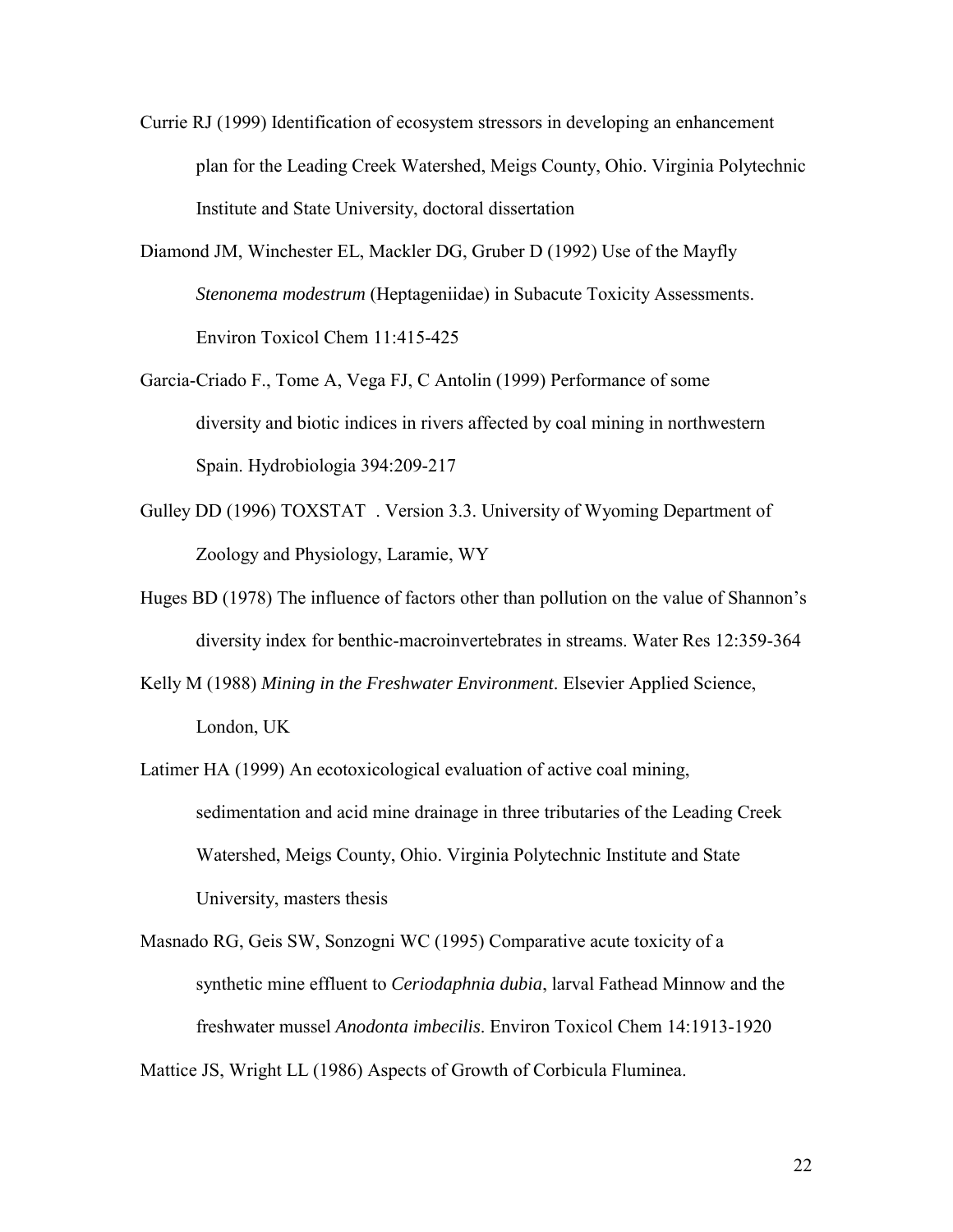Currie RJ (1999) Identification of ecosystem stressors in developing an enhancement plan for the Leading Creek Watershed, Meigs County, Ohio. Virginia Polytechnic Institute and State University, doctoral dissertation

Diamond JM, Winchester EL, Mackler DG, Gruber D (1992) Use of the Mayfly *Stenonema modestrum* (Heptageniidae) in Subacute Toxicity Assessments. Environ Toxicol Chem 11:415-425

Garcia-Criado F., Tome A, Vega FJ, C Antolin (1999) Performance of some diversity and biotic indices in rivers affected by coal mining in northwestern Spain. Hydrobiologia 394:209-217

Gulley DD (1996) TOXSTAT . Version 3.3. University of Wyoming Department of Zoology and Physiology, Laramie, WY

Huges BD (1978) The influence of factors other than pollution on the value of Shannon's diversity index for benthic-macroinvertebrates in streams. Water Res 12:359-364

Kelly M (1988) *Mining in the Freshwater Environment*. Elsevier Applied Science, London, UK

Latimer HA (1999) An ecotoxicological evaluation of active coal mining, sedimentation and acid mine drainage in three tributaries of the Leading Creek Watershed, Meigs County, Ohio. Virginia Polytechnic Institute and State University, masters thesis

Masnado RG, Geis SW, Sonzogni WC (1995) Comparative acute toxicity of a synthetic mine effluent to *Ceriodaphnia dubia*, larval Fathead Minnow and the freshwater mussel *Anodonta imbecilis*. Environ Toxicol Chem 14:1913-1920

Mattice JS, Wright LL (1986) Aspects of Growth of Corbicula Fluminea.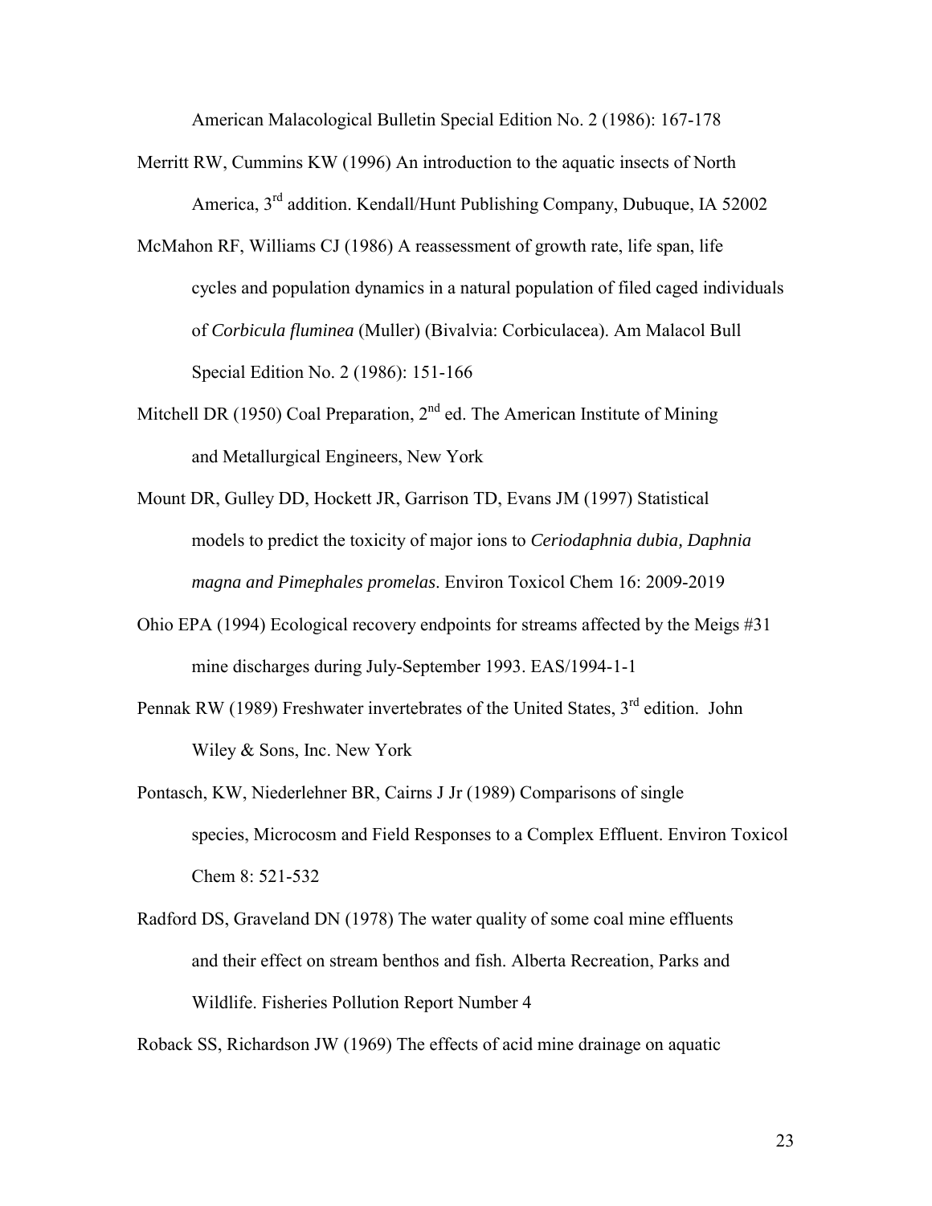American Malacological Bulletin Special Edition No. 2 (1986): 167-178

Merritt RW, Cummins KW (1996) An introduction to the aquatic insects of North America, 3rd addition. Kendall/Hunt Publishing Company, Dubuque, IA 52002

McMahon RF, Williams CJ (1986) A reassessment of growth rate, life span, life cycles and population dynamics in a natural population of filed caged individuals of *Corbicula fluminea* (Muller) (Bivalvia: Corbiculacea). Am Malacol Bull Special Edition No. 2 (1986): 151-166

Mitchell DR (1950) Coal Preparation, 2nd ed. The American Institute of Mining and Metallurgical Engineers, New York

Mount DR, Gulley DD, Hockett JR, Garrison TD, Evans JM (1997) Statistical models to predict the toxicity of major ions to *Ceriodaphnia dubia, Daphnia magna and Pimephales promelas*. Environ Toxicol Chem 16: 2009-2019

Ohio EPA (1994) Ecological recovery endpoints for streams affected by the Meigs #31 mine discharges during July-September 1993. EAS/1994-1-1

Pennak RW (1989) Freshwater invertebrates of the United States, 3rd edition. John Wiley & Sons, Inc. New York

Pontasch, KW, Niederlehner BR, Cairns J Jr (1989) Comparisons of single species, Microcosm and Field Responses to a Complex Effluent. Environ Toxicol Chem 8: 521-532

Radford DS, Graveland DN (1978) The water quality of some coal mine effluents and their effect on stream benthos and fish. Alberta Recreation, Parks and Wildlife. Fisheries Pollution Report Number 4

Roback SS, Richardson JW (1969) The effects of acid mine drainage on aquatic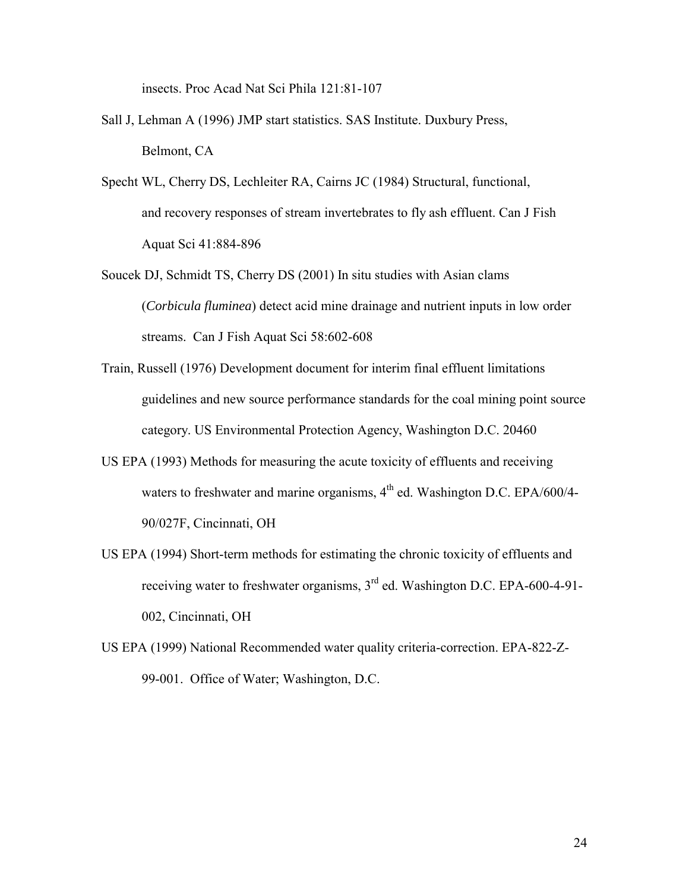insects. Proc Acad Nat Sci Phila 121:81-107

Sall J, Lehman A (1996) JMP start statistics. SAS Institute. Duxbury Press, Belmont, CA

Specht WL, Cherry DS, Lechleiter RA, Cairns JC (1984) Structural, functional, and recovery responses of stream invertebrates to fly ash effluent. Can J Fish Aquat Sci 41:884-896

Soucek DJ, Schmidt TS, Cherry DS (2001) In situ studies with Asian clams (*Corbicula fluminea*) detect acid mine drainage and nutrient inputs in low order streams. Can J Fish Aquat Sci 58:602-608

Train, Russell (1976) Development document for interim final effluent limitations guidelines and new source performance standards for the coal mining point source category. US Environmental Protection Agency, Washington D.C. 20460

US EPA (1993) Methods for measuring the acute toxicity of effluents and receiving waters to freshwater and marine organisms, 4th ed. Washington D.C. EPA/600/4-90/027F, Cincinnati, OH

US EPA (1994) Short-term methods for estimating the chronic toxicity of effluents and receiving water to freshwater organisms, 3rd ed. Washington D.C. EPA-600-4-91-002, Cincinnati, OH

US EPA (1999) National Recommended water quality criteria-correction. EPA-822-Z-99-001. Office of Water; Washington, D.C.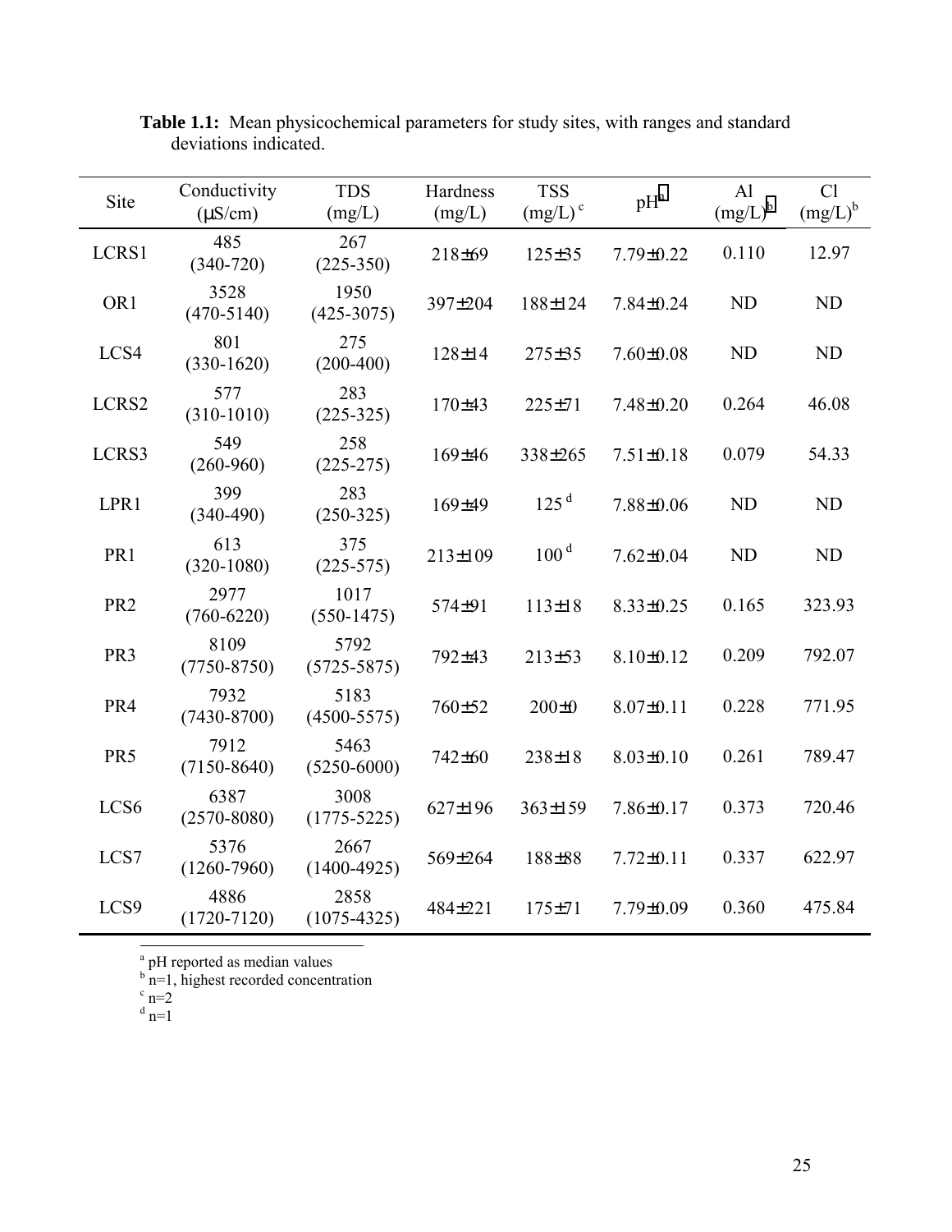**Table 1.1:** Mean physicochemical parameters for study sites, with ranges and standard deviations indicated.

| Site | Conductivity (μS/cm) | TDS (mg/L) | Hardness (mg/L) | TSS (mg/L) [c] | pH [a] | Al (mg/L) [b] | Cl (mg/L) [b] |
|---|---|---|---|---|---|---|---|
| LCRS1 | 485 (340-720) | 267 (225-350) | 218±69 | 125±35 | 7.79±0.22 | 0.110 | 12.97 |
| OR1 | 3528 (470-5140) | 1950 (425-3075) | 397±204 | 188±124 | 7.84±0.24 | ND | ND |
| LCS4 | 801 (330-1620) | 275 (200-400) | 128±14 | 275±35 | 7.60±0.08 | ND | ND |
| LCRS2 | 577 (310-1010) | 283 (225-325) | 170±43 | 225±71 | 7.48±0.20 | 0.264 | 46.08 |
| LCRS3 | 549 (260-960) | 258 (225-275) | 169±46 | 338±265 | 7.51±0.18 | 0.079 | 54.33 |
| LPR1 | 399 (340-490) | 283 (250-325) | 169±49 | 125 [d] | 7.88±0.06 | ND | ND |
| PR1 | 613 (320-1080) | 375 (225-575) | 213±109 | 100 [d] | 7.62±0.04 | ND | ND |
| PR2 | 2977 (760-6220) | 1017 (550-1475) | 574±91 | 113±18 | 8.33±0.25 | 0.165 | 323.93 |
| PR3 | 8109 (7750-8750) | 5792 (5725-5875) | 792±43 | 213±53 | 8.10±0.12 | 0.209 | 792.07 |
| PR4 | 7932 (7430-8700) | 5183 (4500-5575) | 760±52 | 200±0 | 8.07±0.11 | 0.228 | 771.95 |
| PR5 | 7912 (7150-8640) | 5463 (5250-6000) | 742±60 | 238±18 | 8.03±0.10 | 0.261 | 789.47 |
| LCS6 | 6387 (2570-8080) | 3008 (1775-5225) | 627±196 | 363±159 | 7.86±0.17 | 0.373 | 720.46 |
| LCS7 | 5376 (1260-7960) | 2667 (1400-4925) | 569±264 | 188±88 | 7.72±0.11 | 0.337 | 622.97 |
| LCS9 | 4886 (1720-7120) | 2858 (1075-4325) | 484±221 | 175±71 | 7.79±0.09 | 0.360 | 475.84 |

[a] pH reported as median values
[b] n=1, highest recorded concentration
[c] n=2
[d] n=1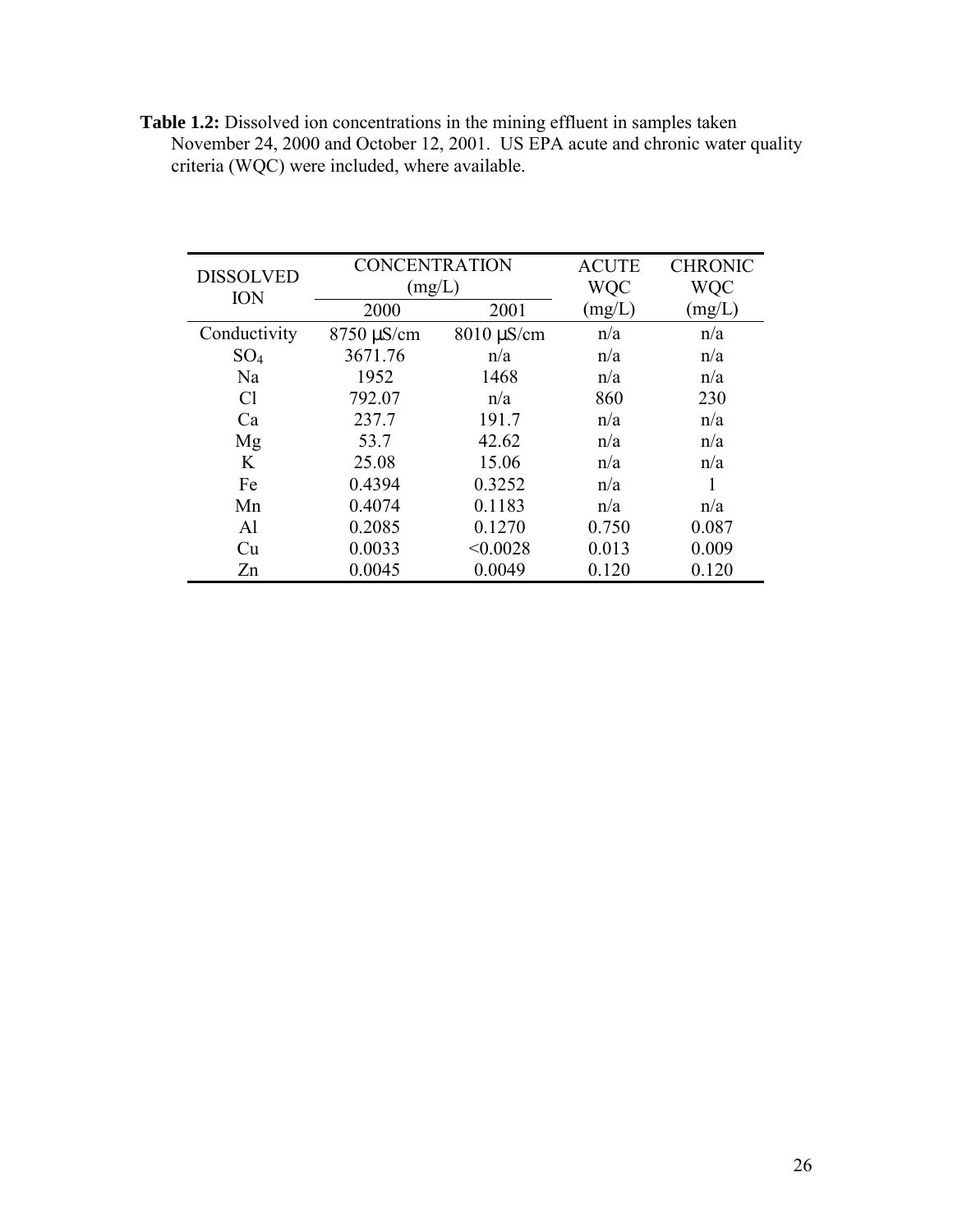**Table 1.2:** Dissolved ion concentrations in the mining effluent in samples taken November 24, 2000 and October 12, 2001. US EPA acute and chronic water quality criteria (WQC) were included, where available.

| DISSOLVED ION | CONCENTRATION (mg/L) | | ACUTE WQC (mg/L) | CHRONIC WQC (mg/L) |
|---|---|---|---|---|
| | 2000 | 2001 | | |
| Conductivity | 8750 μS/cm | 8010 μS/cm | n/a | n/a |
| $SO_4$ | 3671.76 | n/a | n/a | n/a |
| Na | 1952 | 1468 | n/a | n/a |
| Cl | 792.07 | n/a | 860 | 230 |
| Ca | 237.7 | 191.7 | n/a | n/a |
| Mg | 53.7 | 42.62 | n/a | n/a |
| K | 25.08 | 15.06 | n/a | n/a |
| Fe | 0.4394 | 0.3252 | n/a | 1 |
| Mn | 0.4074 | 0.1183 | n/a | n/a |
| Al | 0.2085 | 0.1270 | 0.750 | 0.087 |
| Cu | 0.0033 | <0.0028 | 0.013 | 0.009 |
| Zn | 0.0045 | 0.0049 | 0.120 | 0.120 |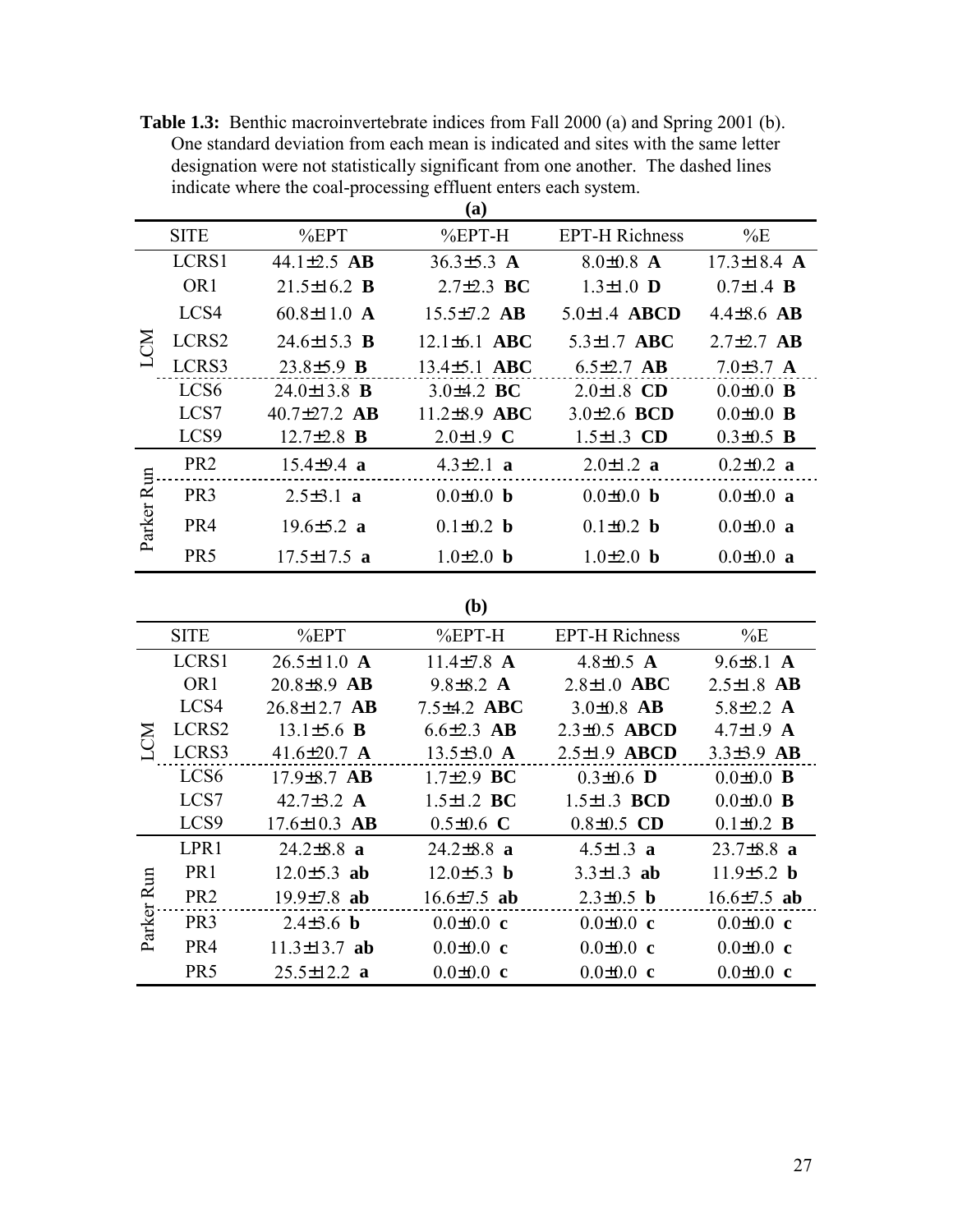**Table 1.3:** Benthic macroinvertebrate indices from Fall 2000 (a) and Spring 2001 (b). One standard deviation from each mean is indicated and sites with the same letter designation were not statistically significant from one another. The dashed lines indicate where the coal-processing effluent enters each system.

**(a)**

| | SITE | %EPT | %EPT-H | EPT-H Richness | %E |
|---|---|---|---|---|---|
| LCM | LCRS1 | 44.1±2.5 **AB** | 36.3±5.3 **A** | 8.0±0.8 **A** | 17.3±18.4 **A** |
| | OR1 | 21.5±16.2 **B** | 2.7±2.3 **BC** | 1.3±1.0 **D** | 0.7±1.4 **B** |
| | LCS4 | 60.8±11.0 **A** | 15.5±7.2 **AB** | 5.0±1.4 **ABCD** | 4.4±8.6 **AB** |
| | LCRS2 | 24.6±15.3 **B** | 12.1±6.1 **ABC** | 5.3±1.7 **ABC** | 2.7±2.7 **AB** |
| | LCRS3 | 23.8±5.9 **B** | 13.4±5.1 **ABC** | 6.5±2.7 **AB** | 7.0±3.7 **A** |
| | LCS6 | 24.0±13.8 **B** | 3.0±4.2 **BC** | 2.0±1.8 **CD** | 0.0±0.0 **B** |
| | LCS7 | 40.7±27.2 **AB** | 11.2±8.9 **ABC** | 3.0±2.6 **BCD** | 0.0±0.0 **B** |
| | LCS9 | 12.7±2.8 **B** | 2.0±1.9 **C** | 1.5±1.3 **CD** | 0.3±0.5 **B** |
| Parker Run | PR2 | 15.4±9.4 **a** | 4.3±2.1 **a** | 2.0±1.2 **a** | 0.2±0.2 **a** |
| | PR3 | 2.5±3.1 **a** | 0.0±0.0 **b** | 0.0±0.0 **b** | 0.0±0.0 **a** |
| | PR4 | 19.6±5.2 **a** | 0.1±0.2 **b** | 0.1±0.2 **b** | 0.0±0.0 **a** |
| | PR5 | 17.5±17.5 **a** | 1.0±2.0 **b** | 1.0±2.0 **b** | 0.0±0.0 **a** |

**(b)**

| | SITE | %EPT | %EPT-H | EPT-H Richness | %E |
|---|---|---|---|---|---|
| LCM | LCRS1 | 26.5±11.0 **A** | 11.4±7.8 **A** | 4.8±0.5 **A** | 9.6±8.1 **A** |
| | OR1 | 20.8±8.9 **AB** | 9.8±8.2 **A** | 2.8±1.0 **ABC** | 2.5±1.8 **AB** |
| | LCS4 | 26.8±12.7 **AB** | 7.5±4.2 **ABC** | 3.0±0.8 **AB** | 5.8±2.2 **A** |
| | LCRS2 | 13.1±5.6 **B** | 6.6±2.3 **AB** | 2.3±0.5 **ABCD** | 4.7±1.9 **A** |
| | LCRS3 | 41.6±20.7 **A** | 13.5±3.0 **A** | 2.5±1.9 **ABCD** | 3.3±3.9 **AB** |
| | LCS6 | 17.9±8.7 **AB** | 1.7±2.9 **BC** | 0.3±0.6 **D** | 0.0±0.0 **B** |
| | LCS7 | 42.7±3.2 **A** | 1.5±1.2 **BC** | 1.5±1.3 **BCD** | 0.0±0.0 **B** |
| | LCS9 | 17.6±10.3 **AB** | 0.5±0.6 **C** | 0.8±0.5 **CD** | 0.1±0.2 **B** |
| Parker Run | LPR1 | 24.2±8.8 **a** | 24.2±8.8 **a** | 4.5±1.3 **a** | 23.7±8.8 **a** |
| | PR1 | 12.0±5.3 **ab** | 12.0±5.3 **b** | 3.3±1.3 **ab** | 11.9±5.2 **b** |
| | PR2 | 19.9±7.8 **ab** | 16.6±7.5 **ab** | 2.3±0.5 **b** | 16.6±7.5 **ab** |
| | PR3 | 2.4±3.6 **b** | 0.0±0.0 **c** | 0.0±0.0 **c** | 0.0±0.0 **c** |
| | PR4 | 11.3±13.7 **ab** | 0.0±0.0 **c** | 0.0±0.0 **c** | 0.0±0.0 **c** |
| | PR5 | 25.5±12.2 **a** | 0.0±0.0 **c** | 0.0±0.0 **c** | 0.0±0.0 **c** |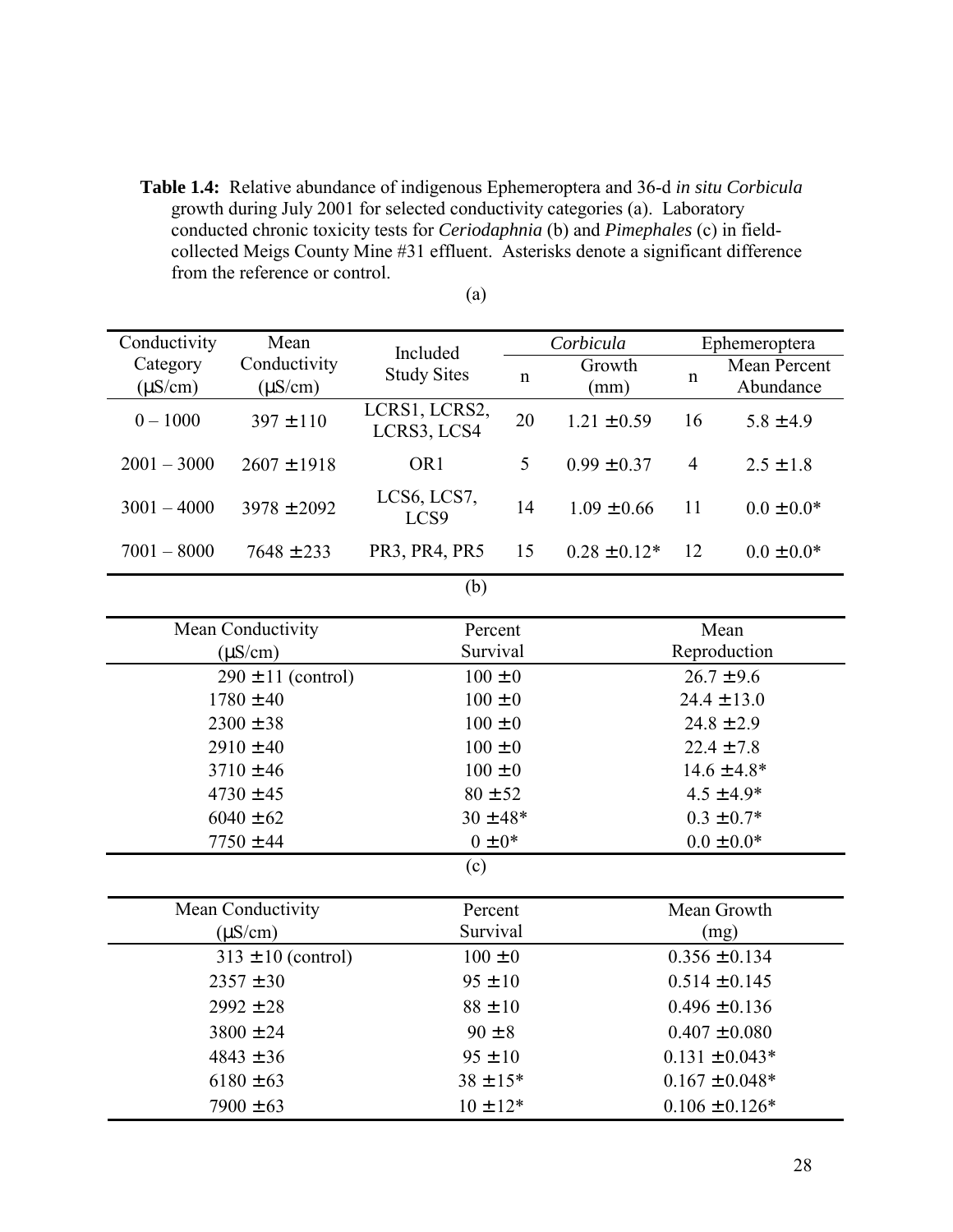**Table 1.4:** Relative abundance of indigenous Ephemeroptera and 36-d *in situ Corbicula* growth during July 2001 for selected conductivity categories (a). Laboratory conducted chronic toxicity tests for *Ceriodaphnia* (b) and *Pimephales* (c) in field-collected Meigs County Mine #31 effluent. Asterisks denote a significant difference from the reference or control.

(a)

| Conductivity Category (µS/cm) | Mean Conductivity (µS/cm) | Included Study Sites | *Corbicula* | | Ephemeroptera | |
|---|---|---|---|---|---|---|
| | | | n | Growth (mm) | n | Mean Percent Abundance |
| 0 – 1000 | 397 ± 110 | LCRS1, LCRS2, LCRS3, LCS4 | 20 | 1.21 ± 0.59 | 16 | 5.8 ± 4.9 |
| 2001 – 3000 | 2607 ± 1918 | OR1 | 5 | 0.99 ± 0.37 | 4 | 2.5 ± 1.8 |
| 3001 – 4000 | 3978 ± 2092 | LCS6, LCS7, LCS9 | 14 | 1.09 ± 0.66 | 11 | 0.0 ± 0.0* |
| 7001 – 8000 | 7648 ± 233 | PR3, PR4, PR5 | 15 | 0.28 ± 0.12* | 12 | 0.0 ± 0.0* |

(b)

| Mean Conductivity (µS/cm) | Percent Survival | Mean Reproduction |
|---|---|---|
| 290 ± 11 (control) | 100 ± 0 | 26.7 ± 9.6 |
| 1780 ± 40 | 100 ± 0 | 24.4 ± 13.0 |
| 2300 ± 38 | 100 ± 0 | 24.8 ± 2.9 |
| 2910 ± 40 | 100 ± 0 | 22.4 ± 7.8 |
| 3710 ± 46 | 100 ± 0 | 14.6 ± 4.8* |
| 4730 ± 45 | 80 ± 52 | 4.5 ± 4.9* |
| 6040 ± 62 | 30 ± 48* | 0.3 ± 0.7* |
| 7750 ± 44 | 0 ± 0* | 0.0 ± 0.0* |

(c)

| Mean Conductivity (µS/cm) | Percent Survival | Mean Growth (mg) |
|---|---|---|
| 313 ± 10 (control) | 100 ± 0 | 0.356 ± 0.134 |
| 2357 ± 30 | 95 ± 10 | 0.514 ± 0.145 |
| 2992 ± 28 | 88 ± 10 | 0.496 ± 0.136 |
| 3800 ± 24 | 90 ± 8 | 0.407 ± 0.080 |
| 4843 ± 36 | 95 ± 10 | 0.131 ± 0.043* |
| 6180 ± 63 | 38 ± 15* | 0.167 ± 0.048* |
| 7900 ± 63 | 10 ± 12* | 0.106 ± 0.126* |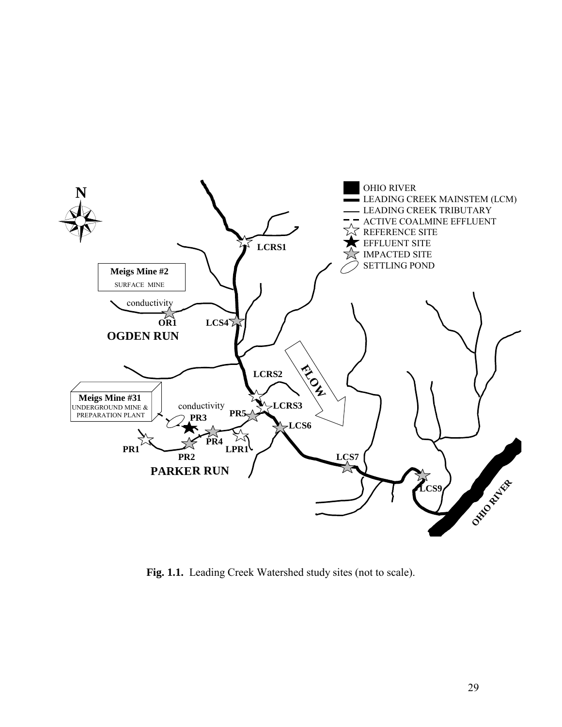**Fig. 1.1.** Leading Creek Watershed study sites (not to scale).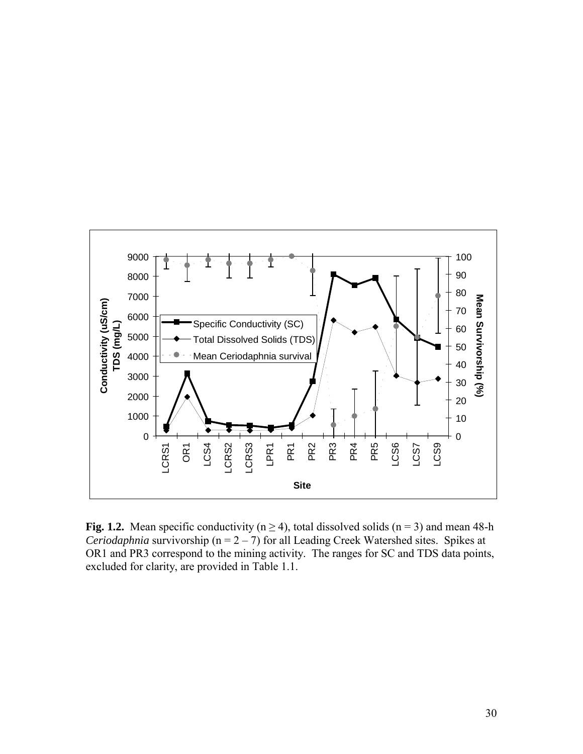**Fig. 1.2.** Mean specific conductivity ($n \geq 4$), total dissolved solids ($n = 3$) and mean 48-h *Ceriodaphnia* survivorship ($n = 2 – 7$) for all Leading Creek Watershed sites. Spikes at OR1 and PR3 correspond to the mining activity. The ranges for SC and TDS data points, excluded for clarity, are provided in Table 1.1.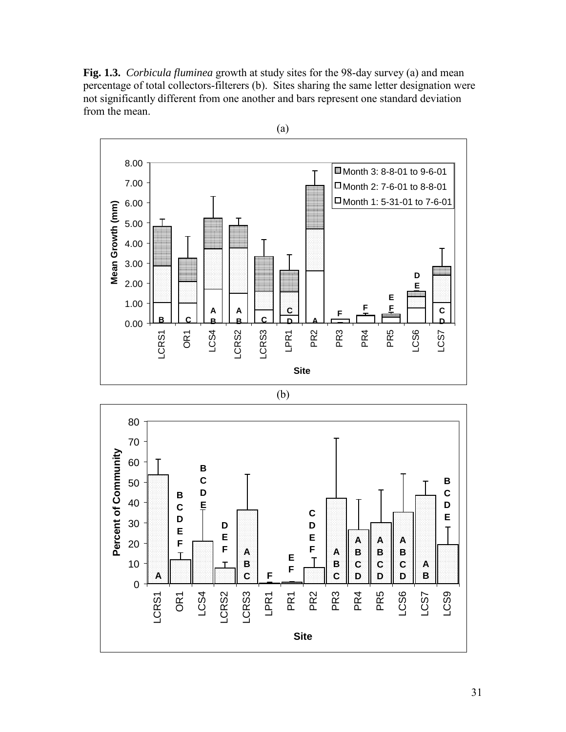**Fig. 1.3.** *Corbicula fluminea* growth at study sites for the 98-day survey (a) and mean percentage of total collectors-filterers (b). Sites sharing the same letter designation were not significantly different from one another and bars represent one standard deviation from the mean.

(a)

(b)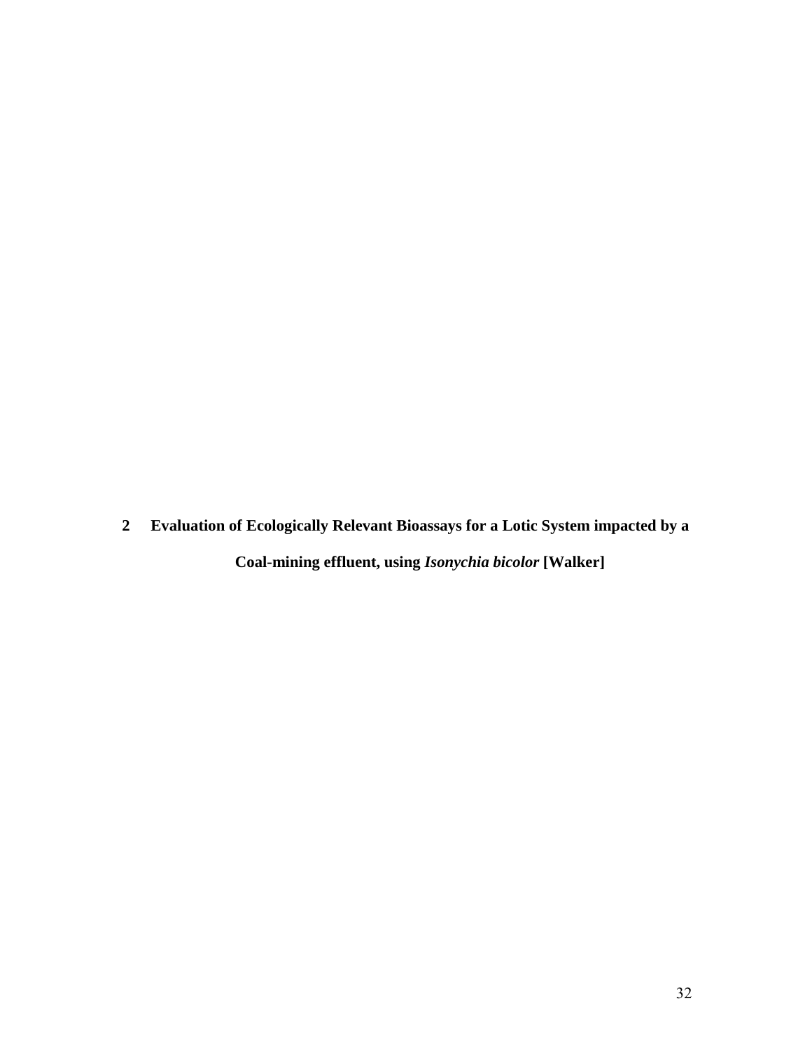# 2 Evaluation of Ecologically Relevant Bioassays for a Lotic System impacted by a Coal-mining effluent, using *Isonychia bicolor* [Walker]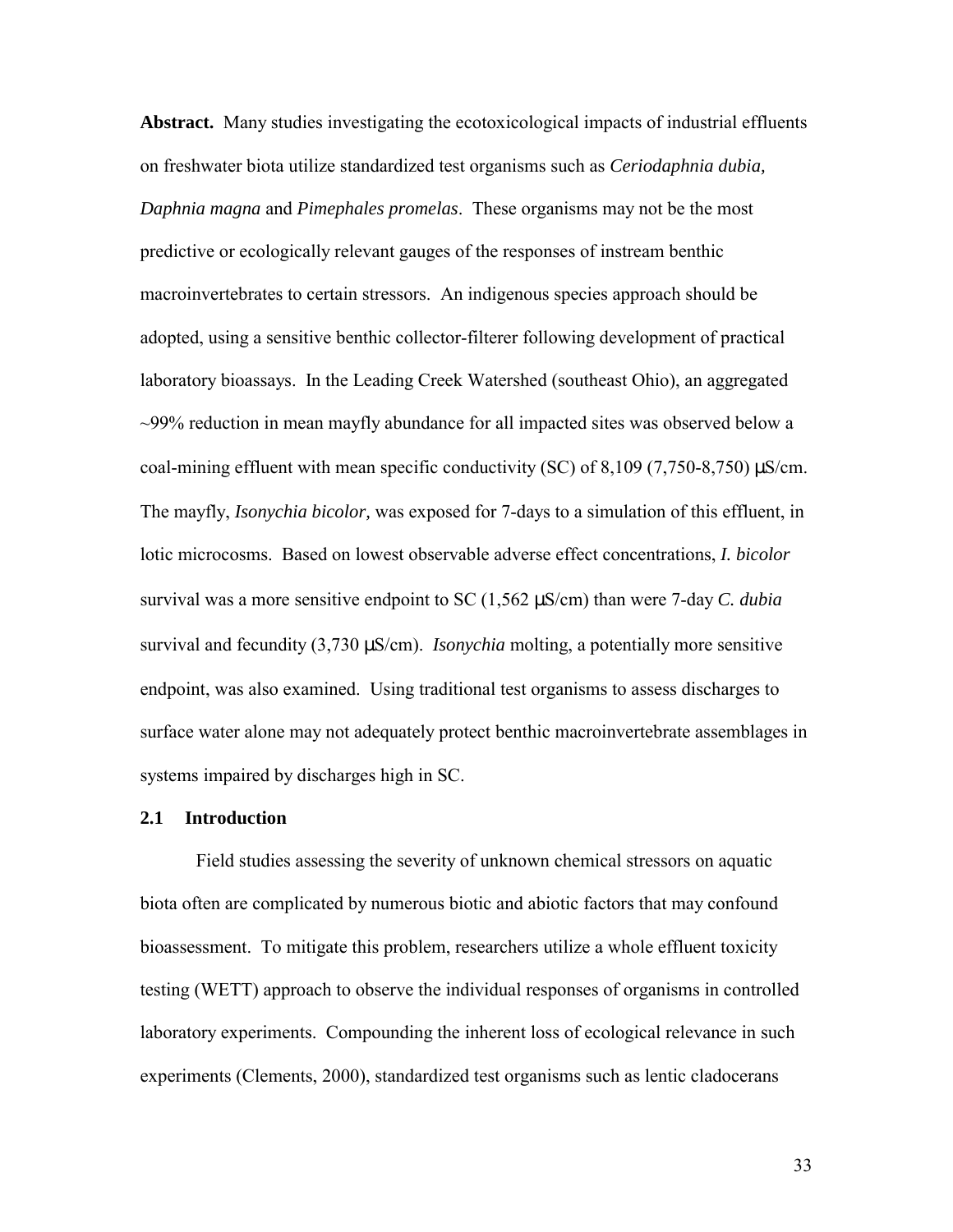**Abstract.** Many studies investigating the ecotoxicological impacts of industrial effluents on freshwater biota utilize standardized test organisms such as *Ceriodaphnia dubia, Daphnia magna* and *Pimephales promelas*. These organisms may not be the most predictive or ecologically relevant gauges of the responses of instream benthic macroinvertebrates to certain stressors. An indigenous species approach should be adopted, using a sensitive benthic collector-filterer following development of practical laboratory bioassays. In the Leading Creek Watershed (southeast Ohio), an aggregated ~99% reduction in mean mayfly abundance for all impacted sites was observed below a coal-mining effluent with mean specific conductivity (SC) of 8,109 (7,750-8,750) μS/cm. The mayfly, *Isonychia bicolor,* was exposed for 7-days to a simulation of this effluent, in lotic microcosms. Based on lowest observable adverse effect concentrations, *I. bicolor* survival was a more sensitive endpoint to SC (1,562 μS/cm) than were 7-day *C. dubia* survival and fecundity (3,730 μS/cm). *Isonychia* molting, a potentially more sensitive endpoint, was also examined. Using traditional test organisms to assess discharges to surface water alone may not adequately protect benthic macroinvertebrate assemblages in systems impaired by discharges high in SC.

## 2.1 Introduction

Field studies assessing the severity of unknown chemical stressors on aquatic biota often are complicated by numerous biotic and abiotic factors that may confound bioassessment. To mitigate this problem, researchers utilize a whole effluent toxicity testing (WETT) approach to observe the individual responses of organisms in controlled laboratory experiments. Compounding the inherent loss of ecological relevance in such experiments (Clements, 2000), standardized test organisms such as lentic cladocerans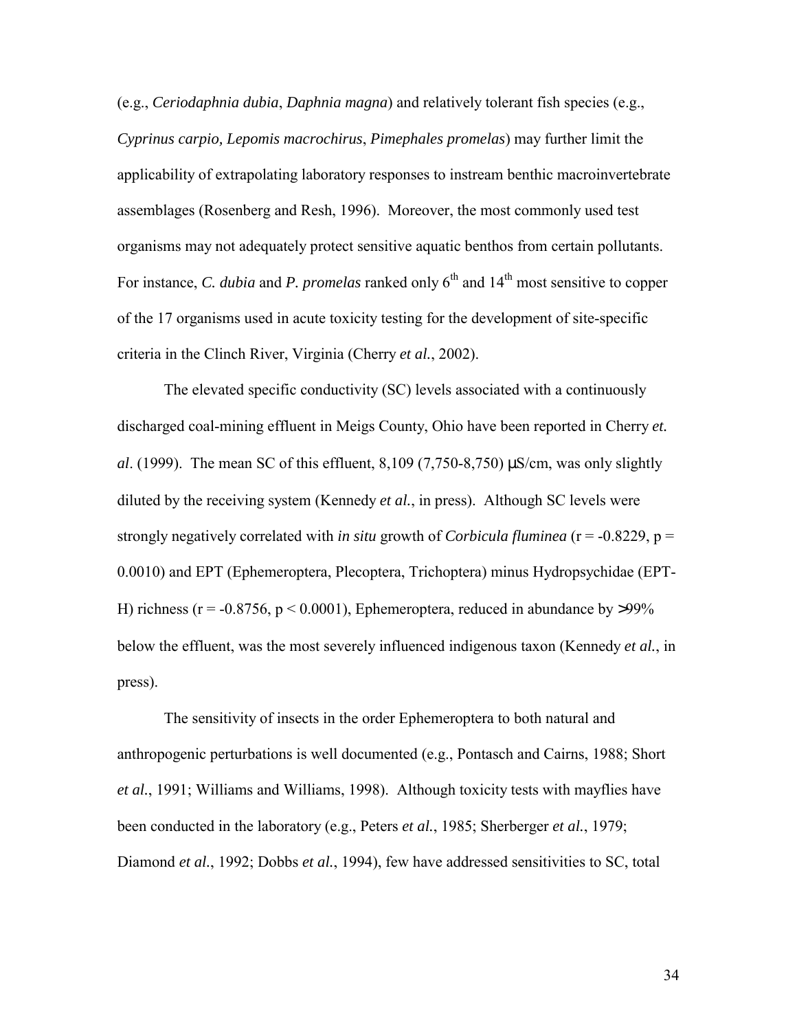(e.g., *Ceriodaphnia dubia*, *Daphnia magna*) and relatively tolerant fish species (e.g., *Cyprinus carpio, Lepomis macrochirus*, *Pimephales promelas*) may further limit the applicability of extrapolating laboratory responses to instream benthic macroinvertebrate assemblages (Rosenberg and Resh, 1996). Moreover, the most commonly used test organisms may not adequately protect sensitive aquatic benthos from certain pollutants. For instance, *C. dubia* and *P. promelas* ranked only $6^{th}$ and $14^{th}$ most sensitive to copper of the 17 organisms used in acute toxicity testing for the development of site-specific criteria in the Clinch River, Virginia (Cherry *et al.*, 2002).

The elevated specific conductivity (SC) levels associated with a continuously discharged coal-mining effluent in Meigs County, Ohio have been reported in Cherry *et. al*. (1999). The mean SC of this effluent, 8,109 (7,750-8,750) µS/cm, was only slightly diluted by the receiving system (Kennedy *et al.*, in press). Although SC levels were strongly negatively correlated with *in situ* growth of *Corbicula fluminea* ($r = -0.8229$, $p = 0.0010$) and EPT (Ephemeroptera, Plecoptera, Trichoptera) minus Hydropsychidae (EPT-H) richness ($r = -0.8756$, $p < 0.0001$), Ephemeroptera, reduced in abundance by >99% below the effluent, was the most severely influenced indigenous taxon (Kennedy *et al.*, in press).

The sensitivity of insects in the order Ephemeroptera to both natural and anthropogenic perturbations is well documented (e.g., Pontasch and Cairns, 1988; Short *et al.*, 1991; Williams and Williams, 1998). Although toxicity tests with mayflies have been conducted in the laboratory (e.g., Peters *et al.*, 1985; Sherberger *et al.*, 1979; Diamond *et al.*, 1992; Dobbs *et al.*, 1994), few have addressed sensitivities to SC, total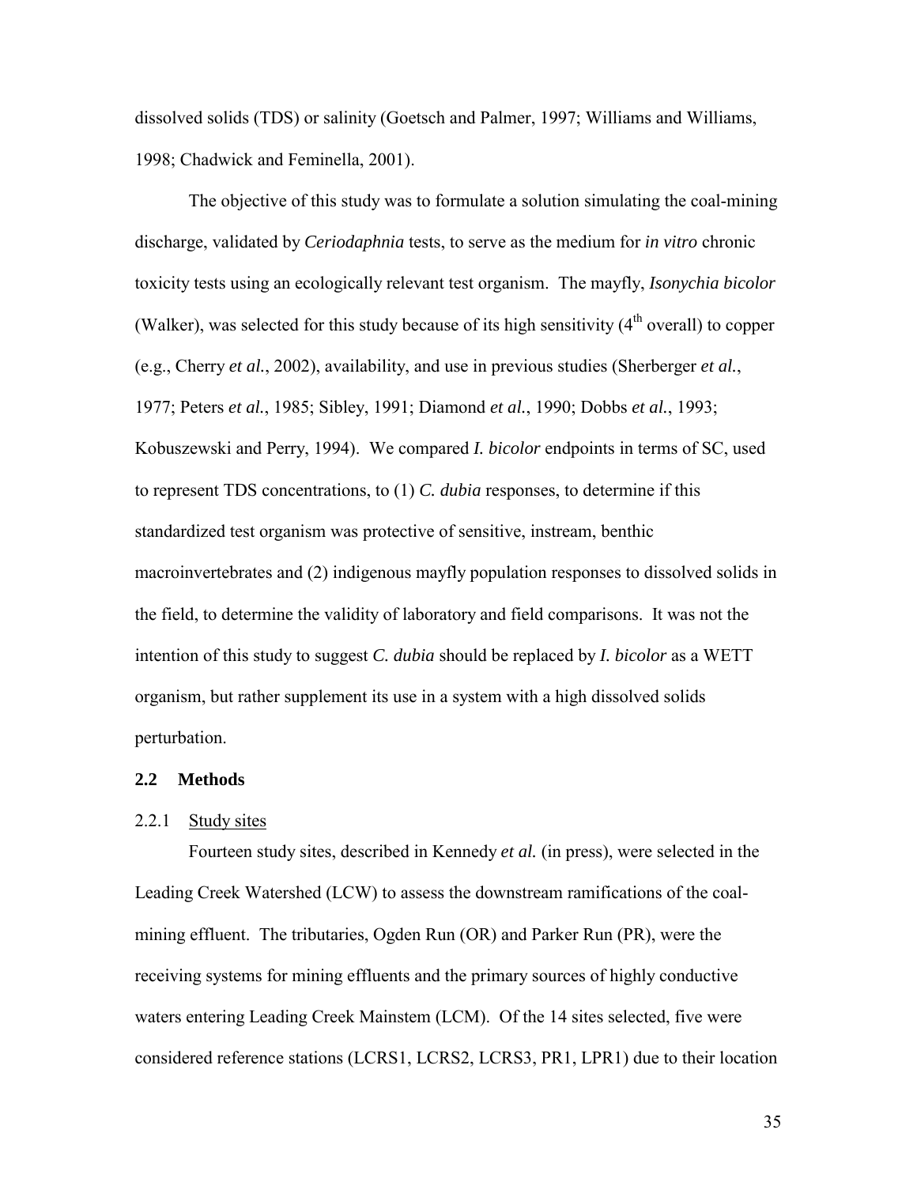dissolved solids (TDS) or salinity (Goetsch and Palmer, 1997; Williams and Williams, 1998; Chadwick and Feminella, 2001).

The objective of this study was to formulate a solution simulating the coal-mining discharge, validated by *Ceriodaphnia* tests, to serve as the medium for *in vitro* chronic toxicity tests using an ecologically relevant test organism. The mayfly, *Isonychia bicolor* (Walker), was selected for this study because of its high sensitivity ($4^{th}$ overall) to copper (e.g., Cherry *et al.*, 2002), availability, and use in previous studies (Sherberger *et al.*, 1977; Peters *et al.*, 1985; Sibley, 1991; Diamond *et al.*, 1990; Dobbs *et al.*, 1993; Kobuszewski and Perry, 1994). We compared *I. bicolor* endpoints in terms of SC, used to represent TDS concentrations, to (1) *C. dubia* responses, to determine if this standardized test organism was protective of sensitive, instream, benthic macroinvertebrates and (2) indigenous mayfly population responses to dissolved solids in the field, to determine the validity of laboratory and field comparisons. It was not the intention of this study to suggest *C. dubia* should be replaced by *I. bicolor* as a WETT organism, but rather supplement its use in a system with a high dissolved solids perturbation.

## 2.2 Methods

### 2.2.1 Study sites

Fourteen study sites, described in Kennedy *et al.* (in press), were selected in the Leading Creek Watershed (LCW) to assess the downstream ramifications of the coal-mining effluent. The tributaries, Ogden Run (OR) and Parker Run (PR), were the receiving systems for mining effluents and the primary sources of highly conductive waters entering Leading Creek Mainstem (LCM). Of the 14 sites selected, five were considered reference stations (LCRS1, LCRS2, LCRS3, PR1, LPR1) due to their location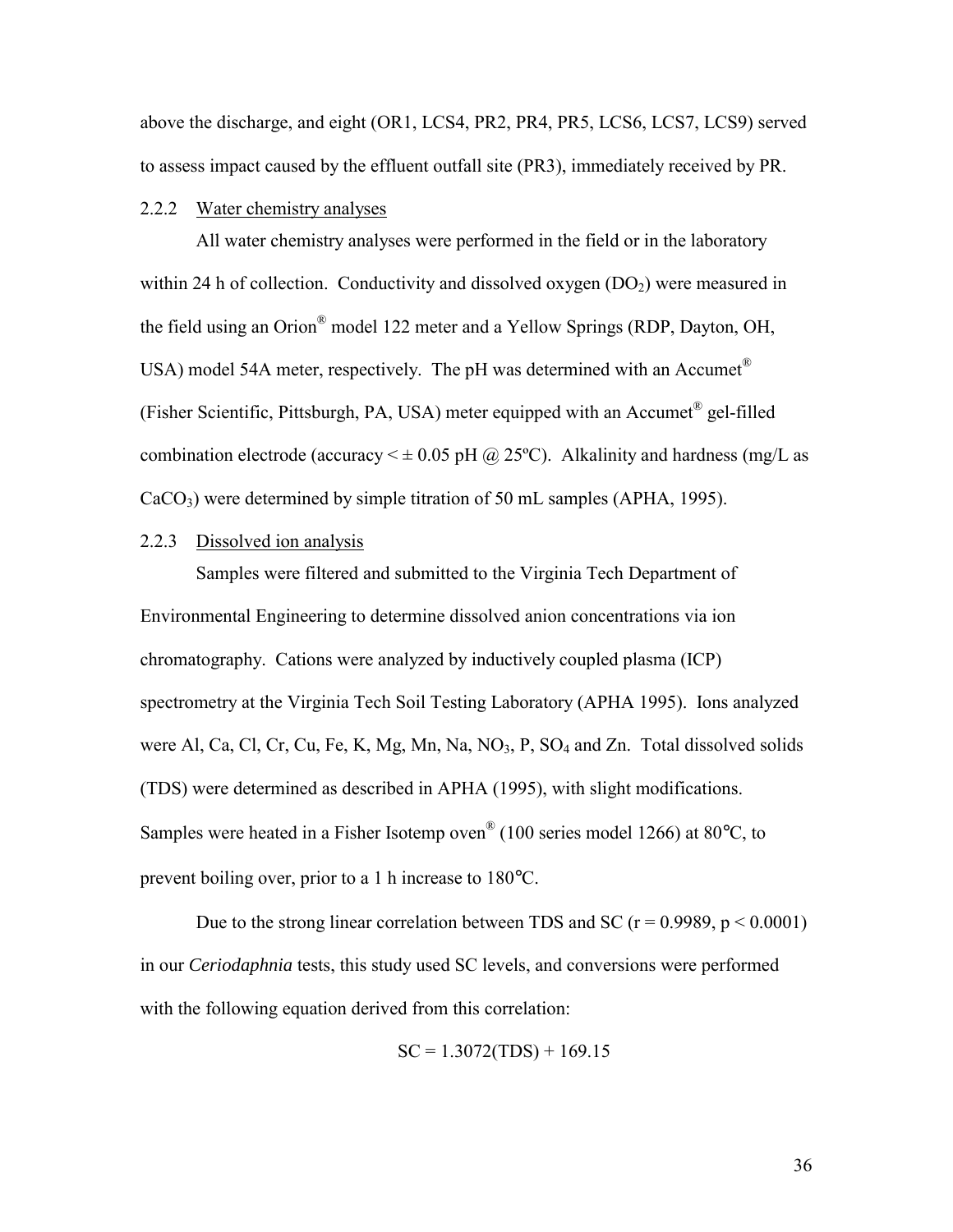above the discharge, and eight (OR1, LCS4, PR2, PR4, PR5, LCS6, LCS7, LCS9) served to assess impact caused by the effluent outfall site (PR3), immediately received by PR.

### 2.2.2 Water chemistry analyses

All water chemistry analyses were performed in the field or in the laboratory within 24 h of collection. Conductivity and dissolved oxygen ($DO_2$) were measured in the field using an Orion® model 122 meter and a Yellow Springs (RDP, Dayton, OH, USA) model 54A meter, respectively. The pH was determined with an Accumet® (Fisher Scientific, Pittsburgh, PA, USA) meter equipped with an Accumet® gel-filled combination electrode (accuracy < ± 0.05 pH @ 25ºC). Alkalinity and hardness (mg/L as $CaCO_3$) were determined by simple titration of 50 mL samples (APHA, 1995).

### 2.2.3 Dissolved ion analysis

Samples were filtered and submitted to the Virginia Tech Department of Environmental Engineering to determine dissolved anion concentrations via ion chromatography. Cations were analyzed by inductively coupled plasma (ICP) spectrometry at the Virginia Tech Soil Testing Laboratory (APHA 1995). Ions analyzed were Al, Ca, Cl, Cr, Cu, Fe, K, Mg, Mn, Na, $NO_3$, P, $SO_4$ and Zn. Total dissolved solids (TDS) were determined as described in APHA (1995), with slight modifications. Samples were heated in a Fisher Isotemp oven® (100 series model 1266) at 80°C, to prevent boiling over, prior to a 1 h increase to 180°C.

Due to the strong linear correlation between TDS and SC ($r = 0.9989$, $p < 0.0001$) in our *Ceriodaphnia* tests, this study used SC levels, and conversions were performed with the following equation derived from this correlation:

$$SC = 1.3072(TDS) + 169.15$$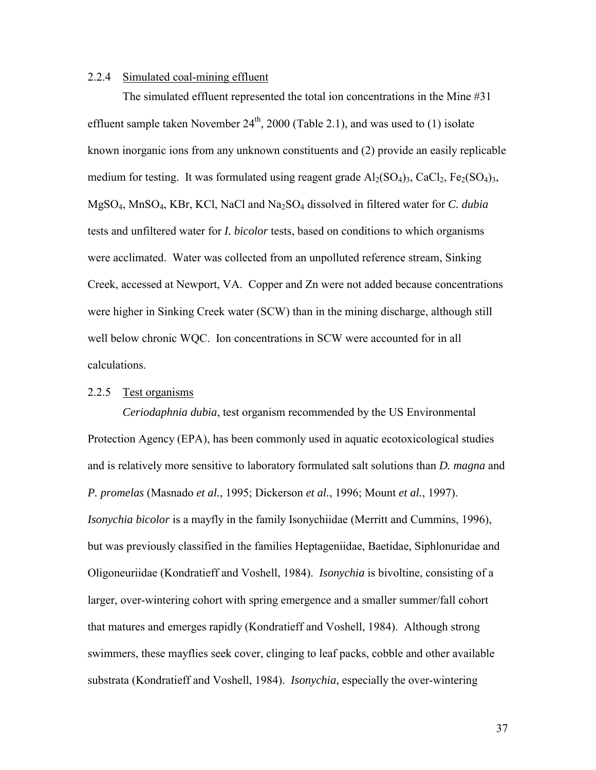### 2.2.4 Simulated coal-mining effluent

The simulated effluent represented the total ion concentrations in the Mine #31 effluent sample taken November 24th, 2000 (Table 2.1), and was used to (1) isolate known inorganic ions from any unknown constituents and (2) provide an easily replicable medium for testing. It was formulated using reagent grade $Al_2(SO_4)_3$, $CaCl_2$, $Fe_2(SO_4)_3$, $MgSO_4$, $MnSO_4$, KBr, KCl, NaCl and $Na_2SO_4$ dissolved in filtered water for *C. dubia* tests and unfiltered water for *I. bicolor* tests, based on conditions to which organisms were acclimated. Water was collected from an unpolluted reference stream, Sinking Creek, accessed at Newport, VA. Copper and Zn were not added because concentrations were higher in Sinking Creek water (SCW) than in the mining discharge, although still well below chronic WQC. Ion concentrations in SCW were accounted for in all calculations.

### 2.2.5 Test organisms

*Ceriodaphnia dubia*, test organism recommended by the US Environmental Protection Agency (EPA), has been commonly used in aquatic ecotoxicological studies and is relatively more sensitive to laboratory formulated salt solutions than *D. magna* and *P. promelas* (Masnado *et al.*, 1995; Dickerson *et al.*, 1996; Mount *et al.*, 1997). *Isonychia bicolor* is a mayfly in the family Isonychiidae (Merritt and Cummins, 1996), but was previously classified in the families Heptageniidae, Baetidae, Siphlonuridae and Oligoneuriidae (Kondratieff and Voshell, 1984). *Isonychia* is bivoltine, consisting of a larger, over-wintering cohort with spring emergence and a smaller summer/fall cohort that matures and emerges rapidly (Kondratieff and Voshell, 1984). Although strong swimmers, these mayflies seek cover, clinging to leaf packs, cobble and other available substrata (Kondratieff and Voshell, 1984). *Isonychia*, especially the over-wintering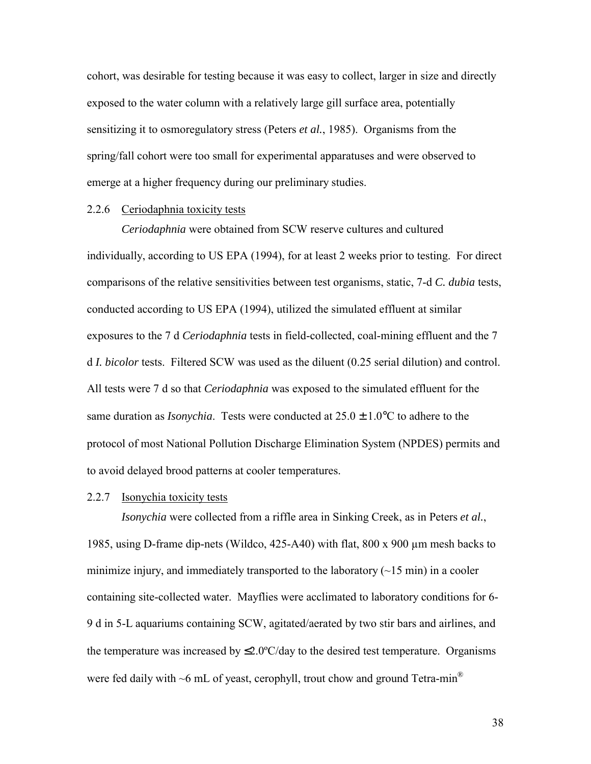cohort, was desirable for testing because it was easy to collect, larger in size and directly exposed to the water column with a relatively large gill surface area, potentially sensitizing it to osmoregulatory stress (Peters *et al.*, 1985). Organisms from the spring/fall cohort were too small for experimental apparatuses and were observed to emerge at a higher frequency during our preliminary studies.

### 2.2.6 Ceriodaphnia toxicity tests

*Ceriodaphnia* were obtained from SCW reserve cultures and cultured individually, according to US EPA (1994), for at least 2 weeks prior to testing. For direct comparisons of the relative sensitivities between test organisms, static, 7-d *C. dubia* tests, conducted according to US EPA (1994), utilized the simulated effluent at similar exposures to the 7 d *Ceriodaphnia* tests in field-collected, coal-mining effluent and the 7 d *I. bicolor* tests. Filtered SCW was used as the diluent (0.25 serial dilution) and control. All tests were 7 d so that *Ceriodaphnia* was exposed to the simulated effluent for the same duration as *Isonychia*. Tests were conducted at 25.0 ± 1.0°C to adhere to the protocol of most National Pollution Discharge Elimination System (NPDES) permits and to avoid delayed brood patterns at cooler temperatures.

### 2.2.7 Isonychia toxicity tests

*Isonychia* were collected from a riffle area in Sinking Creek, as in Peters *et al.*, 1985, using D-frame dip-nets (Wildco, 425-A40) with flat, 800 x 900 µm mesh backs to minimize injury, and immediately transported to the laboratory (~15 min) in a cooler containing site-collected water. Mayflies were acclimated to laboratory conditions for 6-9 d in 5-L aquariums containing SCW, agitated/aerated by two stir bars and airlines, and the temperature was increased by ≤2.0ºC/day to the desired test temperature. Organisms were fed daily with ~6 mL of yeast, cerophyll, trout chow and ground Tetra-min®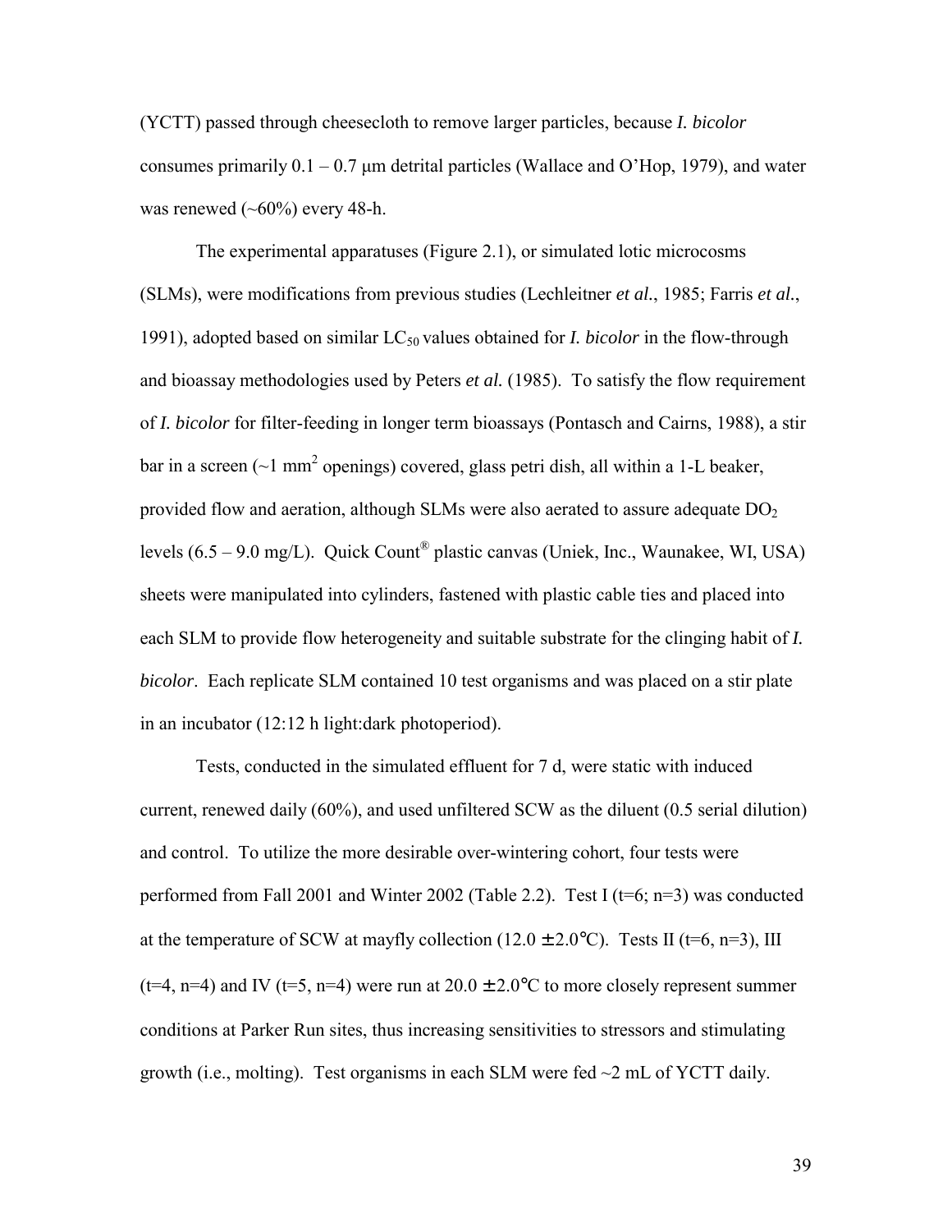(YCTT) passed through cheesecloth to remove larger particles, because *I. bicolor* consumes primarily 0.1 – 0.7 μm detrital particles (Wallace and O'Hop, 1979), and water was renewed (~60%) every 48-h.

The experimental apparatuses (Figure 2.1), or simulated lotic microcosms (SLMs), were modifications from previous studies (Lechleitner *et al.*, 1985; Farris *et al.*, 1991), adopted based on similar $LC_{50}$ values obtained for *I. bicolor* in the flow-through and bioassay methodologies used by Peters *et al.* (1985). To satisfy the flow requirement of *I. bicolor* for filter-feeding in longer term bioassays (Pontasch and Cairns, 1988), a stir bar in a screen (~1 $mm^2$ openings) covered, glass petri dish, all within a 1-L beaker, provided flow and aeration, although SLMs were also aerated to assure adequate $DO_2$ levels (6.5 – 9.0 mg/L). Quick Count® plastic canvas (Uniek, Inc., Waunakee, WI, USA) sheets were manipulated into cylinders, fastened with plastic cable ties and placed into each SLM to provide flow heterogeneity and suitable substrate for the clinging habit of *I. bicolor*. Each replicate SLM contained 10 test organisms and was placed on a stir plate in an incubator (12:12 h light:dark photoperiod).

Tests, conducted in the simulated effluent for 7 d, were static with induced current, renewed daily (60%), and used unfiltered SCW as the diluent (0.5 serial dilution) and control. To utilize the more desirable over-wintering cohort, four tests were performed from Fall 2001 and Winter 2002 (Table 2.2). Test I (t=6; n=3) was conducted at the temperature of SCW at mayfly collection (12.0 ± 2.0°C). Tests II (t=6, n=3), III (t=4, n=4) and IV (t=5, n=4) were run at 20.0 ± 2.0°C to more closely represent summer conditions at Parker Run sites, thus increasing sensitivities to stressors and stimulating growth (i.e., molting). Test organisms in each SLM were fed ~2 mL of YCTT daily.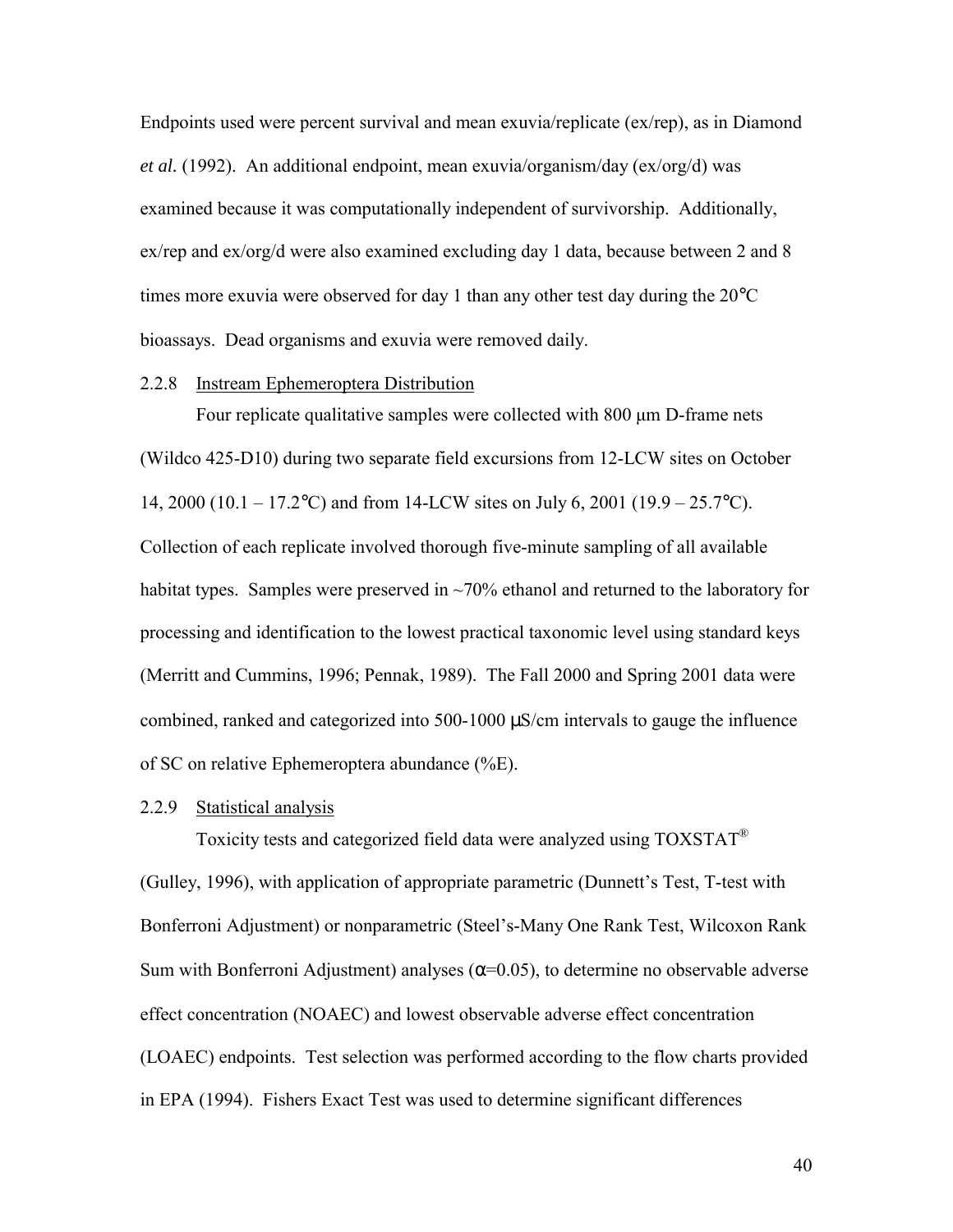Endpoints used were percent survival and mean exuvia/replicate (ex/rep), as in Diamond *et al.* (1992). An additional endpoint, mean exuvia/organism/day (ex/org/d) was examined because it was computationally independent of survivorship. Additionally, ex/rep and ex/org/d were also examined excluding day 1 data, because between 2 and 8 times more exuvia were observed for day 1 than any other test day during the 20°C bioassays. Dead organisms and exuvia were removed daily.

### 2.2.8 Instream Ephemeroptera Distribution

Four replicate qualitative samples were collected with 800 µm D-frame nets (Wildco 425-D10) during two separate field excursions from 12-LCW sites on October 14, 2000 (10.1 – 17.2°C) and from 14-LCW sites on July 6, 2001 (19.9 – 25.7°C). Collection of each replicate involved thorough five-minute sampling of all available habitat types. Samples were preserved in ~70% ethanol and returned to the laboratory for processing and identification to the lowest practical taxonomic level using standard keys (Merritt and Cummins, 1996; Pennak, 1989). The Fall 2000 and Spring 2001 data were combined, ranked and categorized into 500-1000 µS/cm intervals to gauge the influence of SC on relative Ephemeroptera abundance (%E).

### 2.2.9 Statistical analysis

Toxicity tests and categorized field data were analyzed using TOXSTAT® (Gulley, 1996), with application of appropriate parametric (Dunnett's Test, T-test with Bonferroni Adjustment) or nonparametric (Steel's-Many One Rank Test, Wilcoxon Rank Sum with Bonferroni Adjustment) analyses ($\alpha$=0.05), to determine no observable adverse effect concentration (NOAEC) and lowest observable adverse effect concentration (LOAEC) endpoints. Test selection was performed according to the flow charts provided in EPA (1994). Fishers Exact Test was used to determine significant differences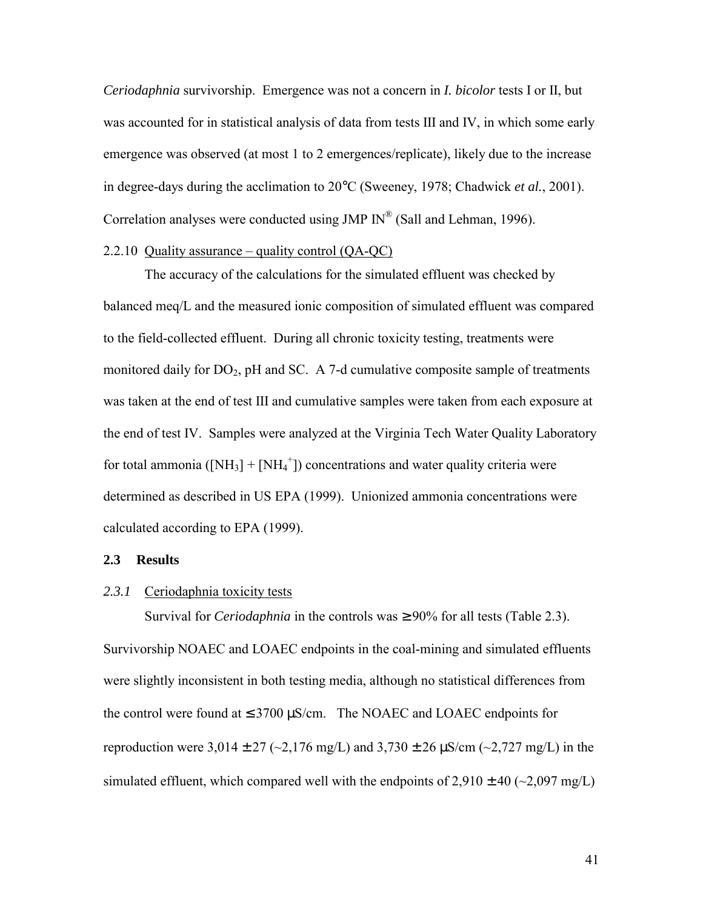*Ceriodaphnia* survivorship. Emergence was not a concern in *I. bicolor* tests I or II, but was accounted for in statistical analysis of data from tests III and IV, in which some early emergence was observed (at most 1 to 2 emergences/replicate), likely due to the increase in degree-days during the acclimation to 20°C (Sweeney, 1978; Chadwick *et al.*, 2001). Correlation analyses were conducted using JMP IN® (Sall and Lehman, 1996).

2.2.10 Quality assurance – quality control (QA-QC)

The accuracy of the calculations for the simulated effluent was checked by balanced meq/L and the measured ionic composition of simulated effluent was compared to the field-collected effluent. During all chronic toxicity testing, treatments were monitored daily for $DO_2$, pH and SC. A 7-d cumulative composite sample of treatments was taken at the end of test III and cumulative samples were taken from each exposure at the end of test IV. Samples were analyzed at the Virginia Tech Water Quality Laboratory for total ammonia ($[NH_3] + [NH_4^+]$) concentrations and water quality criteria were determined as described in US EPA (1999). Unionized ammonia concentrations were calculated according to EPA (1999).

## 2.3 Results

### *2.3.1* Ceriodaphnia toxicity tests

Survival for *Ceriodaphnia* in the controls was ≥ 90% for all tests (Table 2.3). Survivorship NOAEC and LOAEC endpoints in the coal-mining and simulated effluents were slightly inconsistent in both testing media, although no statistical differences from the control were found at ≤ 3700 µS/cm. The NOAEC and LOAEC endpoints for reproduction were 3,014 ± 27 (~2,176 mg/L) and 3,730 ± 26 µS/cm (~2,727 mg/L) in the simulated effluent, which compared well with the endpoints of 2,910 ± 40 (~2,097 mg/L)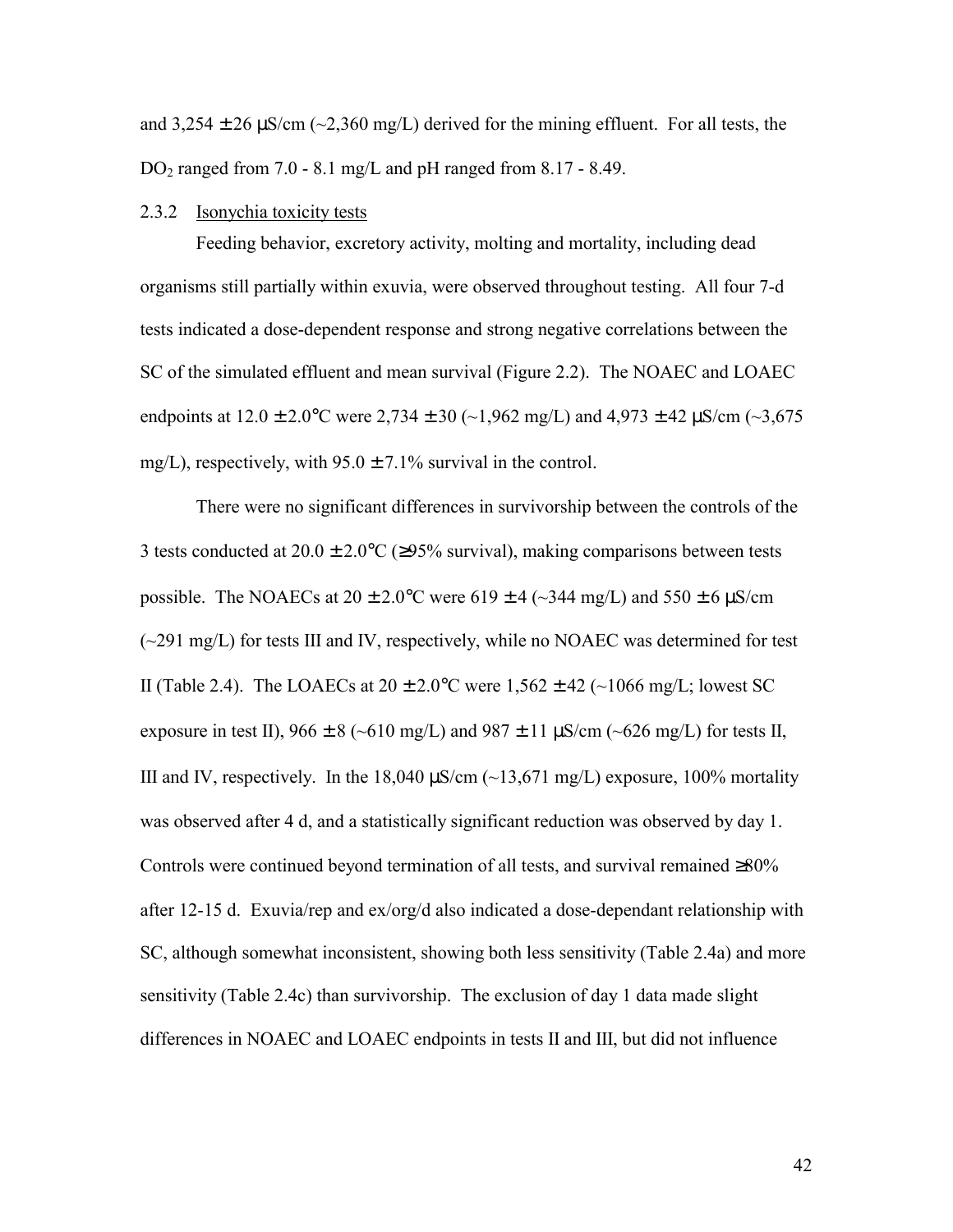and 3,254 ± 26 µS/cm (~2,360 mg/L) derived for the mining effluent. For all tests, the $DO_2$ ranged from 7.0 - 8.1 mg/L and pH ranged from 8.17 - 8.49.

### 2.3.2 Isonychia toxicity tests

Feeding behavior, excretory activity, molting and mortality, including dead organisms still partially within exuvia, were observed throughout testing. All four 7-d tests indicated a dose-dependent response and strong negative correlations between the SC of the simulated effluent and mean survival (Figure 2.2). The NOAEC and LOAEC endpoints at 12.0 ± 2.0°C were 2,734 ± 30 (~1,962 mg/L) and 4,973 ± 42 µS/cm (~3,675 mg/L), respectively, with 95.0 ± 7.1% survival in the control.

There were no significant differences in survivorship between the controls of the 3 tests conducted at 20.0 ± 2.0°C (≥95% survival), making comparisons between tests possible. The NOAECs at 20 ± 2.0°C were 619 ± 4 (~344 mg/L) and 550 ± 6 µS/cm (~291 mg/L) for tests III and IV, respectively, while no NOAEC was determined for test II (Table 2.4). The LOAECs at 20 ± 2.0°C were 1,562 ± 42 (~1066 mg/L; lowest SC exposure in test II), 966 ± 8 (~610 mg/L) and 987 ± 11 µS/cm (~626 mg/L) for tests II, III and IV, respectively. In the 18,040 µS/cm (~13,671 mg/L) exposure, 100% mortality was observed after 4 d, and a statistically significant reduction was observed by day 1. Controls were continued beyond termination of all tests, and survival remained ≥80% after 12-15 d. Exuvia/rep and ex/org/d also indicated a dose-dependant relationship with SC, although somewhat inconsistent, showing both less sensitivity (Table 2.4a) and more sensitivity (Table 2.4c) than survivorship. The exclusion of day 1 data made slight differences in NOAEC and LOAEC endpoints in tests II and III, but did not influence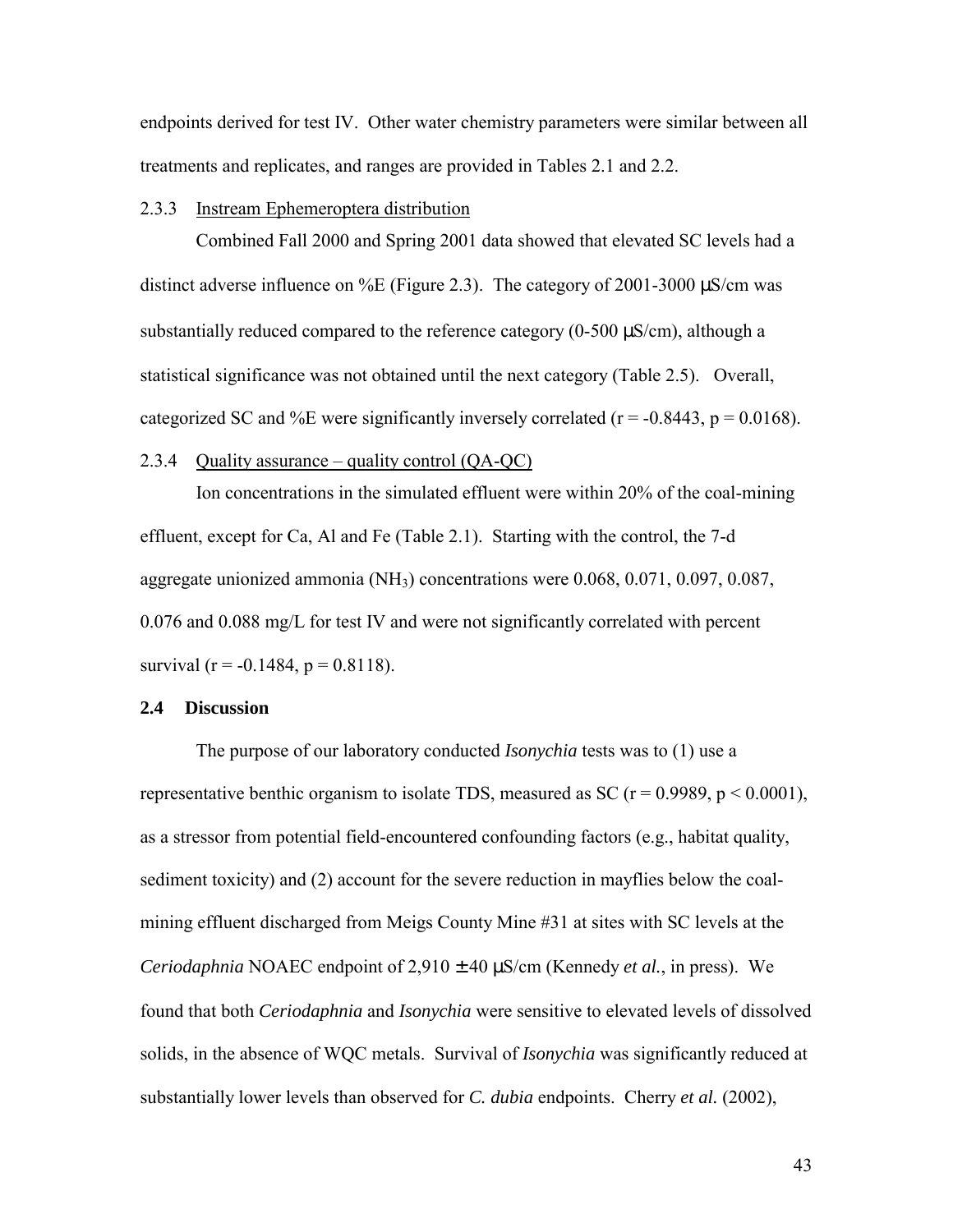endpoints derived for test IV. Other water chemistry parameters were similar between all treatments and replicates, and ranges are provided in Tables 2.1 and 2.2.

### 2.3.3 Instream Ephemeroptera distribution

Combined Fall 2000 and Spring 2001 data showed that elevated SC levels had a distinct adverse influence on %E (Figure 2.3). The category of 2001-3000 µS/cm was substantially reduced compared to the reference category (0-500 µS/cm), although a statistical significance was not obtained until the next category (Table 2.5). Overall, categorized SC and %E were significantly inversely correlated ($r = -0.8443$, $p = 0.0168$).

### 2.3.4 Quality assurance – quality control (QA-QC)

Ion concentrations in the simulated effluent were within 20% of the coal-mining effluent, except for Ca, Al and Fe (Table 2.1). Starting with the control, the 7-d aggregate unionized ammonia ($NH_3$) concentrations were 0.068, 0.071, 0.097, 0.087, 0.076 and 0.088 mg/L for test IV and were not significantly correlated with percent survival ($r = -0.1484$, $p = 0.8118$).

## 2.4 Discussion

The purpose of our laboratory conducted *Isonychia* tests was to (1) use a representative benthic organism to isolate TDS, measured as SC ($r = 0.9989$, $p < 0.0001$), as a stressor from potential field-encountered confounding factors (e.g., habitat quality, sediment toxicity) and (2) account for the severe reduction in mayflies below the coal-mining effluent discharged from Meigs County Mine #31 at sites with SC levels at the *Ceriodaphnia* NOAEC endpoint of 2,910 ± 40 µS/cm (Kennedy *et al.*, in press). We found that both *Ceriodaphnia* and *Isonychia* were sensitive to elevated levels of dissolved solids, in the absence of WQC metals. Survival of *Isonychia* was significantly reduced at substantially lower levels than observed for *C. dubia* endpoints. Cherry *et al.* (2002),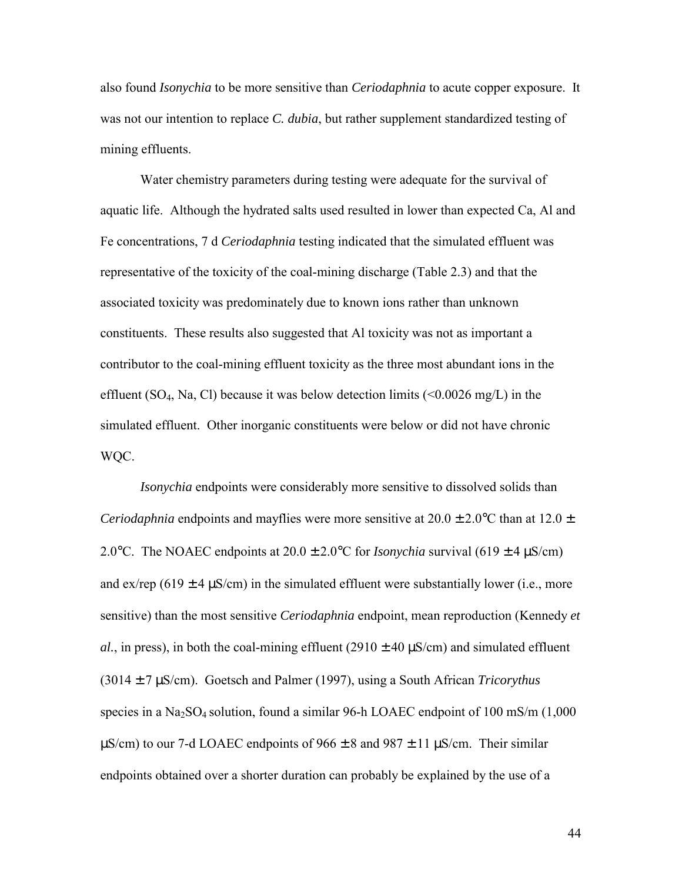also found *Isonychia* to be more sensitive than *Ceriodaphnia* to acute copper exposure. It was not our intention to replace *C. dubia*, but rather supplement standardized testing of mining effluents.

Water chemistry parameters during testing were adequate for the survival of aquatic life. Although the hydrated salts used resulted in lower than expected Ca, Al and Fe concentrations, 7 d *Ceriodaphnia* testing indicated that the simulated effluent was representative of the toxicity of the coal-mining discharge (Table 2.3) and that the associated toxicity was predominately due to known ions rather than unknown constituents. These results also suggested that Al toxicity was not as important a contributor to the coal-mining effluent toxicity as the three most abundant ions in the effluent ($SO_4$, Na, Cl) because it was below detection limits (<0.0026 mg/L) in the simulated effluent. Other inorganic constituents were below or did not have chronic WQC.

*Isonychia* endpoints were considerably more sensitive to dissolved solids than *Ceriodaphnia* endpoints and mayflies were more sensitive at 20.0 ± 2.0°C than at 12.0 ± 2.0°C. The NOAEC endpoints at 20.0 ± 2.0°C for *Isonychia* survival (619 ± 4 μS/cm) and ex/rep (619 ± 4 μS/cm) in the simulated effluent were substantially lower (i.e., more sensitive) than the most sensitive *Ceriodaphnia* endpoint, mean reproduction (Kennedy *et al.*, in press), in both the coal-mining effluent (2910 ± 40 μS/cm) and simulated effluent (3014 ± 7 μS/cm). Goetsch and Palmer (1997), using a South African *Tricorythus* species in a $Na_2SO_4$ solution, found a similar 96-h LOAEC endpoint of 100 mS/m (1,000 μS/cm) to our 7-d LOAEC endpoints of 966 ± 8 and 987 ± 11 μS/cm. Their similar endpoints obtained over a shorter duration can probably be explained by the use of a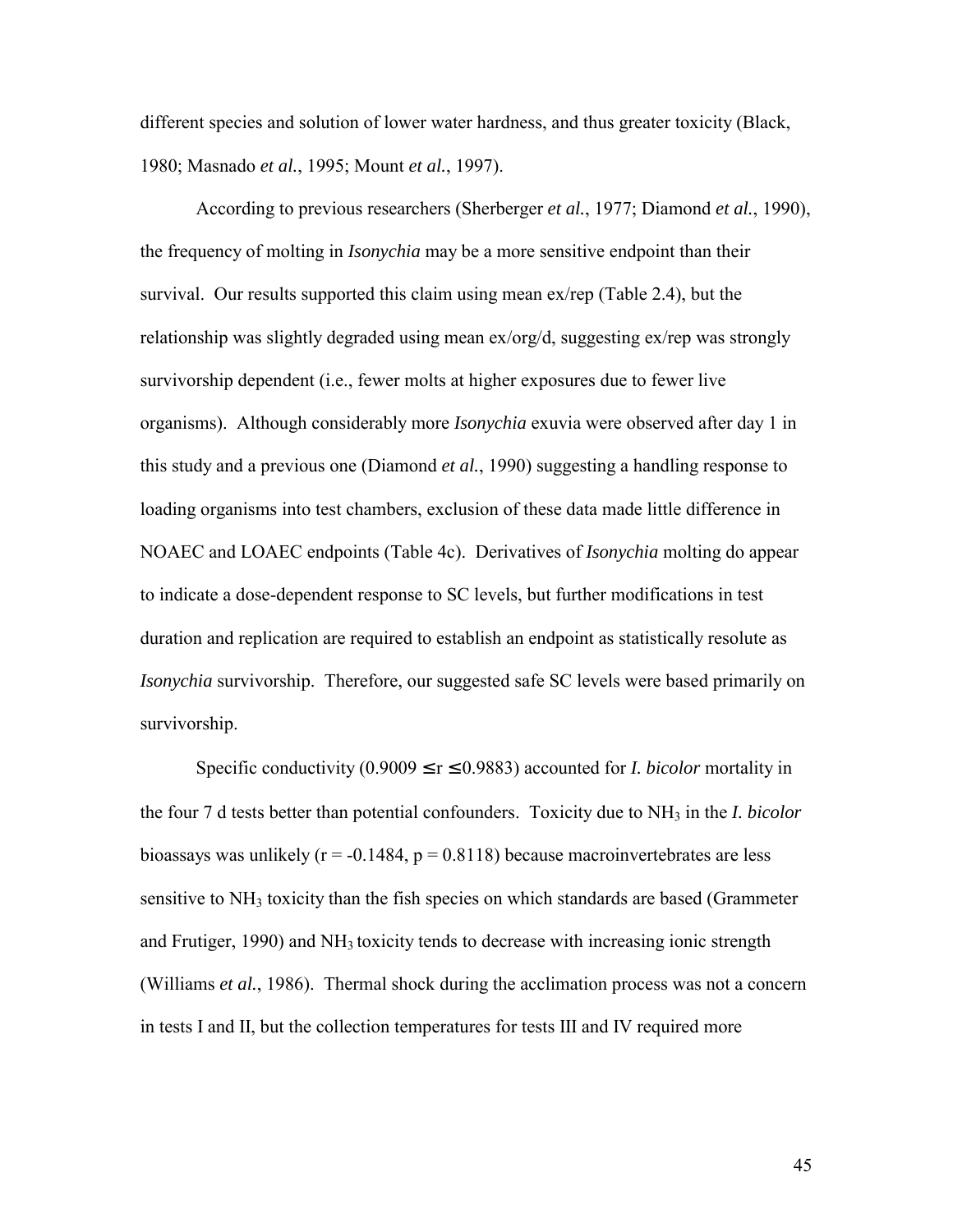different species and solution of lower water hardness, and thus greater toxicity (Black, 1980; Masnado *et al.*, 1995; Mount *et al.*, 1997).

According to previous researchers (Sherberger *et al.*, 1977; Diamond *et al.*, 1990), the frequency of molting in *Isonychia* may be a more sensitive endpoint than their survival. Our results supported this claim using mean ex/rep (Table 2.4), but the relationship was slightly degraded using mean ex/org/d, suggesting ex/rep was strongly survivorship dependent (i.e., fewer molts at higher exposures due to fewer live organisms). Although considerably more *Isonychia* exuvia were observed after day 1 in this study and a previous one (Diamond *et al.*, 1990) suggesting a handling response to loading organisms into test chambers, exclusion of these data made little difference in NOAEC and LOAEC endpoints (Table 4c). Derivatives of *Isonychia* molting do appear to indicate a dose-dependent response to SC levels, but further modifications in test duration and replication are required to establish an endpoint as statistically resolute as *Isonychia* survivorship. Therefore, our suggested safe SC levels were based primarily on survivorship.

Specific conductivity ($0.9009 \leq r \leq 0.9883$) accounted for *I. bicolor* mortality in the four 7 d tests better than potential confounders. Toxicity due to $NH_3$ in the *I. bicolor* bioassays was unlikely ($r = -0.1484$, $p = 0.8118$) because macroinvertebrates are less sensitive to $NH_3$ toxicity than the fish species on which standards are based (Grammeter and Frutiger, 1990) and $NH_3$ toxicity tends to decrease with increasing ionic strength (Williams *et al.*, 1986). Thermal shock during the acclimation process was not a concern in tests I and II, but the collection temperatures for tests III and IV required more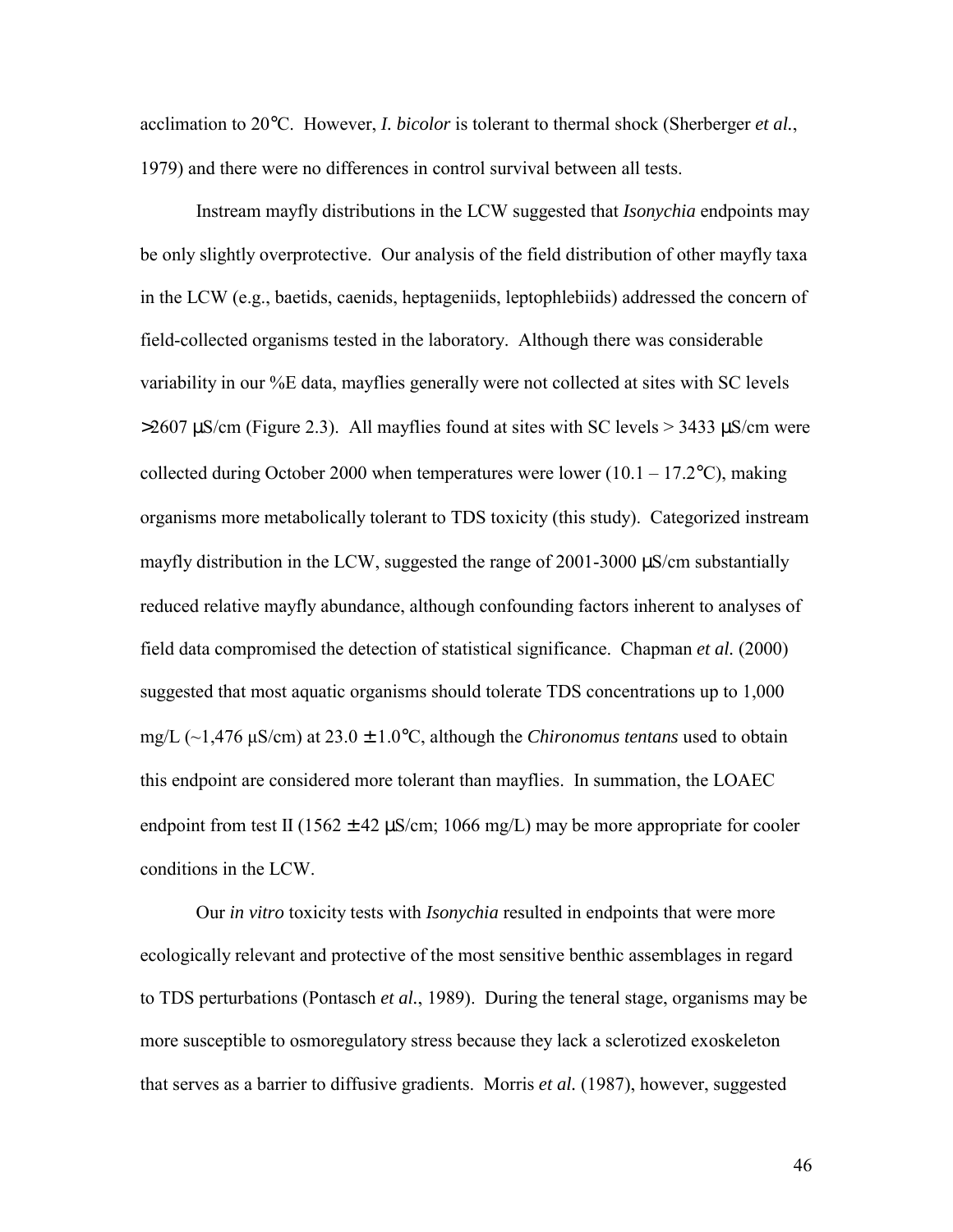acclimation to 20°C. However, *I. bicolor* is tolerant to thermal shock (Sherberger *et al.*, 1979) and there were no differences in control survival between all tests.

Instream mayfly distributions in the LCW suggested that *Isonychia* endpoints may be only slightly overprotective. Our analysis of the field distribution of other mayfly taxa in the LCW (e.g., baetids, caenids, heptageniids, leptophlebiids) addressed the concern of field-collected organisms tested in the laboratory. Although there was considerable variability in our %E data, mayflies generally were not collected at sites with SC levels >2607 µS/cm (Figure 2.3). All mayflies found at sites with SC levels > 3433 µS/cm were collected during October 2000 when temperatures were lower (10.1 – 17.2°C), making organisms more metabolically tolerant to TDS toxicity (this study). Categorized instream mayfly distribution in the LCW, suggested the range of 2001-3000 µS/cm substantially reduced relative mayfly abundance, although confounding factors inherent to analyses of field data compromised the detection of statistical significance. Chapman *et al.* (2000) suggested that most aquatic organisms should tolerate TDS concentrations up to 1,000 mg/L (~1,476 µS/cm) at 23.0 ± 1.0°C, although the *Chironomus tentans* used to obtain this endpoint are considered more tolerant than mayflies. In summation, the LOAEC endpoint from test II (1562 ± 42 µS/cm; 1066 mg/L) may be more appropriate for cooler conditions in the LCW.

Our *in vitro* toxicity tests with *Isonychia* resulted in endpoints that were more ecologically relevant and protective of the most sensitive benthic assemblages in regard to TDS perturbations (Pontasch *et al.*, 1989). During the teneral stage, organisms may be more susceptible to osmoregulatory stress because they lack a sclerotized exoskeleton that serves as a barrier to diffusive gradients. Morris *et al.* (1987), however, suggested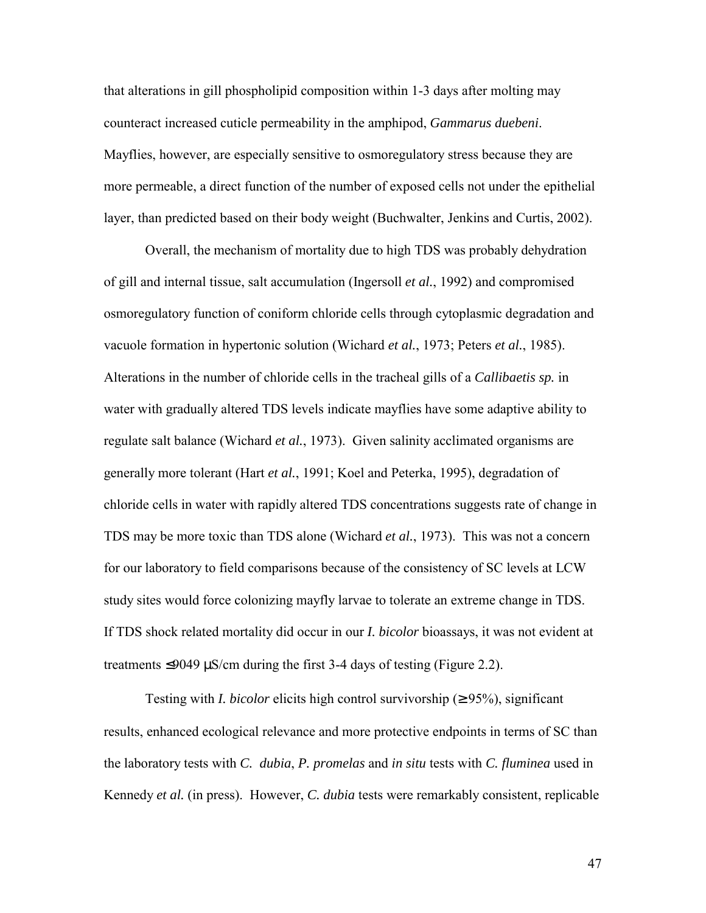that alterations in gill phospholipid composition within 1-3 days after molting may counteract increased cuticle permeability in the amphipod, *Gammarus duebeni*. Mayflies, however, are especially sensitive to osmoregulatory stress because they are more permeable, a direct function of the number of exposed cells not under the epithelial layer, than predicted based on their body weight (Buchwalter, Jenkins and Curtis, 2002).

Overall, the mechanism of mortality due to high TDS was probably dehydration of gill and internal tissue, salt accumulation (Ingersoll *et al.*, 1992) and compromised osmoregulatory function of coniform chloride cells through cytoplasmic degradation and vacuole formation in hypertonic solution (Wichard *et al.*, 1973; Peters *et al.*, 1985). Alterations in the number of chloride cells in the tracheal gills of a *Callibaetis sp.* in water with gradually altered TDS levels indicate mayflies have some adaptive ability to regulate salt balance (Wichard *et al.*, 1973). Given salinity acclimated organisms are generally more tolerant (Hart *et al.*, 1991; Koel and Peterka, 1995), degradation of chloride cells in water with rapidly altered TDS concentrations suggests rate of change in TDS may be more toxic than TDS alone (Wichard *et al.*, 1973). This was not a concern for our laboratory to field comparisons because of the consistency of SC levels at LCW study sites would force colonizing mayfly larvae to tolerate an extreme change in TDS. If TDS shock related mortality did occur in our *I. bicolor* bioassays, it was not evident at treatments ≤9049 μS/cm during the first 3-4 days of testing (Figure 2.2).

Testing with *I. bicolor* elicits high control survivorship (≥95%), significant results, enhanced ecological relevance and more protective endpoints in terms of SC than the laboratory tests with *C. dubia*, *P. promelas* and *in situ* tests with *C. fluminea* used in Kennedy *et al.* (in press). However, *C. dubia* tests were remarkably consistent, replicable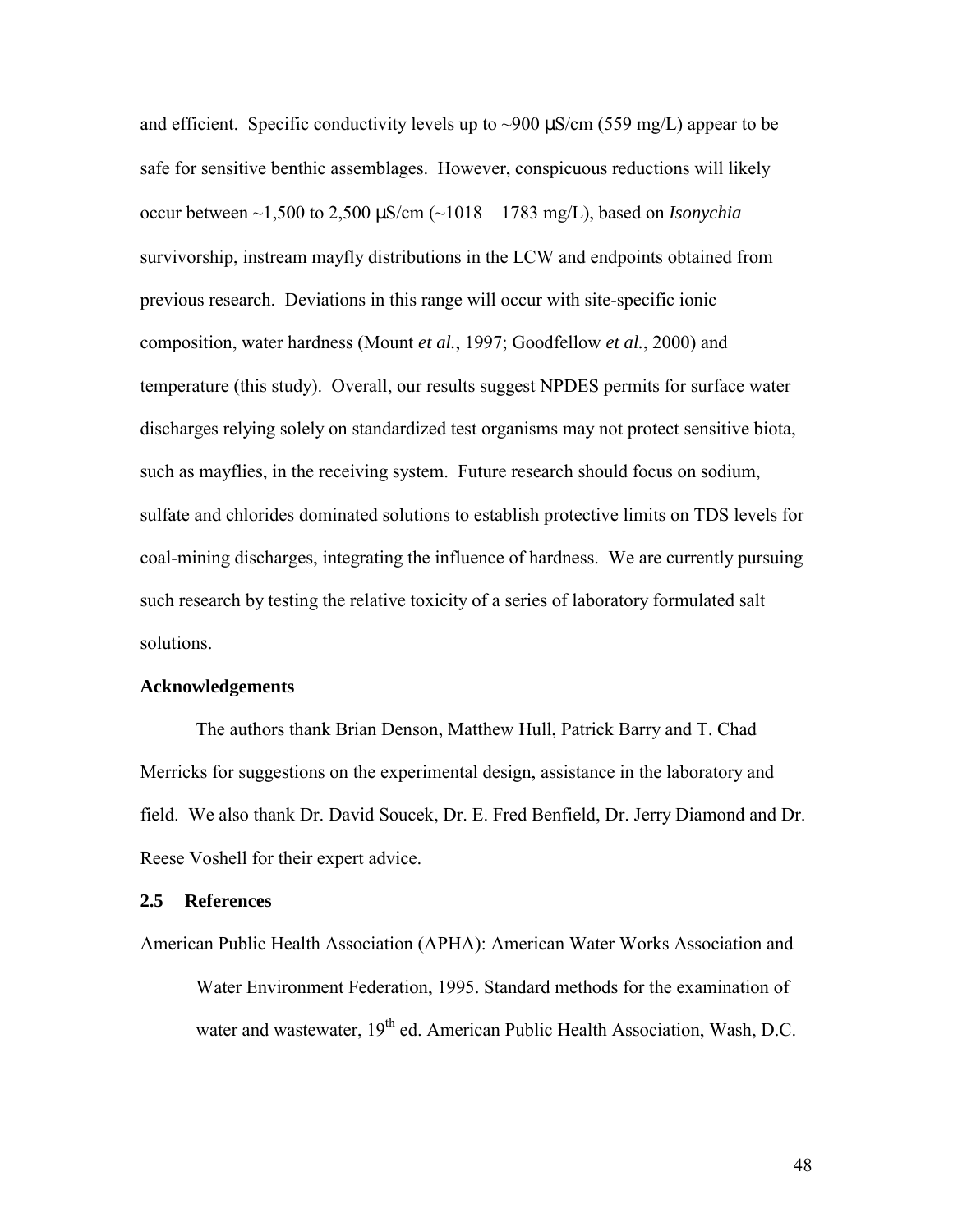and efficient. Specific conductivity levels up to ~900 μS/cm (559 mg/L) appear to be safe for sensitive benthic assemblages. However, conspicuous reductions will likely occur between ~1,500 to 2,500 μS/cm (~1018 – 1783 mg/L), based on *Isonychia* survivorship, instream mayfly distributions in the LCW and endpoints obtained from previous research. Deviations in this range will occur with site-specific ionic composition, water hardness (Mount *et al.*, 1997; Goodfellow *et al.*, 2000) and temperature (this study). Overall, our results suggest NPDES permits for surface water discharges relying solely on standardized test organisms may not protect sensitive biota, such as mayflies, in the receiving system. Future research should focus on sodium, sulfate and chlorides dominated solutions to establish protective limits on TDS levels for coal-mining discharges, integrating the influence of hardness. We are currently pursuing such research by testing the relative toxicity of a series of laboratory formulated salt solutions.

**Acknowledgements**

The authors thank Brian Denson, Matthew Hull, Patrick Barry and T. Chad Merricks for suggestions on the experimental design, assistance in the laboratory and field. We also thank Dr. David Soucek, Dr. E. Fred Benfield, Dr. Jerry Diamond and Dr. Reese Voshell for their expert advice.

## 2.5 References

American Public Health Association (APHA): American Water Works Association and Water Environment Federation, 1995. Standard methods for the examination of water and wastewater, 19th ed. American Public Health Association, Wash, D.C.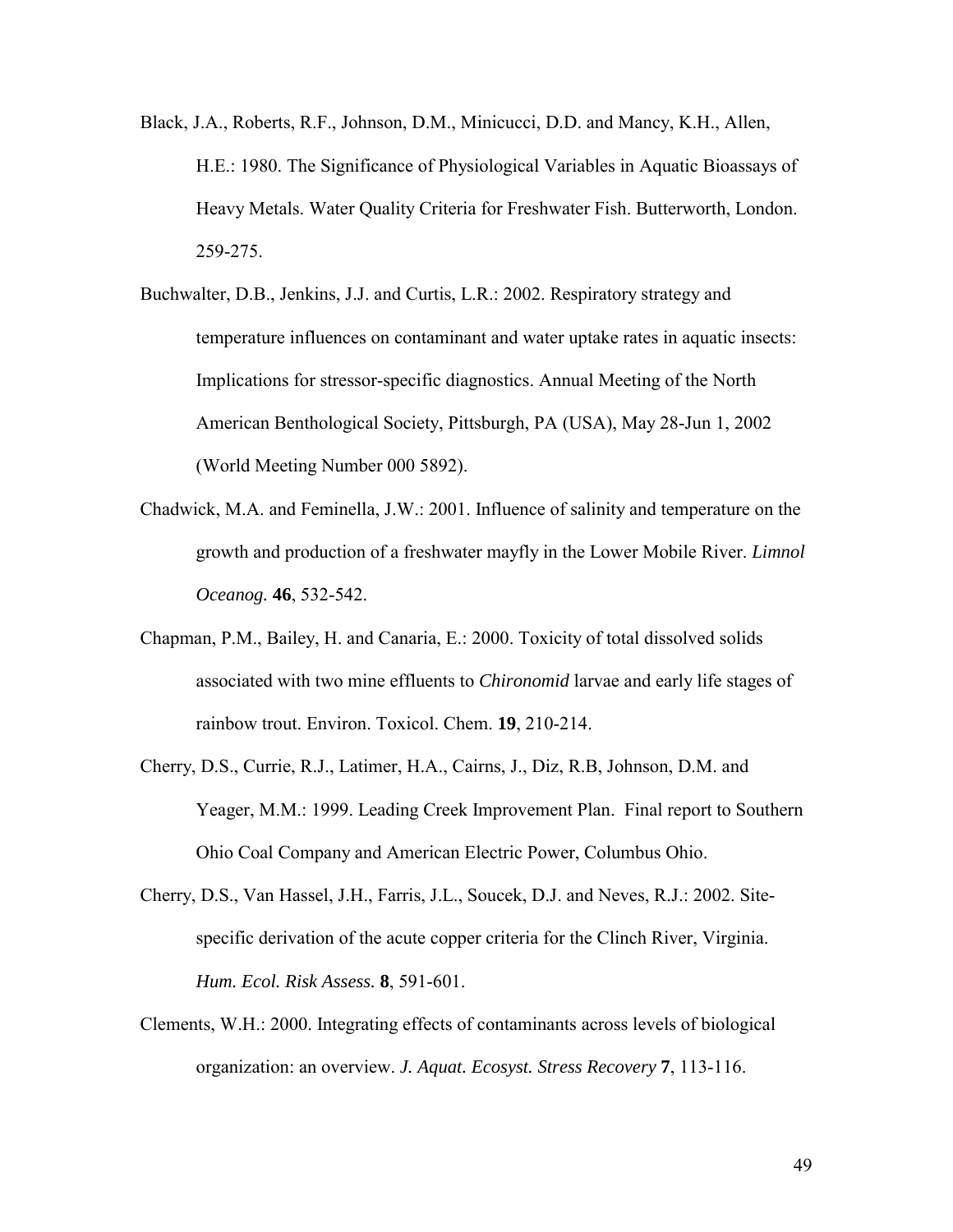Black, J.A., Roberts, R.F., Johnson, D.M., Minicucci, D.D. and Mancy, K.H., Allen, H.E.: 1980. The Significance of Physiological Variables in Aquatic Bioassays of Heavy Metals. Water Quality Criteria for Freshwater Fish. Butterworth, London. 259-275.

Buchwalter, D.B., Jenkins, J.J. and Curtis, L.R.: 2002. Respiratory strategy and temperature influences on contaminant and water uptake rates in aquatic insects: Implications for stressor-specific diagnostics. Annual Meeting of the North American Benthological Society, Pittsburgh, PA (USA), May 28-Jun 1, 2002 (World Meeting Number 000 5892).

Chadwick, M.A. and Feminella, J.W.: 2001. Influence of salinity and temperature on the growth and production of a freshwater mayfly in the Lower Mobile River. *Limnol Oceanog.* **46**, 532-542.

Chapman, P.M., Bailey, H. and Canaria, E.: 2000. Toxicity of total dissolved solids associated with two mine effluents to *Chironomid* larvae and early life stages of rainbow trout. Environ. Toxicol. Chem. **19**, 210-214.

Cherry, D.S., Currie, R.J., Latimer, H.A., Cairns, J., Diz, R.B, Johnson, D.M. and Yeager, M.M.: 1999. Leading Creek Improvement Plan. Final report to Southern Ohio Coal Company and American Electric Power, Columbus Ohio.

Cherry, D.S., Van Hassel, J.H., Farris, J.L., Soucek, D.J. and Neves, R.J.: 2002. Site-specific derivation of the acute copper criteria for the Clinch River, Virginia. *Hum. Ecol. Risk Assess.* **8**, 591-601.

Clements, W.H.: 2000. Integrating effects of contaminants across levels of biological organization: an overview. *J. Aquat. Ecosyst. Stress Recovery* **7**, 113-116.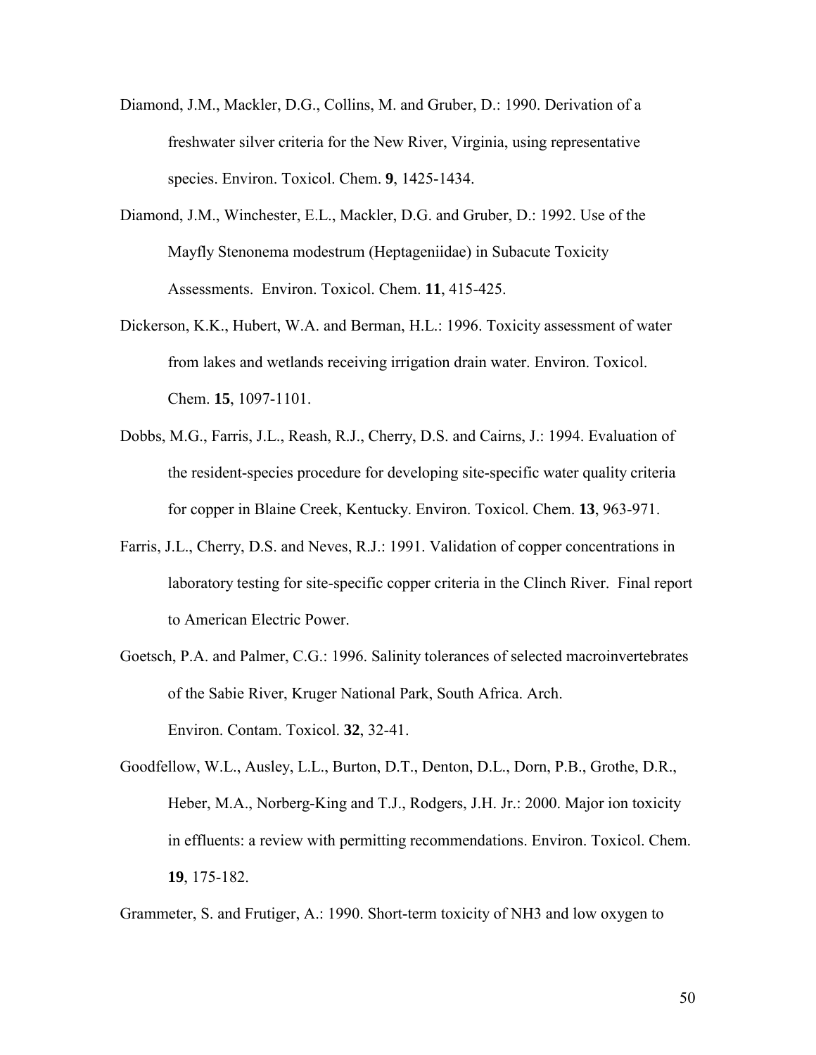Diamond, J.M., Mackler, D.G., Collins, M. and Gruber, D.: 1990. Derivation of a freshwater silver criteria for the New River, Virginia, using representative species. Environ. Toxicol. Chem. **9**, 1425-1434.

Diamond, J.M., Winchester, E.L., Mackler, D.G. and Gruber, D.: 1992. Use of the Mayfly Stenonema modestrum (Heptageniidae) in Subacute Toxicity Assessments. Environ. Toxicol. Chem. **11**, 415-425.

Dickerson, K.K., Hubert, W.A. and Berman, H.L.: 1996. Toxicity assessment of water from lakes and wetlands receiving irrigation drain water. Environ. Toxicol. Chem. **15**, 1097-1101.

Dobbs, M.G., Farris, J.L., Reash, R.J., Cherry, D.S. and Cairns, J.: 1994. Evaluation of the resident-species procedure for developing site-specific water quality criteria for copper in Blaine Creek, Kentucky. Environ. Toxicol. Chem. **13**, 963-971.

Farris, J.L., Cherry, D.S. and Neves, R.J.: 1991. Validation of copper concentrations in laboratory testing for site-specific copper criteria in the Clinch River. Final report to American Electric Power.

Goetsch, P.A. and Palmer, C.G.: 1996. Salinity tolerances of selected macroinvertebrates of the Sabie River, Kruger National Park, South Africa. Arch. Environ. Contam. Toxicol. **32**, 32-41.

Goodfellow, W.L., Ausley, L.L., Burton, D.T., Denton, D.L., Dorn, P.B., Grothe, D.R., Heber, M.A., Norberg-King and T.J., Rodgers, J.H. Jr.: 2000. Major ion toxicity in effluents: a review with permitting recommendations. Environ. Toxicol. Chem. **19**, 175-182.

Grammeter, S. and Frutiger, A.: 1990. Short-term toxicity of NH3 and low oxygen to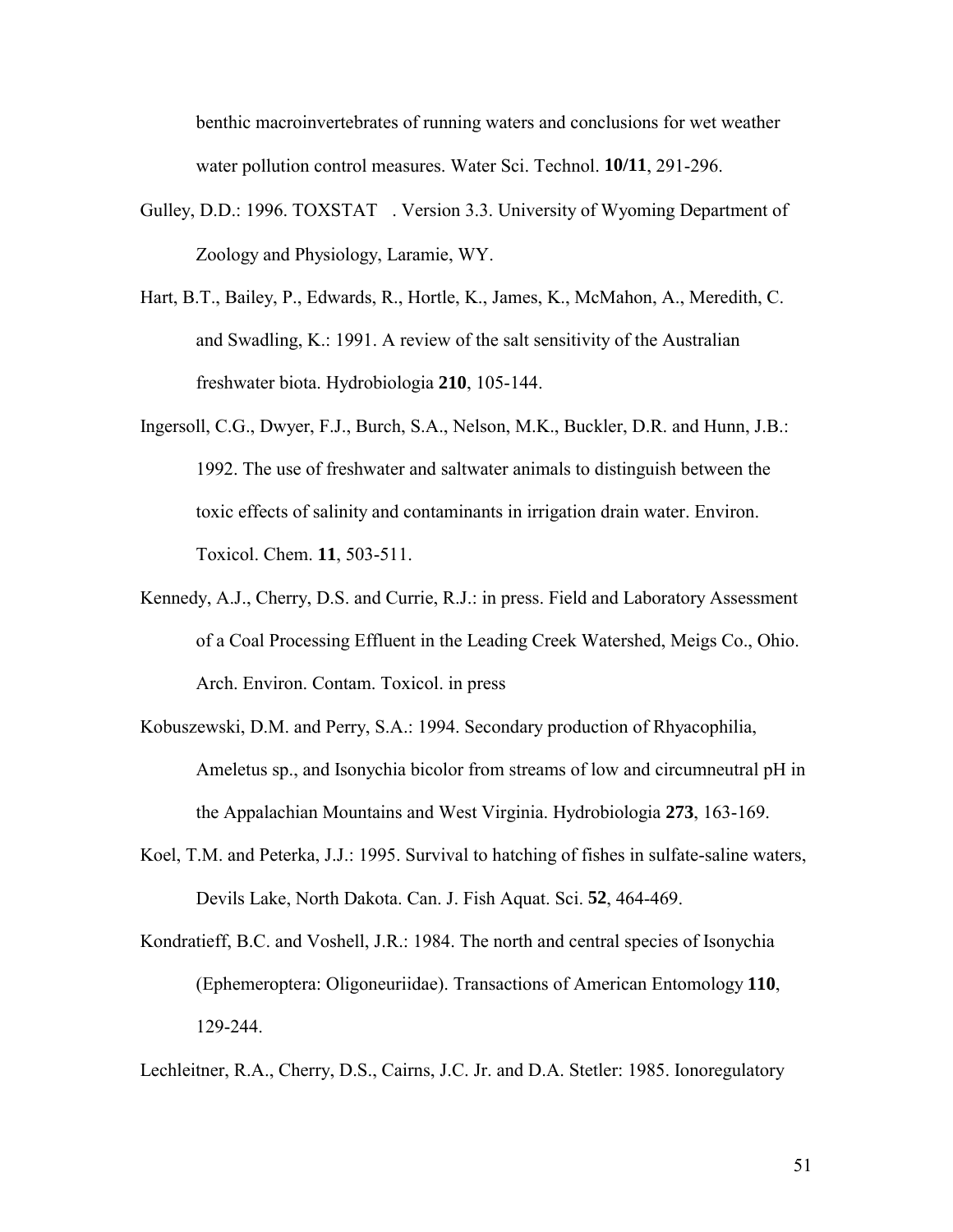benthic macroinvertebrates of running waters and conclusions for wet weather water pollution control measures. Water Sci. Technol. **10/11**, 291-296.

Gulley, D.D.: 1996. TOXSTAT . Version 3.3. University of Wyoming Department of Zoology and Physiology, Laramie, WY.

Hart, B.T., Bailey, P., Edwards, R., Hortle, K., James, K., McMahon, A., Meredith, C. and Swadling, K.: 1991. A review of the salt sensitivity of the Australian freshwater biota. Hydrobiologia **210**, 105-144.

Ingersoll, C.G., Dwyer, F.J., Burch, S.A., Nelson, M.K., Buckler, D.R. and Hunn, J.B.: 1992. The use of freshwater and saltwater animals to distinguish between the toxic effects of salinity and contaminants in irrigation drain water. Environ. Toxicol. Chem. **11**, 503-511.

Kennedy, A.J., Cherry, D.S. and Currie, R.J.: in press. Field and Laboratory Assessment of a Coal Processing Effluent in the Leading Creek Watershed, Meigs Co., Ohio. Arch. Environ. Contam. Toxicol. in press

Kobuszewski, D.M. and Perry, S.A.: 1994. Secondary production of Rhyacophilia, Ameletus sp., and Isonychia bicolor from streams of low and circumneutral pH in the Appalachian Mountains and West Virginia. Hydrobiologia **273**, 163-169.

Koel, T.M. and Peterka, J.J.: 1995. Survival to hatching of fishes in sulfate-saline waters, Devils Lake, North Dakota. Can. J. Fish Aquat. Sci. **52**, 464-469.

Kondratieff, B.C. and Voshell, J.R.: 1984. The north and central species of Isonychia (Ephemeroptera: Oligoneuriidae). Transactions of American Entomology **110**, 129-244.

Lechleitner, R.A., Cherry, D.S., Cairns, J.C. Jr. and D.A. Stetler: 1985. Ionoregulatory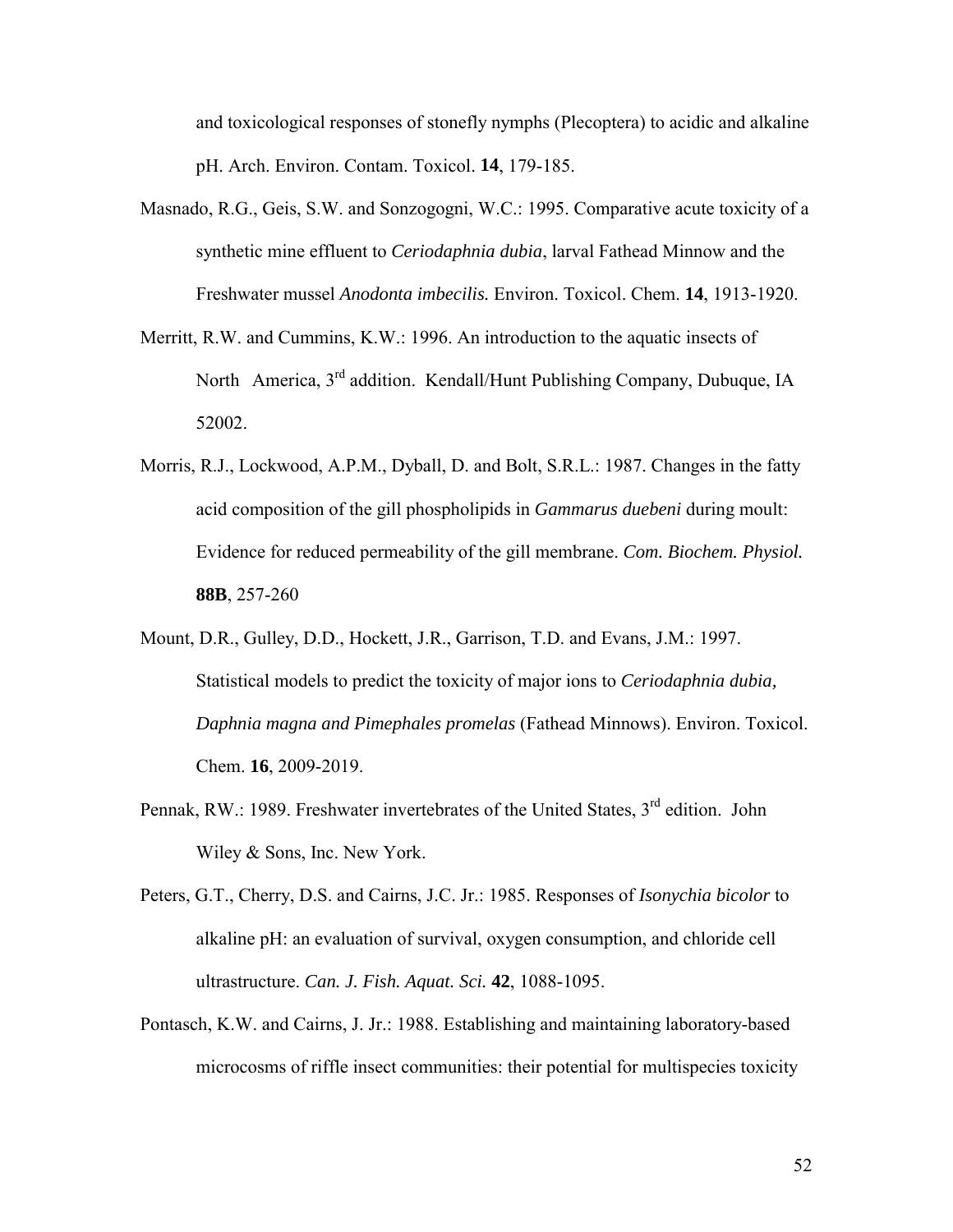and toxicological responses of stonefly nymphs (Plecoptera) to acidic and alkaline pH. Arch. Environ. Contam. Toxicol. **14**, 179-185.

Masnado, R.G., Geis, S.W. and Sonzogogni, W.C.: 1995. Comparative acute toxicity of a synthetic mine effluent to *Ceriodaphnia dubia*, larval Fathead Minnow and the Freshwater mussel *Anodonta imbecilis.* Environ. Toxicol. Chem. **14**, 1913-1920.

Merritt, R.W. and Cummins, K.W.: 1996. An introduction to the aquatic insects of North America, 3rd addition. Kendall/Hunt Publishing Company, Dubuque, IA 52002.

Morris, R.J., Lockwood, A.P.M., Dyball, D. and Bolt, S.R.L.: 1987. Changes in the fatty acid composition of the gill phospholipids in *Gammarus duebeni* during moult: Evidence for reduced permeability of the gill membrane. *Com. Biochem. Physiol.* **88B**, 257-260

Mount, D.R., Gulley, D.D., Hockett, J.R., Garrison, T.D. and Evans, J.M.: 1997. Statistical models to predict the toxicity of major ions to *Ceriodaphnia dubia, Daphnia magna and Pimephales promelas* (Fathead Minnows). Environ. Toxicol. Chem. **16**, 2009-2019.

Pennak, RW.: 1989. Freshwater invertebrates of the United States, 3rd edition. John Wiley & Sons, Inc. New York.

Peters, G.T., Cherry, D.S. and Cairns, J.C. Jr.: 1985. Responses of *Isonychia bicolor* to alkaline pH: an evaluation of survival, oxygen consumption, and chloride cell ultrastructure. *Can. J. Fish. Aquat. Sci.* **42**, 1088-1095.

Pontasch, K.W. and Cairns, J. Jr.: 1988. Establishing and maintaining laboratory-based microcosms of riffle insect communities: their potential for multispecies toxicity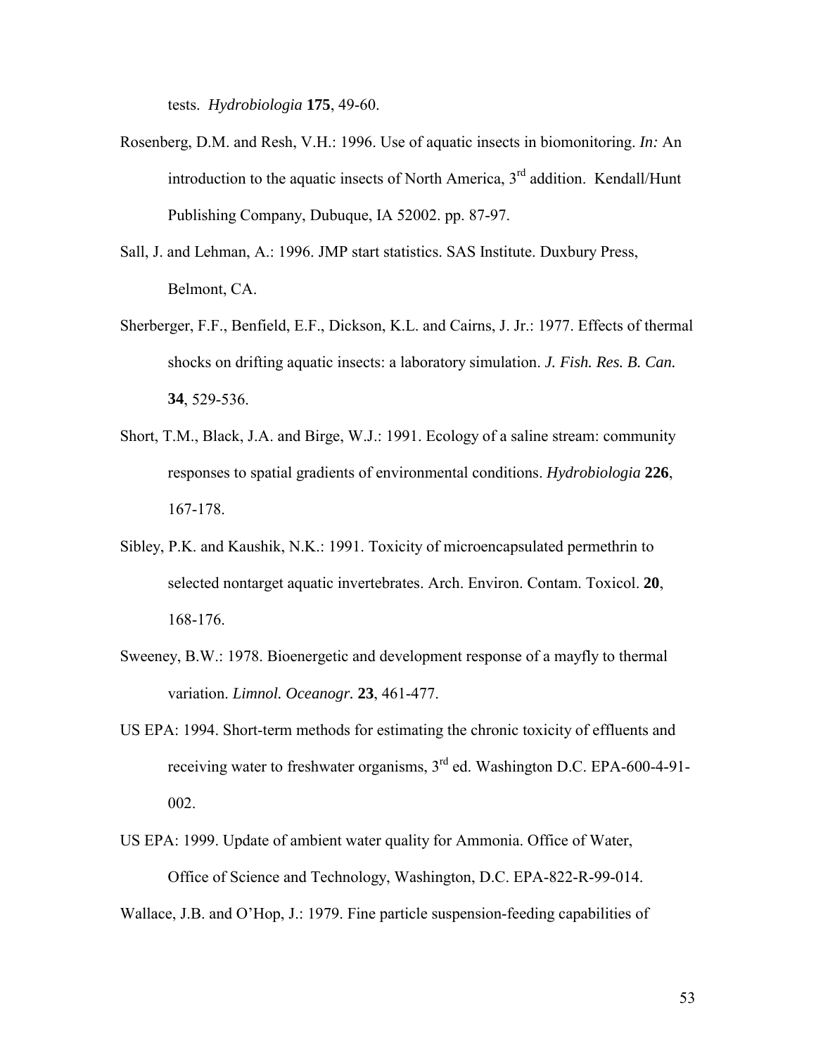tests. *Hydrobiologia* **175**, 49-60.

Rosenberg, D.M. and Resh, V.H.: 1996. Use of aquatic insects in biomonitoring. *In:* An introduction to the aquatic insects of North America, 3rd addition. Kendall/Hunt Publishing Company, Dubuque, IA 52002. pp. 87-97.

Sall, J. and Lehman, A.: 1996. JMP start statistics. SAS Institute. Duxbury Press, Belmont, CA.

Sherberger, F.F., Benfield, E.F., Dickson, K.L. and Cairns, J. Jr.: 1977. Effects of thermal shocks on drifting aquatic insects: a laboratory simulation. *J. Fish. Res. B. Can.* **34**, 529-536.

Short, T.M., Black, J.A. and Birge, W.J.: 1991. Ecology of a saline stream: community responses to spatial gradients of environmental conditions. *Hydrobiologia* **226**, 167-178.

Sibley, P.K. and Kaushik, N.K.: 1991. Toxicity of microencapsulated permethrin to selected nontarget aquatic invertebrates. Arch. Environ. Contam. Toxicol. **20**, 168-176.

Sweeney, B.W.: 1978. Bioenergetic and development response of a mayfly to thermal variation. *Limnol. Oceanogr.* **23**, 461-477.

US EPA: 1994. Short-term methods for estimating the chronic toxicity of effluents and receiving water to freshwater organisms, 3rd ed. Washington D.C. EPA-600-4-91-002.

US EPA: 1999. Update of ambient water quality for Ammonia. Office of Water, Office of Science and Technology, Washington, D.C. EPA-822-R-99-014.

Wallace, J.B. and O'Hop, J.: 1979. Fine particle suspension-feeding capabilities of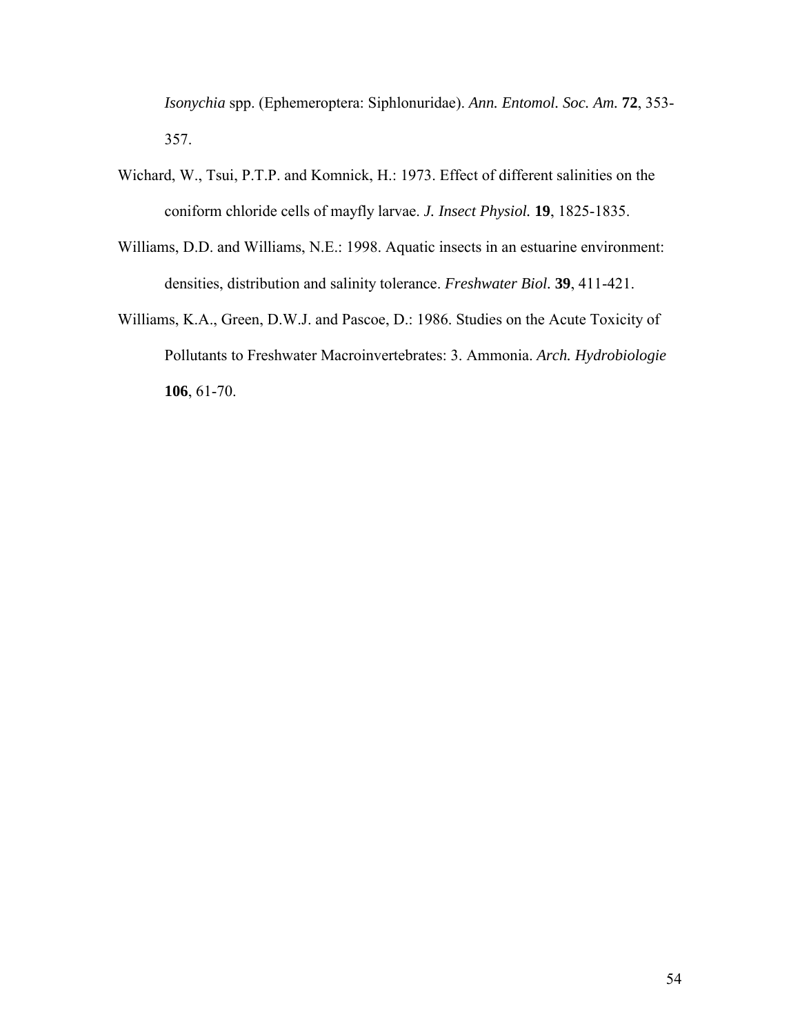*Isonychia* spp. (Ephemeroptera: Siphlonuridae). *Ann. Entomol. Soc. Am.* **72**, 353-357.

Wichard, W., Tsui, P.T.P. and Komnick, H.: 1973. Effect of different salinities on the coniform chloride cells of mayfly larvae. *J. Insect Physiol.* **19**, 1825-1835.

Williams, D.D. and Williams, N.E.: 1998. Aquatic insects in an estuarine environment: densities, distribution and salinity tolerance. *Freshwater Biol.* **39**, 411-421.

Williams, K.A., Green, D.W.J. and Pascoe, D.: 1986. Studies on the Acute Toxicity of Pollutants to Freshwater Macroinvertebrates: 3. Ammonia. *Arch. Hydrobiologie* **106**, 61-70.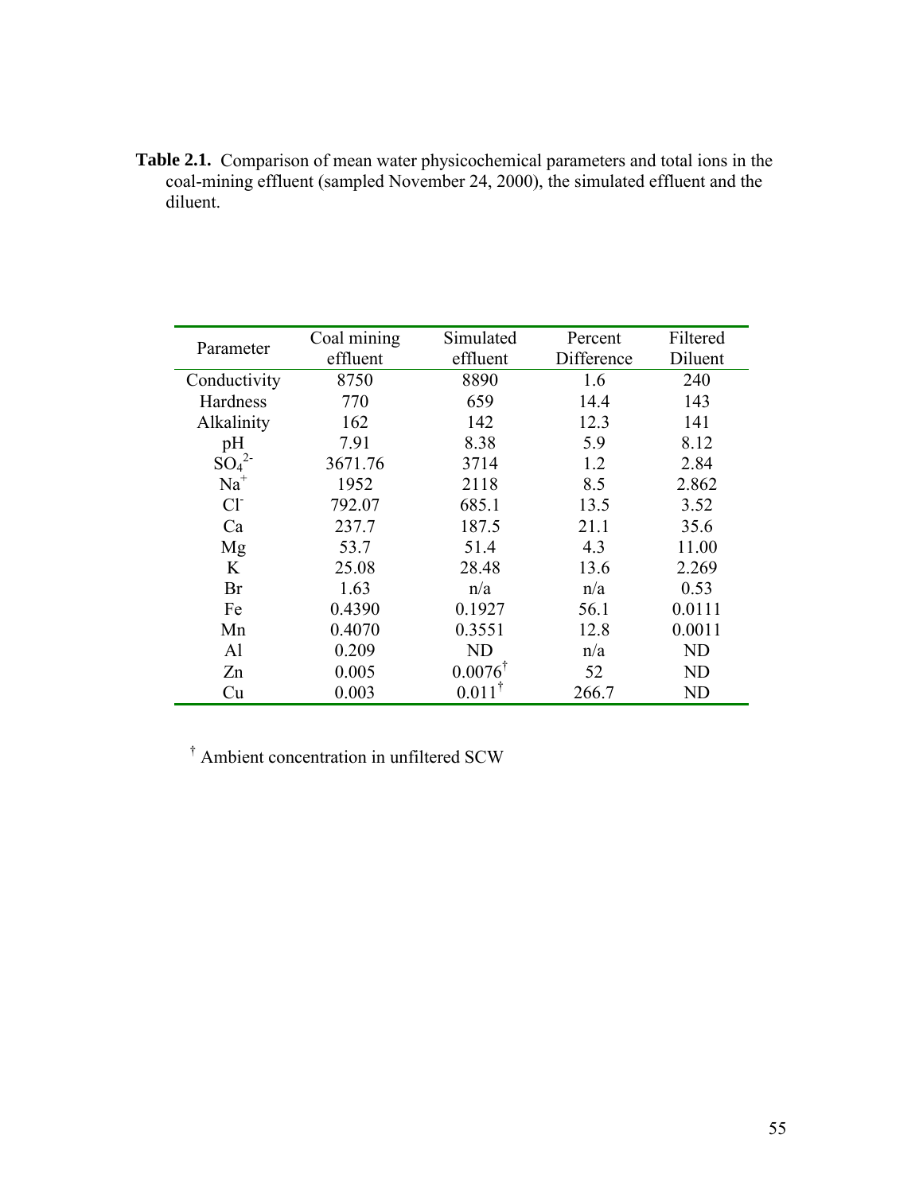**Table 2.1.** Comparison of mean water physicochemical parameters and total ions in the coal-mining effluent (sampled November 24, 2000), the simulated effluent and the diluent.

| Parameter | Coal mining effluent | Simulated effluent | Percent Difference | Filtered Diluent |
|---|---|---|---|---|
| Conductivity | 8750 | 8890 | 1.6 | 240 |
| Hardness | 770 | 659 | 14.4 | 143 |
| Alkalinity | 162 | 142 | 12.3 | 141 |
| pH | 7.91 | 8.38 | 5.9 | 8.12 |
| $SO_4^{2-}$ | 3671.76 | 3714 | 1.2 | 2.84 |
| $Na^+$ | 1952 | 2118 | 8.5 | 2.862 |
| $Cl^-$ | 792.07 | 685.1 | 13.5 | 3.52 |
| Ca | 237.7 | 187.5 | 21.1 | 35.6 |
| Mg | 53.7 | 51.4 | 4.3 | 11.00 |
| K | 25.08 | 28.48 | 13.6 | 2.269 |
| Br | 1.63 | n/a | n/a | 0.53 |
| Fe | 0.4390 | 0.1927 | 56.1 | 0.0111 |
| Mn | 0.4070 | 0.3551 | 12.8 | 0.0011 |
| Al | 0.209 | ND | n/a | ND |
| Zn | 0.005 | 0.0076† | 52 | ND |
| Cu | 0.003 | 0.011† | 266.7 | ND |

† Ambient concentration in unfiltered SCW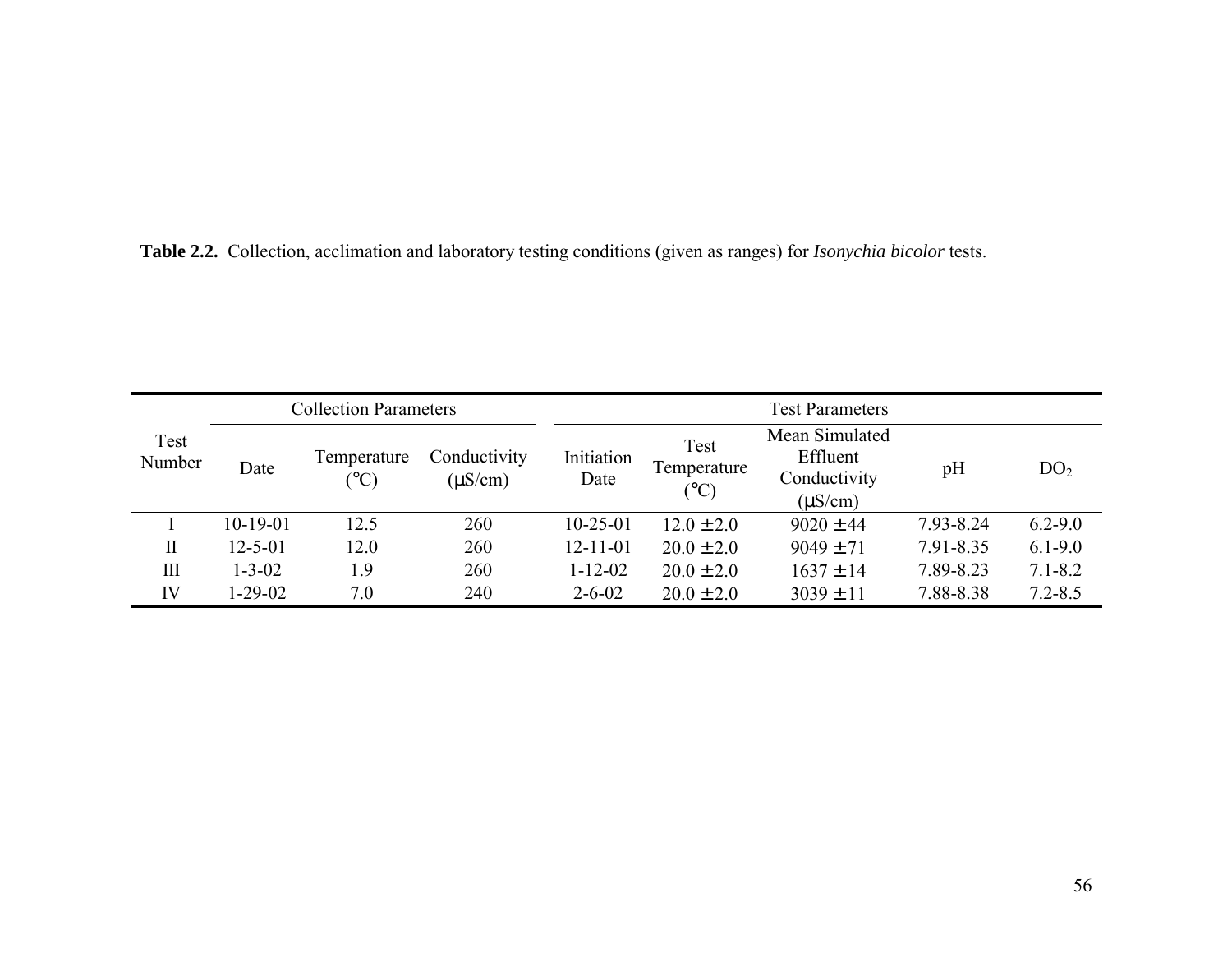**Table 2.2.** Collection, acclimation and laboratory testing conditions (given as ranges) for *Isonychia bicolor* tests.

| Test Number | Collection Parameters | | | Test Parameters | | | | |
|---|---|---|---|---|---|---|---|---|
| | Date | Temperature (°C) | Conductivity (μS/cm) | Initiation Date | Test Temperature (°C) | Mean Simulated Effluent Conductivity (μS/cm) | pH | $DO_2$ |
| I | 10-19-01 | 12.5 | 260 | 10-25-01 | 12.0 ± 2.0 | 9020 ± 44 | 7.93-8.24 | 6.2-9.0 |
| II | 12-5-01 | 12.0 | 260 | 12-11-01 | 20.0 ± 2.0 | 9049 ± 71 | 7.91-8.35 | 6.1-9.0 |
| III | 1-3-02 | 1.9 | 260 | 1-12-02 | 20.0 ± 2.0 | 1637 ± 14 | 7.89-8.23 | 7.1-8.2 |
| IV | 1-29-02 | 7.0 | 240 | 2-6-02 | 20.0 ± 2.0 | 3039 ± 11 | 7.88-8.38 | 7.2-8.5 |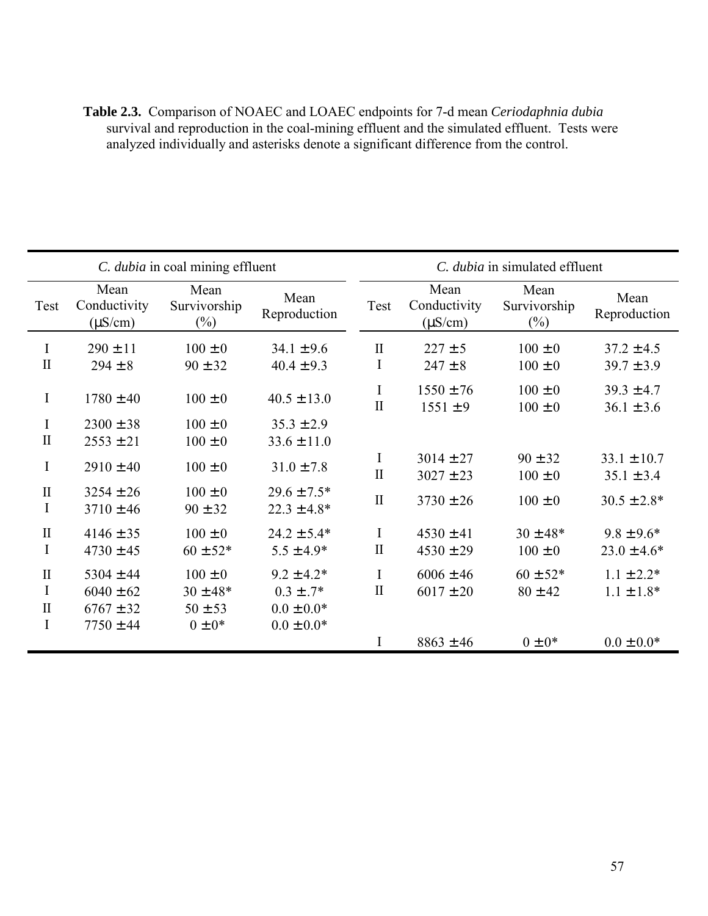**Table 2.3.** Comparison of NOAEC and LOAEC endpoints for 7-d mean *Ceriodaphnia dubia* survival and reproduction in the coal-mining effluent and the simulated effluent. Tests were analyzed individually and asterisks denote a significant difference from the control.

| *C. dubia* in coal mining effluent | | | | *C. dubia* in simulated effluent | | | |
|---|---|---|---|---|---|---|---|
| Test | Mean Conductivity (µS/cm) | Mean Survivorship (%) | Mean Reproduction | Test | Mean Conductivity (µS/cm) | Mean Survivorship (%) | Mean Reproduction |
| I | 290 ± 11 | 100 ± 0 | 34.1 ± 9.6 | II | 227 ± 5 | 100 ± 0 | 37.2 ± 4.5 |
| II | 294 ± 8 | 90 ± 32 | 40.4 ± 9.3 | I | 247 ± 8 | 100 ± 0 | 39.7 ± 3.9 |
| I | 1780 ± 40 | 100 ± 0 | 40.5 ± 13.0 | I | 1550 ± 76 | 100 ± 0 | 39.3 ± 4.7 |
| | | | | II | 1551 ± 9 | 100 ± 0 | 36.1 ± 3.6 |
| I | 2300 ± 38 | 100 ± 0 | 35.3 ± 2.9 | | | | |
| II | 2553 ± 21 | 100 ± 0 | 33.6 ± 11.0 | | | | |
| I | 2910 ± 40 | 100 ± 0 | 31.0 ± 7.8 | I | 3014 ± 27 | 90 ± 32 | 33.1 ± 10.7 |
| | | | | II | 3027 ± 23 | 100 ± 0 | 35.1 ± 3.4 |
| II | 3254 ± 26 | 100 ± 0 | 29.6 ± 7.5* | II | 3730 ± 26 | 100 ± 0 | 30.5 ± 2.8* |
| I | 3710 ± 46 | 90 ± 32 | 22.3 ± 4.8* | | | | |
| II | 4146 ± 35 | 100 ± 0 | 24.2 ± 5.4* | I | 4530 ± 41 | 30 ± 48* | 9.8 ± 9.6* |
| I | 4730 ± 45 | 60 ± 52* | 5.5 ± 4.9* | II | 4530 ± 29 | 100 ± 0 | 23.0 ± 4.6* |
| II | 5304 ± 44 | 100 ± 0 | 9.2 ± 4.2* | I | 6006 ± 46 | 60 ± 52* | 1.1 ± 2.2* |
| I | 6040 ± 62 | 30 ± 48* | 0.3 ± .7* | II | 6017 ± 20 | 80 ± 42 | 1.1 ± 1.8* |
| II | 6767 ± 32 | 50 ± 53 | 0.0 ± 0.0* | | | | |
| I | 7750 ± 44 | 0 ± 0* | 0.0 ± 0.0* | | | | |
| | | | | I | 8863 ± 46 | 0 ± 0* | 0.0 ± 0.0* |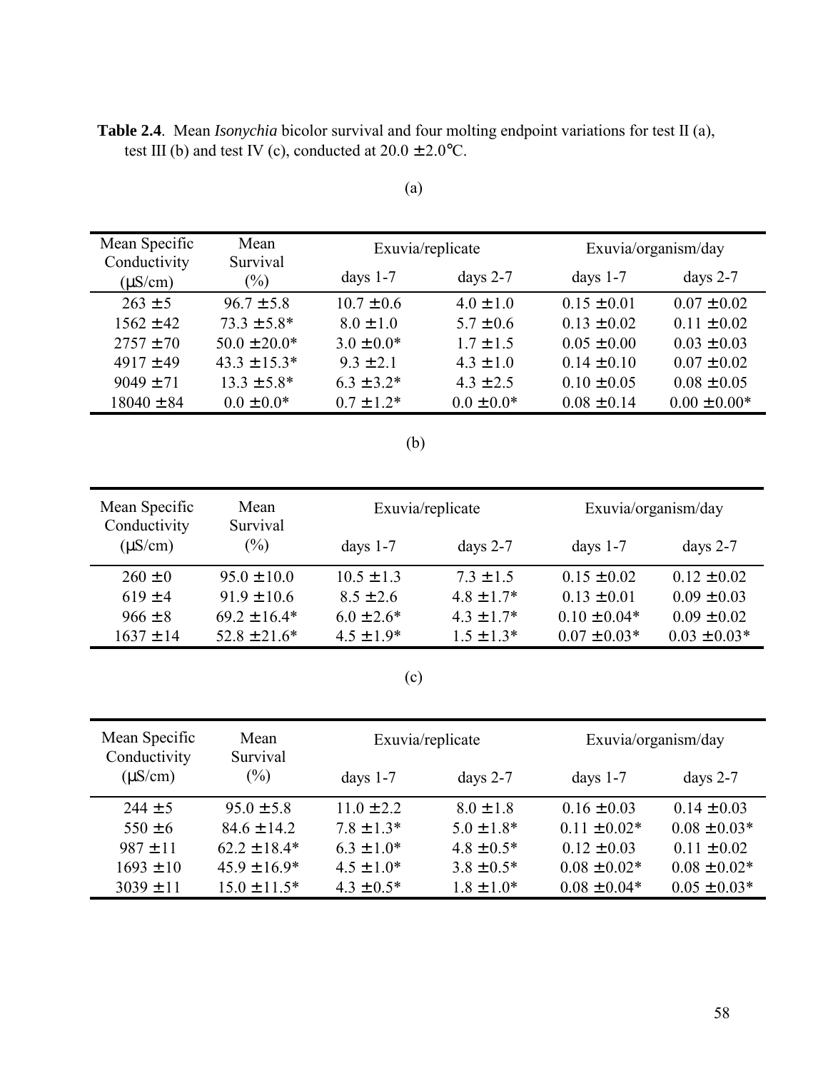**Table 2.4**. Mean *Isonychia* bicolor survival and four molting endpoint variations for test II (a), test III (b) and test IV (c), conducted at 20.0 ± 2.0°C.

(a)

| Mean Specific Conductivity (µS/cm) | Mean Survival (%) | Exuvia/replicate | | Exuvia/organism/day | |
|---|---|---|---|---|---|
| | | days 1-7 | days 2-7 | days 1-7 | days 2-7 |
| 263 ± 5 | 96.7 ± 5.8 | 10.7 ± 0.6 | 4.0 ± 1.0 | 0.15 ± 0.01 | 0.07 ± 0.02 |
| 1562 ± 42 | 73.3 ± 5.8* | 8.0 ± 1.0 | 5.7 ± 0.6 | 0.13 ± 0.02 | 0.11 ± 0.02 |
| 2757 ± 70 | 50.0 ± 20.0* | 3.0 ± 0.0* | 1.7 ± 1.5 | 0.05 ± 0.00 | 0.03 ± 0.03 |
| 4917 ± 49 | 43.3 ± 15.3* | 9.3 ± 2.1 | 4.3 ± 1.0 | 0.14 ± 0.10 | 0.07 ± 0.02 |
| 9049 ± 71 | 13.3 ± 5.8* | 6.3 ± 3.2* | 4.3 ± 2.5 | 0.10 ± 0.05 | 0.08 ± 0.05 |
| 18040 ± 84 | 0.0 ± 0.0* | 0.7 ± 1.2* | 0.0 ± 0.0* | 0.08 ± 0.14 | 0.00 ± 0.00* |

(b)

| Mean Specific Conductivity (µS/cm) | Mean Survival (%) | Exuvia/replicate | | Exuvia/organism/day | |
|---|---|---|---|---|---|
| | | days 1-7 | days 2-7 | days 1-7 | days 2-7 |
| 260 ± 0 | 95.0 ± 10.0 | 10.5 ± 1.3 | 7.3 ± 1.5 | 0.15 ± 0.02 | 0.12 ± 0.02 |
| 619 ± 4 | 91.9 ± 10.6 | 8.5 ± 2.6 | 4.8 ± 1.7* | 0.13 ± 0.01 | 0.09 ± 0.03 |
| 966 ± 8 | 69.2 ± 16.4* | 6.0 ± 2.6* | 4.3 ± 1.7* | 0.10 ± 0.04* | 0.09 ± 0.02 |
| 1637 ± 14 | 52.8 ± 21.6* | 4.5 ± 1.9* | 1.5 ± 1.3* | 0.07 ± 0.03* | 0.03 ± 0.03* |

(c)

| Mean Specific Conductivity (µS/cm) | Mean Survival (%) | Exuvia/replicate | | Exuvia/organism/day | |
|---|---|---|---|---|---|
| | | days 1-7 | days 2-7 | days 1-7 | days 2-7 |
| 244 ± 5 | 95.0 ± 5.8 | 11.0 ± 2.2 | 8.0 ± 1.8 | 0.16 ± 0.03 | 0.14 ± 0.03 |
| 550 ± 6 | 84.6 ± 14.2 | 7.8 ± 1.3* | 5.0 ± 1.8* | 0.11 ± 0.02* | 0.08 ± 0.03* |
| 987 ± 11 | 62.2 ± 18.4* | 6.3 ± 1.0* | 4.8 ± 0.5* | 0.12 ± 0.03 | 0.11 ± 0.02 |
| 1693 ± 10 | 45.9 ± 16.9* | 4.5 ± 1.0* | 3.8 ± 0.5* | 0.08 ± 0.02* | 0.08 ± 0.02* |
| 3039 ± 11 | 15.0 ± 11.5* | 4.3 ± 0.5* | 1.8 ± 1.0* | 0.08 ± 0.04* | 0.05 ± 0.03* |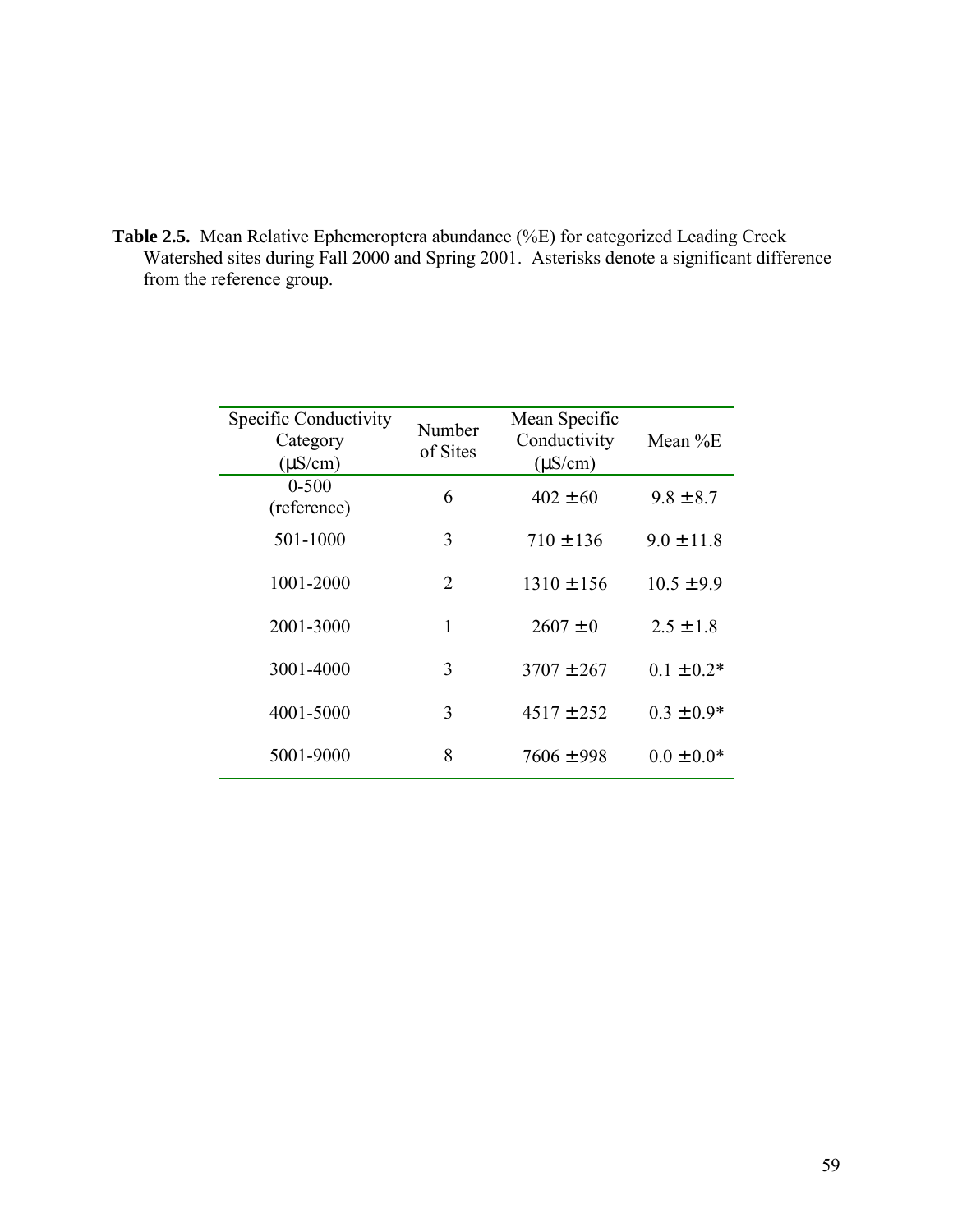**Table 2.5.** Mean Relative Ephemeroptera abundance (%E) for categorized Leading Creek Watershed sites during Fall 2000 and Spring 2001. Asterisks denote a significant difference from the reference group.

| Specific Conductivity Category (μS/cm) | Number of Sites | Mean Specific Conductivity (μS/cm) | Mean %E |
|---|---|---|---|
| 0-500 (reference) | 6 | 402 ± 60 | 9.8 ± 8.7 |
| 501-1000 | 3 | 710 ± 136 | 9.0 ± 11.8 |
| 1001-2000 | 2 | 1310 ± 156 | 10.5 ± 9.9 |
| 2001-3000 | 1 | 2607 ± 0 | 2.5 ± 1.8 |
| 3001-4000 | 3 | 3707 ± 267 | 0.1 ± 0.2* |
| 4001-5000 | 3 | 4517 ± 252 | 0.3 ± 0.9* |
| 5001-9000 | 8 | 7606 ± 998 | 0.0 ± 0.0* |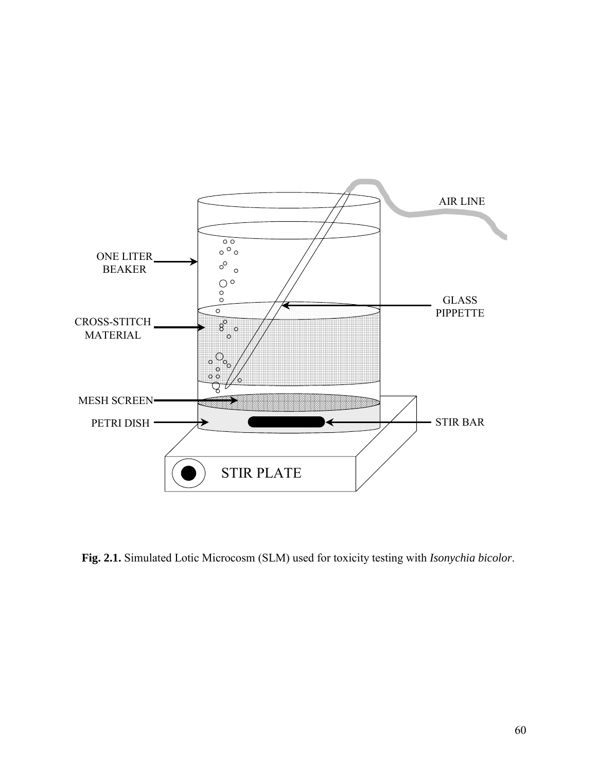**Fig. 2.1.** Simulated Lotic Microcosm (SLM) used for toxicity testing with *Isonychia bicolor*.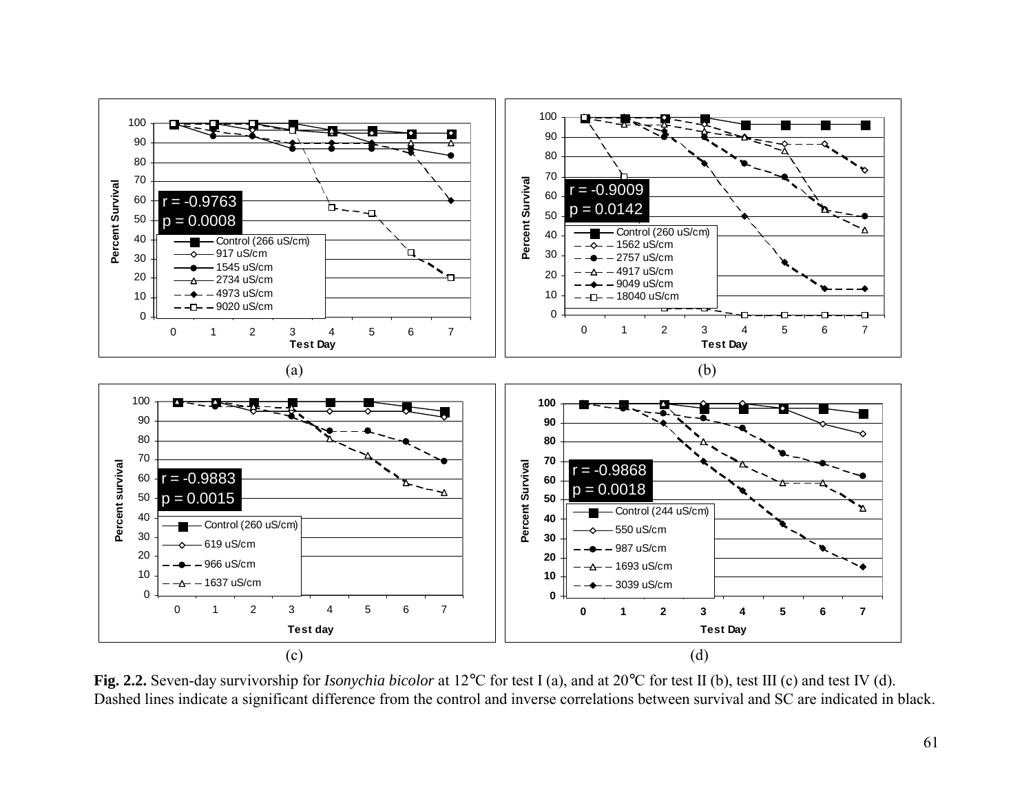**Fig. 2.2.** Seven-day survivorship for *Isonychia bicolor* at 12°C for test I (a), and at 20°C for test II (b), test III (c) and test IV (d). Dashed lines indicate a significant difference from the control and inverse correlations between survival and SC are indicated in black.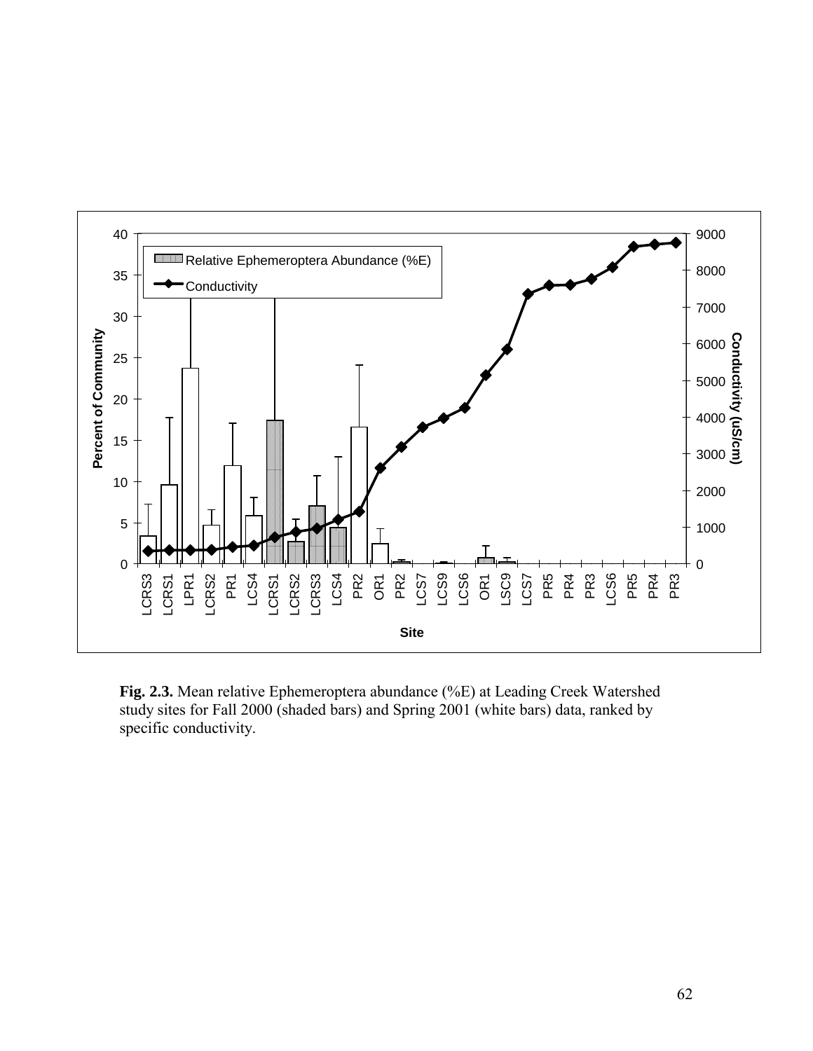**Fig. 2.3.** Mean relative Ephemeroptera abundance (%E) at Leading Creek Watershed study sites for Fall 2000 (shaded bars) and Spring 2001 (white bars) data, ranked by specific conductivity.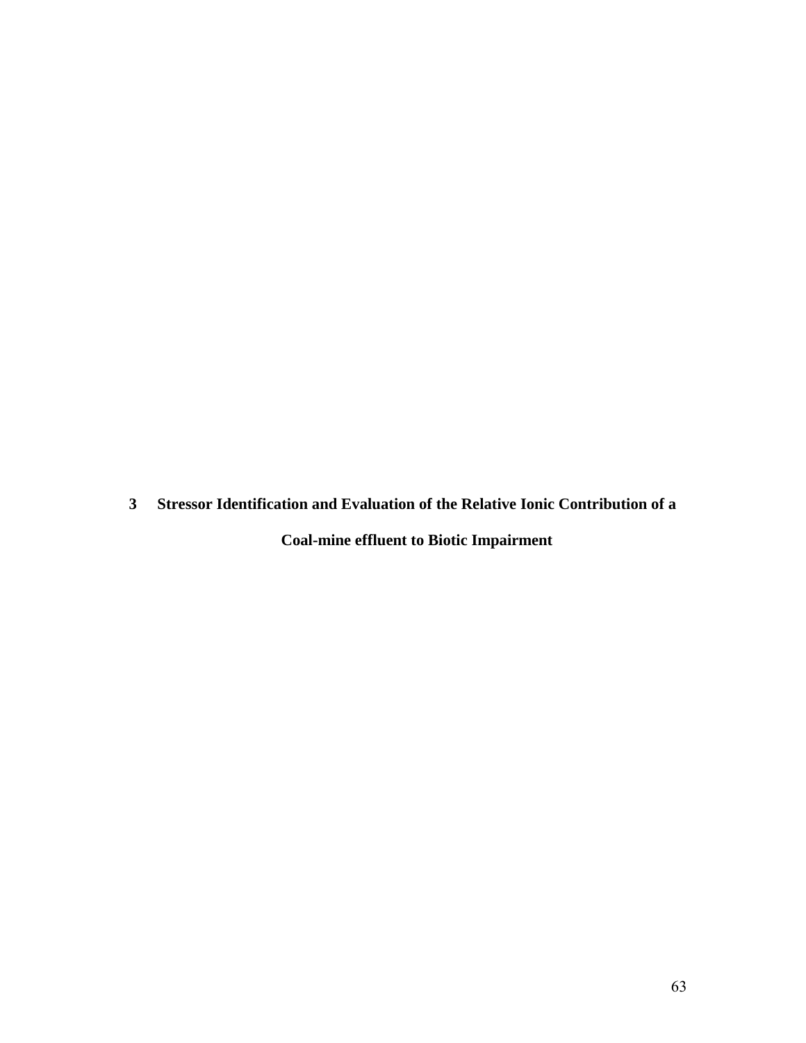# 3 Stressor Identification and Evaluation of the Relative Ionic Contribution of a Coal-mine effluent to Biotic Impairment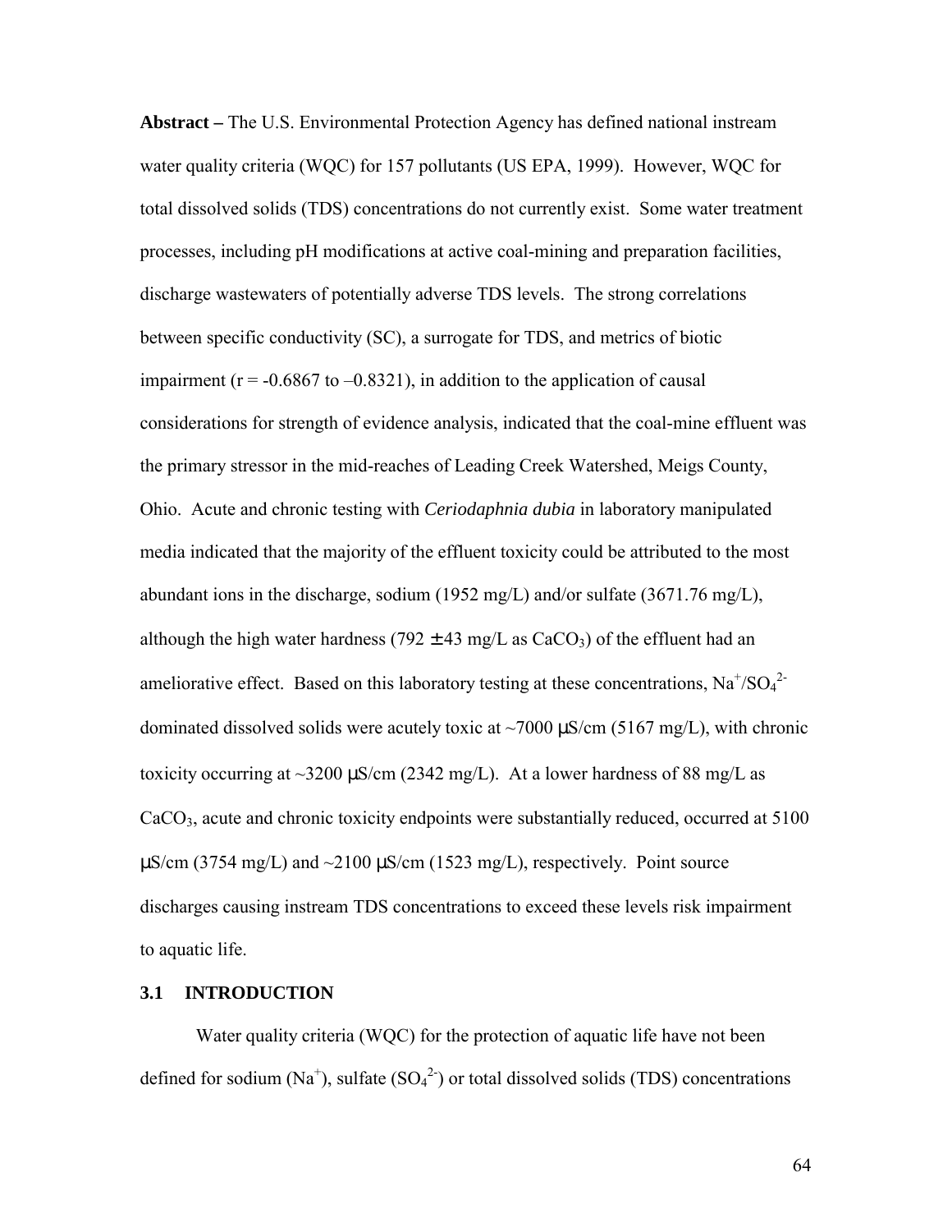**Abstract –** The U.S. Environmental Protection Agency has defined national instream water quality criteria (WQC) for 157 pollutants (US EPA, 1999). However, WQC for total dissolved solids (TDS) concentrations do not currently exist. Some water treatment processes, including pH modifications at active coal-mining and preparation facilities, discharge wastewaters of potentially adverse TDS levels. The strong correlations between specific conductivity (SC), a surrogate for TDS, and metrics of biotic impairment ($r = -0.6867$ to $-0.8321$), in addition to the application of causal considerations for strength of evidence analysis, indicated that the coal-mine effluent was the primary stressor in the mid-reaches of Leading Creek Watershed, Meigs County, Ohio. Acute and chronic testing with *Ceriodaphnia dubia* in laboratory manipulated media indicated that the majority of the effluent toxicity could be attributed to the most abundant ions in the discharge, sodium (1952 mg/L) and/or sulfate (3671.76 mg/L), although the high water hardness (792 ± 43 mg/L as $CaCO_3$) of the effluent had an ameliorative effect. Based on this laboratory testing at these concentrations, $Na^+/SO_4^{2-}$ dominated dissolved solids were acutely toxic at ~7000 µS/cm (5167 mg/L), with chronic toxicity occurring at ~3200 µS/cm (2342 mg/L). At a lower hardness of 88 mg/L as $CaCO_3$, acute and chronic toxicity endpoints were substantially reduced, occurred at 5100 µS/cm (3754 mg/L) and ~2100 µS/cm (1523 mg/L), respectively. Point source discharges causing instream TDS concentrations to exceed these levels risk impairment to aquatic life.

### 3.1 INTRODUCTION

Water quality criteria (WQC) for the protection of aquatic life have not been defined for sodium ($Na^+$), sulfate ($SO_4^{2-}$) or total dissolved solids (TDS) concentrations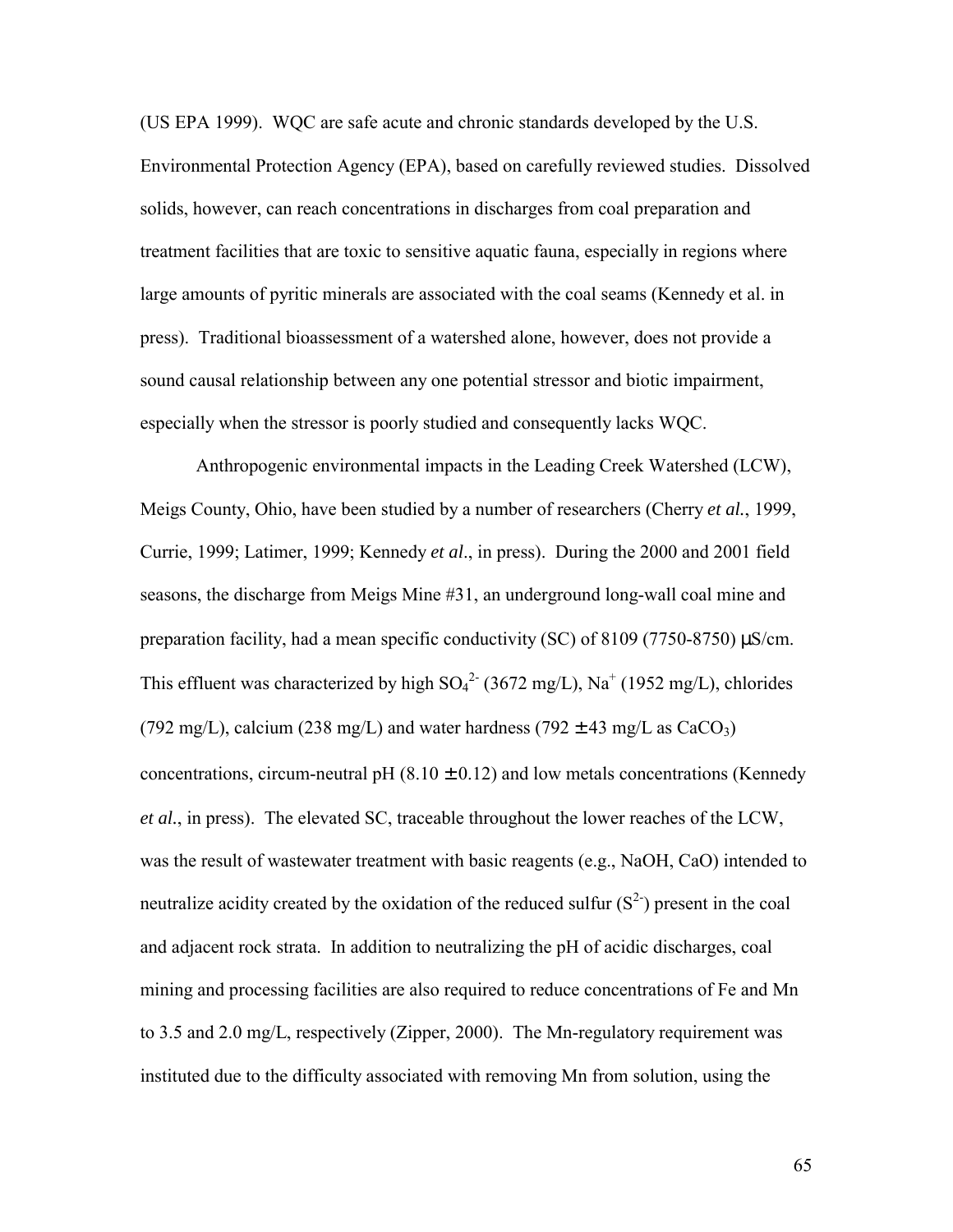(US EPA 1999). WQC are safe acute and chronic standards developed by the U.S. Environmental Protection Agency (EPA), based on carefully reviewed studies. Dissolved solids, however, can reach concentrations in discharges from coal preparation and treatment facilities that are toxic to sensitive aquatic fauna, especially in regions where large amounts of pyritic minerals are associated with the coal seams (Kennedy et al. in press). Traditional bioassessment of a watershed alone, however, does not provide a sound causal relationship between any one potential stressor and biotic impairment, especially when the stressor is poorly studied and consequently lacks WQC.

Anthropogenic environmental impacts in the Leading Creek Watershed (LCW), Meigs County, Ohio, have been studied by a number of researchers (Cherry *et al.*, 1999, Currie, 1999; Latimer, 1999; Kennedy *et al*., in press). During the 2000 and 2001 field seasons, the discharge from Meigs Mine #31, an underground long-wall coal mine and preparation facility, had a mean specific conductivity (SC) of 8109 (7750-8750) μS/cm. This effluent was characterized by high $SO_4^{2-}$ (3672 mg/L), $Na^+$ (1952 mg/L), chlorides (792 mg/L), calcium (238 mg/L) and water hardness (792 ± 43 mg/L as $CaCO_3$) concentrations, circum-neutral pH (8.10 ± 0.12) and low metals concentrations (Kennedy *et al.*, in press). The elevated SC, traceable throughout the lower reaches of the LCW, was the result of wastewater treatment with basic reagents (e.g., NaOH, CaO) intended to neutralize acidity created by the oxidation of the reduced sulfur ($S^{2-}$) present in the coal and adjacent rock strata. In addition to neutralizing the pH of acidic discharges, coal mining and processing facilities are also required to reduce concentrations of Fe and Mn to 3.5 and 2.0 mg/L, respectively (Zipper, 2000). The Mn-regulatory requirement was instituted due to the difficulty associated with removing Mn from solution, using the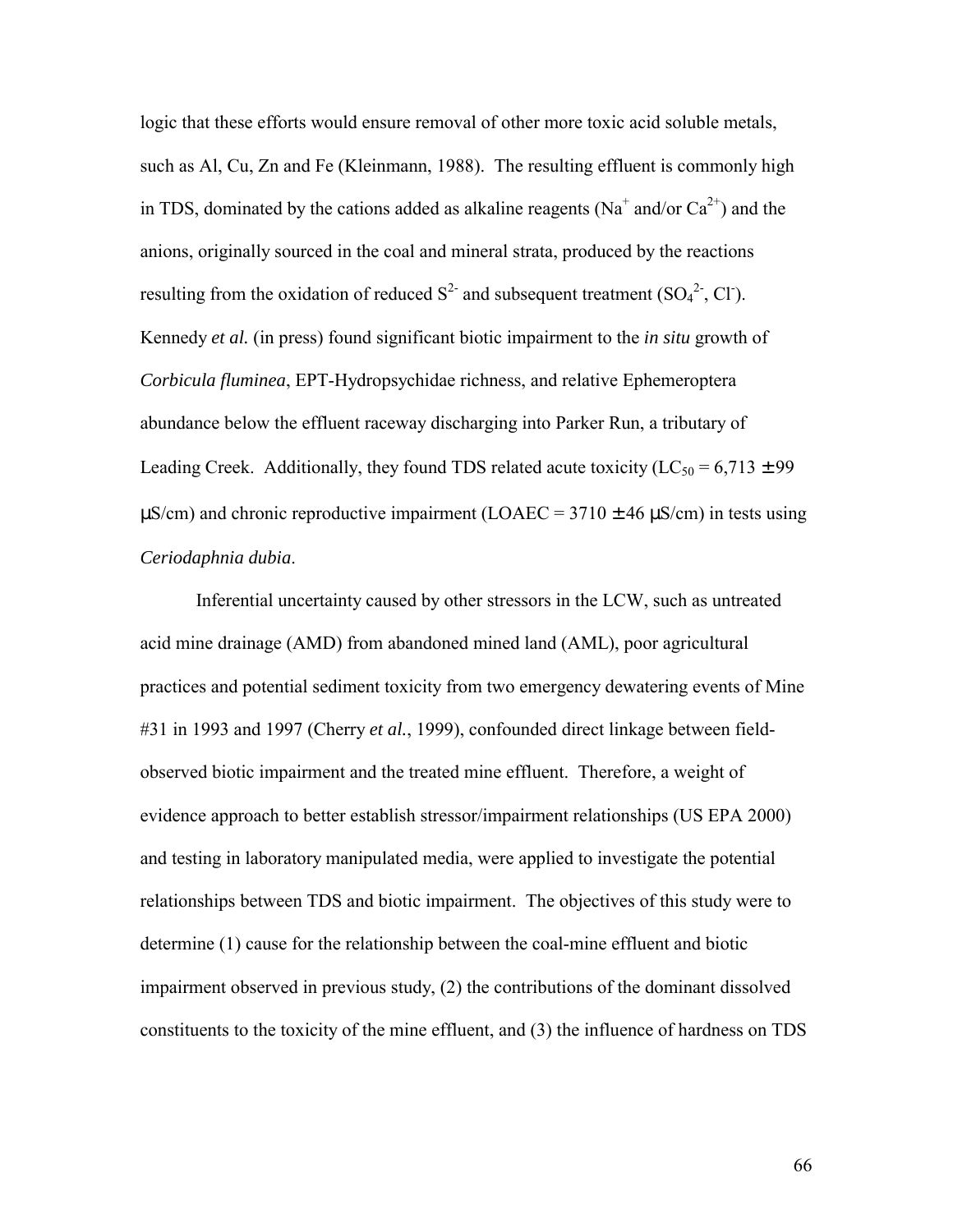logic that these efforts would ensure removal of other more toxic acid soluble metals, such as Al, Cu, Zn and Fe (Kleinmann, 1988). The resulting effluent is commonly high in TDS, dominated by the cations added as alkaline reagents ($Na^+$ and/or $Ca^{2+}$) and the anions, originally sourced in the coal and mineral strata, produced by the reactions resulting from the oxidation of reduced $S^{2-}$ and subsequent treatment ($SO_4^{2-}$, $Cl^-$). Kennedy *et al.* (in press) found significant biotic impairment to the *in situ* growth of *Corbicula fluminea*, EPT-Hydropsychidae richness, and relative Ephemeroptera abundance below the effluent raceway discharging into Parker Run, a tributary of Leading Creek. Additionally, they found TDS related acute toxicity ($LC_{50}$ = 6,713 ± 99 µS/cm) and chronic reproductive impairment (LOAEC = 3710 ± 46 µS/cm) in tests using *Ceriodaphnia dubia*.

Inferential uncertainty caused by other stressors in the LCW, such as untreated acid mine drainage (AMD) from abandoned mined land (AML), poor agricultural practices and potential sediment toxicity from two emergency dewatering events of Mine #31 in 1993 and 1997 (Cherry *et al.*, 1999), confounded direct linkage between field-observed biotic impairment and the treated mine effluent. Therefore, a weight of evidence approach to better establish stressor/impairment relationships (US EPA 2000) and testing in laboratory manipulated media, were applied to investigate the potential relationships between TDS and biotic impairment. The objectives of this study were to determine (1) cause for the relationship between the coal-mine effluent and biotic impairment observed in previous study, (2) the contributions of the dominant dissolved constituents to the toxicity of the mine effluent, and (3) the influence of hardness on TDS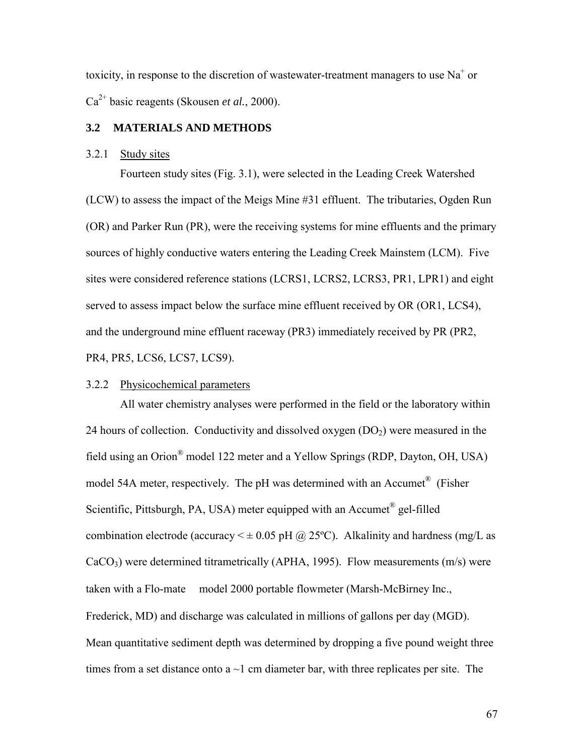toxicity, in response to the discretion of wastewater-treatment managers to use $Na^+$ or $Ca^{2+}$ basic reagents (Skousen *et al.*, 2000).

## 3.2 MATERIALS AND METHODS

### 3.2.1 Study sites

Fourteen study sites (Fig. 3.1), were selected in the Leading Creek Watershed (LCW) to assess the impact of the Meigs Mine #31 effluent. The tributaries, Ogden Run (OR) and Parker Run (PR), were the receiving systems for mine effluents and the primary sources of highly conductive waters entering the Leading Creek Mainstem (LCM). Five sites were considered reference stations (LCRS1, LCRS2, LCRS3, PR1, LPR1) and eight served to assess impact below the surface mine effluent received by OR (OR1, LCS4), and the underground mine effluent raceway (PR3) immediately received by PR (PR2, PR4, PR5, LCS6, LCS7, LCS9).

### 3.2.2 Physicochemical parameters

All water chemistry analyses were performed in the field or the laboratory within 24 hours of collection. Conductivity and dissolved oxygen ($DO_2$) were measured in the field using an Orion® model 122 meter and a Yellow Springs (RDP, Dayton, OH, USA) model 54A meter, respectively. The pH was determined with an Accumet® (Fisher Scientific, Pittsburgh, PA, USA) meter equipped with an Accumet® gel-filled combination electrode (accuracy < ± 0.05 pH @ 25ºC). Alkalinity and hardness (mg/L as $CaCO_3$) were determined titrametrically (APHA, 1995). Flow measurements (m/s) were taken with a Flo-mate model 2000 portable flowmeter (Marsh-McBirney Inc., Frederick, MD) and discharge was calculated in millions of gallons per day (MGD). Mean quantitative sediment depth was determined by dropping a five pound weight three times from a set distance onto a ~1 cm diameter bar, with three replicates per site. The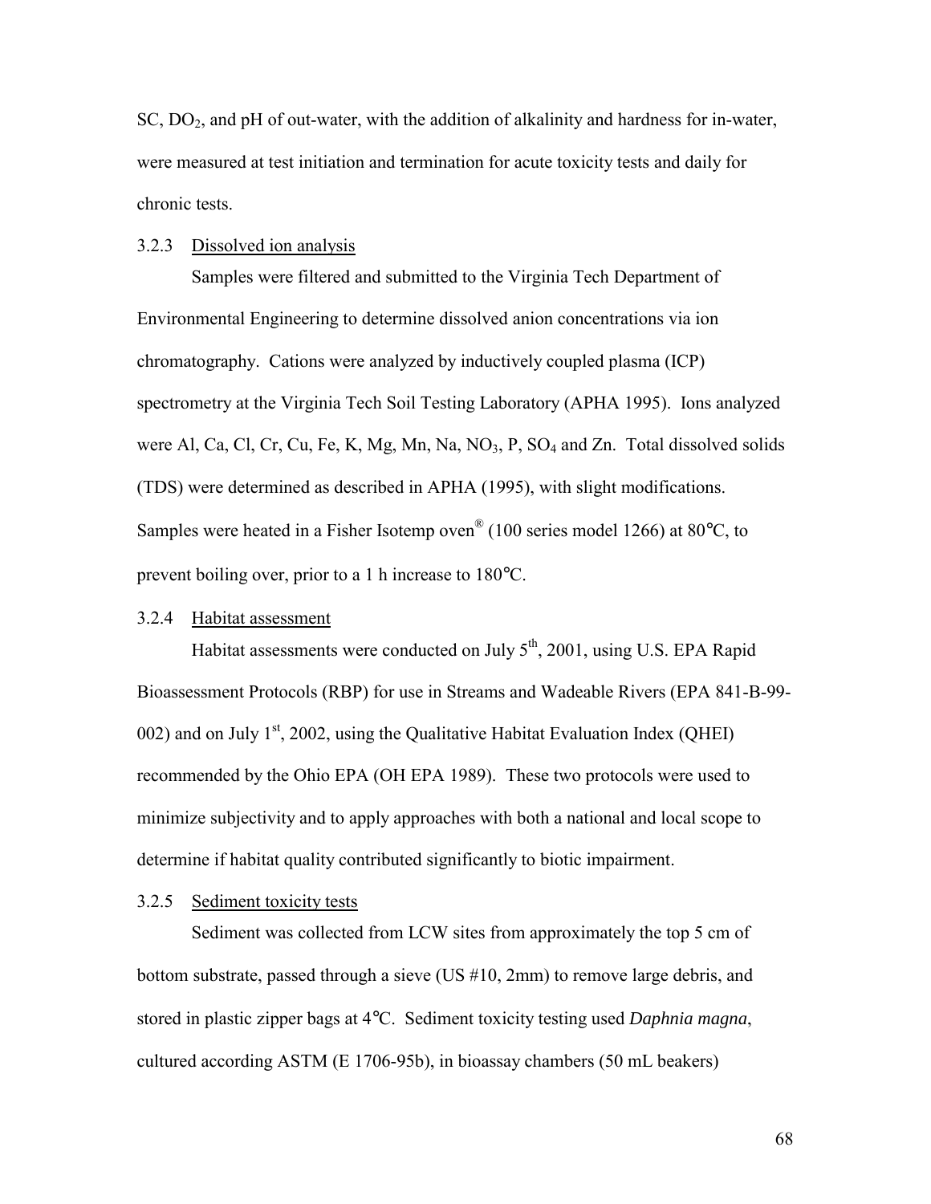SC, $DO_2$, and pH of out-water, with the addition of alkalinity and hardness for in-water, were measured at test initiation and termination for acute toxicity tests and daily for chronic tests.

### 3.2.3 Dissolved ion analysis

Samples were filtered and submitted to the Virginia Tech Department of Environmental Engineering to determine dissolved anion concentrations via ion chromatography. Cations were analyzed by inductively coupled plasma (ICP) spectrometry at the Virginia Tech Soil Testing Laboratory (APHA 1995). Ions analyzed were Al, Ca, Cl, Cr, Cu, Fe, K, Mg, Mn, Na, $NO_3$, P, $SO_4$ and Zn. Total dissolved solids (TDS) were determined as described in APHA (1995), with slight modifications. Samples were heated in a Fisher Isotemp oven® (100 series model 1266) at 80°C, to prevent boiling over, prior to a 1 h increase to 180°C.

### 3.2.4 Habitat assessment

Habitat assessments were conducted on July 5th, 2001, using U.S. EPA Rapid Bioassessment Protocols (RBP) for use in Streams and Wadeable Rivers (EPA 841-B-99-002) and on July 1st, 2002, using the Qualitative Habitat Evaluation Index (QHEI) recommended by the Ohio EPA (OH EPA 1989). These two protocols were used to minimize subjectivity and to apply approaches with both a national and local scope to determine if habitat quality contributed significantly to biotic impairment.

### 3.2.5 Sediment toxicity tests

Sediment was collected from LCW sites from approximately the top 5 cm of bottom substrate, passed through a sieve (US #10, 2mm) to remove large debris, and stored in plastic zipper bags at 4°C. Sediment toxicity testing used *Daphnia magna*, cultured according ASTM (E 1706-95b), in bioassay chambers (50 mL beakers)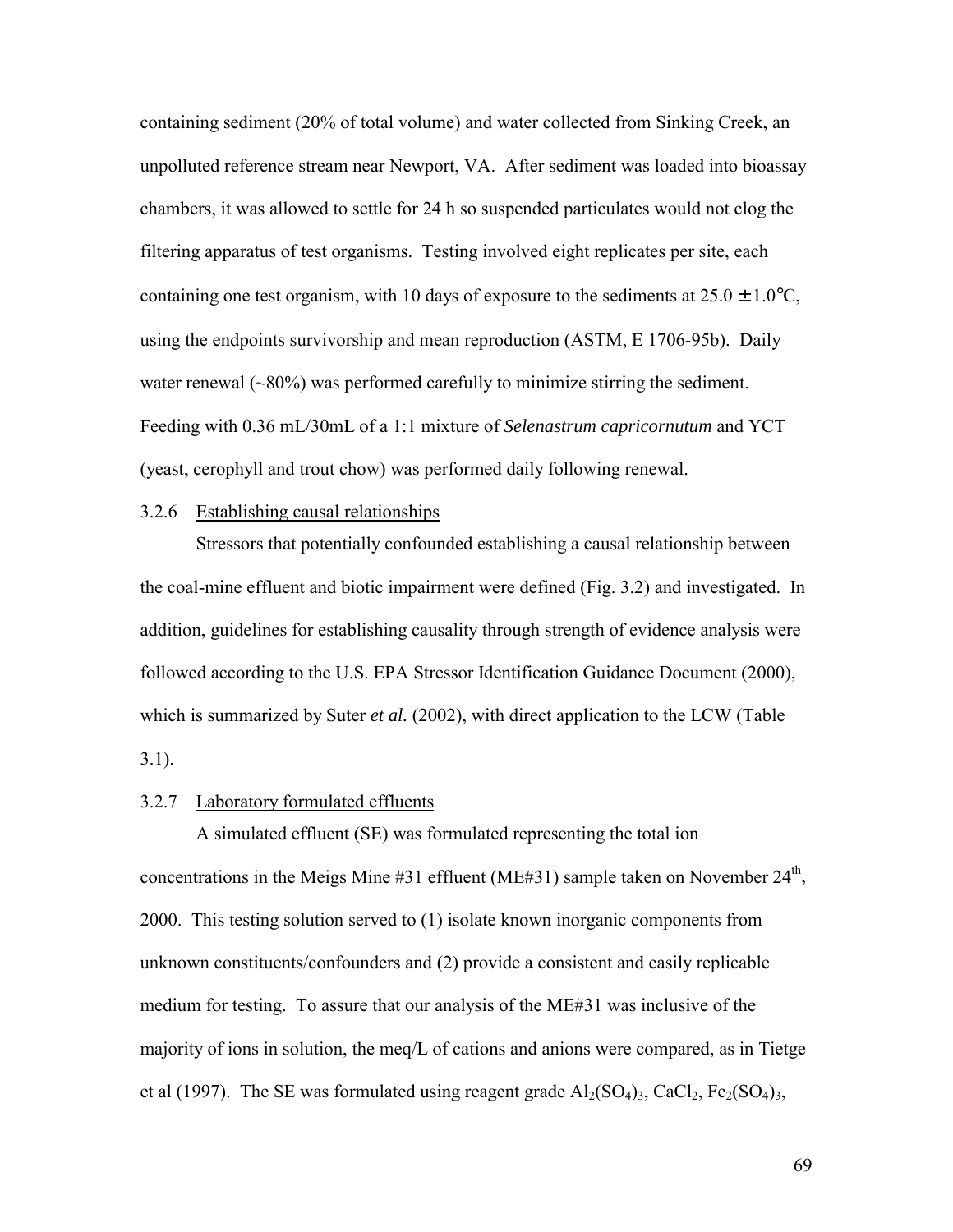containing sediment (20% of total volume) and water collected from Sinking Creek, an unpolluted reference stream near Newport, VA. After sediment was loaded into bioassay chambers, it was allowed to settle for 24 h so suspended particulates would not clog the filtering apparatus of test organisms. Testing involved eight replicates per site, each containing one test organism, with 10 days of exposure to the sediments at $25.0 \pm 1.0$°C, using the endpoints survivorship and mean reproduction (ASTM, E 1706-95b). Daily water renewal (~80%) was performed carefully to minimize stirring the sediment. Feeding with 0.36 mL/30mL of a 1:1 mixture of *Selenastrum capricornutum* and YCT (yeast, cerophyll and trout chow) was performed daily following renewal.

### 3.2.6 Establishing causal relationships

Stressors that potentially confounded establishing a causal relationship between the coal-mine effluent and biotic impairment were defined (Fig. 3.2) and investigated. In addition, guidelines for establishing causality through strength of evidence analysis were followed according to the U.S. EPA Stressor Identification Guidance Document (2000), which is summarized by Suter *et al.* (2002), with direct application to the LCW (Table 3.1).

### 3.2.7 Laboratory formulated effluents

A simulated effluent (SE) was formulated representing the total ion concentrations in the Meigs Mine #31 effluent (ME#31) sample taken on November 24th, 2000. This testing solution served to (1) isolate known inorganic components from unknown constituents/confounders and (2) provide a consistent and easily replicable medium for testing. To assure that our analysis of the ME#31 was inclusive of the majority of ions in solution, the meq/L of cations and anions were compared, as in Tietge et al (1997). The SE was formulated using reagent grade $Al_2(SO_4)_3$, $CaCl_2$, $Fe_2(SO_4)_3$,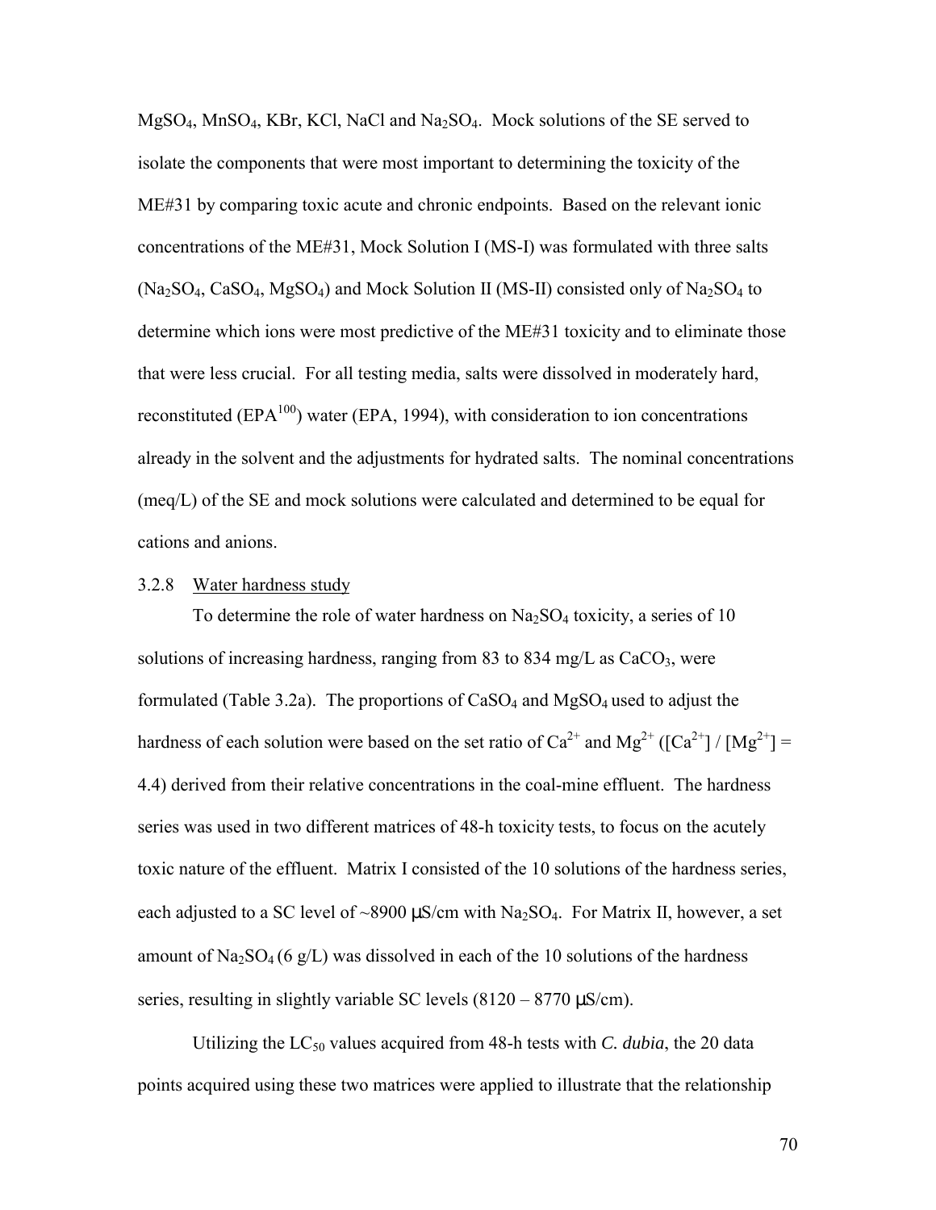$MgSO_4$, $MnSO_4$, KBr, KCl, NaCl and $Na_2SO_4$. Mock solutions of the SE served to isolate the components that were most important to determining the toxicity of the ME#31 by comparing toxic acute and chronic endpoints. Based on the relevant ionic concentrations of the ME#31, Mock Solution I (MS-I) was formulated with three salts ($Na_2SO_4$, $CaSO_4$, $MgSO_4$) and Mock Solution II (MS-II) consisted only of $Na_2SO_4$ to determine which ions were most predictive of the ME#31 toxicity and to eliminate those that were less crucial. For all testing media, salts were dissolved in moderately hard, reconstituted ($EPA^{100}$) water (EPA, 1994), with consideration to ion concentrations already in the solvent and the adjustments for hydrated salts. The nominal concentrations (meq/L) of the SE and mock solutions were calculated and determined to be equal for cations and anions.

### 3.2.8 Water hardness study

To determine the role of water hardness on $Na_2SO_4$ toxicity, a series of 10 solutions of increasing hardness, ranging from 83 to 834 mg/L as $CaCO_3$, were formulated (Table 3.2a). The proportions of $CaSO_4$ and $MgSO_4$ used to adjust the hardness of each solution were based on the set ratio of $Ca^{2+}$ and $Mg^{2+}$ ($[Ca^{2+}] / [Mg^{2+}] = 4.4$) derived from their relative concentrations in the coal-mine effluent. The hardness series was used in two different matrices of 48-h toxicity tests, to focus on the acutely toxic nature of the effluent. Matrix I consisted of the 10 solutions of the hardness series, each adjusted to a SC level of ~8900 μS/cm with $Na_2SO_4$. For Matrix II, however, a set amount of $Na_2SO_4$ (6 g/L) was dissolved in each of the 10 solutions of the hardness series, resulting in slightly variable SC levels (8120 – 8770 μS/cm).

Utilizing the $LC_{50}$ values acquired from 48-h tests with *C. dubia*, the 20 data points acquired using these two matrices were applied to illustrate that the relationship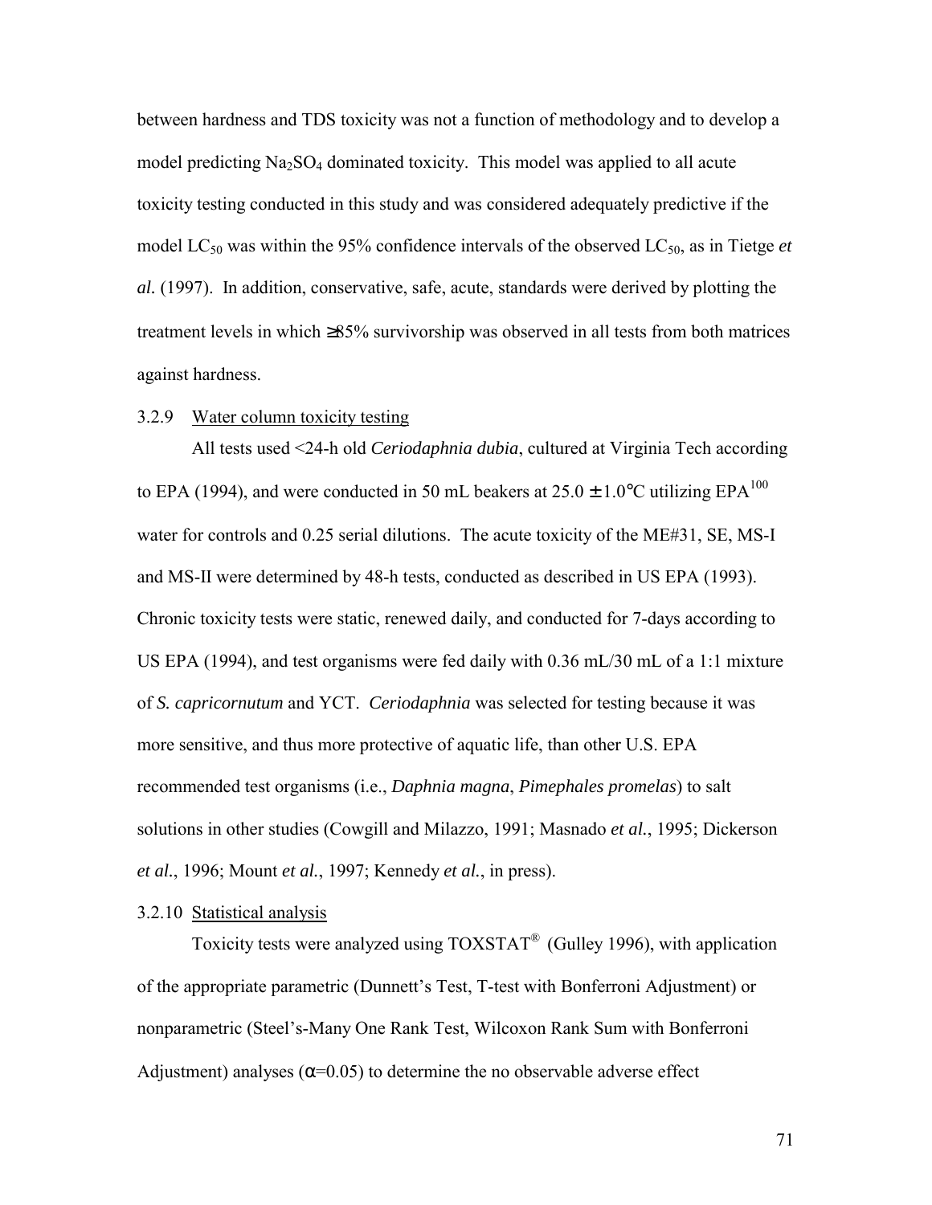between hardness and TDS toxicity was not a function of methodology and to develop a model predicting $Na_2SO_4$ dominated toxicity. This model was applied to all acute toxicity testing conducted in this study and was considered adequately predictive if the model $LC_{50}$ was within the 95% confidence intervals of the observed $LC_{50}$, as in Tietge *et al.* (1997). In addition, conservative, safe, acute, standards were derived by plotting the treatment levels in which ≥85% survivorship was observed in all tests from both matrices against hardness.

### 3.2.9 Water column toxicity testing

All tests used <24-h old *Ceriodaphnia dubia*, cultured at Virginia Tech according to EPA (1994), and were conducted in 50 mL beakers at 25.0 ± 1.0°C utilizing $EPA^{100}$ water for controls and 0.25 serial dilutions. The acute toxicity of the ME#31, SE, MS-I and MS-II were determined by 48-h tests, conducted as described in US EPA (1993). Chronic toxicity tests were static, renewed daily, and conducted for 7-days according to US EPA (1994), and test organisms were fed daily with 0.36 mL/30 mL of a 1:1 mixture of *S. capricornutum* and YCT. *Ceriodaphnia* was selected for testing because it was more sensitive, and thus more protective of aquatic life, than other U.S. EPA recommended test organisms (i.e., *Daphnia magna*, *Pimephales promelas*) to salt solutions in other studies (Cowgill and Milazzo, 1991; Masnado *et al.*, 1995; Dickerson *et al.*, 1996; Mount *et al.*, 1997; Kennedy *et al.*, in press).

### 3.2.10 Statistical analysis

Toxicity tests were analyzed using TOXSTAT® (Gulley 1996), with application of the appropriate parametric (Dunnett's Test, T-test with Bonferroni Adjustment) or nonparametric (Steel's-Many One Rank Test, Wilcoxon Rank Sum with Bonferroni Adjustment) analyses ($\alpha$=0.05) to determine the no observable adverse effect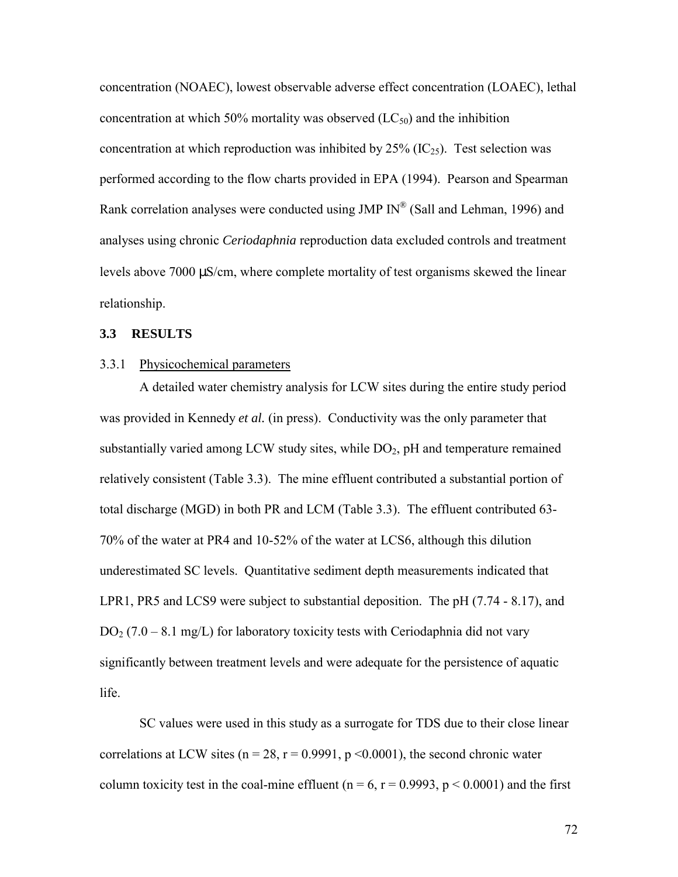concentration (NOAEC), lowest observable adverse effect concentration (LOAEC), lethal concentration at which 50% mortality was observed ($LC_{50}$) and the inhibition concentration at which reproduction was inhibited by 25% ($IC_{25}$). Test selection was performed according to the flow charts provided in EPA (1994). Pearson and Spearman Rank correlation analyses were conducted using JMP IN® (Sall and Lehman, 1996) and analyses using chronic *Ceriodaphnia* reproduction data excluded controls and treatment levels above 7000 µS/cm, where complete mortality of test organisms skewed the linear relationship.

## 3.3 RESULTS

### 3.3.1 Physicochemical parameters

A detailed water chemistry analysis for LCW sites during the entire study period was provided in Kennedy *et al.* (in press). Conductivity was the only parameter that substantially varied among LCW study sites, while $DO_2$, pH and temperature remained relatively consistent (Table 3.3). The mine effluent contributed a substantial portion of total discharge (MGD) in both PR and LCM (Table 3.3). The effluent contributed 63-70% of the water at PR4 and 10-52% of the water at LCS6, although this dilution underestimated SC levels. Quantitative sediment depth measurements indicated that LPR1, PR5 and LCS9 were subject to substantial deposition. The pH (7.74 - 8.17), and $DO_2$ (7.0 – 8.1 mg/L) for laboratory toxicity tests with Ceriodaphnia did not vary significantly between treatment levels and were adequate for the persistence of aquatic life.

SC values were used in this study as a surrogate for TDS due to their close linear correlations at LCW sites ($n = 28$, $r = 0.9991$, $p < 0.0001$), the second chronic water column toxicity test in the coal-mine effluent ($n = 6$, $r = 0.9993$, $p < 0.0001$) and the first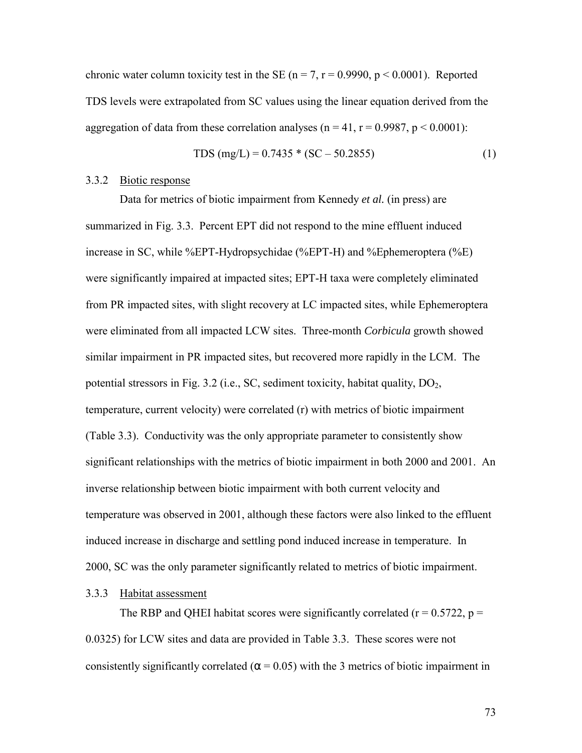chronic water column toxicity test in the SE ($n = 7$, $r = 0.9990$, $p < 0.0001$). Reported TDS levels were extrapolated from SC values using the linear equation derived from the aggregation of data from these correlation analyses ($n = 41$, $r = 0.9987$, $p < 0.0001$):

$$\text{TDS (mg/L)} = 0.7435 * (\text{SC} - 50.2855) \quad (1)$$

### 3.3.2 Biotic response

Data for metrics of biotic impairment from Kennedy *et al.* (in press) are summarized in Fig. 3.3. Percent EPT did not respond to the mine effluent induced increase in SC, while %EPT-Hydropsychidae (%EPT-H) and %Ephemeroptera (%E) were significantly impaired at impacted sites; EPT-H taxa were completely eliminated from PR impacted sites, with slight recovery at LC impacted sites, while Ephemeroptera were eliminated from all impacted LCW sites. Three-month *Corbicula* growth showed similar impairment in PR impacted sites, but recovered more rapidly in the LCM. The potential stressors in Fig. 3.2 (i.e., SC, sediment toxicity, habitat quality, $DO_2$, temperature, current velocity) were correlated (r) with metrics of biotic impairment (Table 3.3). Conductivity was the only appropriate parameter to consistently show significant relationships with the metrics of biotic impairment in both 2000 and 2001. An inverse relationship between biotic impairment with both current velocity and temperature was observed in 2001, although these factors were also linked to the effluent induced increase in discharge and settling pond induced increase in temperature. In 2000, SC was the only parameter significantly related to metrics of biotic impairment.

### 3.3.3 Habitat assessment

The RBP and QHEI habitat scores were significantly correlated ($r = 0.5722$, $p = 0.0325$) for LCW sites and data are provided in Table 3.3. These scores were not consistently significantly correlated ($\alpha = 0.05$) with the 3 metrics of biotic impairment in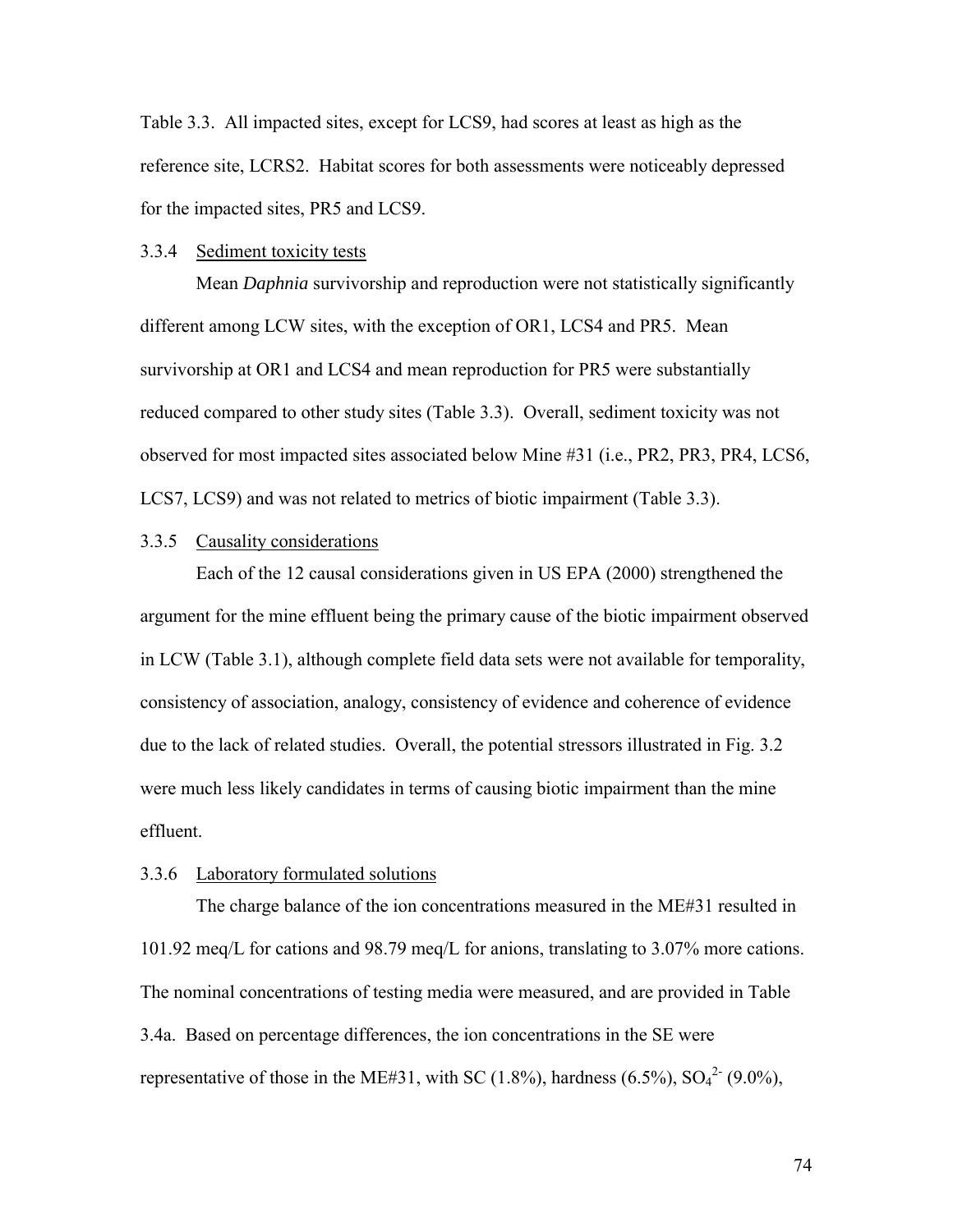Table 3.3. All impacted sites, except for LCS9, had scores at least as high as the reference site, LCRS2. Habitat scores for both assessments were noticeably depressed for the impacted sites, PR5 and LCS9.

### 3.3.4 Sediment toxicity tests

Mean *Daphnia* survivorship and reproduction were not statistically significantly different among LCW sites, with the exception of OR1, LCS4 and PR5. Mean survivorship at OR1 and LCS4 and mean reproduction for PR5 were substantially reduced compared to other study sites (Table 3.3). Overall, sediment toxicity was not observed for most impacted sites associated below Mine #31 (i.e., PR2, PR3, PR4, LCS6, LCS7, LCS9) and was not related to metrics of biotic impairment (Table 3.3).

### 3.3.5 Causality considerations

Each of the 12 causal considerations given in US EPA (2000) strengthened the argument for the mine effluent being the primary cause of the biotic impairment observed in LCW (Table 3.1), although complete field data sets were not available for temporality, consistency of association, analogy, consistency of evidence and coherence of evidence due to the lack of related studies. Overall, the potential stressors illustrated in Fig. 3.2 were much less likely candidates in terms of causing biotic impairment than the mine effluent.

### 3.3.6 Laboratory formulated solutions

The charge balance of the ion concentrations measured in the ME#31 resulted in 101.92 meq/L for cations and 98.79 meq/L for anions, translating to 3.07% more cations. The nominal concentrations of testing media were measured, and are provided in Table 3.4a. Based on percentage differences, the ion concentrations in the SE were representative of those in the ME#31, with SC (1.8%), hardness (6.5%), $SO_4^{2-}$ (9.0%),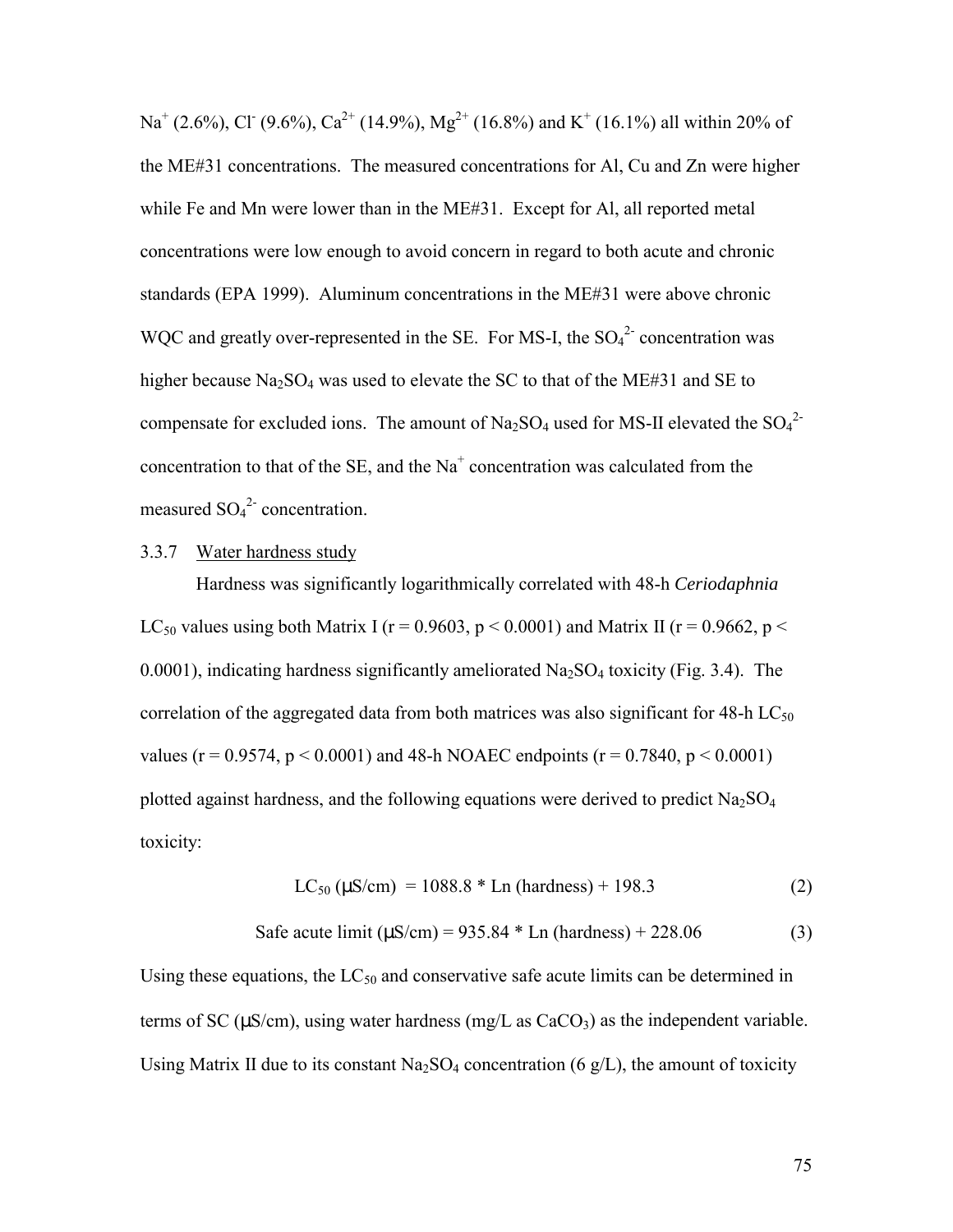$Na^+$ (2.6%), $Cl^-$ (9.6%), $Ca^{2+}$ (14.9%), $Mg^{2+}$ (16.8%) and $K^+$ (16.1%) all within 20% of the ME#31 concentrations. The measured concentrations for Al, Cu and Zn were higher while Fe and Mn were lower than in the ME#31. Except for Al, all reported metal concentrations were low enough to avoid concern in regard to both acute and chronic standards (EPA 1999). Aluminum concentrations in the ME#31 were above chronic WQC and greatly over-represented in the SE. For MS-I, the $SO_4^{2-}$ concentration was higher because $Na_2SO_4$ was used to elevate the SC to that of the ME#31 and SE to compensate for excluded ions. The amount of $Na_2SO_4$ used for MS-II elevated the $SO_4^{2-}$ concentration to that of the SE, and the $Na^+$ concentration was calculated from the measured $SO_4^{2-}$ concentration.

### 3.3.7 Water hardness study

Hardness was significantly logarithmically correlated with 48-h *Ceriodaphnia* $LC_{50}$ values using both Matrix I ($r = 0.9603$, $p < 0.0001$) and Matrix II ($r = 0.9662$, $p < 0.0001$), indicating hardness significantly ameliorated $Na_2SO_4$ toxicity (Fig. 3.4). The correlation of the aggregated data from both matrices was also significant for 48-h $LC_{50}$ values ($r = 0.9574$, $p < 0.0001$) and 48-h NOAEC endpoints ($r = 0.7840$, $p < 0.0001$) plotted against hardness, and the following equations were derived to predict $Na_2SO_4$ toxicity:

$$LC_{50}\ (\mu S/cm) = 1088.8 * \text{Ln (hardness)} + 198.3 \qquad (2)$$

$$\text{Safe acute limit}\ (\mu S/cm) = 935.84 * \text{Ln (hardness)} + 228.06 \qquad (3)$$

Using these equations, the $LC_{50}$ and conservative safe acute limits can be determined in terms of SC ($\mu S/cm$), using water hardness (mg/L as $CaCO_3$) as the independent variable. Using Matrix II due to its constant $Na_2SO_4$ concentration (6 g/L), the amount of toxicity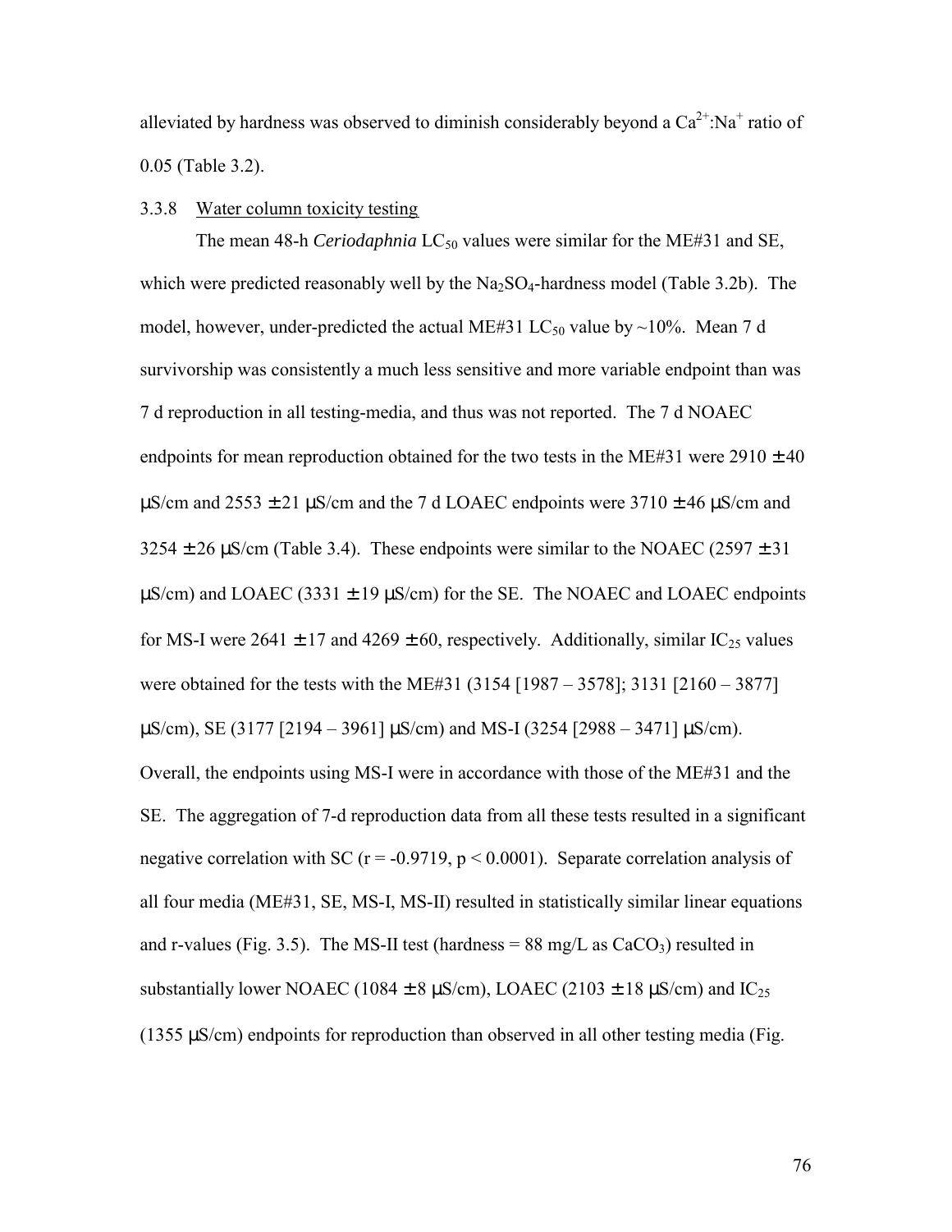alleviated by hardness was observed to diminish considerably beyond a $Ca^{2+}$:$Na^{+}$ ratio of 0.05 (Table 3.2).

### 3.3.8 Water column toxicity testing

The mean 48-h *Ceriodaphnia* $LC_{50}$ values were similar for the ME#31 and SE, which were predicted reasonably well by the $Na_2SO_4$-hardness model (Table 3.2b). The model, however, under-predicted the actual ME#31 $LC_{50}$ value by ~10%. Mean 7 d survivorship was consistently a much less sensitive and more variable endpoint than was 7 d reproduction in all testing-media, and thus was not reported. The 7 d NOAEC endpoints for mean reproduction obtained for the two tests in the ME#31 were 2910 ± 40 μS/cm and 2553 ± 21 μS/cm and the 7 d LOAEC endpoints were 3710 ± 46 μS/cm and 3254 ± 26 μS/cm (Table 3.4). These endpoints were similar to the NOAEC (2597 ± 31 μS/cm) and LOAEC (3331 ± 19 μS/cm) for the SE. The NOAEC and LOAEC endpoints for MS-I were 2641 ± 17 and 4269 ± 60, respectively. Additionally, similar $IC_{25}$ values were obtained for the tests with the ME#31 (3154 [1987 – 3578]; 3131 [2160 – 3877] μS/cm), SE (3177 [2194 – 3961] μS/cm) and MS-I (3254 [2988 – 3471] μS/cm). Overall, the endpoints using MS-I were in accordance with those of the ME#31 and the SE. The aggregation of 7-d reproduction data from all these tests resulted in a significant negative correlation with SC ($r = -0.9719$, $p < 0.0001$). Separate correlation analysis of all four media (ME#31, SE, MS-I, MS-II) resulted in statistically similar linear equations and r-values (Fig. 3.5). The MS-II test (hardness = 88 mg/L as $CaCO_3$) resulted in substantially lower NOAEC (1084 ± 8 μS/cm), LOAEC (2103 ± 18 μS/cm) and $IC_{25}$ (1355 μS/cm) endpoints for reproduction than observed in all other testing media (Fig.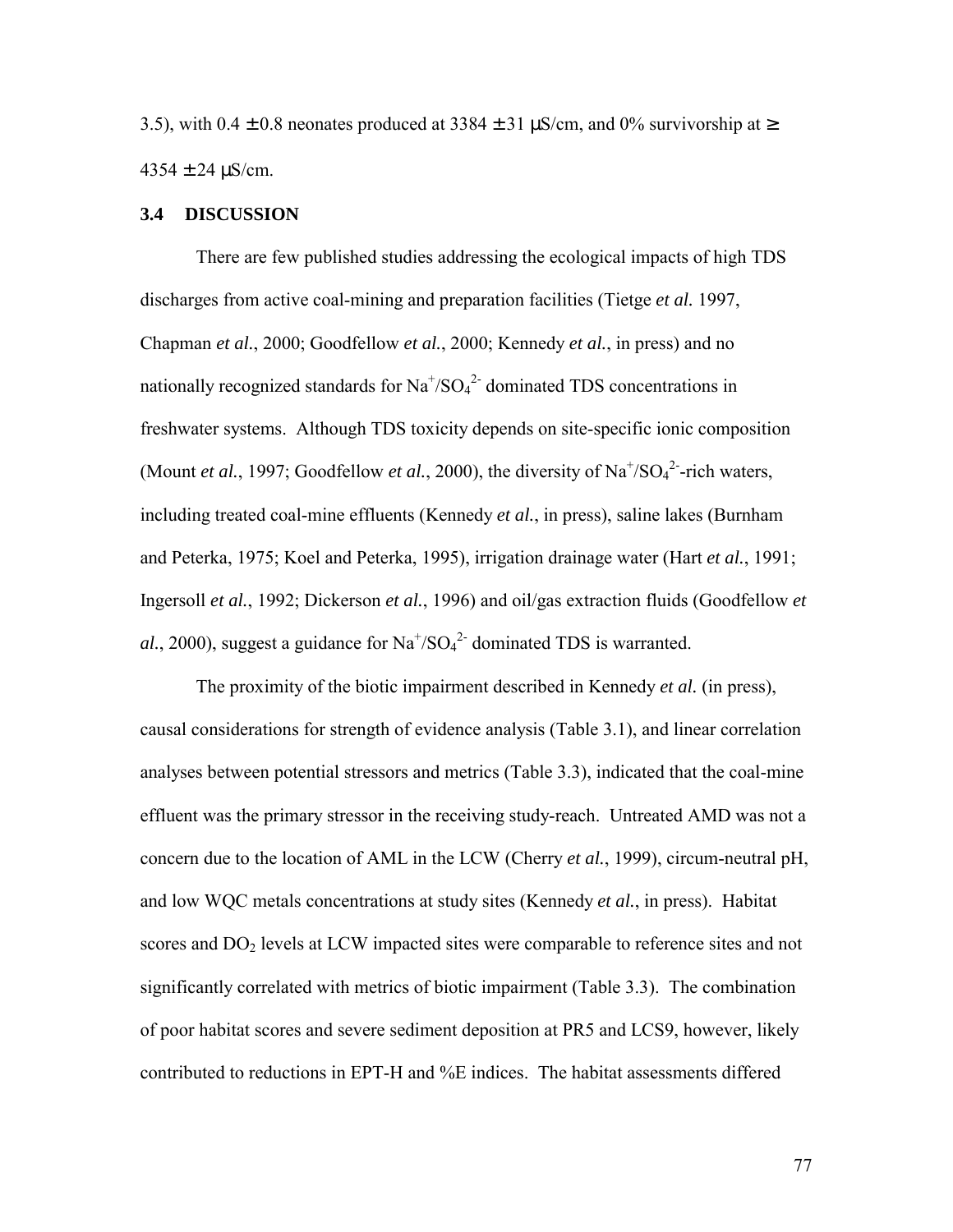3.5), with 0.4 ± 0.8 neonates produced at 3384 ± 31 μS/cm, and 0% survivorship at ≥ 4354 ± 24 μS/cm.

### 3.4 DISCUSSION

There are few published studies addressing the ecological impacts of high TDS discharges from active coal-mining and preparation facilities (Tietge *et al.* 1997, Chapman *et al.*, 2000; Goodfellow *et al.*, 2000; Kennedy *et al.*, in press) and no nationally recognized standards for $Na^+/SO_4^{2-}$ dominated TDS concentrations in freshwater systems. Although TDS toxicity depends on site-specific ionic composition (Mount *et al.*, 1997; Goodfellow *et al.*, 2000), the diversity of $Na^+/SO_4^{2-}$-rich waters, including treated coal-mine effluents (Kennedy *et al.*, in press), saline lakes (Burnham and Peterka, 1975; Koel and Peterka, 1995), irrigation drainage water (Hart *et al.*, 1991; Ingersoll *et al.*, 1992; Dickerson *et al.*, 1996) and oil/gas extraction fluids (Goodfellow *et al.*, 2000), suggest a guidance for $Na^+/SO_4^{2-}$ dominated TDS is warranted.

The proximity of the biotic impairment described in Kennedy *et al.* (in press), causal considerations for strength of evidence analysis (Table 3.1), and linear correlation analyses between potential stressors and metrics (Table 3.3), indicated that the coal-mine effluent was the primary stressor in the receiving study-reach. Untreated AMD was not a concern due to the location of AML in the LCW (Cherry *et al.*, 1999), circum-neutral pH, and low WQC metals concentrations at study sites (Kennedy *et al.*, in press). Habitat scores and $DO_2$ levels at LCW impacted sites were comparable to reference sites and not significantly correlated with metrics of biotic impairment (Table 3.3). The combination of poor habitat scores and severe sediment deposition at PR5 and LCS9, however, likely contributed to reductions in EPT-H and %E indices. The habitat assessments differed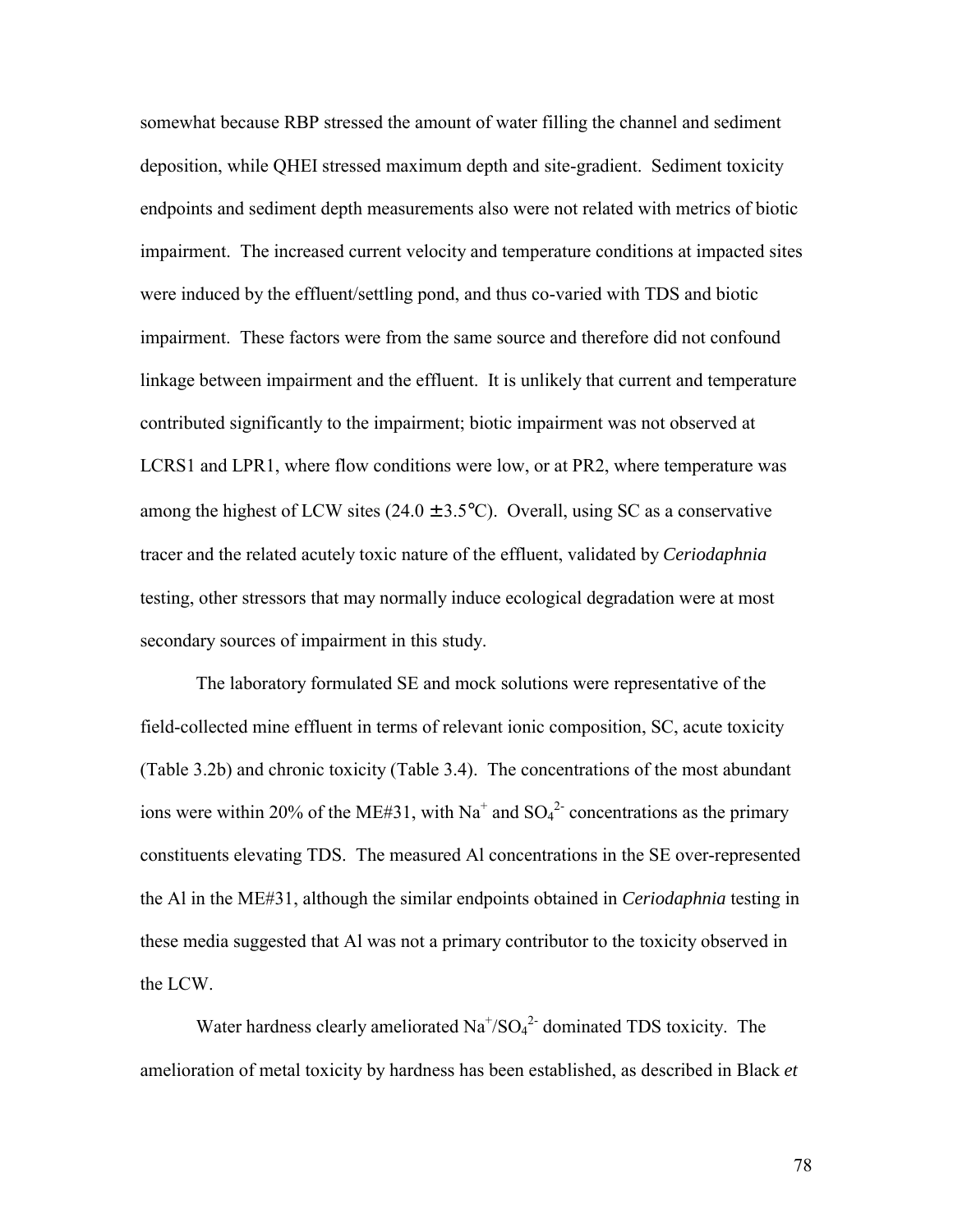somewhat because RBP stressed the amount of water filling the channel and sediment deposition, while QHEI stressed maximum depth and site-gradient. Sediment toxicity endpoints and sediment depth measurements also were not related with metrics of biotic impairment. The increased current velocity and temperature conditions at impacted sites were induced by the effluent/settling pond, and thus co-varied with TDS and biotic impairment. These factors were from the same source and therefore did not confound linkage between impairment and the effluent. It is unlikely that current and temperature contributed significantly to the impairment; biotic impairment was not observed at LCRS1 and LPR1, where flow conditions were low, or at PR2, where temperature was among the highest of LCW sites ($24.0 \pm 3.5$°C). Overall, using SC as a conservative tracer and the related acutely toxic nature of the effluent, validated by *Ceriodaphnia* testing, other stressors that may normally induce ecological degradation were at most secondary sources of impairment in this study.

The laboratory formulated SE and mock solutions were representative of the field-collected mine effluent in terms of relevant ionic composition, SC, acute toxicity (Table 3.2b) and chronic toxicity (Table 3.4). The concentrations of the most abundant ions were within 20% of the ME#31, with $Na^+$ and $SO_4^{2-}$ concentrations as the primary constituents elevating TDS. The measured Al concentrations in the SE over-represented the Al in the ME#31, although the similar endpoints obtained in *Ceriodaphnia* testing in these media suggested that Al was not a primary contributor to the toxicity observed in the LCW.

Water hardness clearly ameliorated $Na^+/SO_4^{2-}$ dominated TDS toxicity. The amelioration of metal toxicity by hardness has been established, as described in Black *et*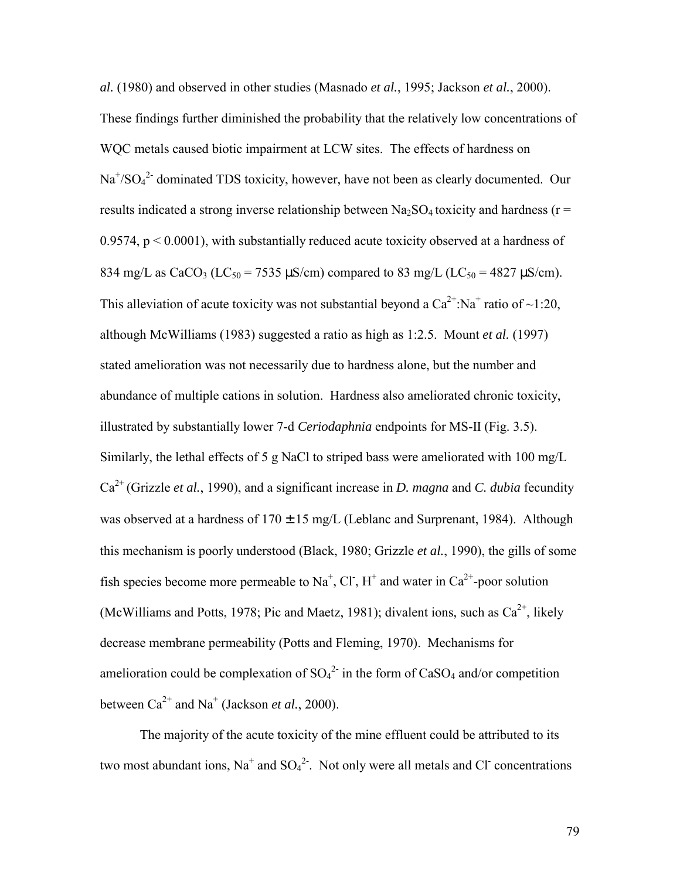*al.* (1980) and observed in other studies (Masnado *et al.*, 1995; Jackson *et al.*, 2000). These findings further diminished the probability that the relatively low concentrations of WQC metals caused biotic impairment at LCW sites. The effects of hardness on $Na^+/SO_4^{2-}$ dominated TDS toxicity, however, have not been as clearly documented. Our results indicated a strong inverse relationship between $Na_2SO_4$ toxicity and hardness ($r = 0.9574$, $p < 0.0001$), with substantially reduced acute toxicity observed at a hardness of 834 mg/L as $CaCO_3$ ($LC_{50}$ = 7535 µS/cm) compared to 83 mg/L ($LC_{50}$ = 4827 µS/cm). This alleviation of acute toxicity was not substantial beyond a $Ca^{2+}$:$Na^+$ ratio of ~1:20, although McWilliams (1983) suggested a ratio as high as 1:2.5. Mount *et al.* (1997) stated amelioration was not necessarily due to hardness alone, but the number and abundance of multiple cations in solution. Hardness also ameliorated chronic toxicity, illustrated by substantially lower 7-d *Ceriodaphnia* endpoints for MS-II (Fig. 3.5). Similarly, the lethal effects of 5 g NaCl to striped bass were ameliorated with 100 mg/L $Ca^{2+}$ (Grizzle *et al.*, 1990), and a significant increase in *D. magna* and *C. dubia* fecundity was observed at a hardness of 170 ± 15 mg/L (Leblanc and Surprenant, 1984). Although this mechanism is poorly understood (Black, 1980; Grizzle *et al.*, 1990), the gills of some fish species become more permeable to $Na^+$, $Cl^-$, $H^+$ and water in $Ca^{2+}$-poor solution (McWilliams and Potts, 1978; Pic and Maetz, 1981); divalent ions, such as $Ca^{2+}$, likely decrease membrane permeability (Potts and Fleming, 1970). Mechanisms for amelioration could be complexation of $SO_4^{2-}$ in the form of $CaSO_4$ and/or competition between $Ca^{2+}$ and $Na^+$ (Jackson *et al.*, 2000).

The majority of the acute toxicity of the mine effluent could be attributed to its two most abundant ions, $Na^+$ and $SO_4^{2-}$. Not only were all metals and $Cl^-$ concentrations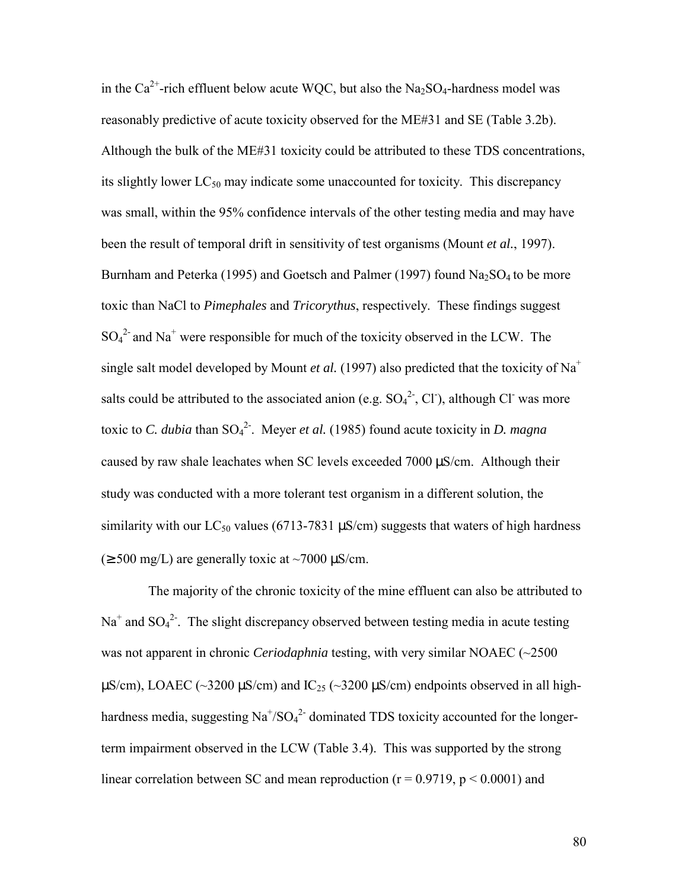in the $Ca^{2+}$-rich effluent below acute WQC, but also the $Na_2SO_4$-hardness model was reasonably predictive of acute toxicity observed for the ME#31 and SE (Table 3.2b). Although the bulk of the ME#31 toxicity could be attributed to these TDS concentrations, its slightly lower $LC_{50}$ may indicate some unaccounted for toxicity. This discrepancy was small, within the 95% confidence intervals of the other testing media and may have been the result of temporal drift in sensitivity of test organisms (Mount *et al.*, 1997). Burnham and Peterka (1995) and Goetsch and Palmer (1997) found $Na_2SO_4$ to be more toxic than NaCl to *Pimephales* and *Tricorythus*, respectively. These findings suggest $SO_4^{2-}$ and $Na^+$ were responsible for much of the toxicity observed in the LCW. The single salt model developed by Mount *et al.* (1997) also predicted that the toxicity of $Na^+$ salts could be attributed to the associated anion (e.g. $SO_4^{2-}$, $Cl^-$), although $Cl^-$ was more toxic to *C. dubia* than $SO_4^{2-}$. Meyer *et al.* (1985) found acute toxicity in *D. magna* caused by raw shale leachates when SC levels exceeded 7000 µS/cm. Although their study was conducted with a more tolerant test organism in a different solution, the similarity with our $LC_{50}$ values (6713-7831 µS/cm) suggests that waters of high hardness ($\geq$500 mg/L) are generally toxic at ~7000 µS/cm.

The majority of the chronic toxicity of the mine effluent can also be attributed to $Na^+$ and $SO_4^{2-}$. The slight discrepancy observed between testing media in acute testing was not apparent in chronic *Ceriodaphnia* testing, with very similar NOAEC (~2500 µS/cm), LOAEC (~3200 µS/cm) and $IC_{25}$ (~3200 µS/cm) endpoints observed in all high-hardness media, suggesting $Na^+/SO_4^{2-}$ dominated TDS toxicity accounted for the longer-term impairment observed in the LCW (Table 3.4). This was supported by the strong linear correlation between SC and mean reproduction ($r = 0.9719$, $p < 0.0001$) and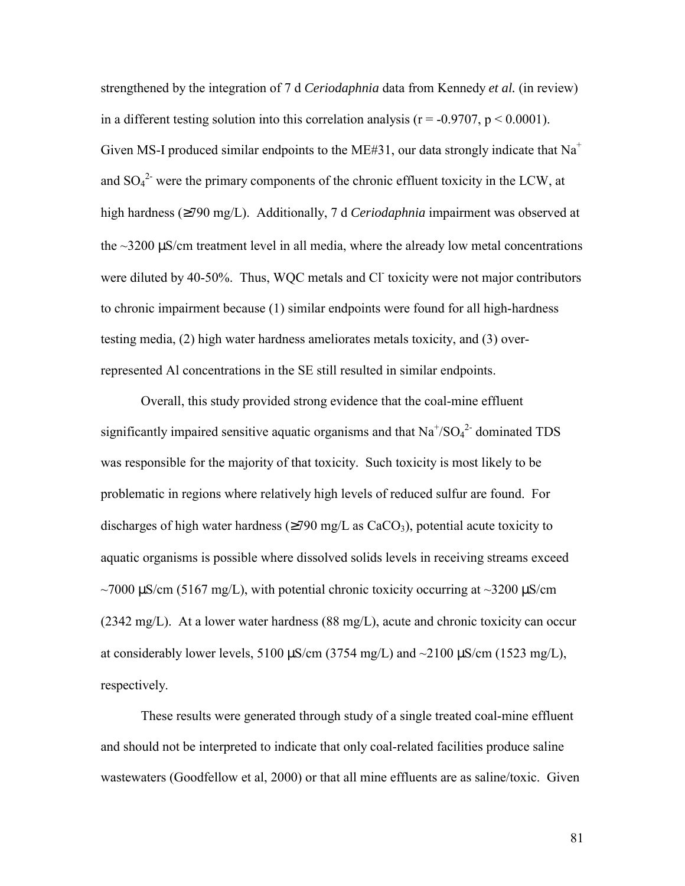strengthened by the integration of 7 d *Ceriodaphnia* data from Kennedy *et al.* (in review) in a different testing solution into this correlation analysis ($r = -0.9707$, $p < 0.0001$). Given MS-I produced similar endpoints to the ME#31, our data strongly indicate that $Na^+$ and $SO_4^{2-}$ were the primary components of the chronic effluent toxicity in the LCW, at high hardness (≥790 mg/L). Additionally, 7 d *Ceriodaphnia* impairment was observed at the ~3200 µS/cm treatment level in all media, where the already low metal concentrations were diluted by 40-50%. Thus, WQC metals and $Cl^-$ toxicity were not major contributors to chronic impairment because (1) similar endpoints were found for all high-hardness testing media, (2) high water hardness ameliorates metals toxicity, and (3) over-represented Al concentrations in the SE still resulted in similar endpoints.

Overall, this study provided strong evidence that the coal-mine effluent significantly impaired sensitive aquatic organisms and that $Na^+/SO_4^{2-}$ dominated TDS was responsible for the majority of that toxicity. Such toxicity is most likely to be problematic in regions where relatively high levels of reduced sulfur are found. For discharges of high water hardness (≥790 mg/L as $CaCO_3$), potential acute toxicity to aquatic organisms is possible where dissolved solids levels in receiving streams exceed ~7000 µS/cm (5167 mg/L), with potential chronic toxicity occurring at ~3200 µS/cm (2342 mg/L). At a lower water hardness (88 mg/L), acute and chronic toxicity can occur at considerably lower levels, 5100 µS/cm (3754 mg/L) and ~2100 µS/cm (1523 mg/L), respectively.

These results were generated through study of a single treated coal-mine effluent and should not be interpreted to indicate that only coal-related facilities produce saline wastewaters (Goodfellow et al, 2000) or that all mine effluents are as saline/toxic. Given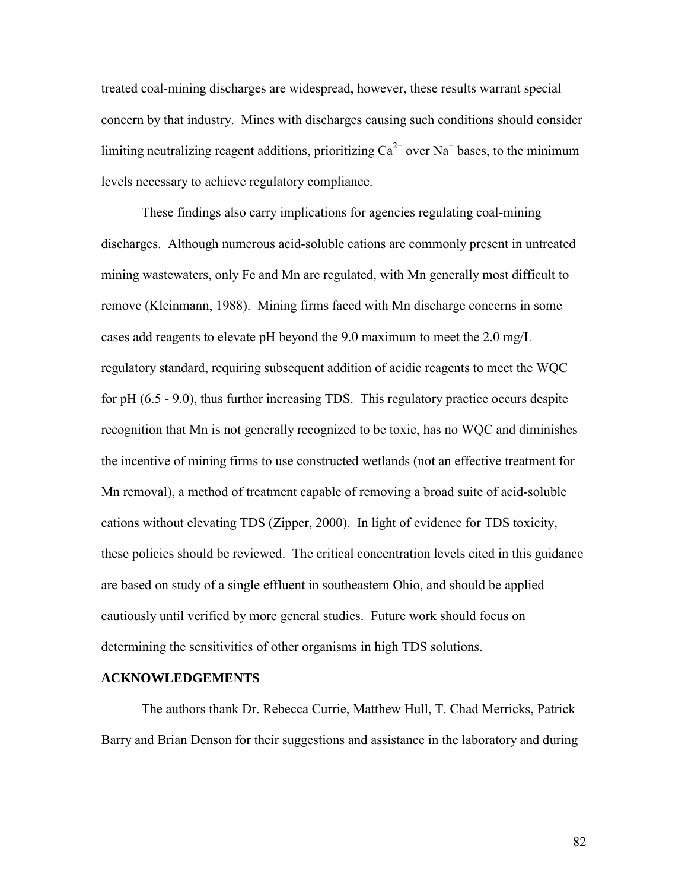treated coal-mining discharges are widespread, however, these results warrant special concern by that industry. Mines with discharges causing such conditions should consider limiting neutralizing reagent additions, prioritizing $Ca^{2+}$ over $Na^{+}$ bases, to the minimum levels necessary to achieve regulatory compliance.

These findings also carry implications for agencies regulating coal-mining discharges. Although numerous acid-soluble cations are commonly present in untreated mining wastewaters, only Fe and Mn are regulated, with Mn generally most difficult to remove (Kleinmann, 1988). Mining firms faced with Mn discharge concerns in some cases add reagents to elevate pH beyond the 9.0 maximum to meet the 2.0 mg/L regulatory standard, requiring subsequent addition of acidic reagents to meet the WQC for pH (6.5 - 9.0), thus further increasing TDS. This regulatory practice occurs despite recognition that Mn is not generally recognized to be toxic, has no WQC and diminishes the incentive of mining firms to use constructed wetlands (not an effective treatment for Mn removal), a method of treatment capable of removing a broad suite of acid-soluble cations without elevating TDS (Zipper, 2000). In light of evidence for TDS toxicity, these policies should be reviewed. The critical concentration levels cited in this guidance are based on study of a single effluent in southeastern Ohio, and should be applied cautiously until verified by more general studies. Future work should focus on determining the sensitivities of other organisms in high TDS solutions.

## ACKNOWLEDGEMENTS

The authors thank Dr. Rebecca Currie, Matthew Hull, T. Chad Merricks, Patrick Barry and Brian Denson for their suggestions and assistance in the laboratory and during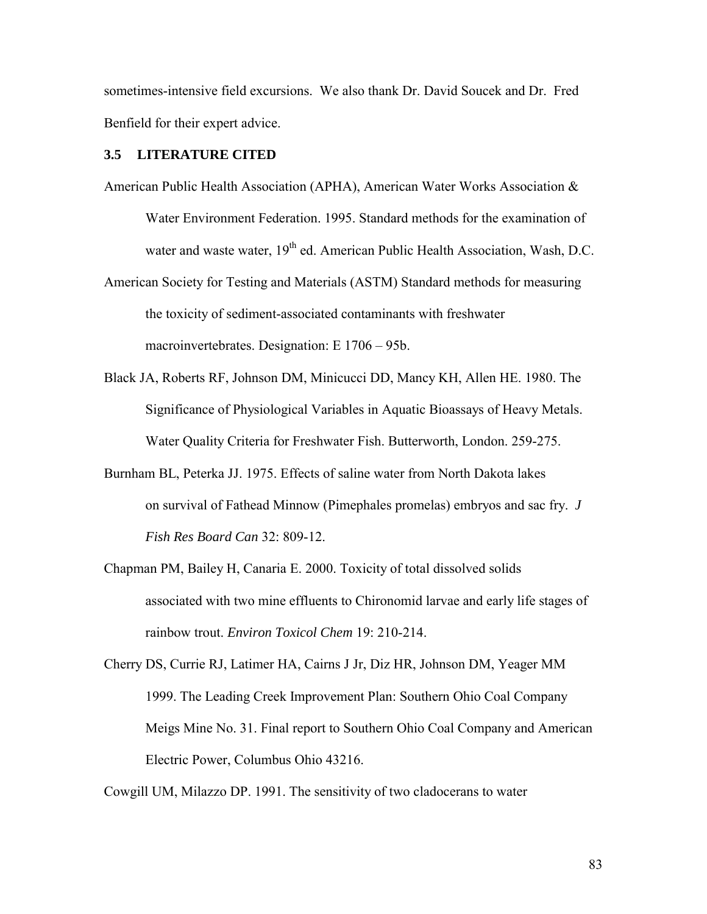sometimes-intensive field excursions. We also thank Dr. David Soucek and Dr. Fred Benfield for their expert advice.

### 3.5 LITERATURE CITED

American Public Health Association (APHA), American Water Works Association & Water Environment Federation. 1995. Standard methods for the examination of water and waste water, $19^{th}$ ed. American Public Health Association, Wash, D.C.

American Society for Testing and Materials (ASTM) Standard methods for measuring the toxicity of sediment-associated contaminants with freshwater macroinvertebrates. Designation: E 1706 – 95b.

Black JA, Roberts RF, Johnson DM, Minicucci DD, Mancy KH, Allen HE. 1980. The Significance of Physiological Variables in Aquatic Bioassays of Heavy Metals. Water Quality Criteria for Freshwater Fish. Butterworth, London. 259-275.

Burnham BL, Peterka JJ. 1975. Effects of saline water from North Dakota lakes on survival of Fathead Minnow (Pimephales promelas) embryos and sac fry. *J Fish Res Board Can* 32: 809-12.

Chapman PM, Bailey H, Canaria E. 2000. Toxicity of total dissolved solids associated with two mine effluents to Chironomid larvae and early life stages of rainbow trout. *Environ Toxicol Chem* 19: 210-214.

Cherry DS, Currie RJ, Latimer HA, Cairns J Jr, Diz HR, Johnson DM, Yeager MM 1999. The Leading Creek Improvement Plan: Southern Ohio Coal Company Meigs Mine No. 31. Final report to Southern Ohio Coal Company and American Electric Power, Columbus Ohio 43216.

Cowgill UM, Milazzo DP. 1991. The sensitivity of two cladocerans to water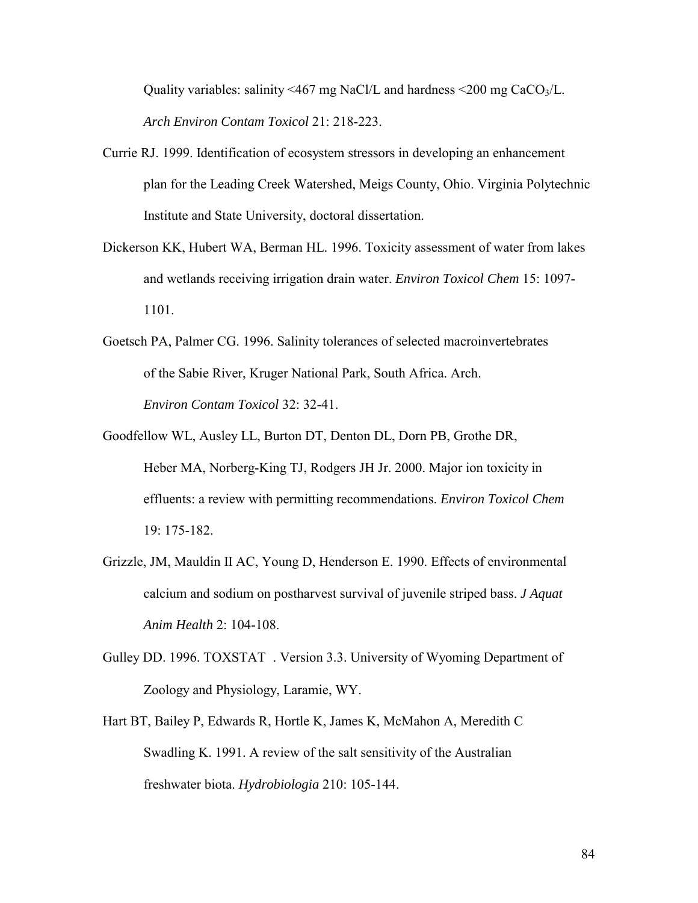Quality variables: salinity <467 mg NaCl/L and hardness <200 mg $CaCO_3$/L. *Arch Environ Contam Toxicol* 21: 218-223.

Currie RJ. 1999. Identification of ecosystem stressors in developing an enhancement plan for the Leading Creek Watershed, Meigs County, Ohio. Virginia Polytechnic Institute and State University, doctoral dissertation.

Dickerson KK, Hubert WA, Berman HL. 1996. Toxicity assessment of water from lakes and wetlands receiving irrigation drain water. *Environ Toxicol Chem* 15: 1097-1101.

Goetsch PA, Palmer CG. 1996. Salinity tolerances of selected macroinvertebrates of the Sabie River, Kruger National Park, South Africa. Arch. *Environ Contam Toxicol* 32: 32-41.

Goodfellow WL, Ausley LL, Burton DT, Denton DL, Dorn PB, Grothe DR, Heber MA, Norberg-King TJ, Rodgers JH Jr. 2000. Major ion toxicity in effluents: a review with permitting recommendations. *Environ Toxicol Chem* 19: 175-182.

Grizzle, JM, Mauldin II AC, Young D, Henderson E. 1990. Effects of environmental calcium and sodium on postharvest survival of juvenile striped bass. *J Aquat Anim Health* 2: 104-108.

Gulley DD. 1996. TOXSTAT . Version 3.3. University of Wyoming Department of Zoology and Physiology, Laramie, WY.

Hart BT, Bailey P, Edwards R, Hortle K, James K, McMahon A, Meredith C Swadling K. 1991. A review of the salt sensitivity of the Australian freshwater biota. *Hydrobiologia* 210: 105-144.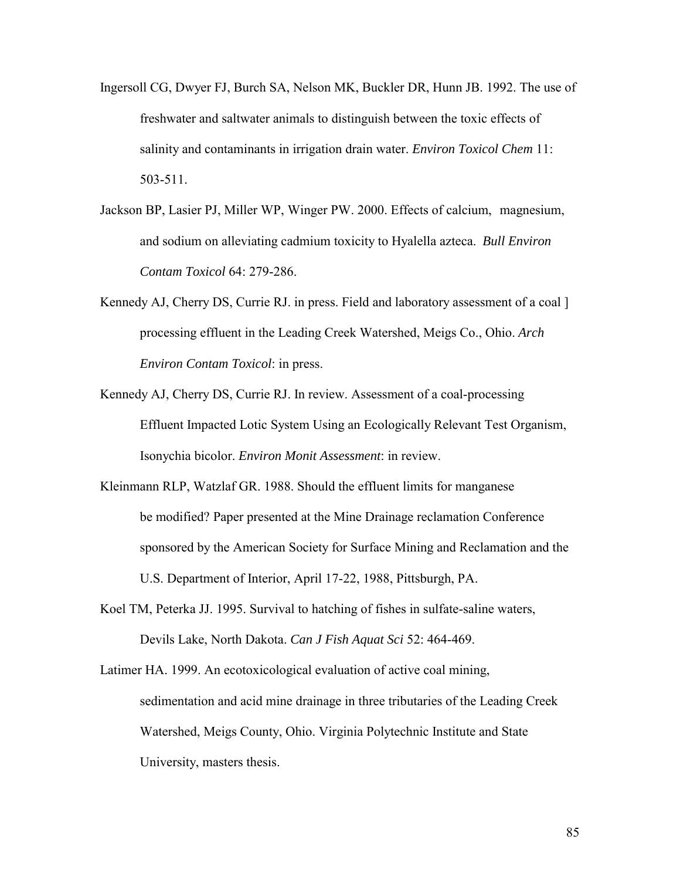Ingersoll CG, Dwyer FJ, Burch SA, Nelson MK, Buckler DR, Hunn JB. 1992. The use of freshwater and saltwater animals to distinguish between the toxic effects of salinity and contaminants in irrigation drain water. *Environ Toxicol Chem* 11: 503-511.

Jackson BP, Lasier PJ, Miller WP, Winger PW. 2000. Effects of calcium, magnesium, and sodium on alleviating cadmium toxicity to Hyalella azteca. *Bull Environ Contam Toxicol* 64: 279-286.

Kennedy AJ, Cherry DS, Currie RJ. in press. Field and laboratory assessment of a coal ] processing effluent in the Leading Creek Watershed, Meigs Co., Ohio. *Arch Environ Contam Toxicol*: in press.

Kennedy AJ, Cherry DS, Currie RJ. In review. Assessment of a coal-processing Effluent Impacted Lotic System Using an Ecologically Relevant Test Organism, Isonychia bicolor. *Environ Monit Assessment*: in review.

Kleinmann RLP, Watzlaf GR. 1988. Should the effluent limits for manganese be modified? Paper presented at the Mine Drainage reclamation Conference sponsored by the American Society for Surface Mining and Reclamation and the U.S. Department of Interior, April 17-22, 1988, Pittsburgh, PA.

Koel TM, Peterka JJ. 1995. Survival to hatching of fishes in sulfate-saline waters, Devils Lake, North Dakota. *Can J Fish Aquat Sci* 52: 464-469.

Latimer HA. 1999. An ecotoxicological evaluation of active coal mining, sedimentation and acid mine drainage in three tributaries of the Leading Creek Watershed, Meigs County, Ohio. Virginia Polytechnic Institute and State University, masters thesis.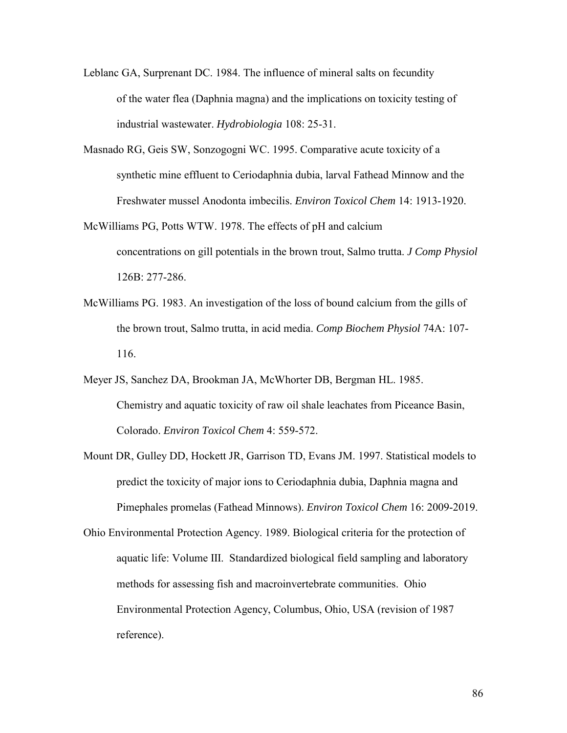Leblanc GA, Surprenant DC. 1984. The influence of mineral salts on fecundity of the water flea (Daphnia magna) and the implications on toxicity testing of industrial wastewater. *Hydrobiologia* 108: 25-31.

Masnado RG, Geis SW, Sonzogogni WC. 1995. Comparative acute toxicity of a synthetic mine effluent to Ceriodaphnia dubia, larval Fathead Minnow and the Freshwater mussel Anodonta imbecilis. *Environ Toxicol Chem* 14: 1913-1920.

McWilliams PG, Potts WTW. 1978. The effects of pH and calcium concentrations on gill potentials in the brown trout, Salmo trutta. *J Comp Physiol* 126B: 277-286.

McWilliams PG. 1983. An investigation of the loss of bound calcium from the gills of the brown trout, Salmo trutta, in acid media. *Comp Biochem Physiol* 74A: 107-116.

Meyer JS, Sanchez DA, Brookman JA, McWhorter DB, Bergman HL. 1985. Chemistry and aquatic toxicity of raw oil shale leachates from Piceance Basin, Colorado. *Environ Toxicol Chem* 4: 559-572.

Mount DR, Gulley DD, Hockett JR, Garrison TD, Evans JM. 1997. Statistical models to predict the toxicity of major ions to Ceriodaphnia dubia, Daphnia magna and Pimephales promelas (Fathead Minnows). *Environ Toxicol Chem* 16: 2009-2019.

Ohio Environmental Protection Agency. 1989. Biological criteria for the protection of aquatic life: Volume III. Standardized biological field sampling and laboratory methods for assessing fish and macroinvertebrate communities. Ohio Environmental Protection Agency, Columbus, Ohio, USA (revision of 1987 reference).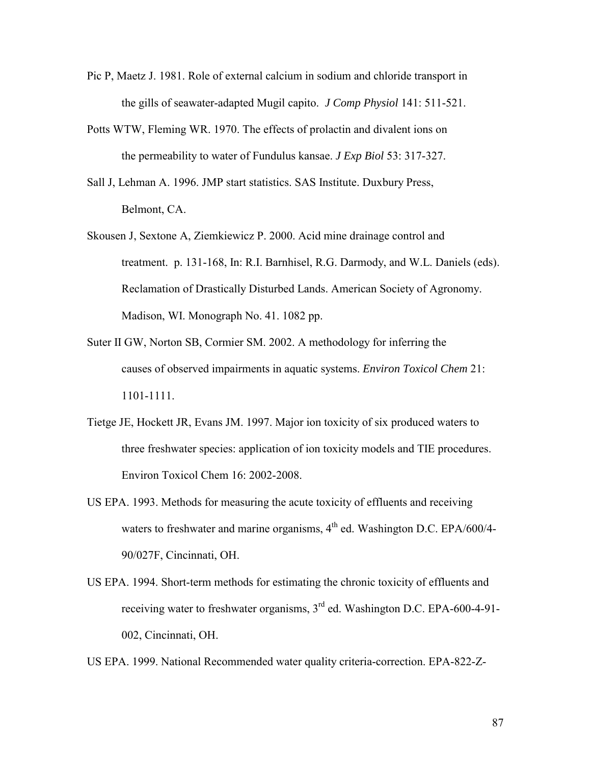Pic P, Maetz J. 1981. Role of external calcium in sodium and chloride transport in the gills of seawater-adapted Mugil capito. *J Comp Physiol* 141: 511-521.

Potts WTW, Fleming WR. 1970. The effects of prolactin and divalent ions on the permeability to water of Fundulus kansae. *J Exp Biol* 53: 317-327.

Sall J, Lehman A. 1996. JMP start statistics. SAS Institute. Duxbury Press, Belmont, CA.

Skousen J, Sextone A, Ziemkiewicz P. 2000. Acid mine drainage control and treatment. p. 131-168, In: R.I. Barnhisel, R.G. Darmody, and W.L. Daniels (eds). Reclamation of Drastically Disturbed Lands. American Society of Agronomy. Madison, WI. Monograph No. 41. 1082 pp.

Suter II GW, Norton SB, Cormier SM. 2002. A methodology for inferring the causes of observed impairments in aquatic systems. *Environ Toxicol Chem* 21: 1101-1111.

Tietge JE, Hockett JR, Evans JM. 1997. Major ion toxicity of six produced waters to three freshwater species: application of ion toxicity models and TIE procedures. Environ Toxicol Chem 16: 2002-2008.

US EPA. 1993. Methods for measuring the acute toxicity of effluents and receiving waters to freshwater and marine organisms, 4th ed. Washington D.C. EPA/600/4-90/027F, Cincinnati, OH.

US EPA. 1994. Short-term methods for estimating the chronic toxicity of effluents and receiving water to freshwater organisms, 3rd ed. Washington D.C. EPA-600-4-91-002, Cincinnati, OH.

US EPA. 1999. National Recommended water quality criteria-correction. EPA-822-Z-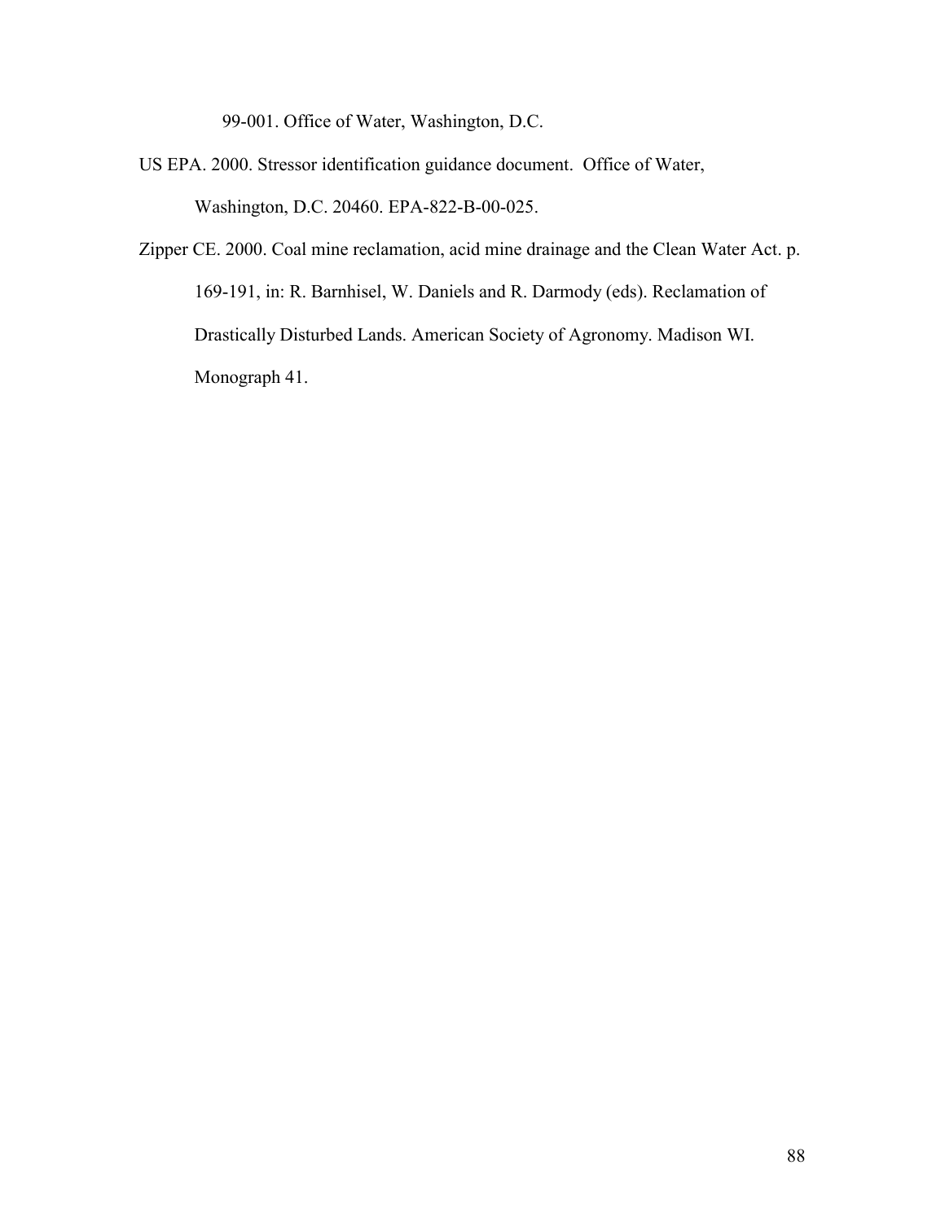99-001. Office of Water, Washington, D.C.

US EPA. 2000. Stressor identification guidance document. Office of Water, Washington, D.C. 20460. EPA-822-B-00-025.

Zipper CE. 2000. Coal mine reclamation, acid mine drainage and the Clean Water Act. p. 169-191, in: R. Barnhisel, W. Daniels and R. Darmody (eds). Reclamation of Drastically Disturbed Lands. American Society of Agronomy. Madison WI. Monograph 41.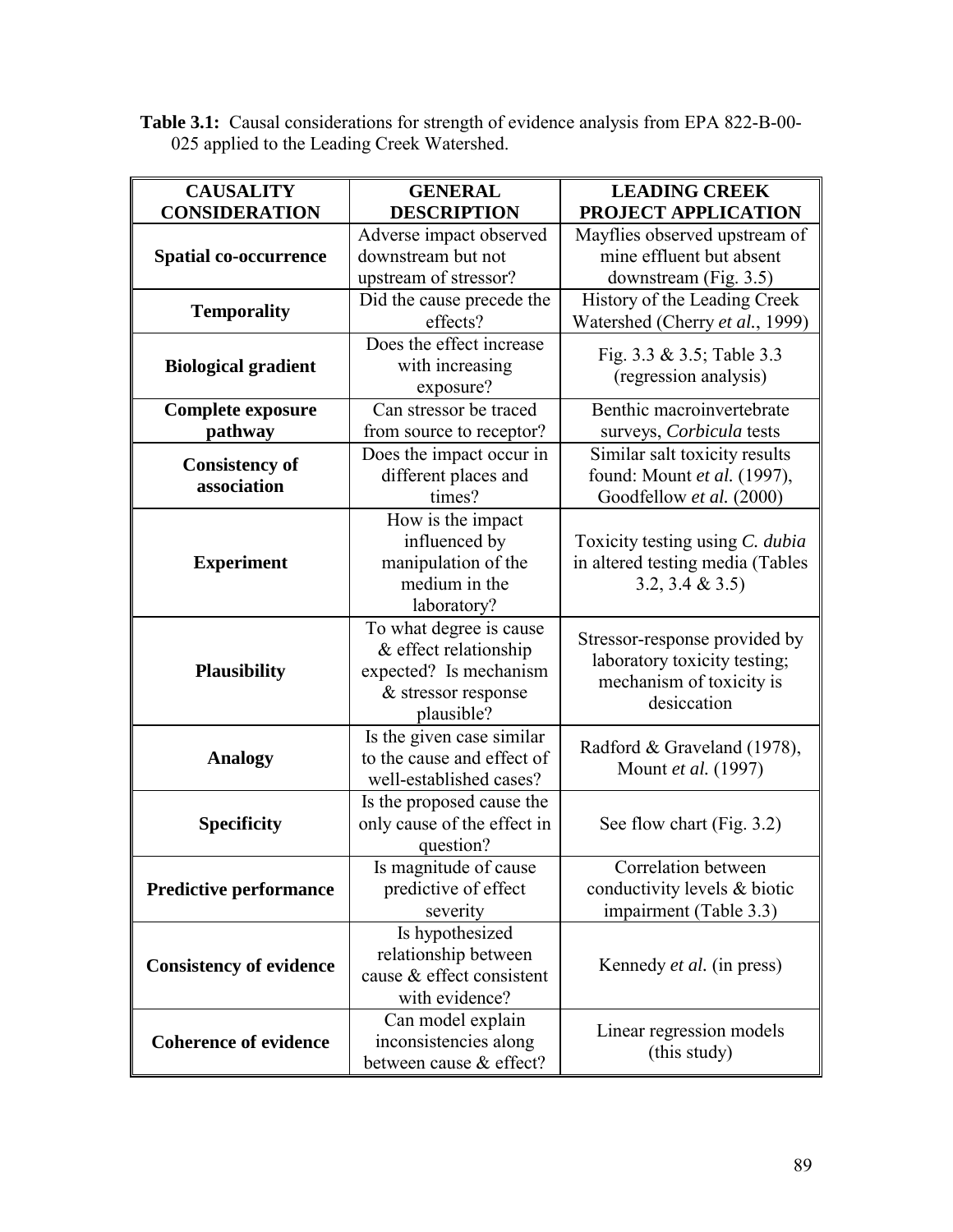**Table 3.1:** Causal considerations for strength of evidence analysis from EPA 822-B-00-025 applied to the Leading Creek Watershed.

| CAUSALITY CONSIDERATION | GENERAL DESCRIPTION | LEADING CREEK PROJECT APPLICATION |
|---|---|---|
| **Spatial co-occurrence** | Adverse impact observed downstream but not upstream of stressor? | Mayflies observed upstream of mine effluent but absent downstream (Fig. 3.5) |
| **Temporality** | Did the cause precede the effects? | History of the Leading Creek Watershed (Cherry *et al.*, 1999) |
| **Biological gradient** | Does the effect increase with increasing exposure? | Fig. 3.3 & 3.5; Table 3.3 (regression analysis) |
| **Complete exposure pathway** | Can stressor be traced from source to receptor? | Benthic macroinvertebrate surveys, *Corbicula* tests |
| **Consistency of association** | Does the impact occur in different places and times? | Similar salt toxicity results found: Mount *et al.* (1997), Goodfellow *et al.* (2000) |
| **Experiment** | How is the impact influenced by manipulation of the medium in the laboratory? | Toxicity testing using *C. dubia* in altered testing media (Tables 3.2, 3.4 & 3.5) |
| **Plausibility** | To what degree is cause & effect relationship expected? Is mechanism & stressor response plausible? | Stressor-response provided by laboratory toxicity testing; mechanism of toxicity is desiccation |
| **Analogy** | Is the given case similar to the cause and effect of well-established cases? | Radford & Graveland (1978), Mount *et al.* (1997) |
| **Specificity** | Is the proposed cause the only cause of the effect in question? | See flow chart (Fig. 3.2) |
| **Predictive performance** | Is magnitude of cause predictive of effect severity | Correlation between conductivity levels & biotic impairment (Table 3.3) |
| **Consistency of evidence** | Is hypothesized relationship between cause & effect consistent with evidence? | Kennedy *et al.* (in press) |
| **Coherence of evidence** | Can model explain inconsistencies along between cause & effect? | Linear regression models (this study) |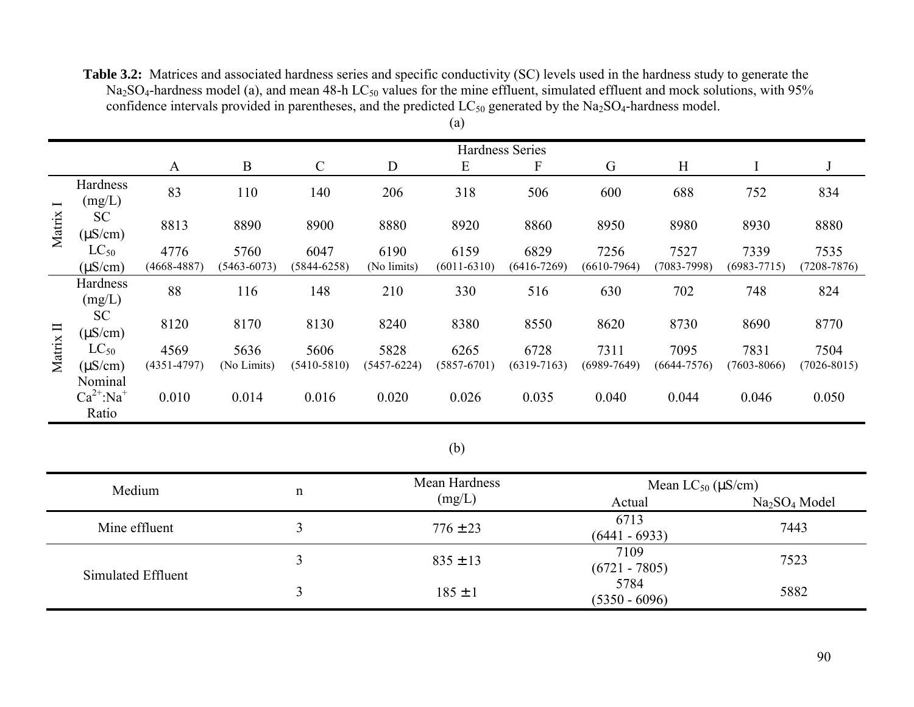**Table 3.2:** Matrices and associated hardness series and specific conductivity (SC) levels used in the hardness study to generate the $Na_2SO_4$-hardness model (a), and mean 48-h $LC_{50}$ values for the mine effluent, simulated effluent and mock solutions, with 95% confidence intervals provided in parentheses, and the predicted $LC_{50}$ generated by the $Na_2SO_4$-hardness model.

(a)

| | | Hardness Series | | | | | | | | | |
|---|---|---|---|---|---|---|---|---|---|---|---|
| | | A | B | C | D | E | F | G | H | I | J |
| Matrix I | Hardness (mg/L) | 83 | 110 | 140 | 206 | 318 | 506 | 600 | 688 | 752 | 834 |
| | SC (μS/cm) | 8813 | 8890 | 8900 | 8880 | 8920 | 8860 | 8950 | 8980 | 8930 | 8880 |
| | $LC_{50}$ (μS/cm) | 4776 (4668-4887) | 5760 (5463-6073) | 6047 (5844-6258) | 6190 (No limits) | 6159 (6011-6310) | 6829 (6416-7269) | 7256 (6610-7964) | 7527 (7083-7998) | 7339 (6983-7715) | 7535 (7208-7876) |
| Matrix II | Hardness (mg/L) | 88 | 116 | 148 | 210 | 330 | 516 | 630 | 702 | 748 | 824 |
| | SC (μS/cm) | 8120 | 8170 | 8130 | 8240 | 8380 | 8550 | 8620 | 8730 | 8690 | 8770 |
| | $LC_{50}$ (μS/cm) | 4569 (4351-4797) | 5636 (No Limits) | 5606 (5410-5810) | 5828 (5457-6224) | 6265 (5857-6701) | 6728 (6319-7163) | 7311 (6989-7649) | 7095 (6644-7576) | 7831 (7603-8066) | 7504 (7026-8015) |
| | Nominal $Ca^{2+}$:$Na^{+}$ Ratio | 0.010 | 0.014 | 0.016 | 0.020 | 0.026 | 0.035 | 0.040 | 0.044 | 0.046 | 0.050 |

(b)

| Medium | n | Mean Hardness (mg/L) | Mean $LC_{50}$ (μS/cm) | |
|---|---|---|---|---|
| | | | Actual | $Na_2SO_4$ Model |
| Mine effluent | 3 | 776 ± 23 | 6713 (6441 - 6933) | 7443 |
| Simulated Effluent | 3 | 835 ± 13 | 7109 (6721 - 7805) | 7523 |
| | 3 | 185 ± 1 | 5784 (5350 - 6096) | 5882 |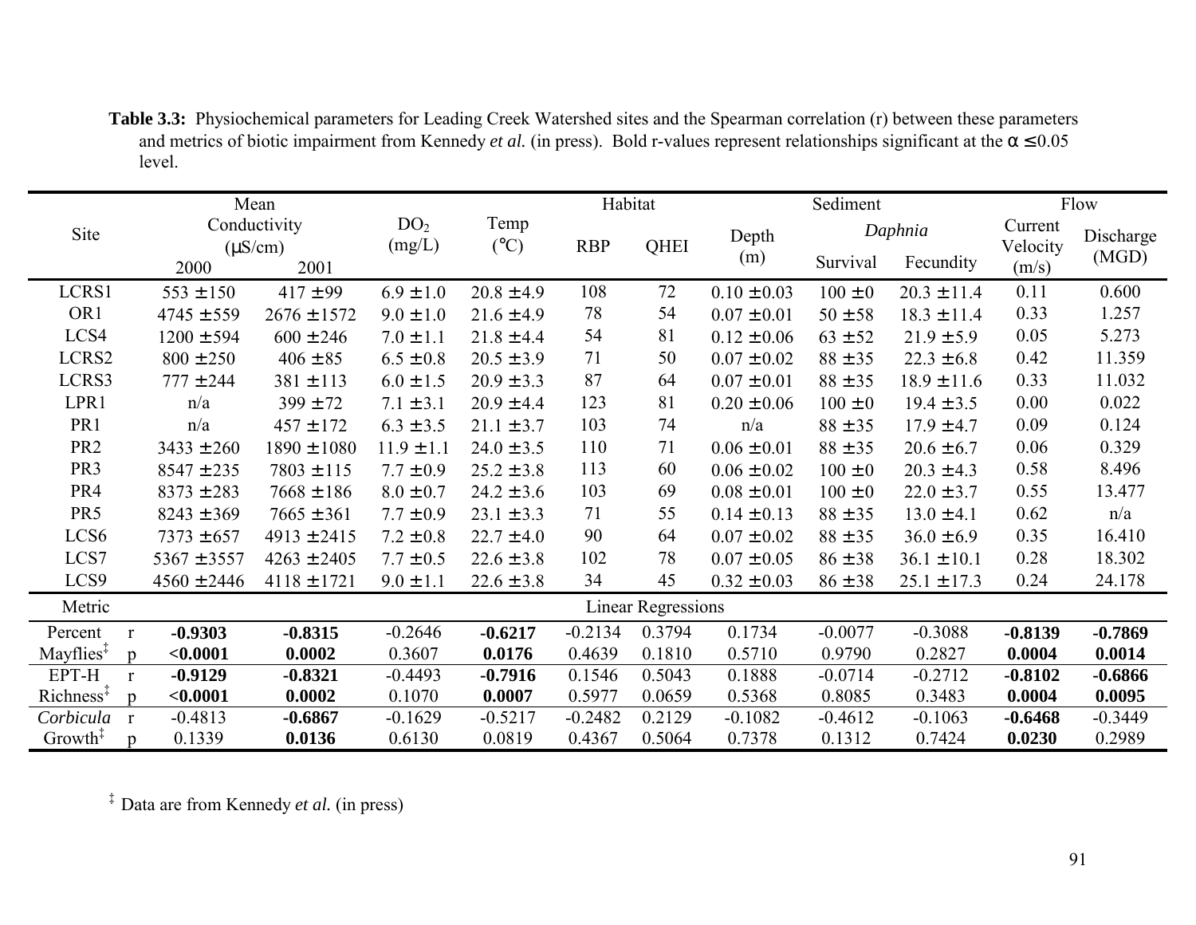**Table 3.3:** Physiochemical parameters for Leading Creek Watershed sites and the Spearman correlation (r) between these parameters and metrics of biotic impairment from Kennedy *et al.* (in press). Bold r-values represent relationships significant at the α ≤0.05 level.

| Site | | Mean Conductivity (μS/cm) 2000 | Mean Conductivity (μS/cm) 2001 | $DO_2$ (mg/L) | Temp (°C) | Habitat RBP | Habitat QHEI | Depth (m) | Sediment *Daphnia* Survival | Sediment *Daphnia* Fecundity | Flow Current Velocity (m/s) | Flow Discharge (MGD) |
|---|---|---|---|---|---|---|---|---|---|---|---|---|
| LCRS1 | | 553 ±150 | 417 ±99 | 6.9 ±1.0 | 20.8 ±4.9 | 108 | 72 | 0.10 ±0.03 | 100 ±0 | 20.3 ±11.4 | 0.11 | 0.600 |
| OR1 | | 4745 ±559 | 2676 ±1572 | 9.0 ±1.0 | 21.6 ±4.9 | 78 | 54 | 0.07 ±0.01 | 50 ±58 | 18.3 ±11.4 | 0.33 | 1.257 |
| LCS4 | | 1200 ±594 | 600 ±246 | 7.0 ±1.1 | 21.8 ±4.4 | 54 | 81 | 0.12 ±0.06 | 63 ±52 | 21.9 ±5.9 | 0.05 | 5.273 |
| LCRS2 | | 800 ±250 | 406 ±85 | 6.5 ±0.8 | 20.5 ±3.9 | 71 | 50 | 0.07 ±0.02 | 88 ±35 | 22.3 ±6.8 | 0.42 | 11.359 |
| LCRS3 | | 777 ±244 | 381 ±113 | 6.0 ±1.5 | 20.9 ±3.3 | 87 | 64 | 0.07 ±0.01 | 88 ±35 | 18.9 ±11.6 | 0.33 | 11.032 |
| LPR1 | | n/a | 399 ±72 | 7.1 ±3.1 | 20.9 ±4.4 | 123 | 81 | 0.20 ±0.06 | 100 ±0 | 19.4 ±3.5 | 0.00 | 0.022 |
| PR1 | | n/a | 457 ±172 | 6.3 ±3.5 | 21.1 ±3.7 | 103 | 74 | n/a | 88 ±35 | 17.9 ±4.7 | 0.09 | 0.124 |
| PR2 | | 3433 ±260 | 1890 ±1080 | 11.9 ±1.1 | 24.0 ±3.5 | 110 | 71 | 0.06 ±0.01 | 88 ±35 | 20.6 ±6.7 | 0.06 | 0.329 |
| PR3 | | 8547 ±235 | 7803 ±115 | 7.7 ±0.9 | 25.2 ±3.8 | 113 | 60 | 0.06 ±0.02 | 100 ±0 | 20.3 ±4.3 | 0.58 | 8.496 |
| PR4 | | 8373 ±283 | 7668 ±186 | 8.0 ±0.7 | 24.2 ±3.6 | 103 | 69 | 0.08 ±0.01 | 100 ±0 | 22.0 ±3.7 | 0.55 | 13.477 |
| PR5 | | 8243 ±369 | 7665 ±361 | 7.7 ±0.9 | 23.1 ±3.3 | 71 | 55 | 0.14 ±0.13 | 88 ±35 | 13.0 ±4.1 | 0.62 | n/a |
| LCS6 | | 7373 ±657 | 4913 ±2415 | 7.2 ±0.8 | 22.7 ±4.0 | 90 | 64 | 0.07 ±0.02 | 88 ±35 | 36.0 ±6.9 | 0.35 | 16.410 |
| LCS7 | | 5367 ±3557 | 4263 ±2405 | 7.7 ±0.5 | 22.6 ±3.8 | 102 | 78 | 0.07 ±0.05 | 86 ±38 | 36.1 ±10.1 | 0.28 | 18.302 |
| LCS9 | | 4560 ±2446 | 4118 ±1721 | 9.0 ±1.1 | 22.6 ±3.8 | 34 | 45 | 0.32 ±0.03 | 86 ±38 | 25.1 ±17.3 | 0.24 | 24.178 |
| **Metric** | | **Linear Regressions** | | | | | | | | | | |
| Percent Mayflies[‡] | r | **-0.9303** | **-0.8315** | -0.2646 | **-0.6217** | -0.2134 | 0.3794 | 0.1734 | -0.0077 | -0.3088 | **-0.8139** | **-0.7869** |
| | p | **<0.0001** | **0.0002** | 0.3607 | **0.0176** | 0.4639 | 0.1810 | 0.5710 | 0.9790 | 0.2827 | **0.0004** | **0.0014** |
| EPT-H Richness[‡] | r | **-0.9129** | **-0.8321** | -0.4493 | **-0.7916** | 0.1546 | 0.5043 | 0.1888 | -0.0714 | -0.2712 | **-0.8102** | **-0.6866** |
| | p | **<0.0001** | **0.0002** | 0.1070 | **0.0007** | 0.5977 | 0.0659 | 0.5368 | 0.8085 | 0.3483 | **0.0004** | **0.0095** |
| *Corbicula* Growth[‡] | r | -0.4813 | **-0.6867** | -0.1629 | -0.5217 | -0.2482 | 0.2129 | -0.1082 | -0.4612 | -0.1063 | **-0.6468** | -0.3449 |
| | p | 0.1339 | **0.0136** | 0.6130 | 0.0819 | 0.4367 | 0.5064 | 0.7378 | 0.1312 | 0.7424 | **0.0230** | 0.2989 |

[‡] Data are from Kennedy *et al.* (in press)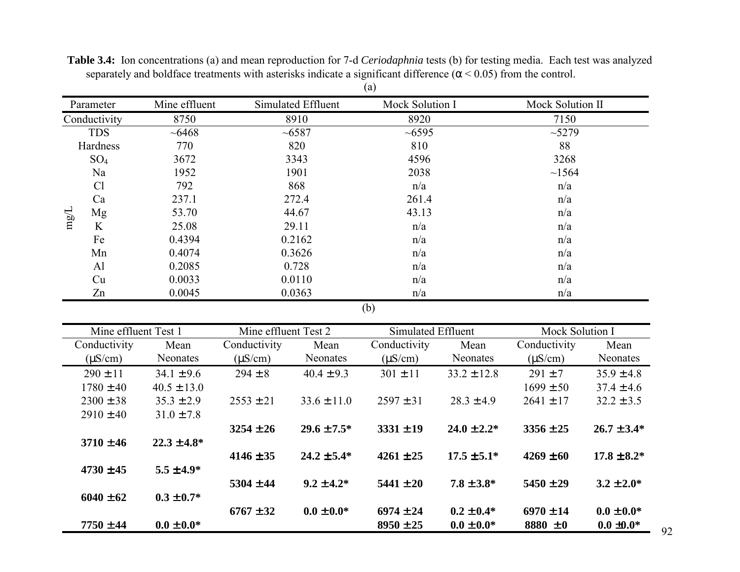**Table 3.4:** Ion concentrations (a) and mean reproduction for 7-d *Ceriodaphnia* tests (b) for testing media. Each test was analyzed separately and boldface treatments with asterisks indicate a significant difference (α < 0.05) from the control.

(a)

| | Parameter | Mine effluent | Simulated Effluent | Mock Solution I | Mock Solution II |
|---|---|---|---|---|---|
| | Conductivity | 8750 | 8910 | 8920 | 7150 |
| mg/L | TDS | ~6468 | ~6587 | ~6595 | ~5279 |
| | Hardness | 770 | 820 | 810 | 88 |
| | $SO_4$ | 3672 | 3343 | 4596 | 3268 |
| | Na | 1952 | 1901 | 2038 | ~1564 |
| | Cl | 792 | 868 | n/a | n/a |
| | Ca | 237.1 | 272.4 | 261.4 | n/a |
| | Mg | 53.70 | 44.67 | 43.13 | n/a |
| | K | 25.08 | 29.11 | n/a | n/a |
| | Fe | 0.4394 | 0.2162 | n/a | n/a |
| | Mn | 0.4074 | 0.3626 | n/a | n/a |
| | Al | 0.2085 | 0.728 | n/a | n/a |
| | Cu | 0.0033 | 0.0110 | n/a | n/a |
| | Zn | 0.0045 | 0.0363 | n/a | n/a |

(b)

| Mine effluent Test 1 | | Mine effluent Test 2 | | Simulated Effluent | | Mock Solution I | |
|---|---|---|---|---|---|---|---|
| Conductivity (μS/cm) | Mean Neonates | Conductivity (μS/cm) | Mean Neonates | Conductivity (μS/cm) | Mean Neonates | Conductivity (μS/cm) | Mean Neonates |
| 290 ±11 | 34.1 ±9.6 | 294 ±8 | 40.4 ±9.3 | 301 ±11 | 33.2 ±12.8 | 291 ±7 | 35.9 ±4.8 |
| 1780 ±40 | 40.5 ±13.0 | | | | | 1699 ±50 | 37.4 ±4.6 |
| 2300 ±38 | 35.3 ±2.9 | 2553 ±21 | 33.6 ±11.0 | 2597 ±31 | 28.3 ±4.9 | 2641 ±17 | 32.2 ±3.5 |
| 2910 ±40 | 31.0 ±7.8 | | | | | | |
| | | **3254 ±26** | **29.6 ±7.5*** | **3331 ±19** | **24.0 ±2.2*** | **3356 ±25** | **26.7 ±3.4*** |
| **3710 ±46** | **22.3 ±4.8*** | | | | | | |
| | | **4146 ±35** | **24.2 ±5.4*** | **4261 ±25** | **17.5 ±5.1*** | **4269 ±60** | **17.8 ±8.2*** |
| **4730 ±45** | **5.5 ±4.9*** | | | | | | |
| | | **5304 ±44** | **9.2 ±4.2*** | **5441 ±20** | **7.8 ±3.8*** | **5450 ±29** | **3.2 ±2.0*** |
| **6040 ±62** | **0.3 ±0.7*** | | | | | | |
| | | **6767 ±32** | **0.0 ±0.0*** | **6974 ±24** | **0.2 ±0.4*** | **6970 ±14** | **0.0 ±0.0*** |
| **7750 ±44** | **0.0 ±0.0*** | | | **8950 ±25** | **0.0 ±0.0*** | **8880 ±0** | **0.0 ±0.0*** |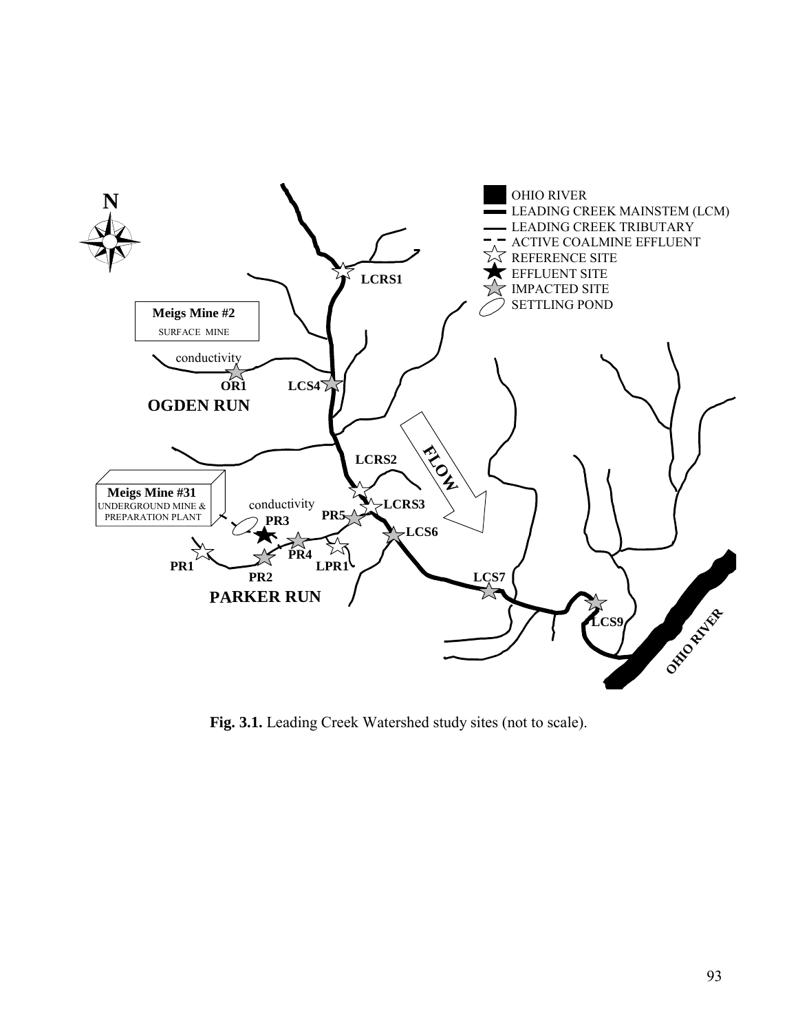**Fig. 3.1.** Leading Creek Watershed study sites (not to scale).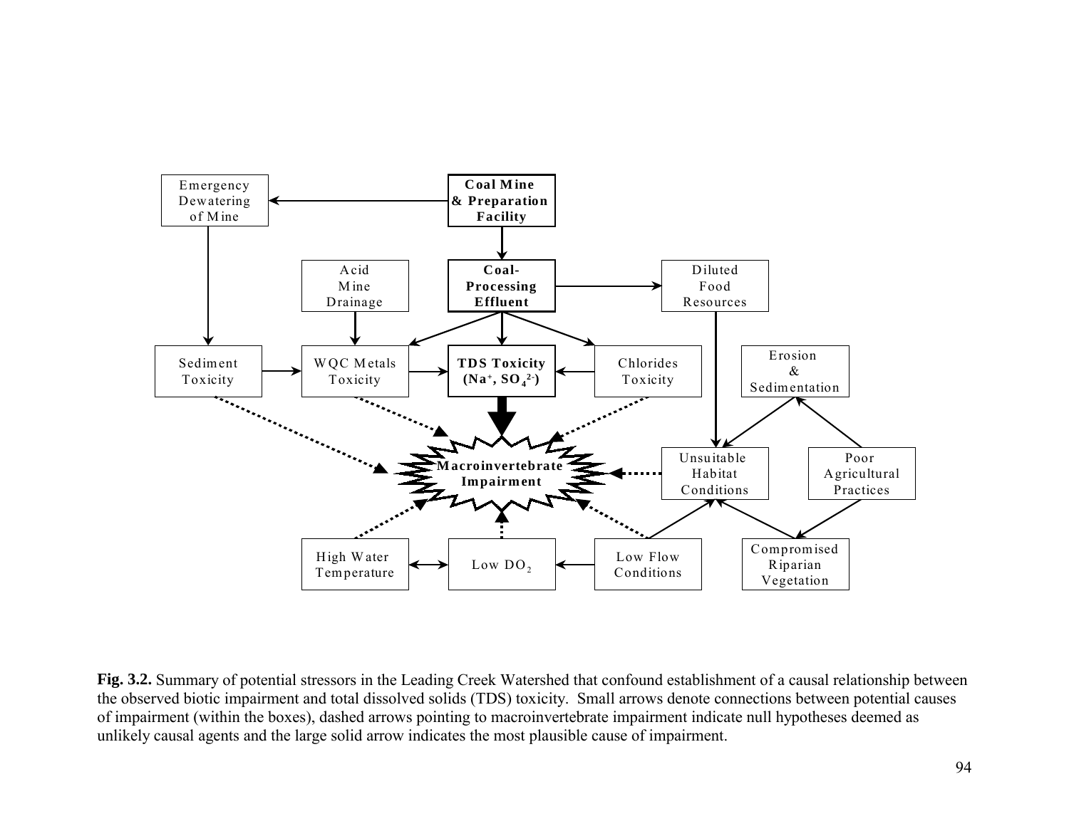**Fig. 3.2.** Summary of potential stressors in the Leading Creek Watershed that confound establishment of a causal relationship between the observed biotic impairment and total dissolved solids (TDS) toxicity. Small arrows denote connections between potential causes of impairment (within the boxes), dashed arrows pointing to macroinvertebrate impairment indicate null hypotheses deemed as unlikely causal agents and the large solid arrow indicates the most plausible cause of impairment.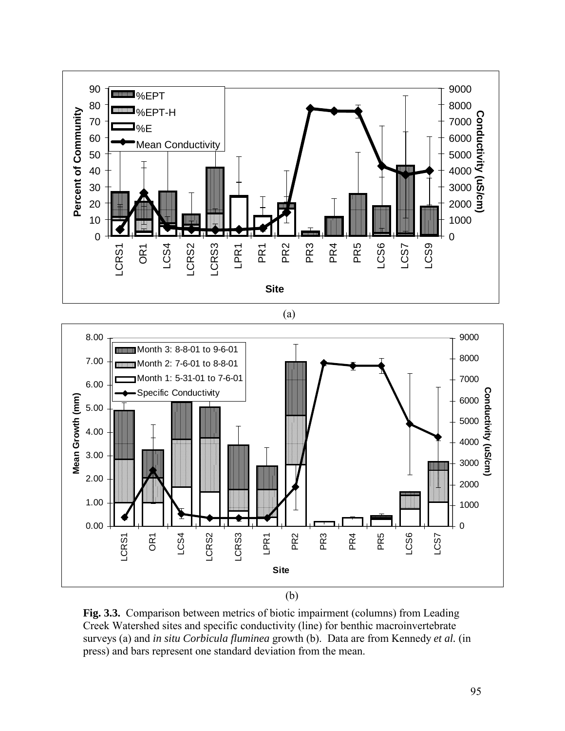(a)

(b)

**Fig. 3.3.** Comparison between metrics of biotic impairment (columns) from Leading Creek Watershed sites and specific conductivity (line) for benthic macroinvertebrate surveys (a) and *in situ Corbicula fluminea* growth (b). Data are from Kennedy *et al.* (in press) and bars represent one standard deviation from the mean.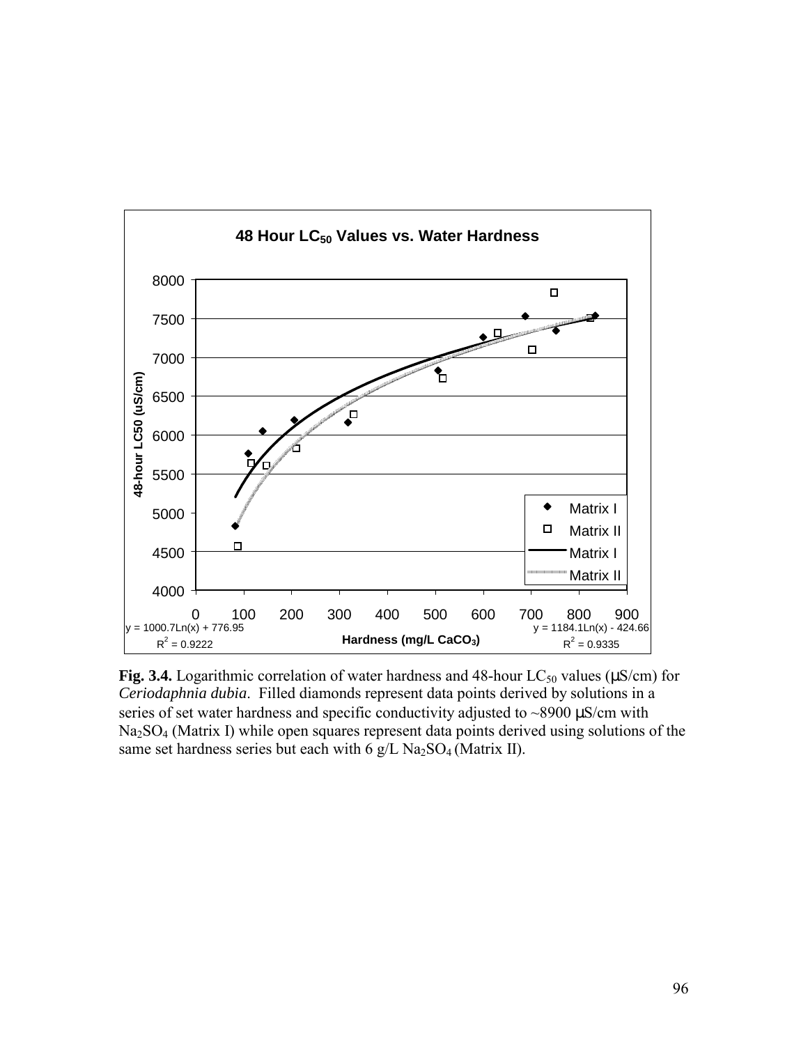**48 Hour $LC_{50}$ Values vs. Water Hardness**

$y = 1000.7Ln(x) + 776.95$
$R^2 = 0.9222$

$y = 1184.1Ln(x) - 424.66$
$R^2 = 0.9335$

**Fig. 3.4.** Logarithmic correlation of water hardness and 48-hour $LC_{50}$ values (μS/cm) for *Ceriodaphnia dubia*. Filled diamonds represent data points derived by solutions in a series of set water hardness and specific conductivity adjusted to ~8900 μS/cm with $Na_2SO_4$ (Matrix I) while open squares represent data points derived using solutions of the same set hardness series but each with 6 g/L $Na_2SO_4$ (Matrix II).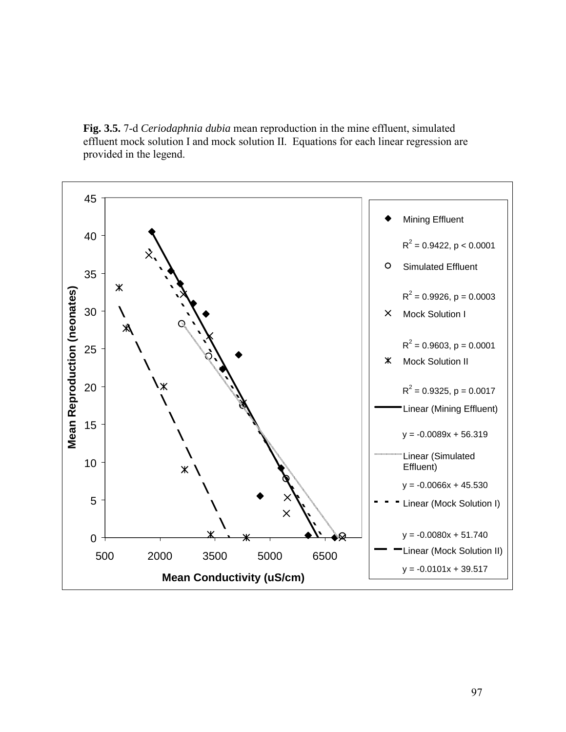**Fig. 3.5.** 7-d *Ceriodaphnia dubia* mean reproduction in the mine effluent, simulated effluent mock solution I and mock solution II. Equations for each linear regression are provided in the legend.

Mean Reproduction (neonates)

Mean Conductivity (uS/cm)

Mining Effluent: $R^2 = 0.9422$, $p < 0.0001$

Simulated Effluent: $R^2 = 0.9926$, $p = 0.0003$

Mock Solution I: $R^2 = 0.9603$, $p = 0.0001$

Mock Solution II: $R^2 = 0.9325$, $p = 0.0017$

Linear (Mining Effluent): $y = -0.0089x + 56.319$

Linear (Simulated Effluent): $y = -0.0066x + 45.530$

Linear (Mock Solution I): $y = -0.0080x + 51.740$

Linear (Mock Solution II): $y = -0.0101x + 39.517$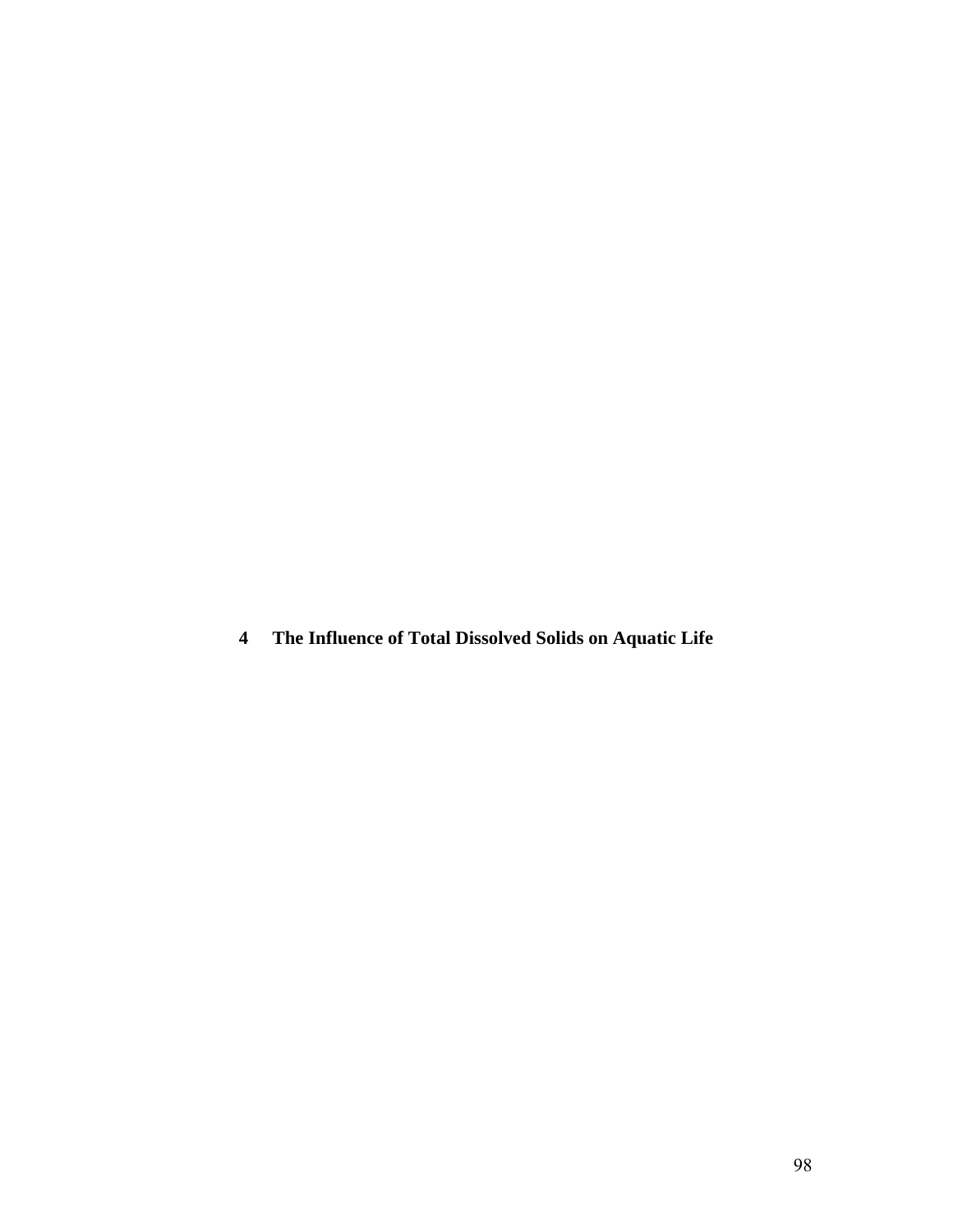# 4 The Influence of Total Dissolved Solids on Aquatic Life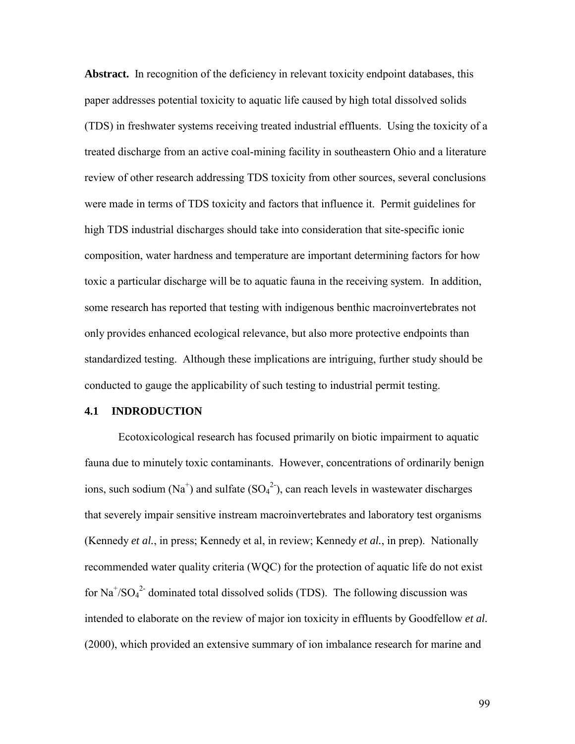**Abstract.** In recognition of the deficiency in relevant toxicity endpoint databases, this paper addresses potential toxicity to aquatic life caused by high total dissolved solids (TDS) in freshwater systems receiving treated industrial effluents. Using the toxicity of a treated discharge from an active coal-mining facility in southeastern Ohio and a literature review of other research addressing TDS toxicity from other sources, several conclusions were made in terms of TDS toxicity and factors that influence it. Permit guidelines for high TDS industrial discharges should take into consideration that site-specific ionic composition, water hardness and temperature are important determining factors for how toxic a particular discharge will be to aquatic fauna in the receiving system. In addition, some research has reported that testing with indigenous benthic macroinvertebrates not only provides enhanced ecological relevance, but also more protective endpoints than standardized testing. Although these implications are intriguing, further study should be conducted to gauge the applicability of such testing to industrial permit testing.

## 4.1 INDRODUCTION

Ecotoxicological research has focused primarily on biotic impairment to aquatic fauna due to minutely toxic contaminants. However, concentrations of ordinarily benign ions, such sodium ($Na^{+}$) and sulfate ($SO_4^{2-}$), can reach levels in wastewater discharges that severely impair sensitive instream macroinvertebrates and laboratory test organisms (Kennedy *et al.*, in press; Kennedy et al, in review; Kennedy *et al.*, in prep). Nationally recommended water quality criteria (WQC) for the protection of aquatic life do not exist for $Na^{+}/SO_4^{2-}$ dominated total dissolved solids (TDS). The following discussion was intended to elaborate on the review of major ion toxicity in effluents by Goodfellow *et al.* (2000), which provided an extensive summary of ion imbalance research for marine and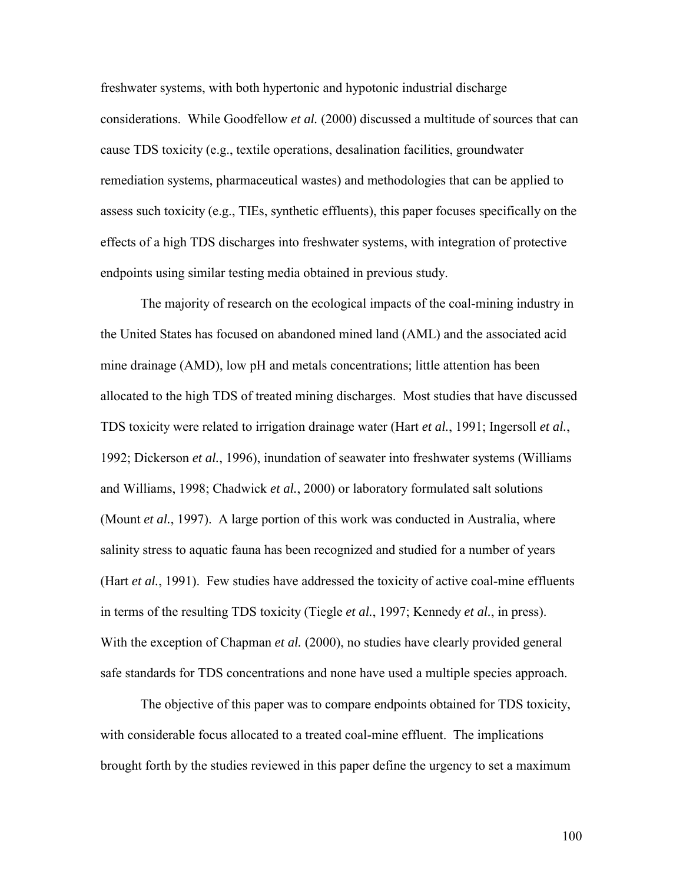freshwater systems, with both hypertonic and hypotonic industrial discharge considerations. While Goodfellow *et al.* (2000) discussed a multitude of sources that can cause TDS toxicity (e.g., textile operations, desalination facilities, groundwater remediation systems, pharmaceutical wastes) and methodologies that can be applied to assess such toxicity (e.g., TIEs, synthetic effluents), this paper focuses specifically on the effects of a high TDS discharges into freshwater systems, with integration of protective endpoints using similar testing media obtained in previous study.

The majority of research on the ecological impacts of the coal-mining industry in the United States has focused on abandoned mined land (AML) and the associated acid mine drainage (AMD), low pH and metals concentrations; little attention has been allocated to the high TDS of treated mining discharges. Most studies that have discussed TDS toxicity were related to irrigation drainage water (Hart *et al.*, 1991; Ingersoll *et al.*, 1992; Dickerson *et al.*, 1996), inundation of seawater into freshwater systems (Williams and Williams, 1998; Chadwick *et al.*, 2000) or laboratory formulated salt solutions (Mount *et al.*, 1997). A large portion of this work was conducted in Australia, where salinity stress to aquatic fauna has been recognized and studied for a number of years (Hart *et al.*, 1991). Few studies have addressed the toxicity of active coal-mine effluents in terms of the resulting TDS toxicity (Tiegle *et al.*, 1997; Kennedy *et al.*, in press). With the exception of Chapman *et al.* (2000), no studies have clearly provided general safe standards for TDS concentrations and none have used a multiple species approach.

The objective of this paper was to compare endpoints obtained for TDS toxicity, with considerable focus allocated to a treated coal-mine effluent. The implications brought forth by the studies reviewed in this paper define the urgency to set a maximum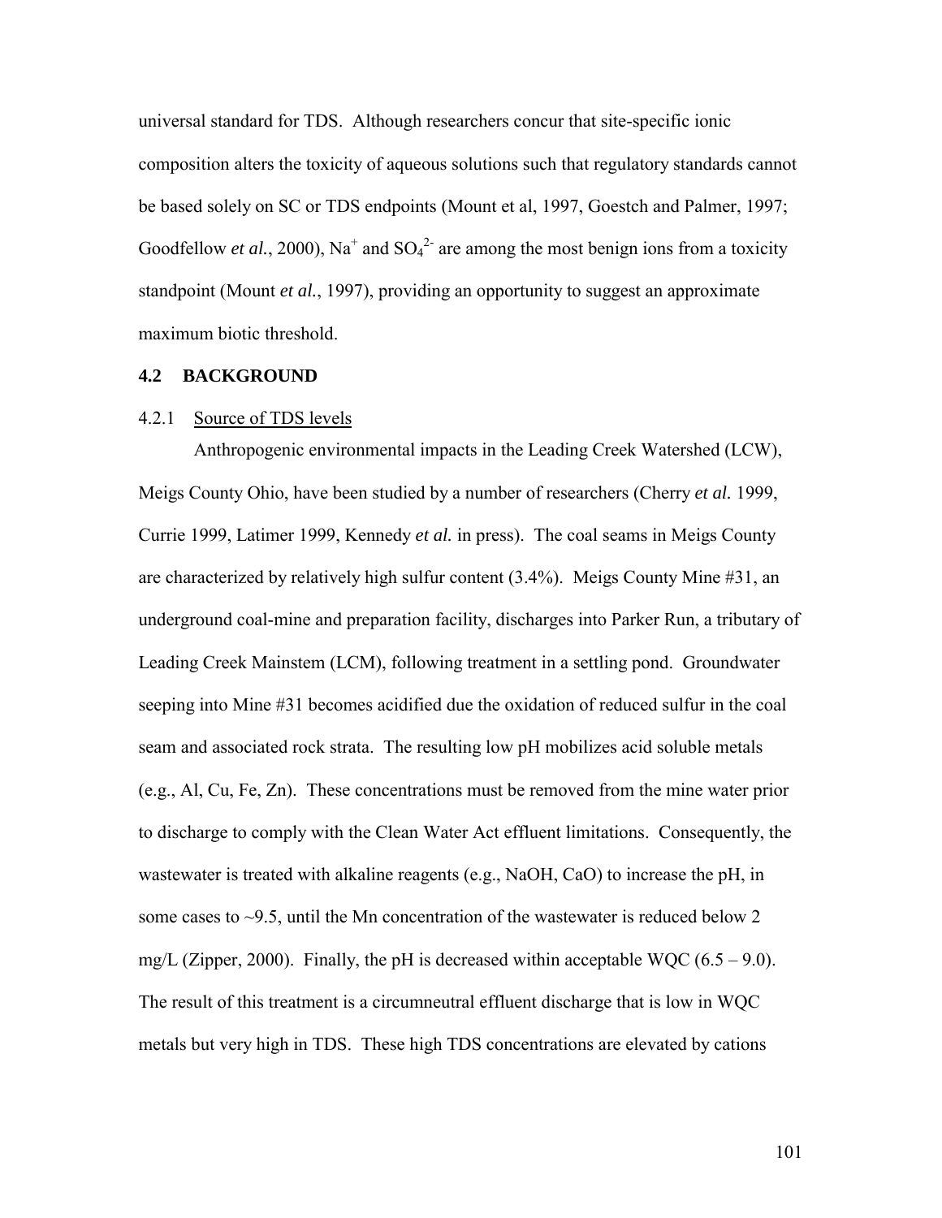universal standard for TDS. Although researchers concur that site-specific ionic composition alters the toxicity of aqueous solutions such that regulatory standards cannot be based solely on SC or TDS endpoints (Mount et al, 1997, Goestch and Palmer, 1997; Goodfellow *et al.*, 2000), $Na^{+}$ and $SO_4^{2-}$ are among the most benign ions from a toxicity standpoint (Mount *et al.*, 1997), providing an opportunity to suggest an approximate maximum biotic threshold.

## 4.2 BACKGROUND

### 4.2.1 Source of TDS levels

Anthropogenic environmental impacts in the Leading Creek Watershed (LCW), Meigs County Ohio, have been studied by a number of researchers (Cherry *et al.* 1999, Currie 1999, Latimer 1999, Kennedy *et al.* in press). The coal seams in Meigs County are characterized by relatively high sulfur content (3.4%). Meigs County Mine #31, an underground coal-mine and preparation facility, discharges into Parker Run, a tributary of Leading Creek Mainstem (LCM), following treatment in a settling pond. Groundwater seeping into Mine #31 becomes acidified due the oxidation of reduced sulfur in the coal seam and associated rock strata. The resulting low pH mobilizes acid soluble metals (e.g., Al, Cu, Fe, Zn). These concentrations must be removed from the mine water prior to discharge to comply with the Clean Water Act effluent limitations. Consequently, the wastewater is treated with alkaline reagents (e.g., NaOH, CaO) to increase the pH, in some cases to ~9.5, until the Mn concentration of the wastewater is reduced below 2 mg/L (Zipper, 2000). Finally, the pH is decreased within acceptable WQC (6.5 – 9.0). The result of this treatment is a circumneutral effluent discharge that is low in WQC metals but very high in TDS. These high TDS concentrations are elevated by cations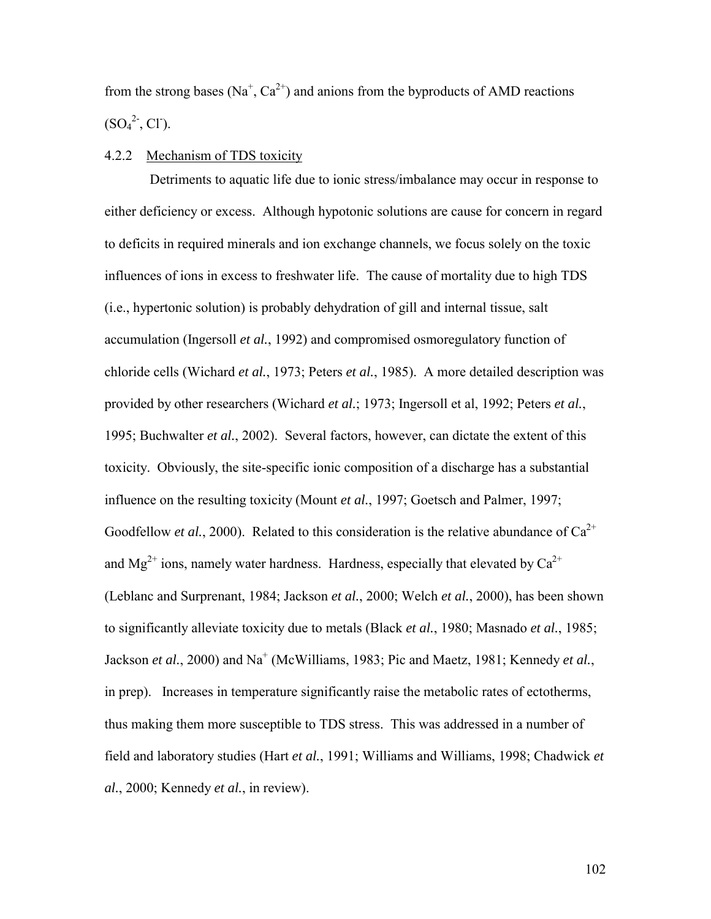from the strong bases ($Na^+$, $Ca^{2+}$) and anions from the byproducts of AMD reactions ($SO_4^{2-}$, $Cl^-$).

#### 4.2.2 Mechanism of TDS toxicity

Detriments to aquatic life due to ionic stress/imbalance may occur in response to either deficiency or excess. Although hypotonic solutions are cause for concern in regard to deficits in required minerals and ion exchange channels, we focus solely on the toxic influences of ions in excess to freshwater life. The cause of mortality due to high TDS (i.e., hypertonic solution) is probably dehydration of gill and internal tissue, salt accumulation (Ingersoll *et al.*, 1992) and compromised osmoregulatory function of chloride cells (Wichard *et al.*, 1973; Peters *et al.*, 1985). A more detailed description was provided by other researchers (Wichard *et al.*; 1973; Ingersoll et al, 1992; Peters *et al.*, 1995; Buchwalter *et al.*, 2002). Several factors, however, can dictate the extent of this toxicity. Obviously, the site-specific ionic composition of a discharge has a substantial influence on the resulting toxicity (Mount *et al.*, 1997; Goetsch and Palmer, 1997; Goodfellow *et al.*, 2000). Related to this consideration is the relative abundance of $Ca^{2+}$ and $Mg^{2+}$ ions, namely water hardness. Hardness, especially that elevated by $Ca^{2+}$ (Leblanc and Surprenant, 1984; Jackson *et al.*, 2000; Welch *et al.*, 2000), has been shown to significantly alleviate toxicity due to metals (Black *et al.*, 1980; Masnado *et al.*, 1985; Jackson *et al.*, 2000) and $Na^+$ (McWilliams, 1983; Pic and Maetz, 1981; Kennedy *et al.*, in prep). Increases in temperature significantly raise the metabolic rates of ectotherms, thus making them more susceptible to TDS stress. This was addressed in a number of field and laboratory studies (Hart *et al.*, 1991; Williams and Williams, 1998; Chadwick *et al.*, 2000; Kennedy *et al.*, in review).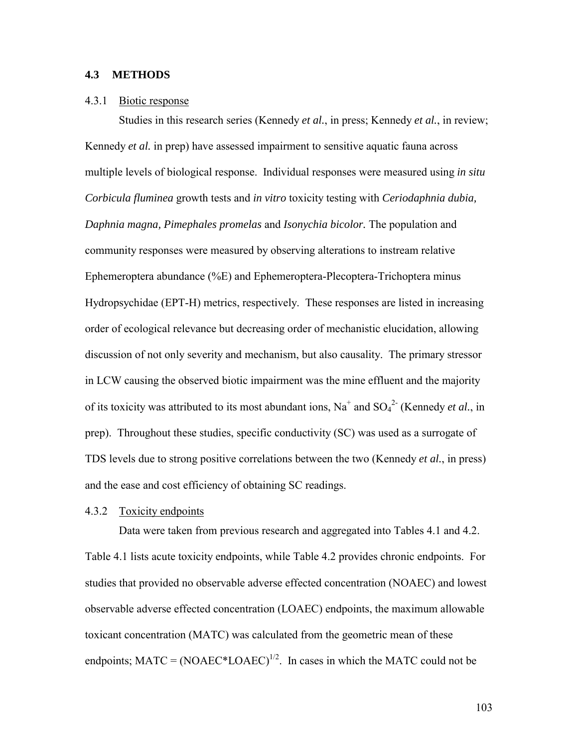## 4.3 METHODS

### 4.3.1 Biotic response

Studies in this research series (Kennedy *et al.*, in press; Kennedy *et al.*, in review; Kennedy *et al.* in prep) have assessed impairment to sensitive aquatic fauna across multiple levels of biological response. Individual responses were measured using *in situ Corbicula fluminea* growth tests and *in vitro* toxicity testing with *Ceriodaphnia dubia, Daphnia magna, Pimephales promelas* and *Isonychia bicolor.* The population and community responses were measured by observing alterations to instream relative Ephemeroptera abundance (%E) and Ephemeroptera-Plecoptera-Trichoptera minus Hydropsychidae (EPT-H) metrics, respectively. These responses are listed in increasing order of ecological relevance but decreasing order of mechanistic elucidation, allowing discussion of not only severity and mechanism, but also causality. The primary stressor in LCW causing the observed biotic impairment was the mine effluent and the majority of its toxicity was attributed to its most abundant ions, $Na^+$ and $SO_4^{2-}$ (Kennedy *et al.*, in prep). Throughout these studies, specific conductivity (SC) was used as a surrogate of TDS levels due to strong positive correlations between the two (Kennedy *et al.*, in press) and the ease and cost efficiency of obtaining SC readings.

### 4.3.2 Toxicity endpoints

Data were taken from previous research and aggregated into Tables 4.1 and 4.2. Table 4.1 lists acute toxicity endpoints, while Table 4.2 provides chronic endpoints. For studies that provided no observable adverse effected concentration (NOAEC) and lowest observable adverse effected concentration (LOAEC) endpoints, the maximum allowable toxicant concentration (MATC) was calculated from the geometric mean of these endpoints; $MATC = (NOAEC*LOAEC)^{1/2}$. In cases in which the MATC could not be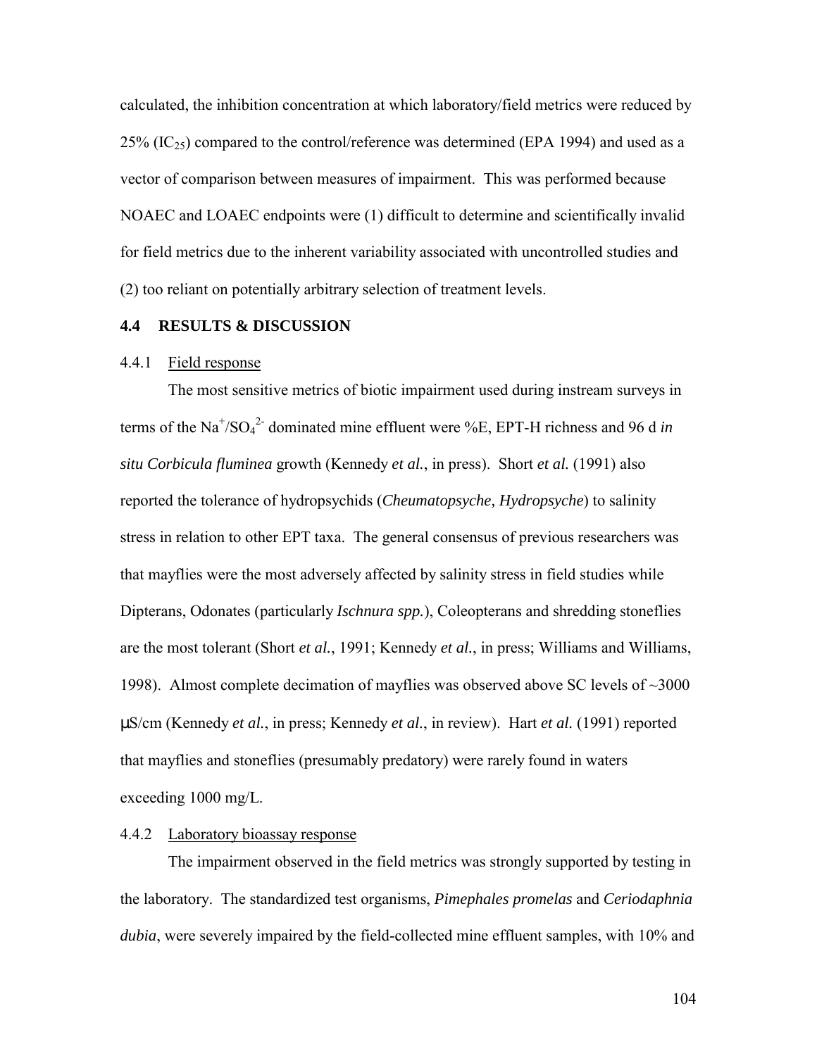calculated, the inhibition concentration at which laboratory/field metrics were reduced by 25% ($IC_{25}$) compared to the control/reference was determined (EPA 1994) and used as a vector of comparison between measures of impairment. This was performed because NOAEC and LOAEC endpoints were (1) difficult to determine and scientifically invalid for field metrics due to the inherent variability associated with uncontrolled studies and (2) too reliant on potentially arbitrary selection of treatment levels.

### 4.4 RESULTS & DISCUSSION

#### 4.4.1 Field response

The most sensitive metrics of biotic impairment used during instream surveys in terms of the $Na^{+}/SO_4^{2-}$ dominated mine effluent were %E, EPT-H richness and 96 d *in situ Corbicula fluminea* growth (Kennedy *et al.*, in press). Short *et al.* (1991) also reported the tolerance of hydropsychids (*Cheumatopsyche, Hydropsyche*) to salinity stress in relation to other EPT taxa. The general consensus of previous researchers was that mayflies were the most adversely affected by salinity stress in field studies while Dipterans, Odonates (particularly *Ischnura spp.*), Coleopterans and shredding stoneflies are the most tolerant (Short *et al.*, 1991; Kennedy *et al.*, in press; Williams and Williams, 1998). Almost complete decimation of mayflies was observed above SC levels of ~3000 μS/cm (Kennedy *et al.*, in press; Kennedy *et al.*, in review). Hart *et al.* (1991) reported that mayflies and stoneflies (presumably predatory) were rarely found in waters exceeding 1000 mg/L.

#### 4.4.2 Laboratory bioassay response

The impairment observed in the field metrics was strongly supported by testing in the laboratory. The standardized test organisms, *Pimephales promelas* and *Ceriodaphnia dubia*, were severely impaired by the field-collected mine effluent samples, with 10% and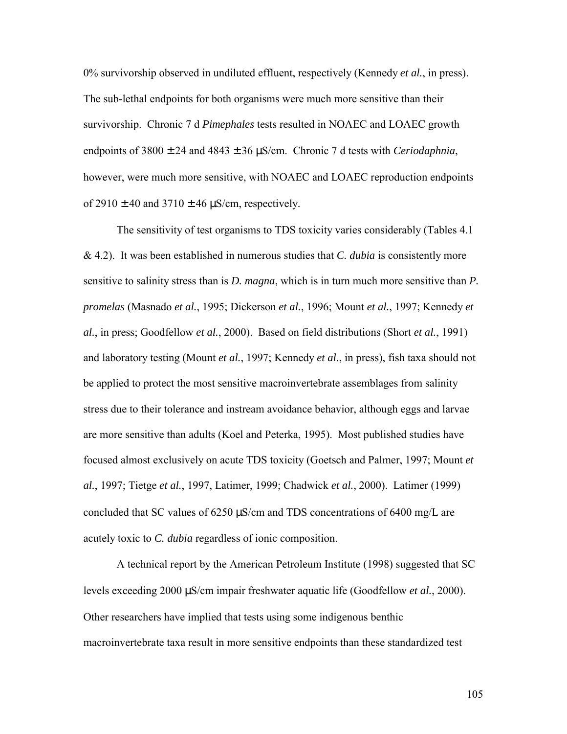0% survivorship observed in undiluted effluent, respectively (Kennedy *et al.*, in press). The sub-lethal endpoints for both organisms were much more sensitive than their survivorship. Chronic 7 d *Pimephales* tests resulted in NOAEC and LOAEC growth endpoints of 3800 ± 24 and 4843 ± 36 μS/cm. Chronic 7 d tests with *Ceriodaphnia*, however, were much more sensitive, with NOAEC and LOAEC reproduction endpoints of 2910 ± 40 and 3710 ± 46 μS/cm, respectively.

The sensitivity of test organisms to TDS toxicity varies considerably (Tables 4.1 & 4.2). It was been established in numerous studies that *C. dubia* is consistently more sensitive to salinity stress than is *D. magna*, which is in turn much more sensitive than *P. promelas* (Masnado *et al.*, 1995; Dickerson *et al.*, 1996; Mount *et al.*, 1997; Kennedy *et al.*, in press; Goodfellow *et al.*, 2000). Based on field distributions (Short *et al.*, 1991) and laboratory testing (Mount *et al.*, 1997; Kennedy *et al.*, in press), fish taxa should not be applied to protect the most sensitive macroinvertebrate assemblages from salinity stress due to their tolerance and instream avoidance behavior, although eggs and larvae are more sensitive than adults (Koel and Peterka, 1995). Most published studies have focused almost exclusively on acute TDS toxicity (Goetsch and Palmer, 1997; Mount *et al.*, 1997; Tietge *et al.*, 1997, Latimer, 1999; Chadwick *et al.*, 2000). Latimer (1999) concluded that SC values of 6250 μS/cm and TDS concentrations of 6400 mg/L are acutely toxic to *C. dubia* regardless of ionic composition.

A technical report by the American Petroleum Institute (1998) suggested that SC levels exceeding 2000 μS/cm impair freshwater aquatic life (Goodfellow *et al.*, 2000). Other researchers have implied that tests using some indigenous benthic macroinvertebrate taxa result in more sensitive endpoints than these standardized test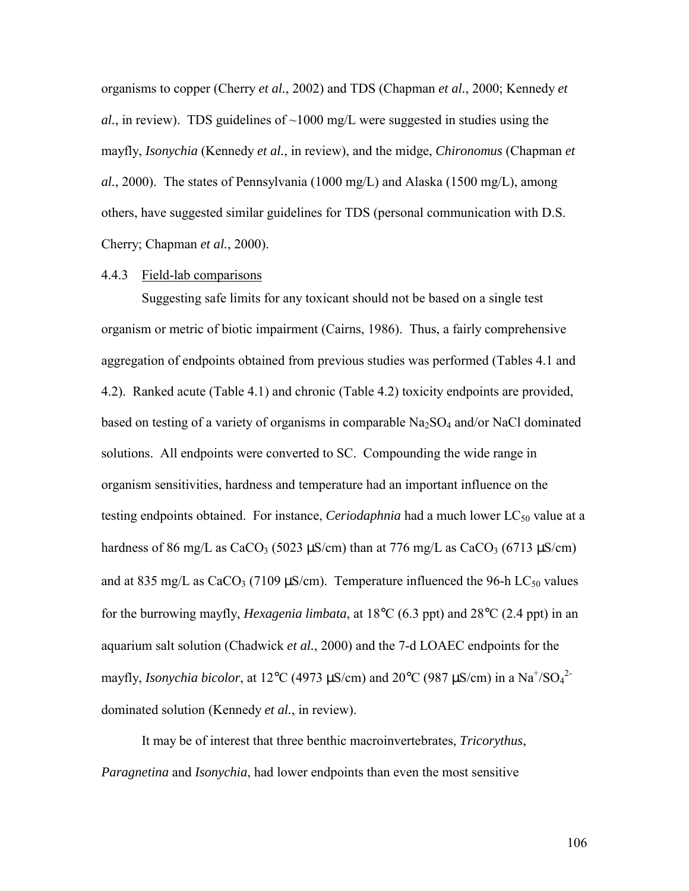organisms to copper (Cherry *et al.*, 2002) and TDS (Chapman *et al.*, 2000; Kennedy *et al.*, in review). TDS guidelines of ~1000 mg/L were suggested in studies using the mayfly, *Isonychia* (Kennedy *et al.*, in review), and the midge, *Chironomus* (Chapman *et al.*, 2000). The states of Pennsylvania (1000 mg/L) and Alaska (1500 mg/L), among others, have suggested similar guidelines for TDS (personal communication with D.S. Cherry; Chapman *et al.*, 2000).

#### 4.4.3 Field-lab comparisons

Suggesting safe limits for any toxicant should not be based on a single test organism or metric of biotic impairment (Cairns, 1986). Thus, a fairly comprehensive aggregation of endpoints obtained from previous studies was performed (Tables 4.1 and 4.2). Ranked acute (Table 4.1) and chronic (Table 4.2) toxicity endpoints are provided, based on testing of a variety of organisms in comparable $Na_2SO_4$ and/or NaCl dominated solutions. All endpoints were converted to SC. Compounding the wide range in organism sensitivities, hardness and temperature had an important influence on the testing endpoints obtained. For instance, *Ceriodaphnia* had a much lower $LC_{50}$ value at a hardness of 86 mg/L as $CaCO_3$ (5023 μS/cm) than at 776 mg/L as $CaCO_3$ (6713 μS/cm) and at 835 mg/L as $CaCO_3$ (7109 μS/cm). Temperature influenced the 96-h $LC_{50}$ values for the burrowing mayfly, *Hexagenia limbata*, at 18°C (6.3 ppt) and 28°C (2.4 ppt) in an aquarium salt solution (Chadwick *et al.*, 2000) and the 7-d LOAEC endpoints for the mayfly, *Isonychia bicolor*, at 12°C (4973 μS/cm) and 20°C (987 μS/cm) in a $Na^+/SO_4^{2-}$ dominated solution (Kennedy *et al.*, in review).

It may be of interest that three benthic macroinvertebrates, *Tricorythus*, *Paragnetina* and *Isonychia*, had lower endpoints than even the most sensitive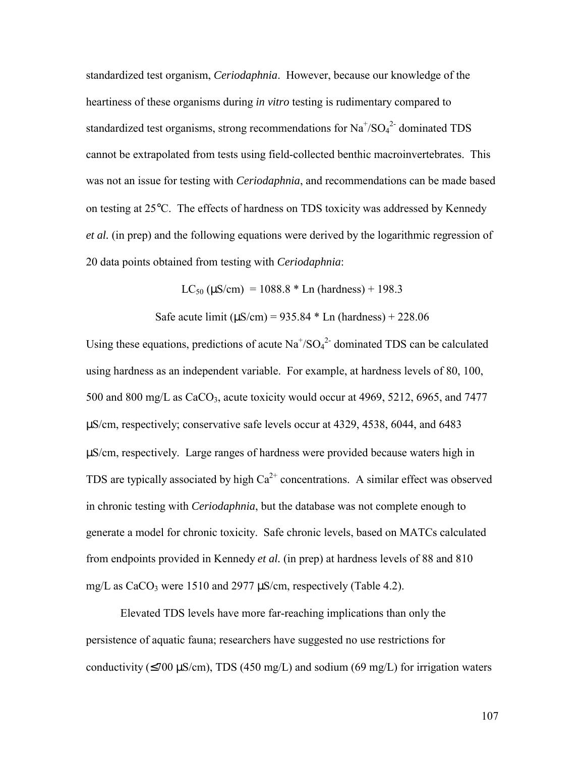standardized test organism, *Ceriodaphnia*. However, because our knowledge of the heartiness of these organisms during *in vitro* testing is rudimentary compared to standardized test organisms, strong recommendations for $Na^{+}/SO_4^{2-}$ dominated TDS cannot be extrapolated from tests using field-collected benthic macroinvertebrates. This was not an issue for testing with *Ceriodaphnia*, and recommendations can be made based on testing at 25°C. The effects of hardness on TDS toxicity was addressed by Kennedy *et al.* (in prep) and the following equations were derived by the logarithmic regression of 20 data points obtained from testing with *Ceriodaphnia*:

$$LC_{50}\ (\mu S/cm) = 1088.8 * \text{Ln (hardness)} + 198.3$$

$$\text{Safe acute limit } (\mu S/cm) = 935.84 * \text{Ln (hardness)} + 228.06$$

Using these equations, predictions of acute $Na^{+}/SO_4^{2-}$ dominated TDS can be calculated using hardness as an independent variable. For example, at hardness levels of 80, 100, 500 and 800 mg/L as $CaCO_3$, acute toxicity would occur at 4969, 5212, 6965, and 7477 μS/cm, respectively; conservative safe levels occur at 4329, 4538, 6044, and 6483 μS/cm, respectively. Large ranges of hardness were provided because waters high in TDS are typically associated by high $Ca^{2+}$ concentrations. A similar effect was observed in chronic testing with *Ceriodaphnia*, but the database was not complete enough to generate a model for chronic toxicity. Safe chronic levels, based on MATCs calculated from endpoints provided in Kennedy *et al.* (in prep) at hardness levels of 88 and 810 mg/L as $CaCO_3$ were 1510 and 2977 μS/cm, respectively (Table 4.2).

Elevated TDS levels have more far-reaching implications than only the persistence of aquatic fauna; researchers have suggested no use restrictions for conductivity (≤700 μS/cm), TDS (450 mg/L) and sodium (69 mg/L) for irrigation waters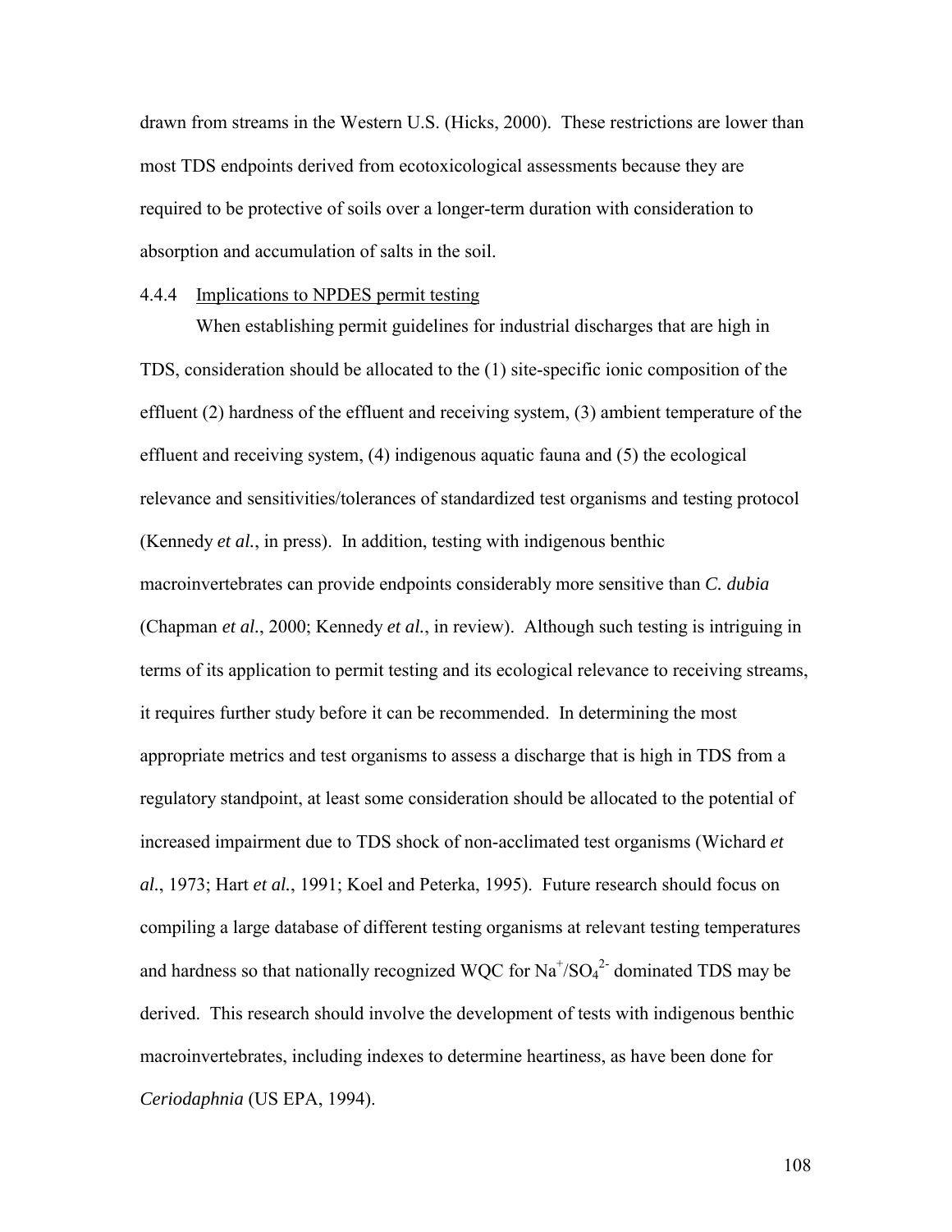drawn from streams in the Western U.S. (Hicks, 2000). These restrictions are lower than most TDS endpoints derived from ecotoxicological assessments because they are required to be protective of soils over a longer-term duration with consideration to absorption and accumulation of salts in the soil.

### 4.4.4 Implications to NPDES permit testing

When establishing permit guidelines for industrial discharges that are high in TDS, consideration should be allocated to the (1) site-specific ionic composition of the effluent (2) hardness of the effluent and receiving system, (3) ambient temperature of the effluent and receiving system, (4) indigenous aquatic fauna and (5) the ecological relevance and sensitivities/tolerances of standardized test organisms and testing protocol (Kennedy *et al.*, in press). In addition, testing with indigenous benthic macroinvertebrates can provide endpoints considerably more sensitive than *C. dubia* (Chapman *et al.*, 2000; Kennedy *et al.*, in review). Although such testing is intriguing in terms of its application to permit testing and its ecological relevance to receiving streams, it requires further study before it can be recommended. In determining the most appropriate metrics and test organisms to assess a discharge that is high in TDS from a regulatory standpoint, at least some consideration should be allocated to the potential of increased impairment due to TDS shock of non-acclimated test organisms (Wichard *et al.*, 1973; Hart *et al.*, 1991; Koel and Peterka, 1995). Future research should focus on compiling a large database of different testing organisms at relevant testing temperatures and hardness so that nationally recognized WQC for $Na^{+}/SO_4^{2-}$ dominated TDS may be derived. This research should involve the development of tests with indigenous benthic macroinvertebrates, including indexes to determine heartiness, as have been done for *Ceriodaphnia* (US EPA, 1994).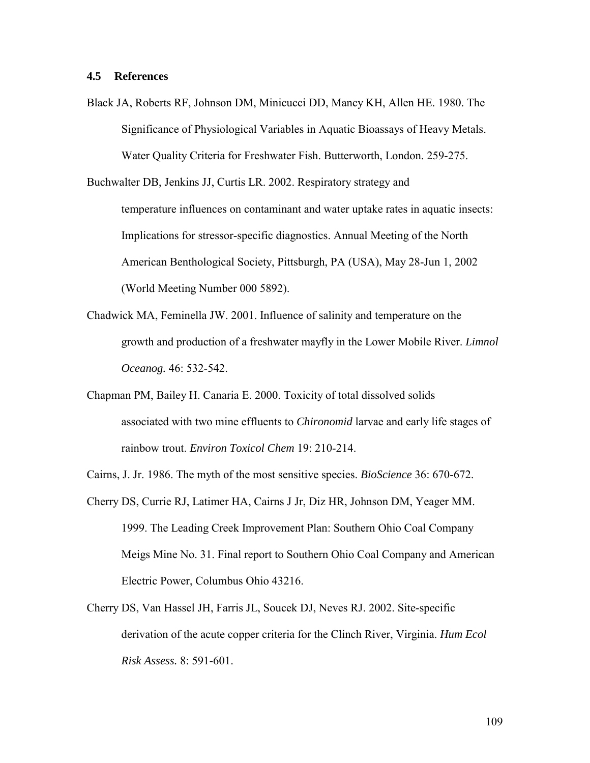### 4.5 References

Black JA, Roberts RF, Johnson DM, Minicucci DD, Mancy KH, Allen HE. 1980. The Significance of Physiological Variables in Aquatic Bioassays of Heavy Metals. Water Quality Criteria for Freshwater Fish. Butterworth, London. 259-275.

Buchwalter DB, Jenkins JJ, Curtis LR. 2002. Respiratory strategy and temperature influences on contaminant and water uptake rates in aquatic insects: Implications for stressor-specific diagnostics. Annual Meeting of the North American Benthological Society, Pittsburgh, PA (USA), May 28-Jun 1, 2002 (World Meeting Number 000 5892).

Chadwick MA, Feminella JW. 2001. Influence of salinity and temperature on the growth and production of a freshwater mayfly in the Lower Mobile River. *Limnol Oceanog.* 46: 532-542.

Chapman PM, Bailey H. Canaria E. 2000. Toxicity of total dissolved solids associated with two mine effluents to *Chironomid* larvae and early life stages of rainbow trout. *Environ Toxicol Chem* 19: 210-214.

Cairns, J. Jr. 1986. The myth of the most sensitive species. *BioScience* 36: 670-672.

Cherry DS, Currie RJ, Latimer HA, Cairns J Jr, Diz HR, Johnson DM, Yeager MM. 1999. The Leading Creek Improvement Plan: Southern Ohio Coal Company Meigs Mine No. 31. Final report to Southern Ohio Coal Company and American Electric Power, Columbus Ohio 43216.

Cherry DS, Van Hassel JH, Farris JL, Soucek DJ, Neves RJ. 2002. Site-specific derivation of the acute copper criteria for the Clinch River, Virginia. *Hum Ecol Risk Assess.* 8: 591-601.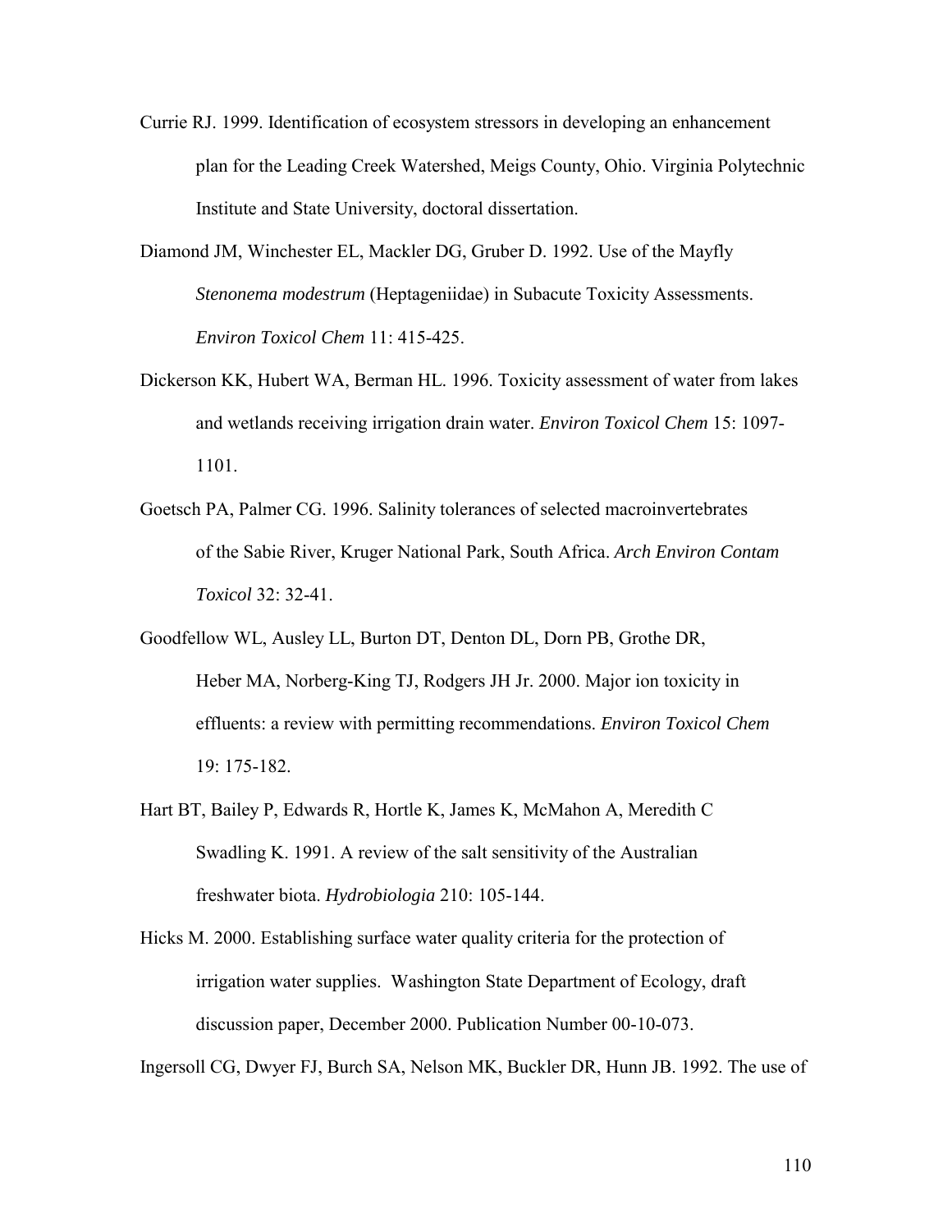Currie RJ. 1999. Identification of ecosystem stressors in developing an enhancement plan for the Leading Creek Watershed, Meigs County, Ohio. Virginia Polytechnic Institute and State University, doctoral dissertation.

Diamond JM, Winchester EL, Mackler DG, Gruber D. 1992. Use of the Mayfly *Stenonema modestrum* (Heptageniidae) in Subacute Toxicity Assessments. *Environ Toxicol Chem* 11: 415-425.

Dickerson KK, Hubert WA, Berman HL. 1996. Toxicity assessment of water from lakes and wetlands receiving irrigation drain water. *Environ Toxicol Chem* 15: 1097-1101.

Goetsch PA, Palmer CG. 1996. Salinity tolerances of selected macroinvertebrates of the Sabie River, Kruger National Park, South Africa. *Arch Environ Contam Toxicol* 32: 32-41.

Goodfellow WL, Ausley LL, Burton DT, Denton DL, Dorn PB, Grothe DR, Heber MA, Norberg-King TJ, Rodgers JH Jr. 2000. Major ion toxicity in effluents: a review with permitting recommendations. *Environ Toxicol Chem* 19: 175-182.

Hart BT, Bailey P, Edwards R, Hortle K, James K, McMahon A, Meredith C Swadling K. 1991. A review of the salt sensitivity of the Australian freshwater biota. *Hydrobiologia* 210: 105-144.

Hicks M. 2000. Establishing surface water quality criteria for the protection of irrigation water supplies. Washington State Department of Ecology, draft discussion paper, December 2000. Publication Number 00-10-073.

Ingersoll CG, Dwyer FJ, Burch SA, Nelson MK, Buckler DR, Hunn JB. 1992. The use of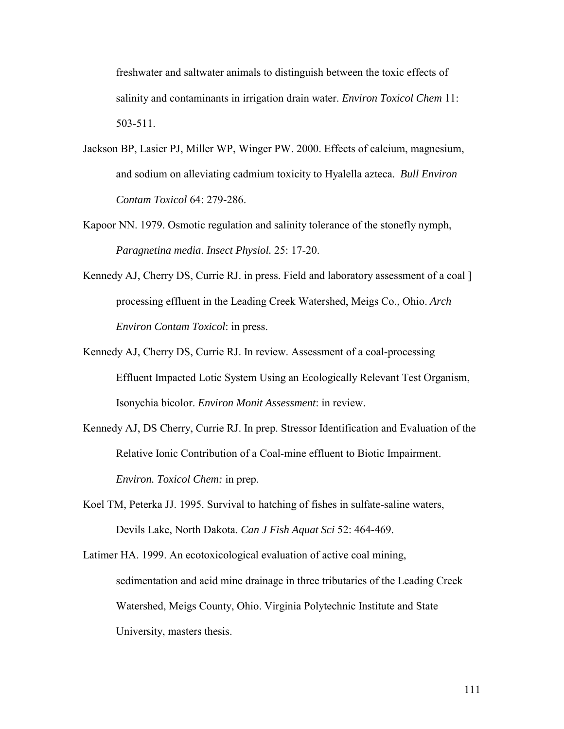freshwater and saltwater animals to distinguish between the toxic effects of salinity and contaminants in irrigation drain water. *Environ Toxicol Chem* 11: 503-511.

Jackson BP, Lasier PJ, Miller WP, Winger PW. 2000. Effects of calcium, magnesium, and sodium on alleviating cadmium toxicity to Hyalella azteca. *Bull Environ Contam Toxicol* 64: 279-286.

Kapoor NN. 1979. Osmotic regulation and salinity tolerance of the stonefly nymph, *Paragnetina media*. *Insect Physiol.* 25: 17-20.

Kennedy AJ, Cherry DS, Currie RJ. in press. Field and laboratory assessment of a coal ] processing effluent in the Leading Creek Watershed, Meigs Co., Ohio. *Arch Environ Contam Toxicol*: in press.

Kennedy AJ, Cherry DS, Currie RJ. In review. Assessment of a coal-processing Effluent Impacted Lotic System Using an Ecologically Relevant Test Organism, Isonychia bicolor. *Environ Monit Assessment*: in review.

Kennedy AJ, DS Cherry, Currie RJ. In prep. Stressor Identification and Evaluation of the Relative Ionic Contribution of a Coal-mine effluent to Biotic Impairment. *Environ. Toxicol Chem:* in prep.

Koel TM, Peterka JJ. 1995. Survival to hatching of fishes in sulfate-saline waters, Devils Lake, North Dakota. *Can J Fish Aquat Sci* 52: 464-469.

Latimer HA. 1999. An ecotoxicological evaluation of active coal mining, sedimentation and acid mine drainage in three tributaries of the Leading Creek Watershed, Meigs County, Ohio. Virginia Polytechnic Institute and State University, masters thesis.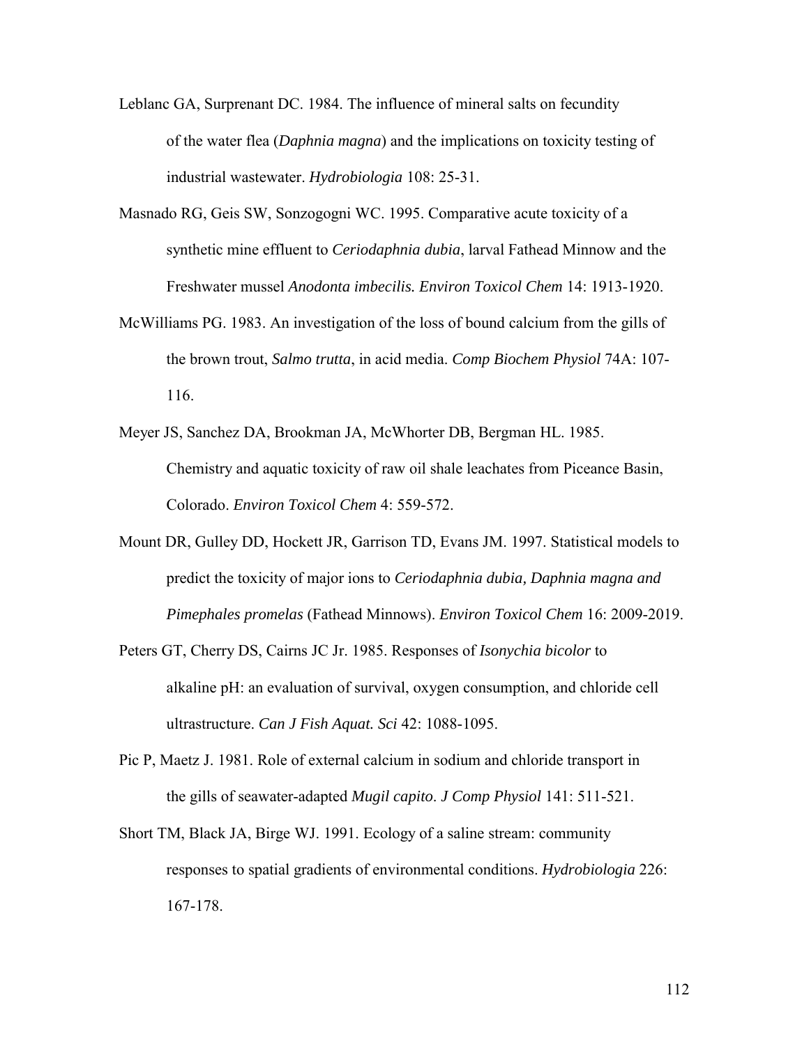Leblanc GA, Surprenant DC. 1984. The influence of mineral salts on fecundity of the water flea (*Daphnia magna*) and the implications on toxicity testing of industrial wastewater. *Hydrobiologia* 108: 25-31.

Masnado RG, Geis SW, Sonzogogni WC. 1995. Comparative acute toxicity of a synthetic mine effluent to *Ceriodaphnia dubia*, larval Fathead Minnow and the Freshwater mussel *Anodonta imbecilis. Environ Toxicol Chem* 14: 1913-1920.

McWilliams PG. 1983. An investigation of the loss of bound calcium from the gills of the brown trout, *Salmo trutta*, in acid media. *Comp Biochem Physiol* 74A: 107-116.

Meyer JS, Sanchez DA, Brookman JA, McWhorter DB, Bergman HL. 1985. Chemistry and aquatic toxicity of raw oil shale leachates from Piceance Basin, Colorado. *Environ Toxicol Chem* 4: 559-572.

Mount DR, Gulley DD, Hockett JR, Garrison TD, Evans JM. 1997. Statistical models to predict the toxicity of major ions to *Ceriodaphnia dubia, Daphnia magna and Pimephales promelas* (Fathead Minnows). *Environ Toxicol Chem* 16: 2009-2019.

Peters GT, Cherry DS, Cairns JC Jr. 1985. Responses of *Isonychia bicolor* to alkaline pH: an evaluation of survival, oxygen consumption, and chloride cell ultrastructure. *Can J Fish Aquat. Sci* 42: 1088-1095.

Pic P, Maetz J. 1981. Role of external calcium in sodium and chloride transport in the gills of seawater-adapted *Mugil capito*. *J Comp Physiol* 141: 511-521.

Short TM, Black JA, Birge WJ. 1991. Ecology of a saline stream: community responses to spatial gradients of environmental conditions. *Hydrobiologia* 226: 167-178.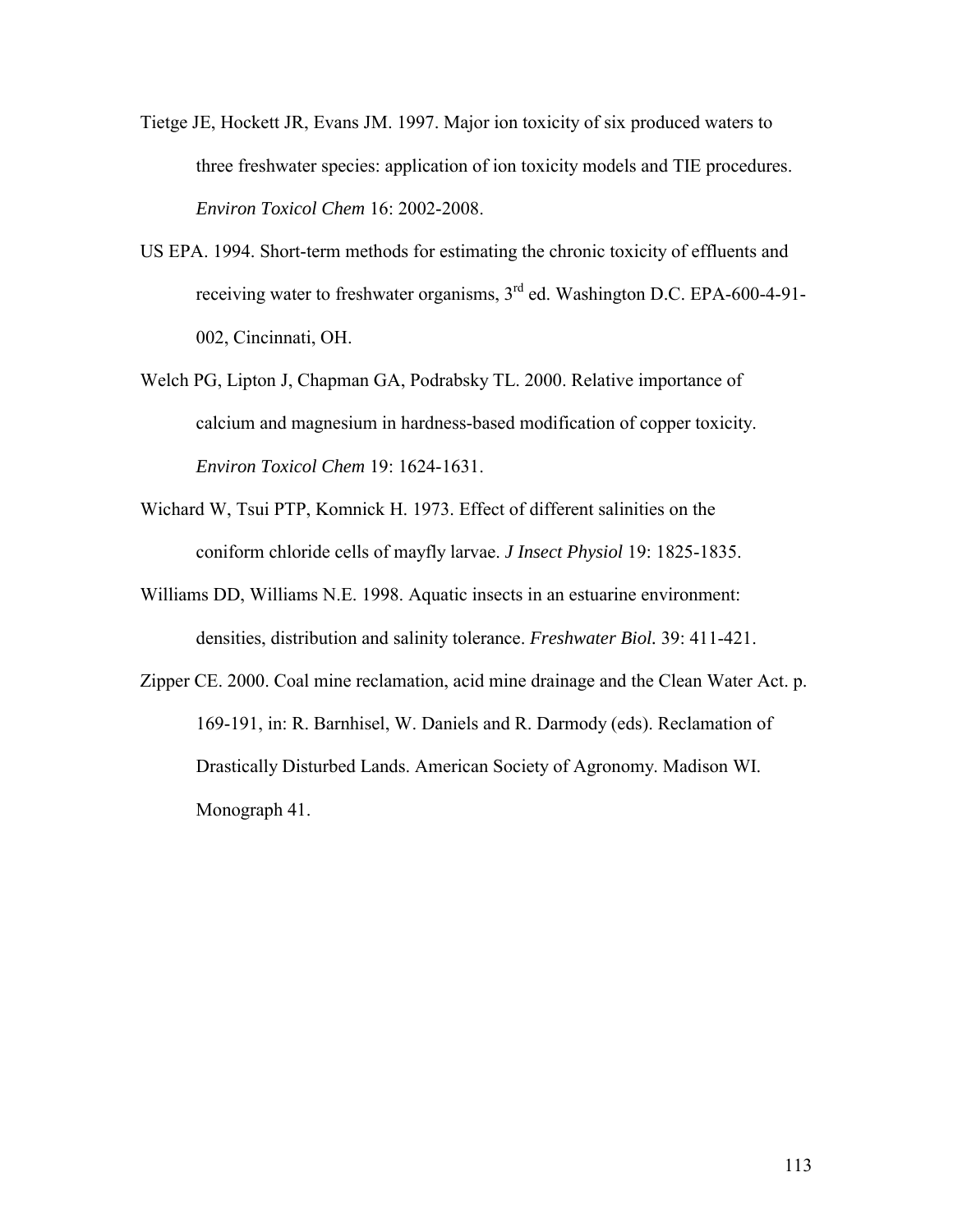Tietge JE, Hockett JR, Evans JM. 1997. Major ion toxicity of six produced waters to three freshwater species: application of ion toxicity models and TIE procedures. *Environ Toxicol Chem* 16: 2002-2008.

US EPA. 1994. Short-term methods for estimating the chronic toxicity of effluents and receiving water to freshwater organisms, 3rd ed. Washington D.C. EPA-600-4-91-002, Cincinnati, OH.

Welch PG, Lipton J, Chapman GA, Podrabsky TL. 2000. Relative importance of calcium and magnesium in hardness-based modification of copper toxicity. *Environ Toxicol Chem* 19: 1624-1631.

Wichard W, Tsui PTP, Komnick H. 1973. Effect of different salinities on the coniform chloride cells of mayfly larvae. *J Insect Physiol* 19: 1825-1835.

Williams DD, Williams N.E. 1998. Aquatic insects in an estuarine environment: densities, distribution and salinity tolerance. *Freshwater Biol.* 39: 411-421.

Zipper CE. 2000. Coal mine reclamation, acid mine drainage and the Clean Water Act. p. 169-191, in: R. Barnhisel, W. Daniels and R. Darmody (eds). Reclamation of Drastically Disturbed Lands. American Society of Agronomy. Madison WI. Monograph 41.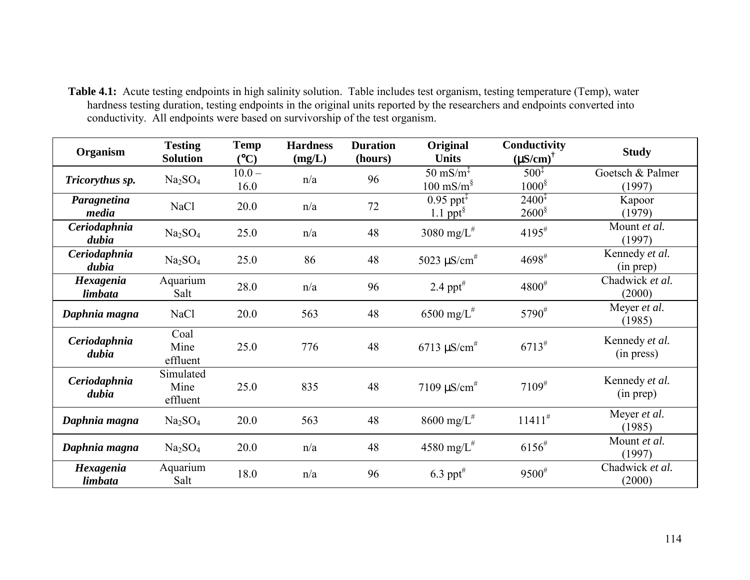**Table 4.1:** Acute testing endpoints in high salinity solution. Table includes test organism, testing temperature (Temp), water hardness testing duration, testing endpoints in the original units reported by the researchers and endpoints converted into conductivity. All endpoints were based on survivorship of the test organism.

| Organism | Testing Solution | Temp (°C) | Hardness (mg/L) | Duration (hours) | Original Units | Conductivity (μS/cm)[†] | Study |
|---|---|---|---|---|---|---|---|
| ***Tricorythus sp.*** | $Na_2SO_4$ | 10.0 – 16.0 | n/a | 96 | 50 mS/m[‡] 100 mS/m[§] | 500[‡] 1000[§] | Goetsch & Palmer (1997) |
| ***Paragnetina media*** | NaCl | 20.0 | n/a | 72 | 0.95 ppt[‡] 1.1 ppt[§] | 2400[‡] 2600[§] | Kapoor (1979) |
| ***Ceriodaphnia dubia*** | $Na_2SO_4$ | 25.0 | n/a | 48 | 3080 mg/L[#] | 4195[#] | Mount *et al.* (1997) |
| ***Ceriodaphnia dubia*** | $Na_2SO_4$ | 25.0 | 86 | 48 | 5023 μS/cm[#] | 4698[#] | Kennedy *et al.* (in prep) |
| ***Hexagenia limbata*** | Aquarium Salt | 28.0 | n/a | 96 | 2.4 ppt[#] | 4800[#] | Chadwick *et al.* (2000) |
| ***Daphnia magna*** | NaCl | 20.0 | 563 | 48 | 6500 mg/L[#] | 5790[#] | Meyer *et al.* (1985) |
| ***Ceriodaphnia dubia*** | Coal Mine effluent | 25.0 | 776 | 48 | 6713 μS/cm[#] | 6713[#] | Kennedy *et al.* (in press) |
| ***Ceriodaphnia dubia*** | Simulated Mine effluent | 25.0 | 835 | 48 | 7109 μS/cm[#] | 7109[#] | Kennedy *et al.* (in prep) |
| ***Daphnia magna*** | $Na_2SO_4$ | 20.0 | 563 | 48 | 8600 mg/L[#] | 11411[#] | Meyer *et al.* (1985) |
| ***Daphnia magna*** | $Na_2SO_4$ | 20.0 | n/a | 48 | 4580 mg/L[#] | 6156[#] | Mount *et al.* (1997) |
| ***Hexagenia limbata*** | Aquarium Salt | 18.0 | n/a | 96 | 6.3 ppt[#] | 9500[#] | Chadwick *et al.* (2000) |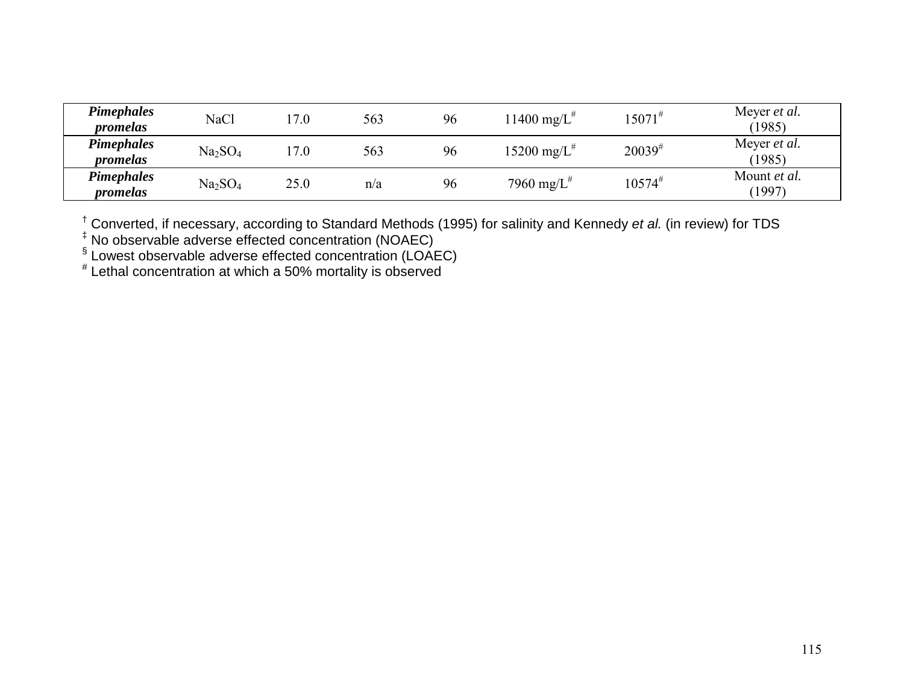| | | | | | | | |
|---|---|---|---|---|---|---|---|
| ***Pimephales promelas*** | NaCl | 17.0 | 563 | 96 | 11400 mg/L[#] | 15071[#] | Meyer *et al.* (1985) |
| ***Pimephales promelas*** | $Na_2SO_4$ | 17.0 | 563 | 96 | 15200 mg/L[#] | 20039[#] | Meyer *et al.* (1985) |
| ***Pimephales promelas*** | $Na_2SO_4$ | 25.0 | n/a | 96 | 7960 mg/L[#] | 10574[#] | Mount *et al.* (1997) |

[†] Converted, if necessary, according to Standard Methods (1995) for salinity and Kennedy *et al.* (in review) for TDS
[‡] No observable adverse effected concentration (NOAEC)
[§] Lowest observable adverse effected concentration (LOAEC)
[#] Lethal concentration at which a 50% mortality is observed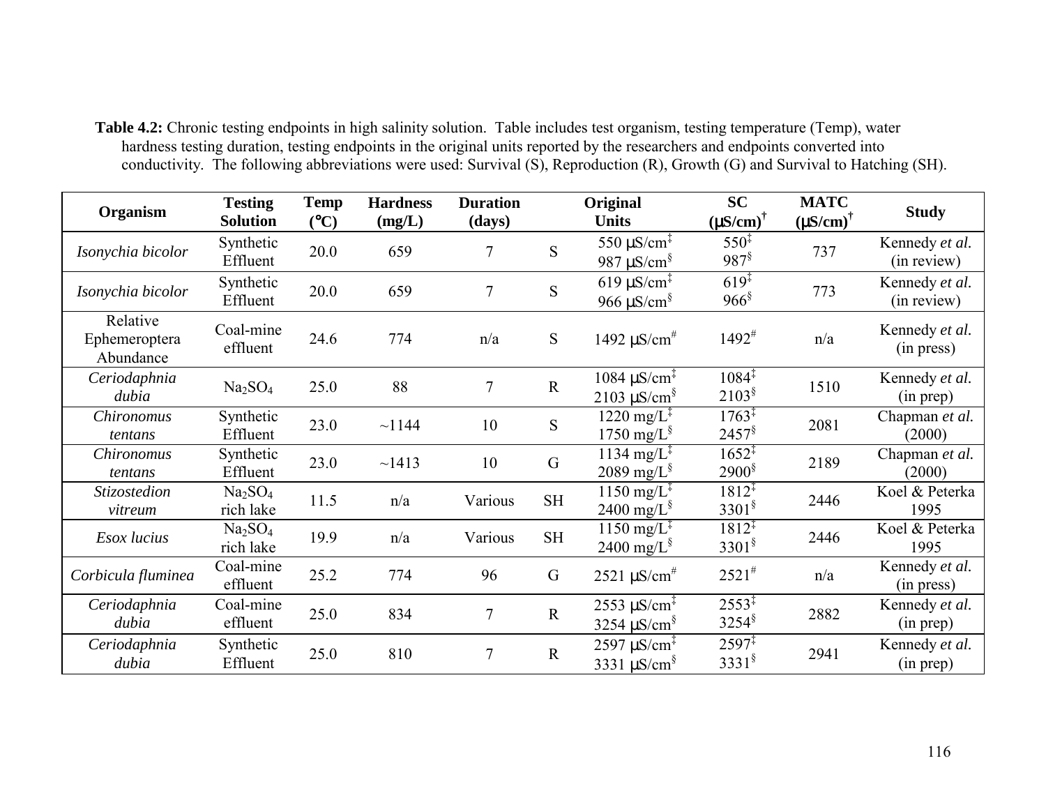**Table 4.2:** Chronic testing endpoints in high salinity solution. Table includes test organism, testing temperature (Temp), water hardness testing duration, testing endpoints in the original units reported by the researchers and endpoints converted into conductivity. The following abbreviations were used: Survival (S), Reproduction (R), Growth (G) and Survival to Hatching (SH).

| Organism | Testing Solution | Temp (°C) | Hardness (mg/L) | Duration (days) | | Original Units | SC (µS/cm)[†] | MATC (µS/cm)[†] | Study |
|---|---|---|---|---|---|---|---|---|---|
| *Isonychia bicolor* | Synthetic Effluent | 20.0 | 659 | 7 | S | 550 µS/cm[‡]<br>987 µS/cm[§] | 550[‡]<br>987[§] | 737 | Kennedy *et al.* (in review) |
| *Isonychia bicolor* | Synthetic Effluent | 20.0 | 659 | 7 | S | 619 µS/cm[‡]<br>966 µS/cm[§] | 619[‡]<br>966[§] | 773 | Kennedy *et al.* (in review) |
| Relative Ephemeroptera Abundance | Coal-mine effluent | 24.6 | 774 | n/a | S | 1492 µS/cm[#] | 1492[#] | n/a | Kennedy *et al.* (in press) |
| *Ceriodaphnia dubia* | $Na_2SO_4$ | 25.0 | 88 | 7 | R | 1084 µS/cm[‡]<br>2103 µS/cm[§] | 1084[‡]<br>2103[§] | 1510 | Kennedy *et al.* (in prep) |
| *Chironomus tentans* | Synthetic Effluent | 23.0 | ~1144 | 10 | S | 1220 mg/L[‡]<br>1750 mg/L[§] | 1763[‡]<br>2457[§] | 2081 | Chapman *et al.* (2000) |
| *Chironomus tentans* | Synthetic Effluent | 23.0 | ~1413 | 10 | G | 1134 mg/L[‡]<br>2089 mg/L[§] | 1652[‡]<br>2900[§] | 2189 | Chapman *et al.* (2000) |
| *Stizostedion vitreum* | $Na_2SO_4$ rich lake | 11.5 | n/a | Various | SH | 1150 mg/L[‡]<br>2400 mg/L[§] | 1812[‡]<br>3301[§] | 2446 | Koel & Peterka 1995 |
| *Esox lucius* | $Na_2SO_4$ rich lake | 19.9 | n/a | Various | SH | 1150 mg/L[‡]<br>2400 mg/L[§] | 1812[‡]<br>3301[§] | 2446 | Koel & Peterka 1995 |
| *Corbicula fluminea* | Coal-mine effluent | 25.2 | 774 | 96 | G | 2521 µS/cm[#] | 2521[#] | n/a | Kennedy *et al.* (in press) |
| *Ceriodaphnia dubia* | Coal-mine effluent | 25.0 | 834 | 7 | R | 2553 µS/cm[‡]<br>3254 µS/cm[§] | 2553[‡]<br>3254[§] | 2882 | Kennedy *et al.* (in prep) |
| *Ceriodaphnia dubia* | Synthetic Effluent | 25.0 | 810 | 7 | R | 2597 µS/cm[‡]<br>3331 µS/cm[§] | 2597[‡]<br>3331[§] | 2941 | Kennedy *et al.* (in prep) |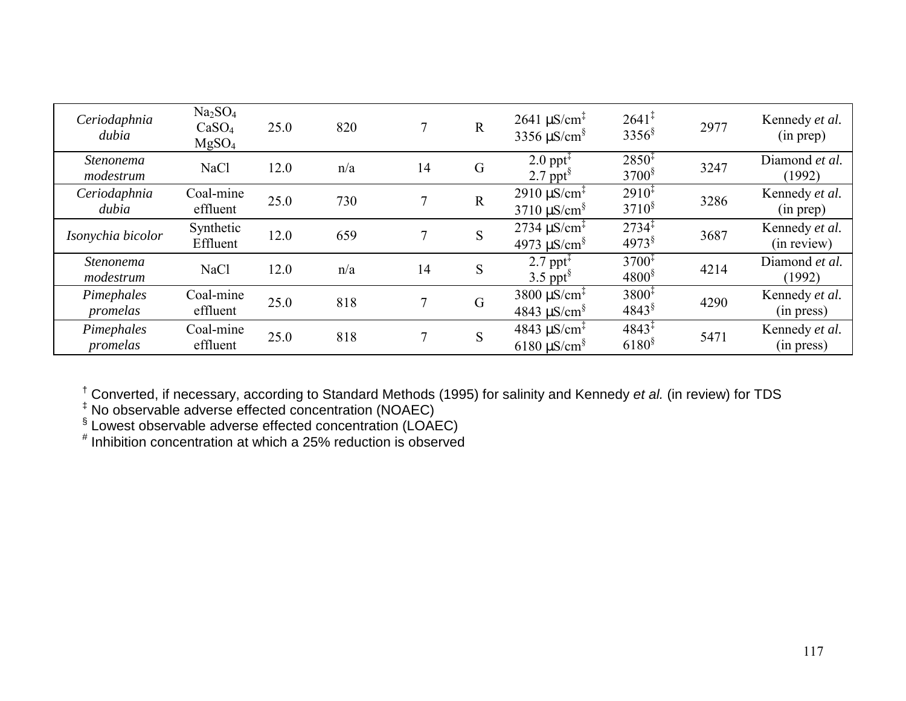| | | | | | | | | | |
|---|---|---|---|---|---|---|---|---|---|
| *Ceriodaphnia dubia* | $Na_2SO_4$ $CaSO_4$ $MgSO_4$ | 25.0 | 820 | 7 | R | 2641 µS/cm[‡] 3356 µS/cm[§] | 2641[‡] 3356[§] | 2977 | Kennedy *et al.* (in prep) |
| *Stenonema modestrum* | NaCl | 12.0 | n/a | 14 | G | 2.0 ppt[‡] 2.7 ppt[§] | 2850[‡] 3700[§] | 3247 | Diamond *et al.* (1992) |
| *Ceriodaphnia dubia* | Coal-mine effluent | 25.0 | 730 | 7 | R | 2910 µS/cm[‡] 3710 µS/cm[§] | 2910[‡] 3710[§] | 3286 | Kennedy *et al.* (in prep) |
| *Isonychia bicolor* | Synthetic Effluent | 12.0 | 659 | 7 | S | 2734 µS/cm[‡] 4973 µS/cm[§] | 2734[‡] 4973[§] | 3687 | Kennedy *et al.* (in review) |
| *Stenonema modestrum* | NaCl | 12.0 | n/a | 14 | S | 2.7 ppt[‡] 3.5 ppt[§] | 3700[‡] 4800[§] | 4214 | Diamond *et al.* (1992) |
| *Pimephales promelas* | Coal-mine effluent | 25.0 | 818 | 7 | G | 3800 µS/cm[‡] 4843 µS/cm[§] | 3800[‡] 4843[§] | 4290 | Kennedy *et al.* (in press) |
| *Pimephales promelas* | Coal-mine effluent | 25.0 | 818 | 7 | S | 4843 µS/cm[‡] 6180 µS/cm[§] | 4843[‡] 6180[§] | 5471 | Kennedy *et al.* (in press) |

[†] Converted, if necessary, according to Standard Methods (1995) for salinity and Kennedy *et al.* (in review) for TDS
[‡] No observable adverse effected concentration (NOAEC)
[§] Lowest observable adverse effected concentration (LOAEC)
[#] Inhibition concentration at which a 25% reduction is observed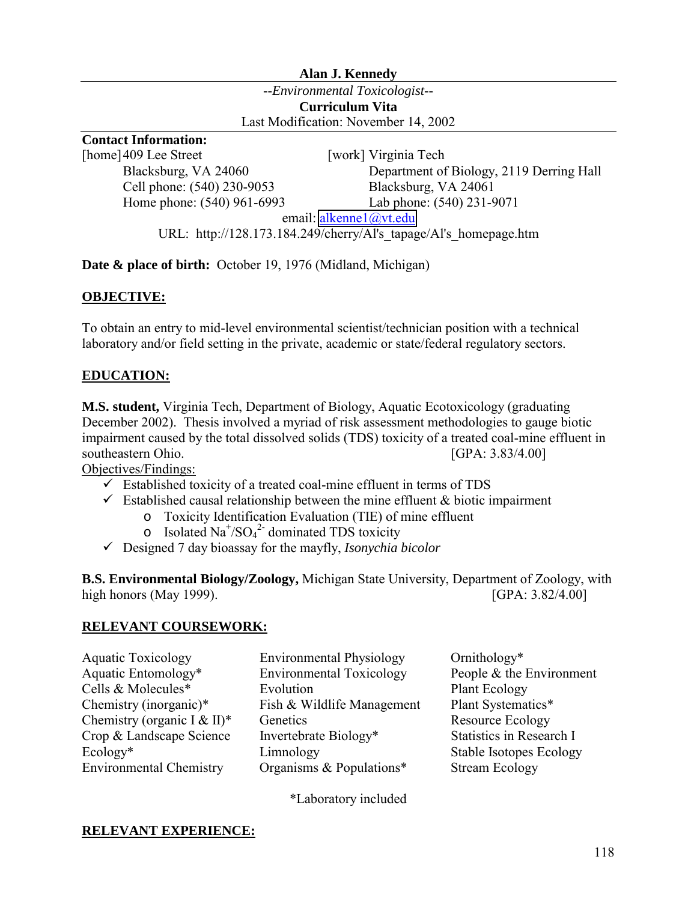**Alan J. Kennedy**

*--Environmental Toxicologist--*

**Curriculum Vita**

Last Modification: November 14, 2002

**Contact Information:**

[home] 409 Lee Street
Blacksburg, VA 24060
Cell phone: (540) 230-9053
Home phone: (540) 961-6993

[work] Virginia Tech
Department of Biology, 2119 Derring Hall
Blacksburg, VA 24061
Lab phone: (540) 231-9071

email: alkenne1@vt.edu

URL: http://128.173.184.249/cherry/Al's_tapage/Al's_homepage.htm

**Date & place of birth:** October 19, 1976 (Midland, Michigan)

## OBJECTIVE:

To obtain an entry to mid-level environmental scientist/technician position with a technical laboratory and/or field setting in the private, academic or state/federal regulatory sectors.

## EDUCATION:

**M.S. student,** Virginia Tech, Department of Biology, Aquatic Ecotoxicology (graduating December 2002). Thesis involved a myriad of risk assessment methodologies to gauge biotic impairment caused by the total dissolved solids (TDS) toxicity of a treated coal-mine effluent in southeastern Ohio. [GPA: 3.83/4.00]

Objectives/Findings:

- ✓ Established toxicity of a treated coal-mine effluent in terms of TDS
- ✓ Established causal relationship between the mine effluent & biotic impairment
  - o Toxicity Identification Evaluation (TIE) of mine effluent
  - o Isolated $Na^+/SO_4^{2-}$ dominated TDS toxicity
- ✓ Designed 7 day bioassay for the mayfly, *Isonychia bicolor*

**B.S. Environmental Biology/Zoology,** Michigan State University, Department of Zoology, with high honors (May 1999). [GPA: 3.82/4.00]

## RELEVANT COURSEWORK:

| | | |
|---|---|---|
| Aquatic Toxicology | Environmental Physiology | Ornithology* |
| Aquatic Entomology* | Environmental Toxicology | People & the Environment |
| Cells & Molecules* | Evolution | Plant Ecology |
| Chemistry (inorganic)* | Fish & Wildlife Management | Plant Systematics* |
| Chemistry (organic I & II)* | Genetics | Resource Ecology |
| Crop & Landscape Science | Invertebrate Biology* | Statistics in Research I |
| Ecology* | Limnology | Stable Isotopes Ecology |
| Environmental Chemistry | Organisms & Populations* | Stream Ecology |

*Laboratory included

## RELEVANT EXPERIENCE: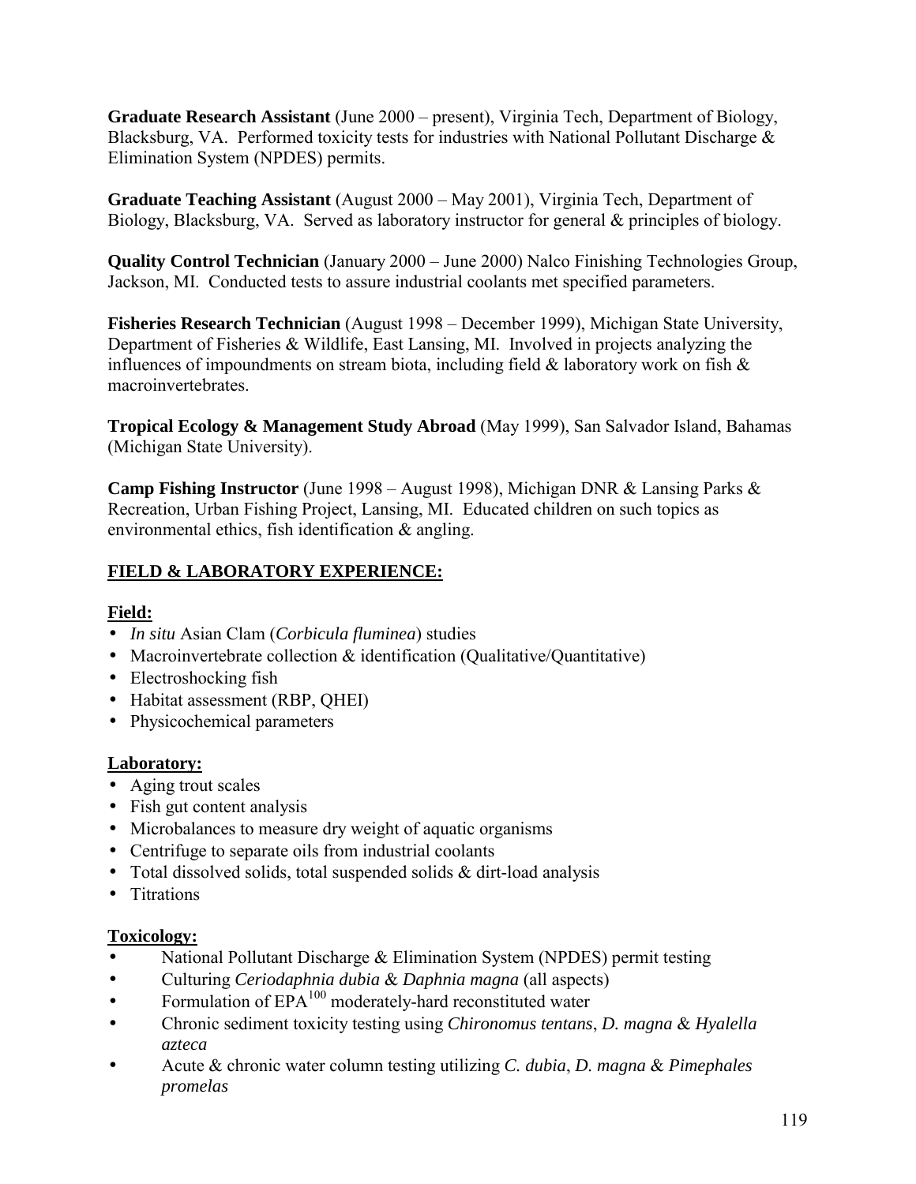**Graduate Research Assistant** (June 2000 – present), Virginia Tech, Department of Biology, Blacksburg, VA. Performed toxicity tests for industries with National Pollutant Discharge & Elimination System (NPDES) permits.

**Graduate Teaching Assistant** (August 2000 – May 2001), Virginia Tech, Department of Biology, Blacksburg, VA. Served as laboratory instructor for general & principles of biology.

**Quality Control Technician** (January 2000 – June 2000) Nalco Finishing Technologies Group, Jackson, MI. Conducted tests to assure industrial coolants met specified parameters.

**Fisheries Research Technician** (August 1998 – December 1999), Michigan State University, Department of Fisheries & Wildlife, East Lansing, MI. Involved in projects analyzing the influences of impoundments on stream biota, including field & laboratory work on fish & macroinvertebrates.

**Tropical Ecology & Management Study Abroad** (May 1999), San Salvador Island, Bahamas (Michigan State University).

**Camp Fishing Instructor** (June 1998 – August 1998), Michigan DNR & Lansing Parks & Recreation, Urban Fishing Project, Lansing, MI. Educated children on such topics as environmental ethics, fish identification & angling.

## FIELD & LABORATORY EXPERIENCE:

### Field:

- *In situ* Asian Clam (*Corbicula fluminea*) studies
- Macroinvertebrate collection & identification (Qualitative/Quantitative)
- Electroshocking fish
- Habitat assessment (RBP, QHEI)
- Physicochemical parameters

### Laboratory:

- Aging trout scales
- Fish gut content analysis
- Microbalances to measure dry weight of aquatic organisms
- Centrifuge to separate oils from industrial coolants
- Total dissolved solids, total suspended solids & dirt-load analysis
- Titrations

### Toxicology:

- National Pollutant Discharge & Elimination System (NPDES) permit testing
- Culturing *Ceriodaphnia dubia* & *Daphnia magna* (all aspects)
- Formulation of $EPA^{100}$ moderately-hard reconstituted water
- Chronic sediment toxicity testing using *Chironomus tentans*, *D. magna* & *Hyalella azteca*
- Acute & chronic water column testing utilizing *C. dubia*, *D. magna* & *Pimephales promelas*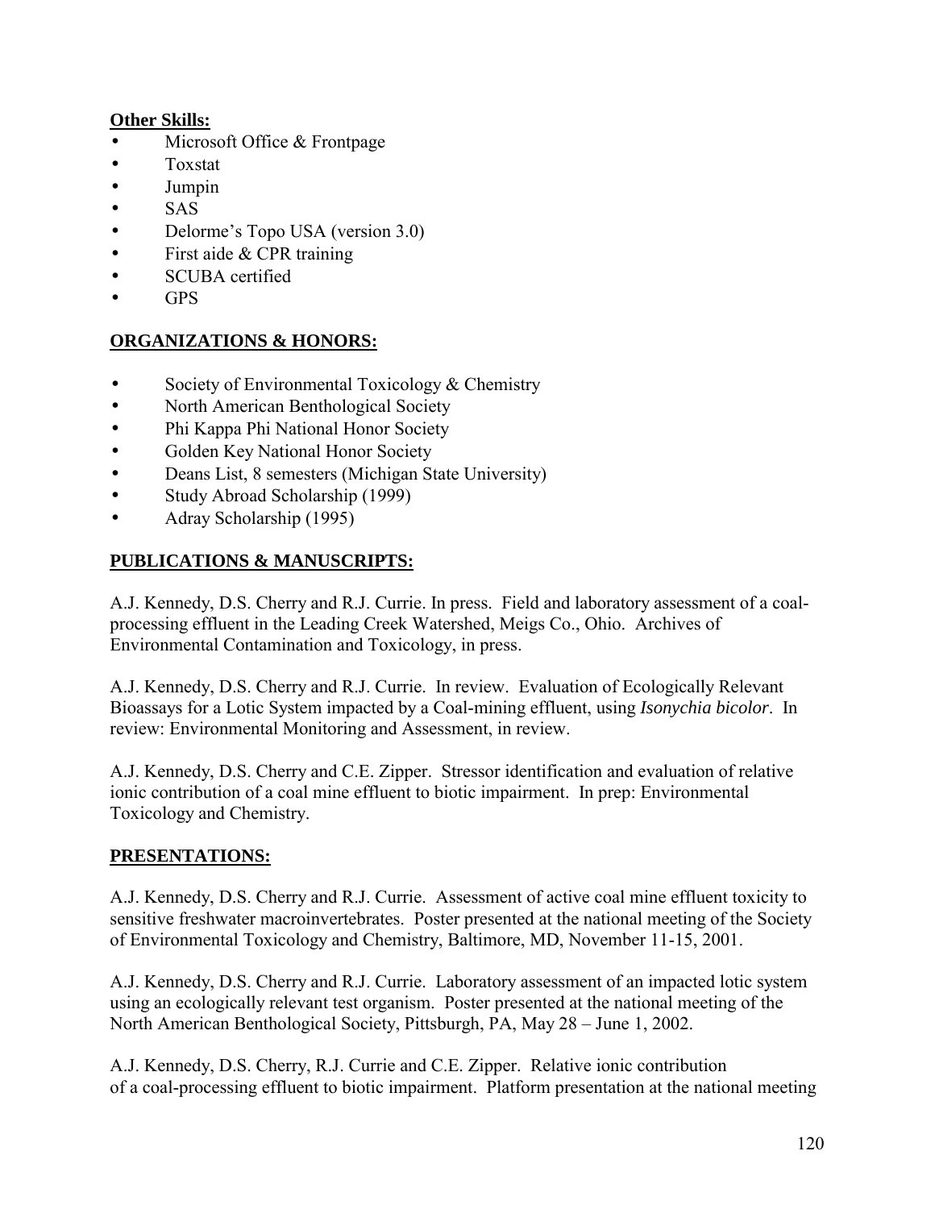**Other Skills:**

- Microsoft Office & Frontpage
- Toxstat
- Jumpin
- SAS
- Delorme's Topo USA (version 3.0)
- First aide & CPR training
- SCUBA certified
- GPS

## ORGANIZATIONS & HONORS:

- Society of Environmental Toxicology & Chemistry
- North American Benthological Society
- Phi Kappa Phi National Honor Society
- Golden Key National Honor Society
- Deans List, 8 semesters (Michigan State University)
- Study Abroad Scholarship (1999)
- Adray Scholarship (1995)

## PUBLICATIONS & MANUSCRIPTS:

A.J. Kennedy, D.S. Cherry and R.J. Currie. In press. Field and laboratory assessment of a coal-processing effluent in the Leading Creek Watershed, Meigs Co., Ohio. Archives of Environmental Contamination and Toxicology, in press.

A.J. Kennedy, D.S. Cherry and R.J. Currie. In review. Evaluation of Ecologically Relevant Bioassays for a Lotic System impacted by a Coal-mining effluent, using *Isonychia bicolor*. In review: Environmental Monitoring and Assessment, in review.

A.J. Kennedy, D.S. Cherry and C.E. Zipper. Stressor identification and evaluation of relative ionic contribution of a coal mine effluent to biotic impairment. In prep: Environmental Toxicology and Chemistry.

## PRESENTATIONS:

A.J. Kennedy, D.S. Cherry and R.J. Currie. Assessment of active coal mine effluent toxicity to sensitive freshwater macroinvertebrates. Poster presented at the national meeting of the Society of Environmental Toxicology and Chemistry, Baltimore, MD, November 11-15, 2001.

A.J. Kennedy, D.S. Cherry and R.J. Currie. Laboratory assessment of an impacted lotic system using an ecologically relevant test organism. Poster presented at the national meeting of the North American Benthological Society, Pittsburgh, PA, May 28 – June 1, 2002.

A.J. Kennedy, D.S. Cherry, R.J. Currie and C.E. Zipper. Relative ionic contribution of a coal-processing effluent to biotic impairment. Platform presentation at the national meeting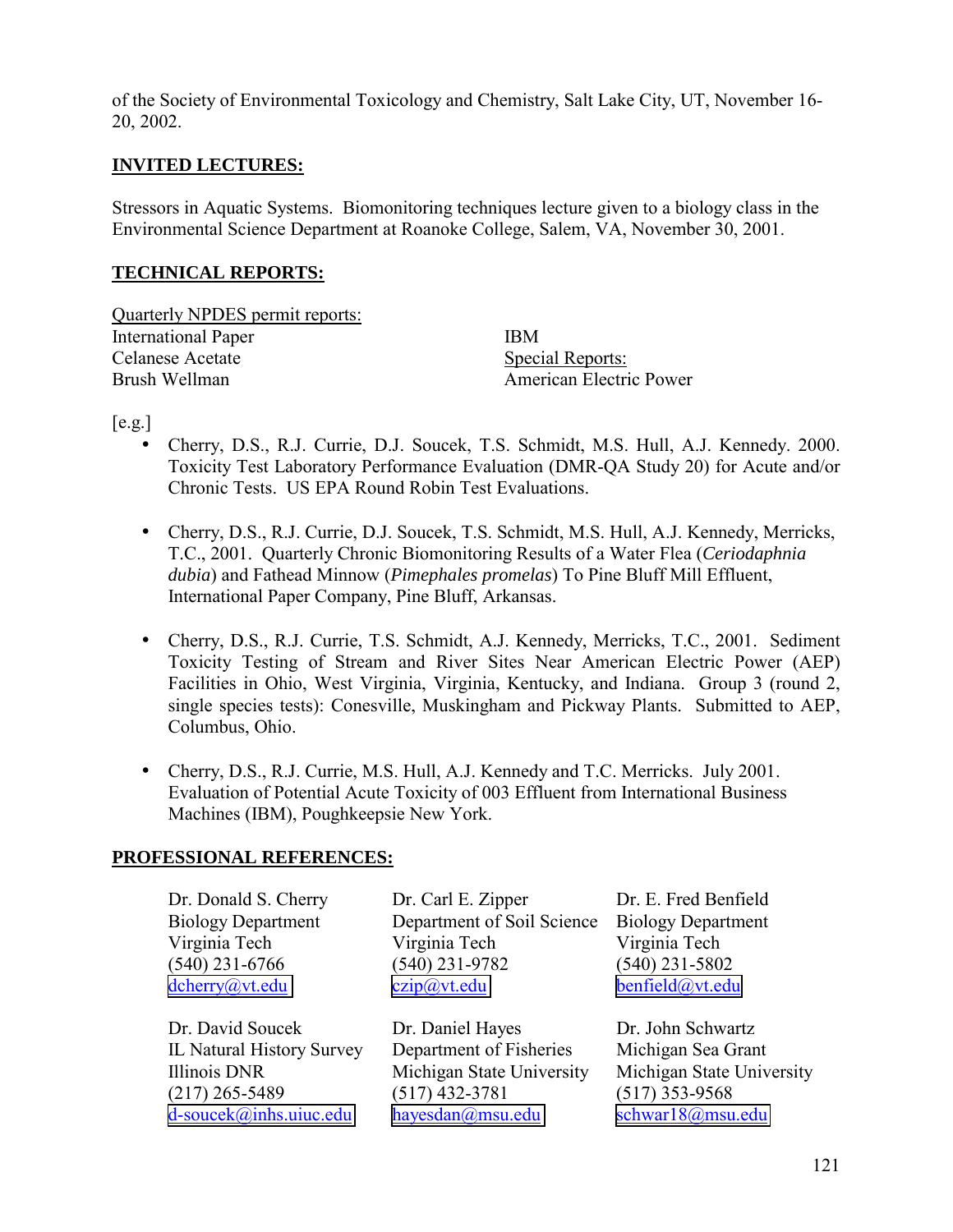of the Society of Environmental Toxicology and Chemistry, Salt Lake City, UT, November 16-20, 2002.

**INVITED LECTURES:**

Stressors in Aquatic Systems. Biomonitoring techniques lecture given to a biology class in the Environmental Science Department at Roanoke College, Salem, VA, November 30, 2001.

**TECHNICAL REPORTS:**

Quarterly NPDES permit reports:

International Paper
Celanese Acetate
Brush Wellman
IBM

Special Reports:

American Electric Power

[e.g.]

- Cherry, D.S., R.J. Currie, D.J. Soucek, T.S. Schmidt, M.S. Hull, A.J. Kennedy. 2000. Toxicity Test Laboratory Performance Evaluation (DMR-QA Study 20) for Acute and/or Chronic Tests. US EPA Round Robin Test Evaluations.

- Cherry, D.S., R.J. Currie, D.J. Soucek, T.S. Schmidt, M.S. Hull, A.J. Kennedy, Merricks, T.C., 2001. Quarterly Chronic Biomonitoring Results of a Water Flea (*Ceriodaphnia dubia*) and Fathead Minnow (*Pimephales promelas*) To Pine Bluff Mill Effluent, International Paper Company, Pine Bluff, Arkansas.

- Cherry, D.S., R.J. Currie, T.S. Schmidt, A.J. Kennedy, Merricks, T.C., 2001. Sediment Toxicity Testing of Stream and River Sites Near American Electric Power (AEP) Facilities in Ohio, West Virginia, Virginia, Kentucky, and Indiana. Group 3 (round 2, single species tests): Conesville, Muskingham and Pickway Plants. Submitted to AEP, Columbus, Ohio.

- Cherry, D.S., R.J. Currie, M.S. Hull, A.J. Kennedy and T.C. Merricks. July 2001. Evaluation of Potential Acute Toxicity of 003 Effluent from International Business Machines (IBM), Poughkeepsie New York.

**PROFESSIONAL REFERENCES:**

Dr. Donald S. Cherry
Biology Department
Virginia Tech
(540) 231-6766
dcherry@vt.edu

Dr. Carl E. Zipper
Department of Soil Science
Virginia Tech
(540) 231-9782
czip@vt.edu

Dr. E. Fred Benfield
Biology Department
Virginia Tech
(540) 231-5802
benfield@vt.edu

Dr. David Soucek
IL Natural History Survey
Illinois DNR
(217) 265-5489
d-soucek@inhs.uiuc.edu

Dr. Daniel Hayes
Department of Fisheries
Michigan State University
(517) 432-3781
hayesdan@msu.edu

Dr. John Schwartz
Michigan Sea Grant
Michigan State University
(517) 353-9568
schwar18@msu.edu